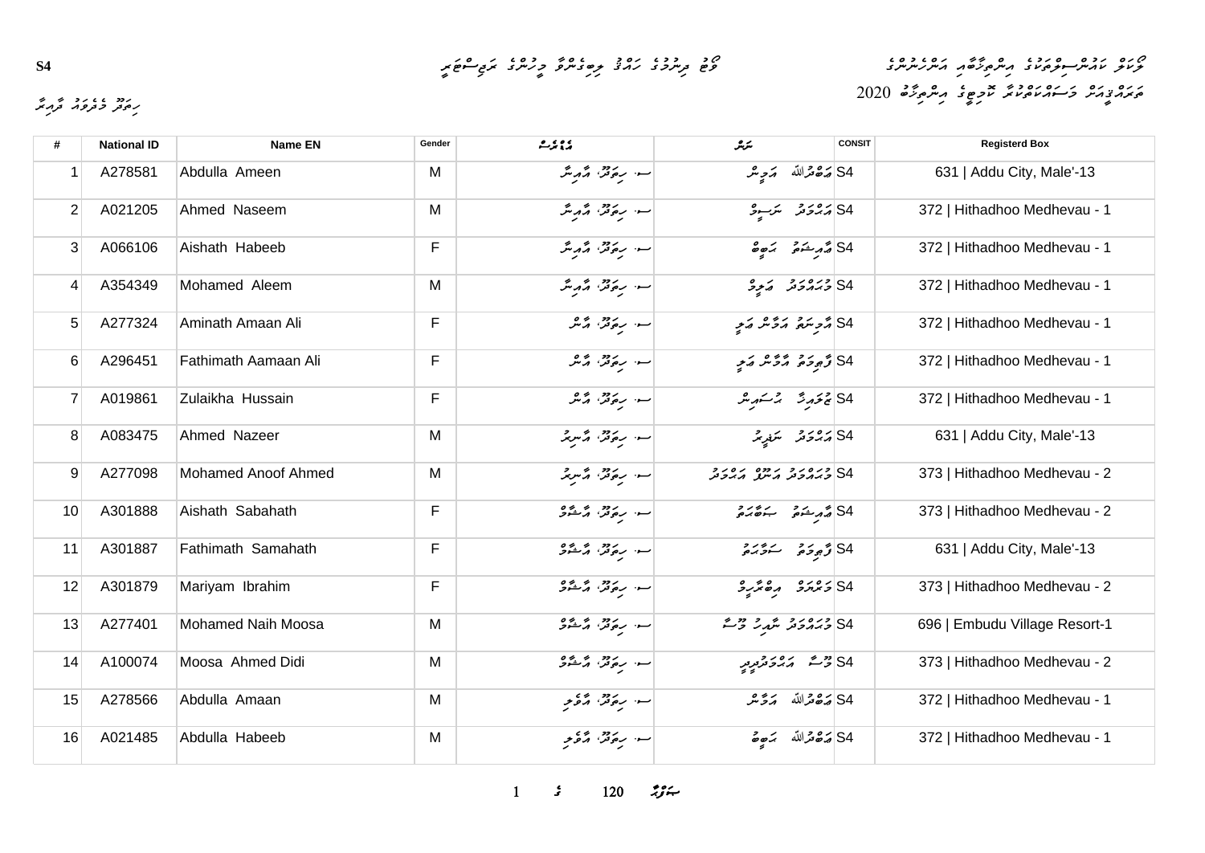ރިހުދޫ މެދުވަނ ދާއިރާ

| # | National ID | Name EN | Gender | ގެކޮޅު | ނަން | CONSIT | Registerd Box |
|---|---|---|---|---|---|---|---|
| 1 | A278581 | Abdulla Ameen | M | ސ. ހިތަދޫ، އާއިޝާ | އަބްދުﷲ އަމީން | S4 | 631 \| Addu City, Male'-13 |
| 2 | A021205 | Ahmed Naseem | M | ސ. ހިތަދޫ، އާއިޝާ | އަހްމަދު ނަސީމް | S4 | 372 \| Hithadhoo Medhevau - 1 |
| 3 | A066106 | Aishath Habeeb | F | ސ. ހިތަދޫ، އާއިޝާ | އާއިޝަތު ހަބީބު | S4 | 372 \| Hithadhoo Medhevau - 1 |
| 4 | A354349 | Mohamed Aleem | M | ސ. ހިތަދޫ، އާއިޝާ | މުހައްމަދު އަލީމް | S4 | 372 \| Hithadhoo Medhevau - 1 |
| 5 | A277324 | Aminath Amaan Ali | F | ސ. ހިތަދޫ، އާޝް | އާމިނަތު އަމާން އަލި | S4 | 372 \| Hithadhoo Medhevau - 1 |
| 6 | A296451 | Fathimath Aamaan Ali | F | ސ. ހިތަދޫ، އާޝް | ފާތިމަތު އާމާން އަލި | S4 | 372 \| Hithadhoo Medhevau - 1 |
| 7 | A019861 | Zulaikha Hussain | F | ސ. ހިތަދޫ، އާޝް | ޒުލައިޚާ ހުސައިން | S4 | 372 \| Hithadhoo Medhevau - 1 |
| 8 | A083475 | Ahmed Nazeer | M | ސ. ހިތަދޫ، އާސިރު | އަހްމަދު ނަޒީރު | S4 | 631 \| Addu City, Male'-13 |
| 9 | A277098 | Mohamed Anoof Ahmed | M | ސ. ހިތަދޫ، އާސިރު | މުހައްމަދު އަނޫފް އަހްމަދު | S4 | 373 \| Hithadhoo Medhevau - 2 |
| 10 | A301888 | Aishath Sabahath | F | ސ. ހިތަދޫ، އާޝާމް | އާއިޝަތު ސަބާހަތު | S4 | 373 \| Hithadhoo Medhevau - 2 |
| 11 | A301887 | Fathimath Samahath | F | ސ. ހިތަދޫ، އާޝާމް | ފާތިމަތު ސަމާހަތު | S4 | 631 \| Addu City, Male'-13 |
| 12 | A301879 | Mariyam Ibrahim | F | ސ. ހިތަދޫ، އާޝާމް | މަރިޔަމް އިބްރާހީމް | S4 | 373 \| Hithadhoo Medhevau - 2 |
| 13 | A277401 | Mohamed Naih Moosa | M | ސ. ހިތަދޫ، އާޝާމް | މުހައްމަދު ނާއިހު މޫސާ | S4 | 696 \| Embudu Village Resort-1 |
| 14 | A100074 | Moosa Ahmed Didi | M | ސ. ހިތަދޫ، އާޝާމް | މޫސާ އަހްމަދުދީދީ | S4 | 373 \| Hithadhoo Medhevau - 2 |
| 15 | A278566 | Abdulla Amaan | M | ސ. ހިތަދޫ، އާގެ | އަބްދުﷲ އަމާން | S4 | 372 \| Hithadhoo Medhevau - 1 |
| 16 | A021485 | Abdulla Habeeb | M | ސ. ހިތަދޫ، އާގެ | އަބްދުﷲ ހަބީބު | S4 | 372 \| Hithadhoo Medhevau - 1 |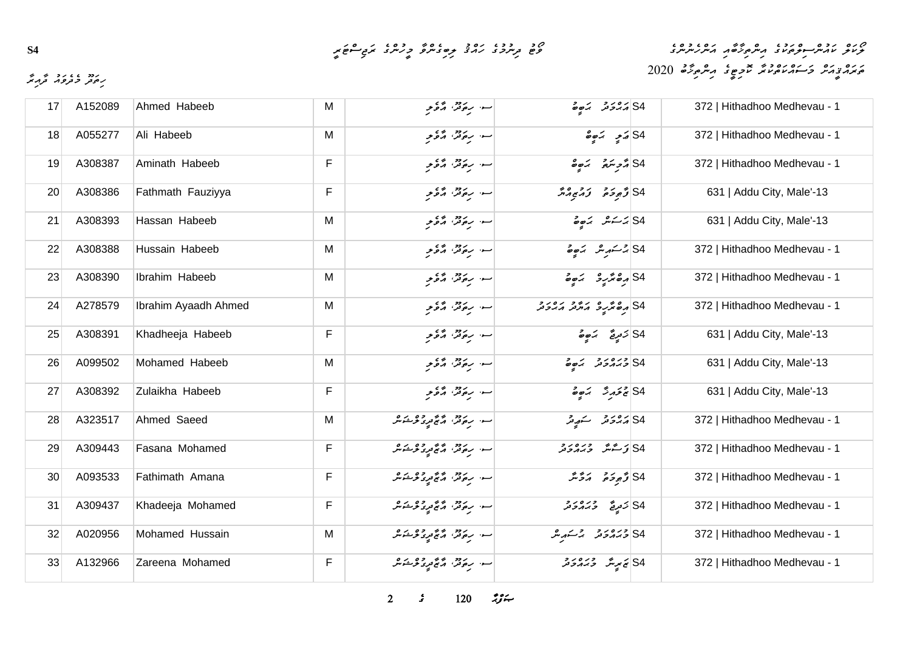| 17 | A152089 | Ahmed Habeeb | M | ސ. ހިތަދޫ، އާގެ | S4 އަހުމަދު ހަބީބު | 372 \| Hithadhoo Medhevau - 1 |
|---|---|---|---|---|---|---|
| 18 | A055277 | Ali Habeeb | M | ސ. ހިތަދޫ، އާގެ | S4 އަލި ހަބީބު | 372 \| Hithadhoo Medhevau - 1 |
| 19 | A308387 | Aminath Habeeb | F | ސ. ހިތަދޫ، އާގެ | S4 އާމިނަތު ހަބީބު | 372 \| Hithadhoo Medhevau - 1 |
| 20 | A308386 | Fathmath Fauziyya | F | ސ. ހިތަދޫ، އާގެ | S4 ފާތިމަތު ފައުޒިއްޔާ | 631 \| Addu City, Male'-13 |
| 21 | A308393 | Hassan Habeeb | M | ސ. ހިތަދޫ، އާގެ | S4 ހަސަން ހަބީބު | 631 \| Addu City, Male'-13 |
| 22 | A308388 | Hussain Habeeb | M | ސ. ހިތަދޫ، އާގެ | S4 ހުސައިން ހަބީބު | 372 \| Hithadhoo Medhevau - 1 |
| 23 | A308390 | Ibrahim Habeeb | M | ސ. ހިތަދޫ، އާގެ | S4 އިބްރާހީމް ހަބީބު | 372 \| Hithadhoo Medhevau - 1 |
| 24 | A278579 | Ibrahim Ayaadh Ahmed | M | ސ. ހިތަދޫ، އާގެ | S4 އިބްރާހީމް އަޔާދު އަހުމަދު | 372 \| Hithadhoo Medhevau - 1 |
| 25 | A308391 | Khadheeja Habeeb | F | ސ. ހިތަދޫ، އާގެ | S4 ޚަދީޖާ ހަބީބު | 631 \| Addu City, Male'-13 |
| 26 | A099502 | Mohamed Habeeb | M | ސ. ހިތަދޫ، އާގެ | S4 މުހައްމަދު ހަބީބު | 631 \| Addu City, Male'-13 |
| 27 | A308392 | Zulaikha Habeeb | F | ސ. ހިތަދޫ، އާގެ | S4 ޒުލައިޚާ ހަބީބު | 631 \| Addu City, Male'-13 |
| 28 | A323517 | Ahmed Saeed | M | ސ. ހިތަދޫ، އާޒާދީގެސްޓަން | S4 އަހުމަދު ސައީދު | 372 \| Hithadhoo Medhevau - 1 |
| 29 | A309443 | Fasana Mohamed | F | ސ. ހިތަދޫ، އާޒާދީގެސްޓަން | S4 ފަސާނާ މުހައްމަދު | 372 \| Hithadhoo Medhevau - 1 |
| 30 | A093533 | Fathimath Amana | F | ސ. ހިތަދޫ، އާޒާދީގެސްޓަން | S4 ފާތިމަތު އަމާނާ | 372 \| Hithadhoo Medhevau - 1 |
| 31 | A309437 | Khadeeja Mohamed | F | ސ. ހިތަދޫ، އާޒާދީގެސްޓަން | S4 ޚަދީޖާ މުހައްމަދު | 372 \| Hithadhoo Medhevau - 1 |
| 32 | A020956 | Mohamed Hussain | M | ސ. ހިތަދޫ، އާޒާދީގެސްޓަން | S4 މުހައްމަދު ހުސައިން | 372 \| Hithadhoo Medhevau - 1 |
| 33 | A132966 | Zareena Mohamed | F | ސ. ހިތަދޫ، އާޒާދީގެސްޓަން | S4 ޒަރީނާ މުހައްމަދު | 372 \| Hithadhoo Medhevau - 1 |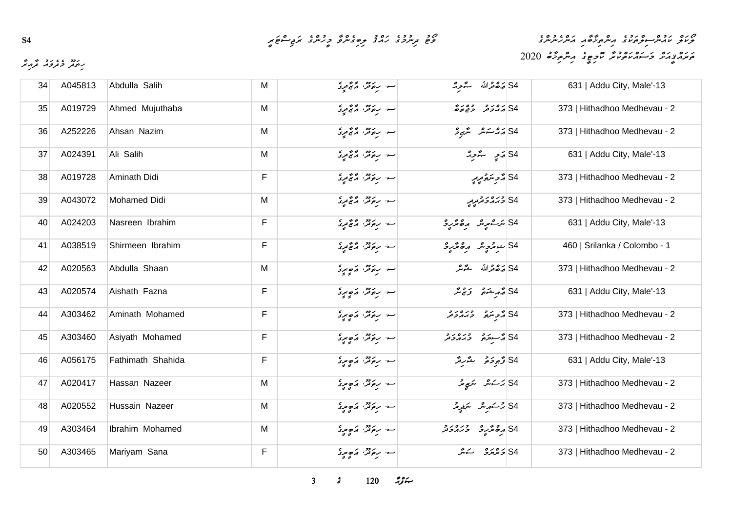| 34 | A045813 | Abdulla Salih | M | ސ. ހިތަދޫ. އޮޗާރޑު | S4 އަބްދުﷲ ސާލިހު | 631 \| Addu City, Male'-13 |
|---|---|---|---|---|---|---|
| 35 | A019729 | Ahmed Mujuthaba | M | ސ. ހިތަދޫ. އޮޗާރޑު | S4 އަހްމަދު މުޖުތަބާ | 373 \| Hithadhoo Medhevau - 2 |
| 36 | A252226 | Ahsan Nazim | M | ސ. ހިތަދޫ. އޮޗާރޑު | S4 އަޙްސަން ނާޒިމް | 373 \| Hithadhoo Medhevau - 2 |
| 37 | A024391 | Ali Salih | M | ސ. ހިތަދޫ. އޮޗާރޑު | S4 އަލި ސާލިހު | 631 \| Addu City, Male'-13 |
| 38 | A019728 | Aminath Didi | F | ސ. ހިތަދޫ. އޮޗާރޑު | S4 އާމިނަތުދީދީ | 373 \| Hithadhoo Medhevau - 2 |
| 39 | A043072 | Mohamed Didi | M | ސ. ހިތަދޫ. އޮޗާރޑު | S4 މުހައްމަދުދީދީ | 373 \| Hithadhoo Medhevau - 2 |
| 40 | A024203 | Nasreen Ibrahim | F | ސ. ހިތަދޫ. އޮޗާރޑު | S4 ނަސްރީން އިބްރާހިމް | 631 \| Addu City, Male'-13 |
| 41 | A038519 | Shirmeen Ibrahim | F | ސ. ހިތަދޫ. އޮޗާރޑު | S4 ޝިރްމީން އިބްރާހިމް | 460 \| Srilanka / Colombo - 1 |
| 42 | A020563 | Abdulla Shaan | M | ސ. ހިތަދޫ. އަރިކިރީ | S4 އަބްދުﷲ ޝާން | 373 \| Hithadhoo Medhevau - 2 |
| 43 | A020574 | Aishath Fazna | F | ސ. ހިތަދޫ. އަރިކިރީ | S4 އާއިޝަތު ފަޒްނާ | 631 \| Addu City, Male'-13 |
| 44 | A303462 | Aminath Mohamed | F | ސ. ހިތަދޫ. އަރިކިރީ | S4 އާމިނަތު މުހައްމަދު | 373 \| Hithadhoo Medhevau - 2 |
| 45 | A303460 | Asiyath Mohamed | F | ސ. ހިތަދޫ. އަރިކިރީ | S4 އާސިޔަތު މުހައްމަދު | 373 \| Hithadhoo Medhevau - 2 |
| 46 | A056175 | Fathimath Shahida | F | ސ. ހިތަދޫ. އަރިކިރީ | S4 ފާތިމަތު ޝާހިދާ | 631 \| Addu City, Male'-13 |
| 47 | A020417 | Hassan Nazeer | M | ސ. ހިތަދޫ. އަރިކިރީ | S4 ހަސަން ނަޒީރު | 373 \| Hithadhoo Medhevau - 2 |
| 48 | A020552 | Hussain Nazeer | M | ސ. ހިތަދޫ. އަރިކިރީ | S4 ހުސައިން ނަޒީރު | 373 \| Hithadhoo Medhevau - 2 |
| 49 | A303464 | Ibrahim Mohamed | M | ސ. ހިތަދޫ. އަރިކިރީ | S4 އިބްރާހިމް މުހައްމަދު | 373 \| Hithadhoo Medhevau - 2 |
| 50 | A303465 | Mariyam Sana | F | ސ. ހިތަދޫ. އަރިކިރީ | S4 މަރިޔަމް ސަނާ | 373 \| Hithadhoo Medhevau - 2 |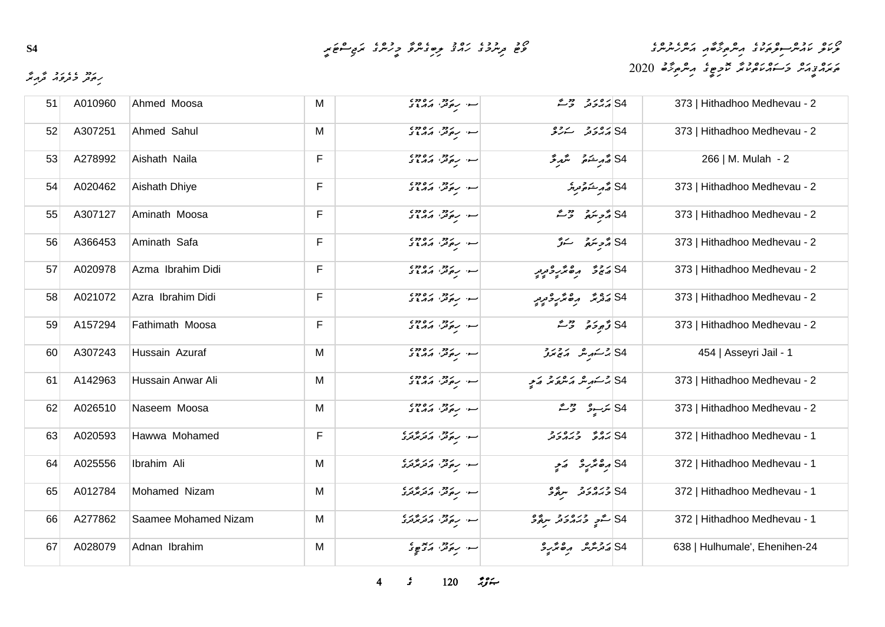| 51 | A010960 | Ahmed Moosa | M | ސ. ހިތަދޫ، އައްޑޫ | S4 | އަޙްމަދު  މޫސާ | 373 \| Hithadhoo Medhevau - 2 |
|---|---|---|---|---|---|---|---|
| 52 | A307251 | Ahmed Sahul | M | ސ. ހިތަދޫ، އައްޑޫ | S4 | އަޙްމަދު  ސަހުލް | 373 \| Hithadhoo Medhevau - 2 |
| 53 | A278992 | Aishath Naila | F | ސ. ހިތަދޫ، އައްޑޫ | S4 | އާއިޝަތު  ނާއިލާ | 266 \| M. Mulah - 2 |
| 54 | A020462 | Aishath Dhiye | F | ސ. ހިތަދޫ، އައްޑޫ | S4 | އާއިޝަތުދިޔެ | 373 \| Hithadhoo Medhevau - 2 |
| 55 | A307127 | Aminath Moosa | F | ސ. ހިތަދޫ، އައްޑޫ | S4 | އާމިނަތު  މޫސާ | 373 \| Hithadhoo Medhevau - 2 |
| 56 | A366453 | Aminath Safa | F | ސ. ހިތަދޫ، އައްޑޫ | S4 | އާމިނަތު  ސަފާ | 373 \| Hithadhoo Medhevau - 2 |
| 57 | A020978 | Azma Ibrahim Didi | F | ސ. ހިތަދޫ، އައްޑޫ | S4 | އަޒްމާ  އިބްރާހިމްދީދީ | 373 \| Hithadhoo Medhevau - 2 |
| 58 | A021072 | Azra Ibrahim Didi | F | ސ. ހިތަދޫ، އައްޑޫ | S4 | އަޒްރާ  އިބްރާހިމްދީދީ | 373 \| Hithadhoo Medhevau - 2 |
| 59 | A157294 | Fathimath Moosa | F | ސ. ހިތަދޫ، އައްޑޫ | S4 | ފާތިމަތު  މޫސާ | 373 \| Hithadhoo Medhevau - 2 |
| 60 | A307243 | Hussain Azuraf | M | ސ. ހިތަދޫ، އައްޑޫ | S4 | ހުސައިން  އަޒުރަފް | 454 \| Asseyri Jail - 1 |
| 61 | A142963 | Hussain Anwar Ali | M | ސ. ހިތަދޫ، އައްޑޫ | S4 | ހުސައިން އަންވަރ އަލި | 373 \| Hithadhoo Medhevau - 2 |
| 62 | A026510 | Naseem Moosa | M | ސ. ހިތަދޫ، އައްޑޫ | S4 | ނަސީމް  މޫސާ | 373 \| Hithadhoo Medhevau - 2 |
| 63 | A020593 | Hawwa Mohamed | F | ސ. ހިތަދޫ، އަދަރާދަރު | S4 | ހައްވާ  މުހައްމަދު | 372 \| Hithadhoo Medhevau - 1 |
| 64 | A025556 | Ibrahim Ali | M | ސ. ހިތަދޫ، އަދަރާދަރު | S4 | އިބްރާހިމް  އަލި | 372 \| Hithadhoo Medhevau - 1 |
| 65 | A012784 | Mohamed Nizam | M | ސ. ހިތަދޫ، އަދަރާދަރު | S4 | މުހައްމަދު  ނިޒާމް | 372 \| Hithadhoo Medhevau - 1 |
| 66 | A277862 | Saamee Mohamed Nizam | M | ސ. ހިތަދޫ، އަދަރާދަރު | S4 | ސާމީ  މުހައްމަދު ނިޒާމް | 372 \| Hithadhoo Medhevau - 1 |
| 67 | A028079 | Adnan Ibrahim | M | ސ. ހިތަދޫ، އަޒާލީ | S4 | އަދްނާން  އިބްރާހިމް | 638 \| Hulhumale', Ehenihen-24 |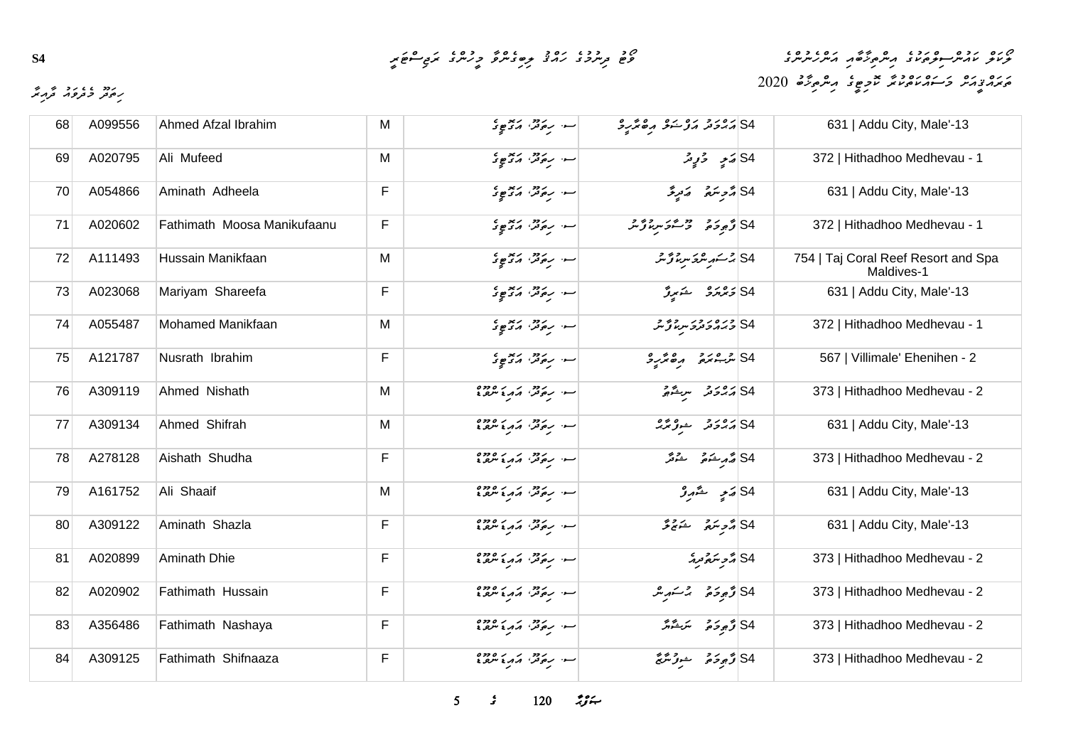| 68 | A099556 | Ahmed Afzal Ibrahim | M | ސ. ހިތަދޫ، އަގޫބީގެ | S4 | އަހުމަދު އަފްޒަލް އިބްރާހީމް | 631 \| Addu City, Male'-13 |
|---|---|---|---|---|---|---|---|
| 69 | A020795 | Ali Mufeed | M | ސ. ހިތަދޫ، އަގޫބީގެ | S4 | އަލީ މުފީދު | 372 \| Hithadhoo Medhevau - 1 |
| 70 | A054866 | Aminath Adheela | F | ސ. ހިތަދޫ، އަގޫބީގެ | S4 | އާމިނަތު އަދީލާ | 631 \| Addu City, Male'-13 |
| 71 | A020602 | Fathimath Moosa Manikufaanu | F | ސ. ހިތަދޫ، އަގޫބީގެ | S4 | ފާތިމަތު މޫސާމަނިކުފާނު | 372 \| Hithadhoo Medhevau - 1 |
| 72 | A111493 | Hussain Manikfaan | M | ސ. ހިތަދޫ، އަގޫބީގެ | S4 | ހުސައިންމަނިކުފާނު | 754 \| Taj Coral Reef Resort and Spa Maldives-1 |
| 73 | A023068 | Mariyam Shareefa | F | ސ. ހިތަދޫ، އަގޫބީގެ | S4 | މަރިޔަމް ޝަރީފާ | 631 \| Addu City, Male'-13 |
| 74 | A055487 | Mohamed Manikfaan | M | ސ. ހިތަދޫ، އަގޫބީގެ | S4 | މުހައްމަދުމަނިކުފާނު | 372 \| Hithadhoo Medhevau - 1 |
| 75 | A121787 | Nusrath Ibrahim | F | ސ. ހިތަދޫ، އަގޫބީގެ | S4 | ނުސްރަތު އިބްރާހީމް | 567 \| Villimale' Ehenihen - 2 |
| 76 | A309119 | Ahmed Nishath | M | ސ. ހިތަދޫ، އައިމަންޒިލް | S4 | އަހުމަދު ނިޝާތު | 373 \| Hithadhoo Medhevau - 2 |
| 77 | A309134 | Ahmed Shifrah | M | ސ. ހިތަދޫ، އައިމަންޒިލް | S4 | އަހުމަދު ޝިފްރާހް | 631 \| Addu City, Male'-13 |
| 78 | A278128 | Aishath Shudha | F | ސ. ހިތަދޫ، އައިމަންޒިލް | S4 | އާއިޝަތު ޝުދާ | 373 \| Hithadhoo Medhevau - 2 |
| 79 | A161752 | Ali Shaaif | M | ސ. ހިތަދޫ، އައިމަންޒިލް | S4 | އަލީ ޝާއިފު | 631 \| Addu City, Male'-13 |
| 80 | A309122 | Aminath Shazla | F | ސ. ހިތަދޫ، އައިމަންޒިލް | S4 | އާމިނަތު ޝަޒްލާ | 631 \| Addu City, Male'-13 |
| 81 | A020899 | Aminath Dhie | F | ސ. ހިތަދޫ، އައިމަންޒިލް | S4 | އާމިނަތުދިއު | 373 \| Hithadhoo Medhevau - 2 |
| 82 | A020902 | Fathimath Hussain | F | ސ. ހިތަދޫ، އައިމަންޒިލް | S4 | ފާތިމަތު ހުސައިން | 373 \| Hithadhoo Medhevau - 2 |
| 83 | A356486 | Fathimath Nashaya | F | ސ. ހިތަދޫ، އައިމަންޒިލް | S4 | ފާތިމަތު ނަޝާޔާ | 373 \| Hithadhoo Medhevau - 2 |
| 84 | A309125 | Fathimath Shifnaaza | F | ސ. ހިތަދޫ، އައިމަންޒިލް | S4 | ފާތިމަތު ޝިފްނާޒާ | 373 \| Hithadhoo Medhevau - 2 |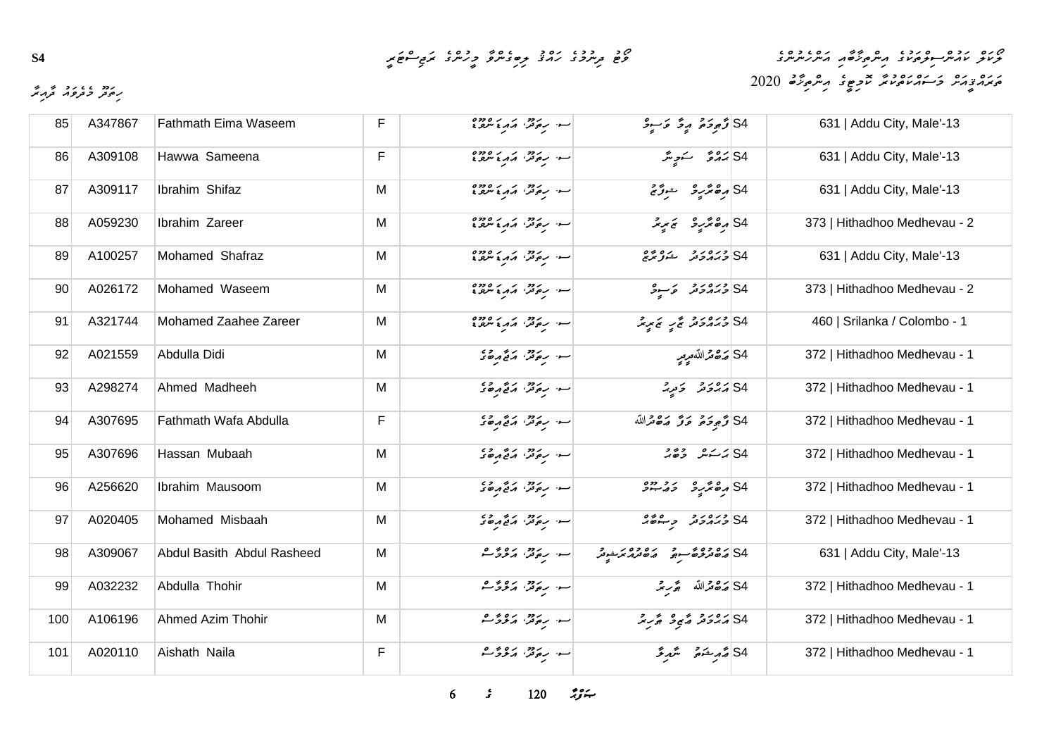| 85 | A347867 | Fathmath Eima Waseem | F | ސ. ހިތަދޫ، އައިޑިއަލްވިއު | S4 ފާތިމަތު އިމާ ވަސީމް | 631 \| Addu City, Male'-13 |
|---|---|---|---|---|---|---|
| 86 | A309108 | Hawwa Sameena | F | ސ. ހިތަދޫ، އައިޑިއަލްވިއު | S4 ހައްވާ ސަމީނާ | 631 \| Addu City, Male'-13 |
| 87 | A309117 | Ibrahim Shifaz | M | ސ. ހިތަދޫ، އައިޑިއަލްވިއު | S4 އިބްރާހީމް ޝިފާޒް | 631 \| Addu City, Male'-13 |
| 88 | A059230 | Ibrahim Zareer | M | ސ. ހިތަދޫ، އައިޑިއަލްވިއު | S4 އިބްރާހީމް ޒަރީރު | 373 \| Hithadhoo Medhevau - 2 |
| 89 | A100257 | Mohamed Shafraz | M | ސ. ހިތަދޫ، އައިޑިއަލްވިއު | S4 މުހައްމަދު ޝަފްރާޒް | 631 \| Addu City, Male'-13 |
| 90 | A026172 | Mohamed Waseem | M | ސ. ހިތަދޫ، އައިޑިއަލްވިއު | S4 މުހައްމަދު ވަސީމް | 373 \| Hithadhoo Medhevau - 2 |
| 91 | A321744 | Mohamed Zaahee Zareer | M | ސ. ހިތަދޫ، އައިޑިއަލްވިއު | S4 މުހައްމަދު ޒާހީ ޒަރީރު | 460 \| Srilanka / Colombo - 1 |
| 92 | A021559 | Abdulla Didi | M | ސ. ހިތަދޫ، އަޒާއިބޭގެ | S4 އަބްދުﷲދީދީ | 372 \| Hithadhoo Medhevau - 1 |
| 93 | A298274 | Ahmed Madheeh | M | ސ. ހިތަދޫ، އަޒާއިބޭގެ | S4 އަހްމަދު މަދީހު | 372 \| Hithadhoo Medhevau - 1 |
| 94 | A307695 | Fathmath Wafa Abdulla | F | ސ. ހިތަދޫ، އަޒާއިބޭގެ | S4 ފާތިމަތު ވަފާ އަބްދުﷲ | 372 \| Hithadhoo Medhevau - 1 |
| 95 | A307696 | Hassan Mubaah | M | ސ. ހިތަދޫ، އަޒާއިބޭގެ | S4 ހަސަން މުބާހު | 372 \| Hithadhoo Medhevau - 1 |
| 96 | A256620 | Ibrahim Mausoom | M | ސ. ހިތަދޫ، އަޒާއިބޭގެ | S4 އިބްރާހީމް މައުސޫމް | 372 \| Hithadhoo Medhevau - 1 |
| 97 | A020405 | Mohamed Misbaah | M | ސ. ހިތަދޫ، އަޒާއިބޭގެ | S4 މުހައްމަދު މިސްބާހު | 372 \| Hithadhoo Medhevau - 1 |
| 98 | A309067 | Abdul Basith Abdul Rasheed | M | ސ. ހިތަދޫ، އަލްވާސް | S4 އަބްދުލްބާސިތު އަބްދުއްރަޝީދު | 631 \| Addu City, Male'-13 |
| 99 | A032232 | Abdulla Thohir | M | ސ. ހިތަދޫ، އަލްވާސް | S4 އަބްދުﷲ ޠާހިރު | 372 \| Hithadhoo Medhevau - 1 |
| 100 | A106196 | Ahmed Azim Thohir | M | ސ. ހިތަދޫ، އަލްވާސް | S4 އަހްމަދު އާޒިމް ޠާހިރު | 372 \| Hithadhoo Medhevau - 1 |
| 101 | A020110 | Aishath Naila | F | ސ. ހިތަދޫ، އަލްވާސް | S4 އާއިޝަތު ނާއިލާ | 372 \| Hithadhoo Medhevau - 1 |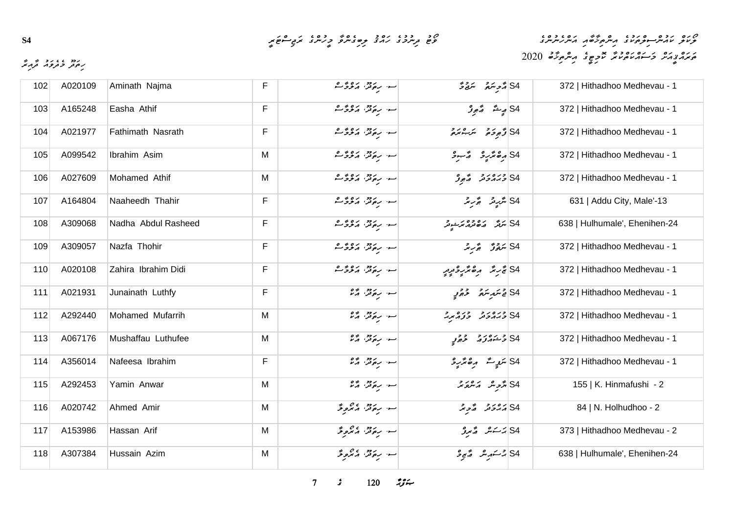| 102 | A020109 | Aminath Najma | F | ސ. ހިތަދޫ، އަލިވާސް | S4 އާމިނަތު ނަޖުމާ | 372 \| Hithadhoo Medhevau - 1 |
|---|---|---|---|---|---|---|
| 103 | A165248 | Easha Athif | F | ސ. ހިތަދޫ، އަލިވާސް | S4 އީޝާ އާތިފް | 372 \| Hithadhoo Medhevau - 1 |
| 104 | A021977 | Fathimath Nasrath | F | ސ. ހިތަދޫ، އަލިވާސް | S4 ފާތިމަތު ނަސްރަތު | 372 \| Hithadhoo Medhevau - 1 |
| 105 | A099542 | Ibrahim Asim | M | ސ. ހިތަދޫ، އަލިވާސް | S4 އިބްރާހީމް އާސިމް | 372 \| Hithadhoo Medhevau - 1 |
| 106 | A027609 | Mohamed Athif | M | ސ. ހިތަދޫ، އަލިވާސް | S4 މުހައްމަދު އާތިފް | 372 \| Hithadhoo Medhevau - 1 |
| 107 | A164804 | Naaheedh Thahir | F | ސ. ހިތަދޫ، އަލިވާސް | S4 ނާހިދު ތާހިރު | 631 \| Addu City, Male'-13 |
| 108 | A309068 | Nadha Abdul Rasheed | F | ސ. ހިތަދޫ، އަލިވާސް | S4 ނަދާ އަބްދުއްރަޝީދު | 638 \| Hulhumale', Ehenihen-24 |
| 109 | A309057 | Nazfa Thohir | F | ސ. ހިތަދޫ، އަލިވާސް | S4 ނަޒްފާ ޠާހިރު | 372 \| Hithadhoo Medhevau - 1 |
| 110 | A020108 | Zahira Ibrahim Didi | F | ސ. ހިތަދޫ، އަލިވާސް | S4 ޒާހިރާ އިބްރާހީމްދީދީ | 372 \| Hithadhoo Medhevau - 1 |
| 111 | A021931 | Junainath Luthfy | F | ސ. ހިތަދޫ، އާދެ | S4 ޖުނައިނަތު ލުތުފީ | 372 \| Hithadhoo Medhevau - 1 |
| 112 | A292440 | Mohamed Mufarrih | M | ސ. ހިތަދޫ، އާދެ | S4 މުހައްމަދު މުފައްރިހު | 372 \| Hithadhoo Medhevau - 1 |
| 113 | A067176 | Mushaffau Luthufee | M | ސ. ހިތަދޫ، އާދެ | S4 މުޝައްފައު ލުތުފީ | 372 \| Hithadhoo Medhevau - 1 |
| 114 | A356014 | Nafeesa Ibrahim | F | ސ. ހިތަދޫ، އާދެ | S4 ނަފީސާ އިބްރާހީމް | 372 \| Hithadhoo Medhevau - 1 |
| 115 | A292453 | Yamin Anwar | M | ސ. ހިތަދޫ، އާދެ | S4 ޔާމިން އަންވަރު | 155 \| K. Hinmafushi - 2 |
| 116 | A020742 | Ahmed Amir | M | ސ. ހިތަދޫ، އަންގޮޅި | S4 އަހްމަދު އާމިރު | 84 \| N. Holhudhoo - 2 |
| 117 | A153986 | Hassan Arif | M | ސ. ހިތަދޫ، އަންގޮޅި | S4 ހަސަން އާރިފް | 373 \| Hithadhoo Medhevau - 2 |
| 118 | A307384 | Hussain Azim | M | ސ. ހިތަދޫ، އަންގޮޅި | S4 ހުސައިން އާޒިމް | 638 \| Hulhumale', Ehenihen-24 |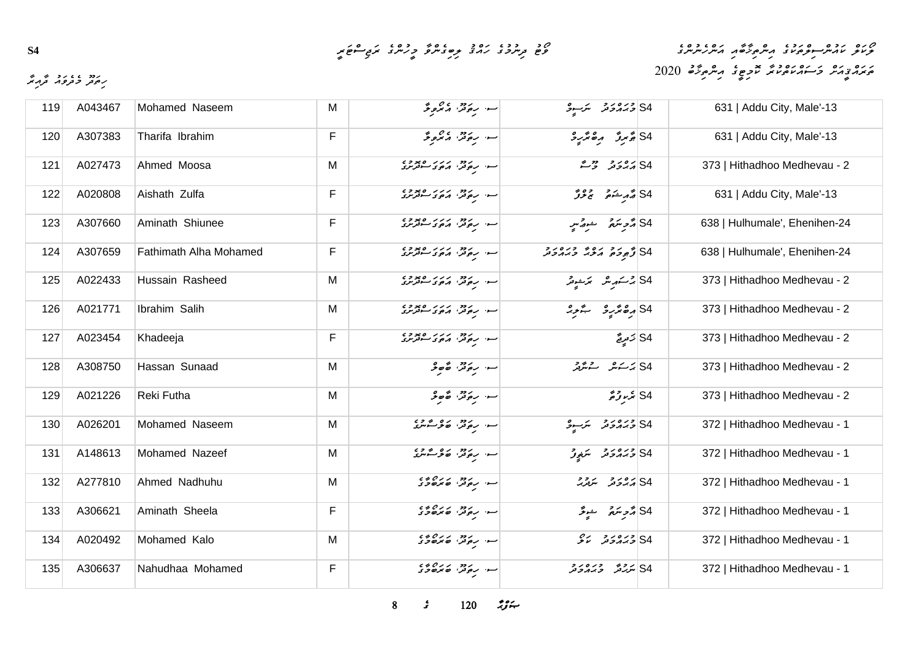| 119 | A043467 | Mohamed Naseem | M | ސ. ހިތަދޫ، އަރުތިވާ | S4 މުހައްމަދު ނަސީމް | 631 \| Addu City, Male'-13 |
|---|---|---|---|---|---|---|
| 120 | A307383 | Tharifa Ibrahim | F | ސ. ހިތަދޫ، އަރުތިވާ | S4 ތާރިފާ އިބްރާހީމް | 631 \| Addu City, Male'-13 |
| 121 | A027473 | Ahmed Moosa | M | ސ. ހިތަދޫ، އަތޮޅުސްޓޯރުގެ | S4 އަހުމަދު މޫސާ | 373 \| Hithadhoo Medhevau - 2 |
| 122 | A020808 | Aishath Zulfa | F | ސ. ހިތަދޫ، އަތޮޅުސްޓޯރުގެ | S4 އާއިޝަތު ޒުލްފާ | 631 \| Addu City, Male'-13 |
| 123 | A307660 | Aminath Shiunee | F | ސ. ހިތަދޫ، އަތޮޅުސްޓޯރުގެ | S4 އާމިނަތު ޝިއުނީ | 638 \| Hulhumale', Ehenihen-24 |
| 124 | A307659 | Fathimath Alha Mohamed | F | ސ. ހިތަދޫ، އަތޮޅުސްޓޯރުގެ | S4 ފާތިމަތު އަލްހާ މުހައްމަދު | 638 \| Hulhumale', Ehenihen-24 |
| 125 | A022433 | Hussain Rasheed | M | ސ. ހިތަދޫ، އަތޮޅުސްޓޯރުގެ | S4 ހުސައިން ރަޝީދު | 373 \| Hithadhoo Medhevau - 2 |
| 126 | A021771 | Ibrahim Salih | M | ސ. ހިތަދޫ، އަތޮޅުސްޓޯރުގެ | S4 އިބްރާހީމް ސާލިހު | 373 \| Hithadhoo Medhevau - 2 |
| 127 | A023454 | Khadeeja | F | ސ. ހިތަދޫ، އަތޮޅުސްޓޯރުގެ | S4 ހަދީޖާ | 373 \| Hithadhoo Medhevau - 2 |
| 128 | A308750 | Hassan Sunaad | M | ސ. ހިތަދޫ، ބާބީ | S4 ހަސަން ސުނާދު | 373 \| Hithadhoo Medhevau - 2 |
| 129 | A021226 | Reki Futha | M | ސ. ހިތަދޫ، ބާބީ | S4 ރެކިފުތާ | 373 \| Hithadhoo Medhevau - 2 |
| 130 | A026201 | Mohamed Naseem | M | ސ. ހިތަދޫ، ބަލްސަމްގެ | S4 މުހައްމަދު ނަސީމް | 372 \| Hithadhoo Medhevau - 1 |
| 131 | A148613 | Mohamed Nazeef | M | ސ. ހިތަދޫ، ބަލްސަމްގެ | S4 މުހައްމަދު ނަޒީފް | 372 \| Hithadhoo Medhevau - 1 |
| 132 | A277810 | Ahmed Nadhuhu | M | ސ. ހިތަދޫ، ބަރަބުރުގެ | S4 އަހުމަދު ނަދުހު | 372 \| Hithadhoo Medhevau - 1 |
| 133 | A306621 | Aminath Sheela | F | ސ. ހިތަދޫ، ބަރަބުރުގެ | S4 އާމިނަތު ޝީލާ | 372 \| Hithadhoo Medhevau - 1 |
| 134 | A020492 | Mohamed Kalo | M | ސ. ހިތަދޫ، ބަރަބުރުގެ | S4 މުހައްމަދު ކަލޯ | 372 \| Hithadhoo Medhevau - 1 |
| 135 | A306637 | Nahudhaa Mohamed | F | ސ. ހިތަދޫ، ބަރަބުރުގެ | S4 ނަހުދާ މުހައްމަދު | 372 \| Hithadhoo Medhevau - 1 |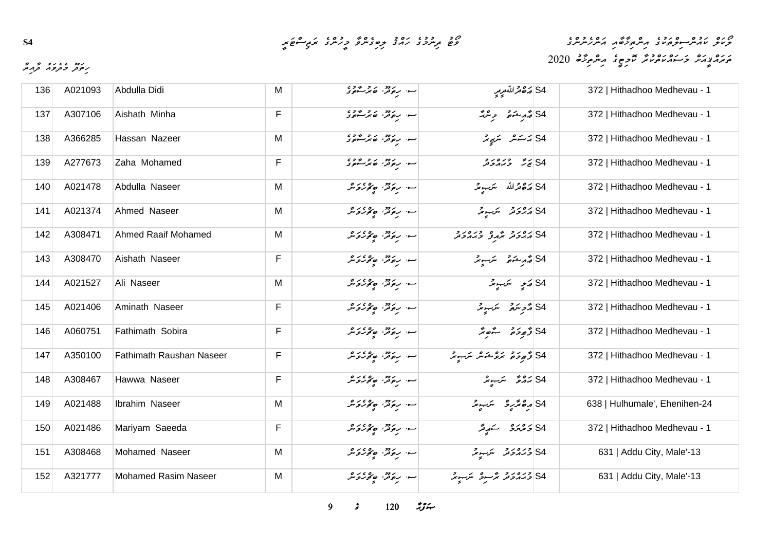| 136 | A021093 | Abdulla Didi | M | ސ. ހިތަދޫ، ބަރުސާތުގެ | S4 އަބްދުﷲދީދީ | 372 \| Hithadhoo Medhevau - 1 |
|---|---|---|---|---|---|---|
| 137 | A307106 | Aishath Minha | F | ސ. ހިތަދޫ، ބަރުސާތުގެ | S4 އައިޝަތު މިންހާ | 372 \| Hithadhoo Medhevau - 1 |
| 138 | A366285 | Hassan Nazeer | M | ސ. ހިތަދޫ، ބަރުސާތުގެ | S4 ހަސަން ނަޒީރު | 372 \| Hithadhoo Medhevau - 1 |
| 139 | A277673 | Zaha Mohamed | F | ސ. ހިތަދޫ، ބަރުސާތުގެ | S4 ޒަހާ މުހައްމަދު | 372 \| Hithadhoo Medhevau - 1 |
| 140 | A021478 | Abdulla Naseer | M | ސ. ހިތަދޫ، ބަތާރުގަން | S4 އަބްދުﷲ ނަސީރު | 372 \| Hithadhoo Medhevau - 1 |
| 141 | A021374 | Ahmed Naseer | M | ސ. ހިތަދޫ، ބަތާރުގަން | S4 އަހްމަދު ނަސީރު | 372 \| Hithadhoo Medhevau - 1 |
| 142 | A308471 | Ahmed Raaif Mohamed | M | ސ. ހިތަދޫ، ބަތާރުގަން | S4 އަހްމަދު ރާއިފް މުހައްމަދު | 372 \| Hithadhoo Medhevau - 1 |
| 143 | A308470 | Aishath Naseer | F | ސ. ހިތަދޫ، ބަތާރުގަން | S4 އައިޝަތު ނަސީރު | 372 \| Hithadhoo Medhevau - 1 |
| 144 | A021527 | Ali Naseer | M | ސ. ހިތަދޫ، ބަތާރުގަން | S4 އަލި ނަސީރު | 372 \| Hithadhoo Medhevau - 1 |
| 145 | A021406 | Aminath Naseer | F | ސ. ހިތަދޫ، ބަތާރުގަން | S4 އާމިނަތު ނަސީރު | 372 \| Hithadhoo Medhevau - 1 |
| 146 | A060751 | Fathimath Sobira | F | ސ. ހިތަދޫ، ބަތާރުގަން | S4 ފާތިމަތު ޞާބިރާ | 372 \| Hithadhoo Medhevau - 1 |
| 147 | A350100 | Fathimath Raushan Naseer | F | ސ. ހިތަދޫ، ބަތާރުގަން | S4 ފާތިމަތު ރައުޝަން ނަސީރު | 372 \| Hithadhoo Medhevau - 1 |
| 148 | A308467 | Hawwa Naseer | F | ސ. ހިތަދޫ، ބަތާރުގަން | S4 ހައްވާ ނަސީރު | 372 \| Hithadhoo Medhevau - 1 |
| 149 | A021488 | Ibrahim Naseer | M | ސ. ހިތަދޫ، ބަތާރުގަން | S4 އިބްރާހީމް ނަސީރު | 638 \| Hulhumale', Ehenihen-24 |
| 150 | A021486 | Mariyam Saeeda | F | ސ. ހިތަދޫ، ބަތާރުގަން | S4 މަރިޔަމް ސައީދާ | 372 \| Hithadhoo Medhevau - 1 |
| 151 | A308468 | Mohamed Naseer | M | ސ. ހިތަދޫ، ބަތާރުގަން | S4 މުހައްމަދު ނަސީރު | 631 \| Addu City, Male'-13 |
| 152 | A321777 | Mohamed Rasim Naseer | M | ސ. ހިތަދޫ، ބަތާރުގަން | S4 މުހައްމަދު ރާސިމް ނަސީރު | 631 \| Addu City, Male'-13 |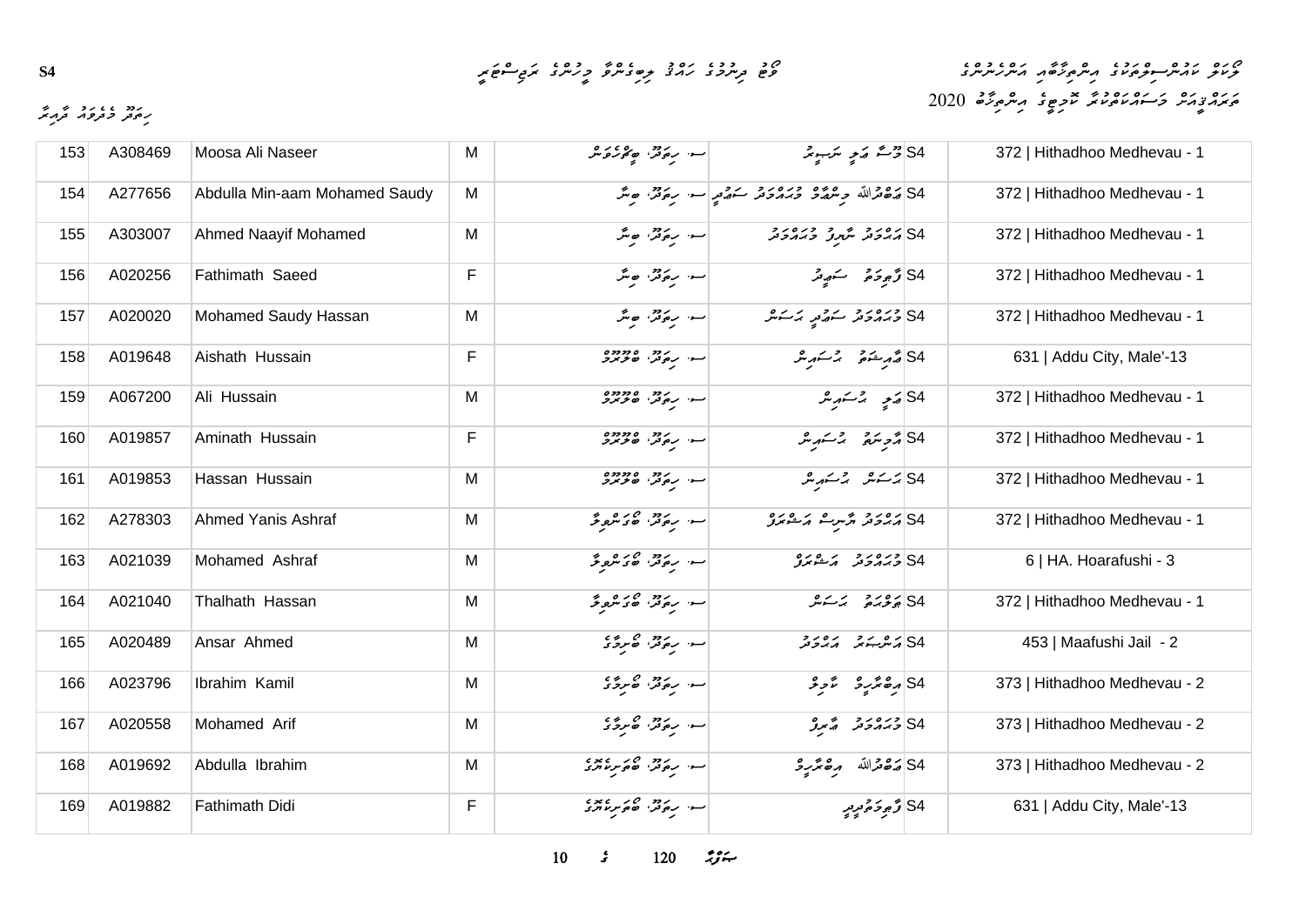| 153 | A308469 | Moosa Ali Naseer | M | ސ. ހިތަދޫ، ޙިތާދެވަނި | S4 ދޫސާ އަލި ނަސީރު | 372 \| Hithadhoo Medhevau - 1 |
|---|---|---|---|---|---|---|
| 154 | A277656 | Abdulla Min-aam Mohamed Saudy | M | ސ. ހިތަދޫ، ބިނާ | S4 އަބްދުﷲ މިންއާމް މުޙައްމަދު ސައުދީ | 372 \| Hithadhoo Medhevau - 1 |
| 155 | A303007 | Ahmed Naayif Mohamed | M | ސ. ހިތަދޫ، ބިނާ | S4 އަޙްމަދު ނާއިފް މުޙައްމަދު | 372 \| Hithadhoo Medhevau - 1 |
| 156 | A020256 | Fathimath Saeed | F | ސ. ހިތަދޫ، ބިނާ | S4 ފާތިމަތު ސަޢީދު | 372 \| Hithadhoo Medhevau - 1 |
| 157 | A020020 | Mohamed Saudy Hassan | M | ސ. ހިތަދޫ، ބިނާ | S4 މުޙައްމަދު ސައުދީ ޙަސަން | 372 \| Hithadhoo Medhevau - 1 |
| 158 | A019648 | Aishath Hussain | F | ސ. ހިތަދޫ، ބޮޑުރުވާ | S4 އާއިޝަތު ޙުސައިން | 631 \| Addu City, Male'-13 |
| 159 | A067200 | Ali Hussain | M | ސ. ހިތަދޫ، ބޮޑުރުވާ | S4 އަލި ޙުސައިން | 372 \| Hithadhoo Medhevau - 1 |
| 160 | A019857 | Aminath Hussain | F | ސ. ހިތަދޫ، ބޮޑުރުވާ | S4 އާމިނަތު ޙުސައިން | 372 \| Hithadhoo Medhevau - 1 |
| 161 | A019853 | Hassan Hussain | M | ސ. ހިތަދޫ، ބޮޑުރުވާ | S4 ޙަސަން ޙުސައިން | 372 \| Hithadhoo Medhevau - 1 |
| 162 | A278303 | Ahmed Yanis Ashraf | M | ސ. ހިތަދޫ، ބޮޑުސްކަވާ | S4 އަޙްމަދު ޔާނިސް އަޝްރަފް | 372 \| Hithadhoo Medhevau - 1 |
| 163 | A021039 | Mohamed Ashraf | M | ސ. ހިތަދޫ، ބޮޑުސްކަވާ | S4 މުޙައްމަދު އަޝްރަފް | 6 \| HA. Hoarafushi - 3 |
| 164 | A021040 | Thalhath Hassan | M | ސ. ހިތަދޫ، ބޮޑުސްކަވާ | S4 ޠަލްޙަތު ޙަސަން | 372 \| Hithadhoo Medhevau - 1 |
| 165 | A020489 | Ansar Ahmed | M | ސ. ހިތަދޫ، ބޮނިވާގެ | S4 އަންސާރު އަޙްމަދު | 453 \| Maafushi Jail - 2 |
| 166 | A023796 | Ibrahim Kamil | M | ސ. ހިތަދޫ، ބޮނިވާގެ | S4 އިބްރާހީމް ކާމިލް | 373 \| Hithadhoo Medhevau - 2 |
| 167 | A020558 | Mohamed Arif | M | ސ. ހިތަދޫ، ބޮނިވާގެ | S4 މުޙައްމަދު އާރިފް | 373 \| Hithadhoo Medhevau - 2 |
| 168 | A019692 | Abdulla Ibrahim | M | ސ. ހިތަދޫ، ބޮޑުހިނާރާގެ | S4 އަބްދުﷲ އިބްރާހީމް | 373 \| Hithadhoo Medhevau - 2 |
| 169 | A019882 | Fathimath Didi | F | ސ. ހިތަދޫ، ބޮޑުހިނާރާގެ | S4 ފާތިމަތުދީދީ | 631 \| Addu City, Male'-13 |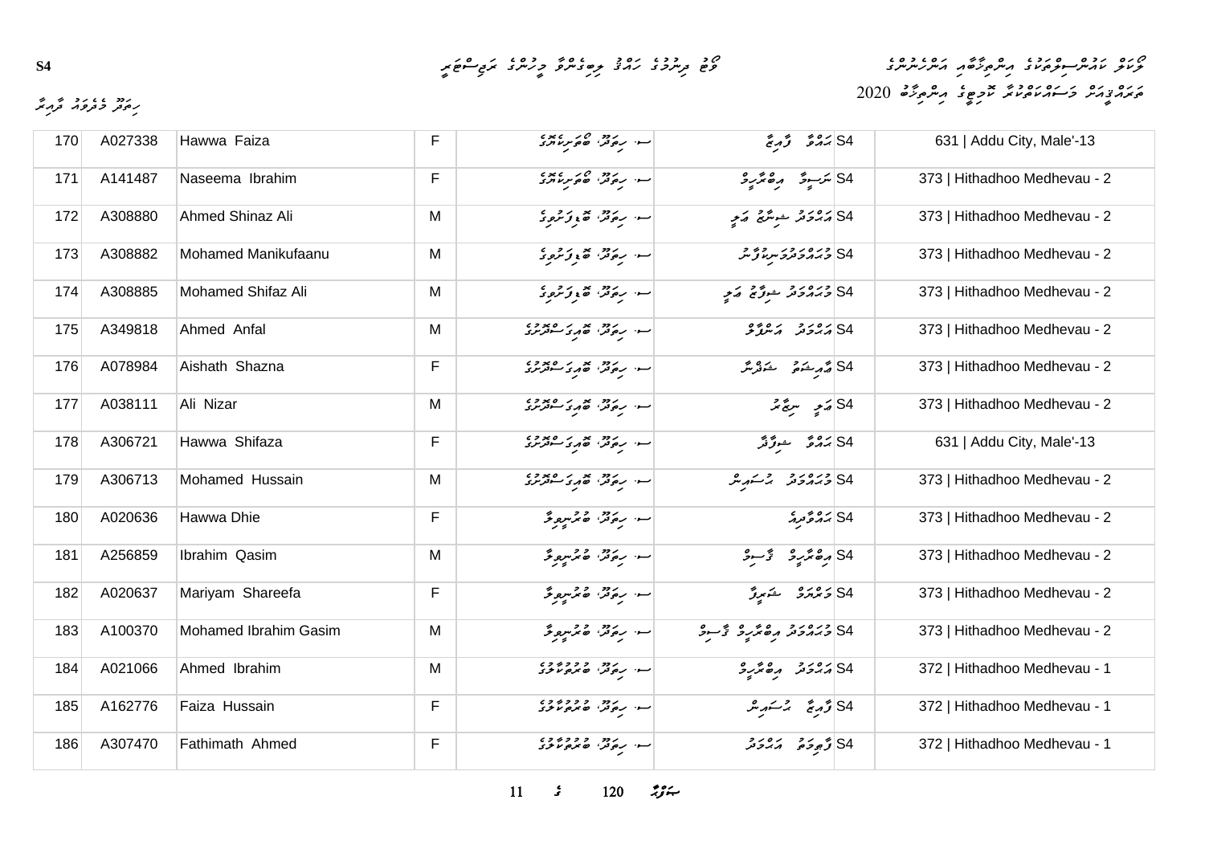| 170 | A027338 | Hawwa Faiza | F | ސ. ހިތަދޫ، ބޮވަނިކާރީގެ | ހައްވާ ފާއިޒާ S4 | 631 \| Addu City, Male'-13 |
|---|---|---|---|---|---|---|
| 171 | A141487 | Naseema Ibrahim | F | ސ. ހިތަދޫ، ބޮވަނިކާރީގެ | ނަސީމާ އިބްރާހީމް S4 | 373 \| Hithadhoo Medhevau - 2 |
| 172 | A308880 | Ahmed Shinaz Ali | M | ސ. ހިތަދޫ، ބޯޑުފަރުދުގެ | އަހުމަދު ޝިނާޒު ޢަލީ S4 | 373 \| Hithadhoo Medhevau - 2 |
| 173 | A308882 | Mohamed Manikufaanu | M | ސ. ހިތަދޫ، ބޯޑުފަރުދުގެ | މުހައްމަދު މަނިކުފާނު S4 | 373 \| Hithadhoo Medhevau - 2 |
| 174 | A308885 | Mohamed Shifaz Ali | M | ސ. ހިތަދޫ، ބޯޑުފަރުދުގެ | މުހައްމަދު ޝިފާޒު ޢަލީ S4 | 373 \| Hithadhoo Medhevau - 2 |
| 175 | A349818 | Ahmed Anfal | M | ސ. ހިތަދޫ، ބޯއިގަސްދޮރުގެ | އަހުމަދު އަންފާލު S4 | 373 \| Hithadhoo Medhevau - 2 |
| 176 | A078984 | Aishath Shazna | F | ސ. ހިތަދޫ، ބޯއިގަސްދޮރުގެ | އާއިޝަތު ޝަޒްނާ S4 | 373 \| Hithadhoo Medhevau - 2 |
| 177 | A038111 | Ali Nizar | M | ސ. ހިތަދޫ، ބޯއިގަސްދޮރުގެ | ޢަލީ ނިޒާރު S4 | 373 \| Hithadhoo Medhevau - 2 |
| 178 | A306721 | Hawwa Shifaza | F | ސ. ހިތަދޫ، ބޯއިގަސްދޮރުގެ | ހައްވާ ޝިފާޒާ S4 | 631 \| Addu City, Male'-13 |
| 179 | A306713 | Mohamed Hussain | M | ސ. ހިތަދޫ، ބޯއިގަސްދޮރުގެ | މުހައްމަދު ހުސައިން S4 | 373 \| Hithadhoo Medhevau - 2 |
| 180 | A020636 | Hawwa Dhie | F | ސ. ހިތަދޫ، ބުރުނިވިލާ | ހައްވާދިއީ S4 | 373 \| Hithadhoo Medhevau - 2 |
| 181 | A256859 | Ibrahim Qasim | M | ސ. ހިތަދޫ، ބުރުނިވިލާ | އިބްރާހީމް ޤާސިމް S4 | 373 \| Hithadhoo Medhevau - 2 |
| 182 | A020637 | Mariyam Shareefa | F | ސ. ހިތަދޫ، ބުރުނިވިލާ | މަރިޔަމް ޝަރީފާ S4 | 373 \| Hithadhoo Medhevau - 2 |
| 183 | A100370 | Mohamed Ibrahim Gasim | M | ސ. ހިތަދޫ، ބުރުނިވިލާ | މުހައްމަދު އިބްރާހީމް ގާސިމް S4 | 373 \| Hithadhoo Medhevau - 2 |
| 184 | A021066 | Ahmed Ibrahim | M | ސ. ހިތަދޫ، ބުރުޖުކޮޅުގެ | އަހުމަދު އިބްރާހީމް S4 | 372 \| Hithadhoo Medhevau - 1 |
| 185 | A162776 | Faiza Hussain | F | ސ. ހިތަދޫ، ބުރުޖުކޮޅުގެ | ފާއިޒާ ހުސައިން S4 | 372 \| Hithadhoo Medhevau - 1 |
| 186 | A307470 | Fathimath Ahmed | F | ސ. ހިތަދޫ، ބުރުޖުކޮޅުގެ | ފާތިމަތު އަހުމަދު S4 | 372 \| Hithadhoo Medhevau - 1 |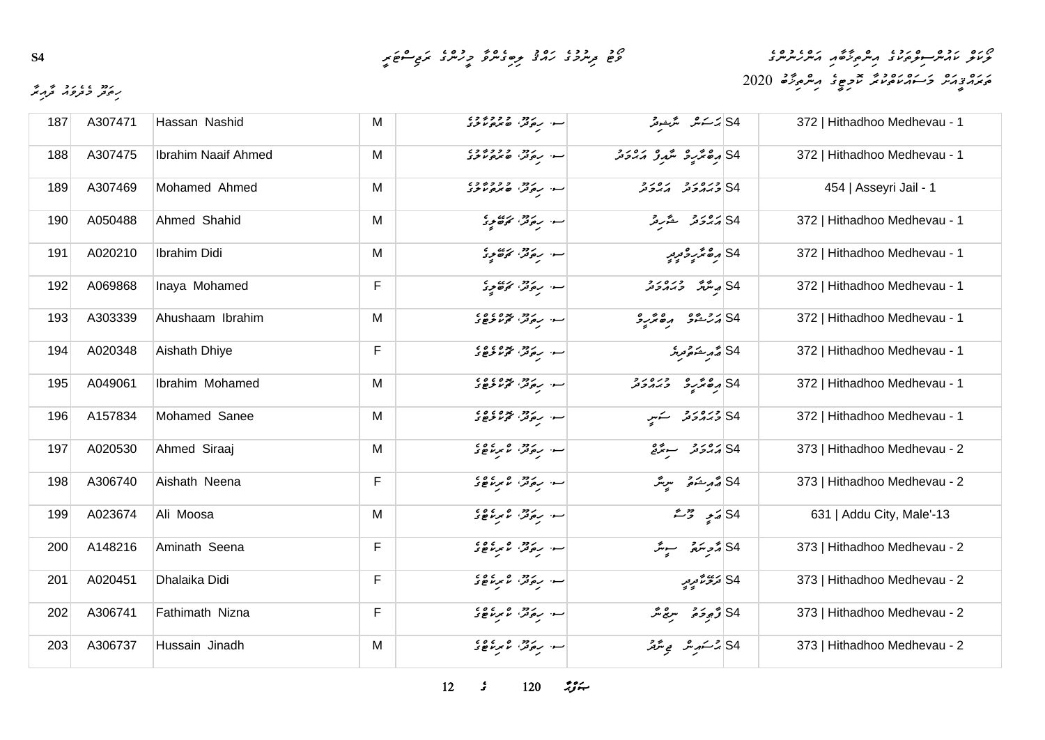| 187 | A307471 | Hassan Nashid | M | ސ. ހިތަދޫ، ބަރުބަނގުލާ | S4 ހަސަން ނާޝިދު | 372 \| Hithadhoo Medhevau - 1 |
|---|---|---|---|---|---|---|
| 188 | A307475 | Ibrahim Naaif Ahmed | M | ސ. ހިތަދޫ، ބަރުބަނގުލާ | S4 އިބްރާހީމް ނާއިފް އަހުމަދު | 372 \| Hithadhoo Medhevau - 1 |
| 189 | A307469 | Mohamed Ahmed | M | ސ. ހިތަދޫ، ބަރުބަނގުލާ | S4 މުހައްމަދު އަހުމަދު | 454 \| Asseyri Jail - 1 |
| 190 | A050488 | Ahmed Shahid | M | ސ. ހިތަދޫ، ކަބޮޑިގެ | S4 އަހުމަދު ޝާހިދު | 372 \| Hithadhoo Medhevau - 1 |
| 191 | A020210 | Ibrahim Didi | M | ސ. ހިތަދޫ، ކަބޮޑިގެ | S4 އިބްރާހީމްދީދީ | 372 \| Hithadhoo Medhevau - 1 |
| 192 | A069868 | Inaya Mohamed | F | ސ. ހިތަދޫ، ކަބޮޑިގެ | S4 އިނާޔާ މުހައްމަދު | 372 \| Hithadhoo Medhevau - 1 |
| 193 | A303339 | Ahushaam Ibrahim | M | ސ. ހިތަދޫ، ކޮށާރުވާދީ | S4 އަހުޝާމް އިބްރާހީމް | 372 \| Hithadhoo Medhevau - 1 |
| 194 | A020348 | Aishath Dhiye | F | ސ. ހިތަދޫ، ކޮށާރުވާދީ | S4 އާއިޝަތުދިޔެ | 372 \| Hithadhoo Medhevau - 1 |
| 195 | A049061 | Ibrahim Mohamed | M | ސ. ހިތަދޫ، ކޮށާރުވާދީ | S4 އިބްރާހީމް މުހައްމަދު | 372 \| Hithadhoo Medhevau - 1 |
| 196 | A157834 | Mohamed Sanee | M | ސ. ހިތަދޫ، ކޮށާރުވާދީ | S4 މުހައްމަދު ސަނީ | 372 \| Hithadhoo Medhevau - 1 |
| 197 | A020530 | Ahmed Siraaj | M | ސ. ހިތަދޫ، ކެރިކާބީ | S4 އަހުމަދު ސިރާޖު | 373 \| Hithadhoo Medhevau - 2 |
| 198 | A306740 | Aishath Neena | F | ސ. ހިތަދޫ، ކެރިކާބީ | S4 އާއިޝަތު ނީނާ | 373 \| Hithadhoo Medhevau - 2 |
| 199 | A023674 | Ali Moosa | M | ސ. ހިތަދޫ، ކެރިކާބީ | S4 އަލި މޫސާ | 631 \| Addu City, Male'-13 |
| 200 | A148216 | Aminath Seena | F | ސ. ހިތަދޫ، ކެރިކާބީ | S4 އާމިނަތު ސީނާ | 373 \| Hithadhoo Medhevau - 2 |
| 201 | A020451 | Dhalaika Didi | F | ސ. ހިތަދޫ، ކެރިކާބީ | S4 ދަލައިކާދީދީ | 373 \| Hithadhoo Medhevau - 2 |
| 202 | A306741 | Fathimath Nizna | F | ސ. ހިތަދޫ، ކެރިކާބީ | S4 ފާތިމަތު ނިޒްނާ | 373 \| Hithadhoo Medhevau - 2 |
| 203 | A306737 | Hussain Jinadh | M | ސ. ހިތަދޫ، ކެރިކާބީ | S4 ހުސައިން ޖިނާދު | 373 \| Hithadhoo Medhevau - 2 |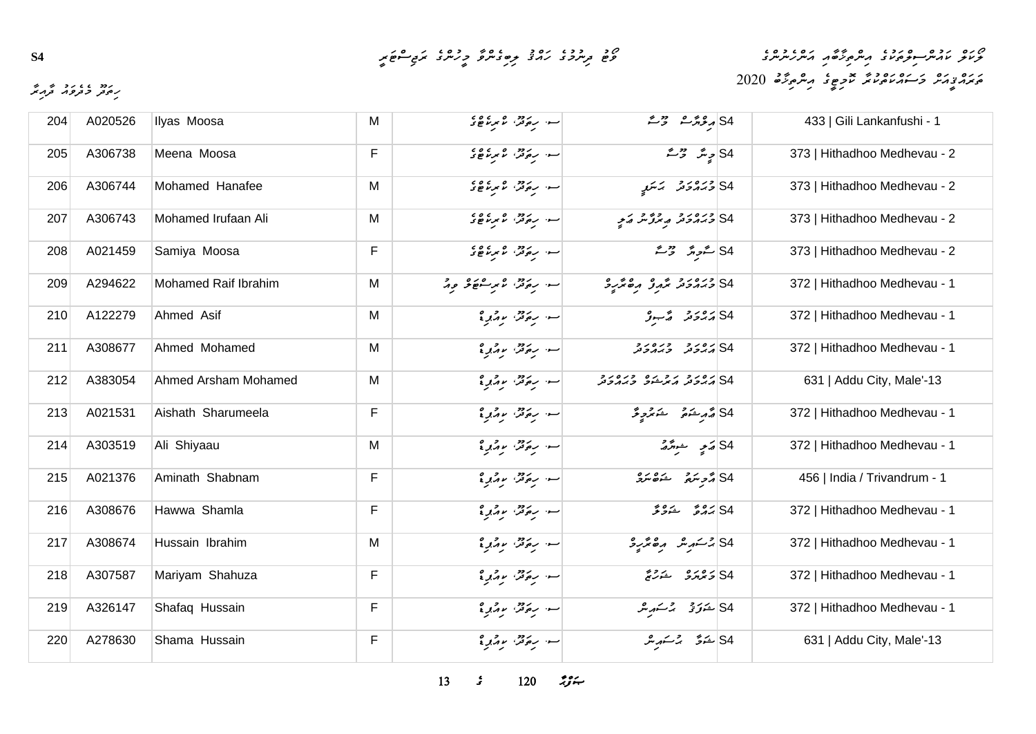| 204 | A020526 | Ilyas Moosa | M | ސ. ހިތަދޫ، ސެރީނާވިލާ | S4 | އިލްޔާސް  މޫސާ | 433 \| Gili Lankanfushi - 1 |
|---|---|---|---|---|---|---|---|
| 205 | A306738 | Meena Moosa | F | ސ. ހިތަދޫ، ސެރީނާވިލާ | S4 | މީނާ  މޫސާ | 373 \| Hithadhoo Medhevau - 2 |
| 206 | A306744 | Mohamed Hanafee | M | ސ. ހިތަދޫ، ސެރީނާވިލާ | S4 | މުހައްމަދު  ހަނަފީ | 373 \| Hithadhoo Medhevau - 2 |
| 207 | A306743 | Mohamed Irufaan Ali | M | ސ. ހިތަދޫ، ސެރީނާވިލާ | S4 | މުހައްމަދު  އިރުފާން  އަލި | 373 \| Hithadhoo Medhevau - 2 |
| 208 | A021459 | Samiya Moosa | F | ސ. ހިތަދޫ، ސެރީނާވިލާ | S4 | ސާމިޔާ  މޫސާ | 373 \| Hithadhoo Medhevau - 2 |
| 209 | A294622 | Mohamed Raif Ibrahim | M | ސ. ހިތަދޫ، ސެރީނާވިލާ ވިލާ | S4 | މުހައްމަދު  ރާއިފް  އިބްރާހީމް | 372 \| Hithadhoo Medhevau - 1 |
| 210 | A122279 | Ahmed Asif | M | ސ. ހިތަދޫ، ސިއްޔާސް | S4 | އަހްމަދު  އާސިފް | 372 \| Hithadhoo Medhevau - 1 |
| 211 | A308677 | Ahmed Mohamed | M | ސ. ހިތަދޫ، ސިއްޔާސް | S4 | އަހްމަދު  މުހައްމަދު | 372 \| Hithadhoo Medhevau - 1 |
| 212 | A383054 | Ahmed Arsham Mohamed | M | ސ. ހިތަދޫ، ސިއްޔާސް | S4 | އަހްމަދު  އަރުޝަމް  މުހައްމަދު | 631 \| Addu City, Male'-13 |
| 213 | A021531 | Aishath Sharumeela | F | ސ. ހިތަދޫ، ސިއްޔާސް | S4 | އާއިޝަތު  ޝަރުމީލާ | 372 \| Hithadhoo Medhevau - 1 |
| 214 | A303519 | Ali Shiyaau | M | ސ. ހިތަދޫ، ސިއްޔާސް | S4 | އަލި  ޝިޔާއު | 372 \| Hithadhoo Medhevau - 1 |
| 215 | A021376 | Aminath Shabnam | F | ސ. ހިތަދޫ، ސިއްޔާސް | S4 | އާމިނަތު  ޝަބްނަމް | 456 \| India / Trivandrum - 1 |
| 216 | A308676 | Hawwa Shamla | F | ސ. ހިތަދޫ، ސިއްޔާސް | S4 | ހައްވާ  ޝަމްލާ | 372 \| Hithadhoo Medhevau - 1 |
| 217 | A308674 | Hussain Ibrahim | M | ސ. ހިތަދޫ، ސިއްޔާސް | S4 | ހުސައިން  އިބްރާހީމް | 372 \| Hithadhoo Medhevau - 1 |
| 218 | A307587 | Mariyam Shahuza | F | ސ. ހިތަދޫ، ސިއްޔާސް | S4 | މަރިޔަމް  ޝަހުޒާ | 372 \| Hithadhoo Medhevau - 1 |
| 219 | A326147 | Shafaq Hussain | F | ސ. ހިތަދޫ، ސިއްޔާސް | S4 | ޝަފަޤް  ހުސައިން | 372 \| Hithadhoo Medhevau - 1 |
| 220 | A278630 | Shama Hussain | F | ސ. ހިތަދޫ، ސިއްޔާސް | S4 | ޝަމާ  ހުސައިން | 631 \| Addu City, Male'-13 |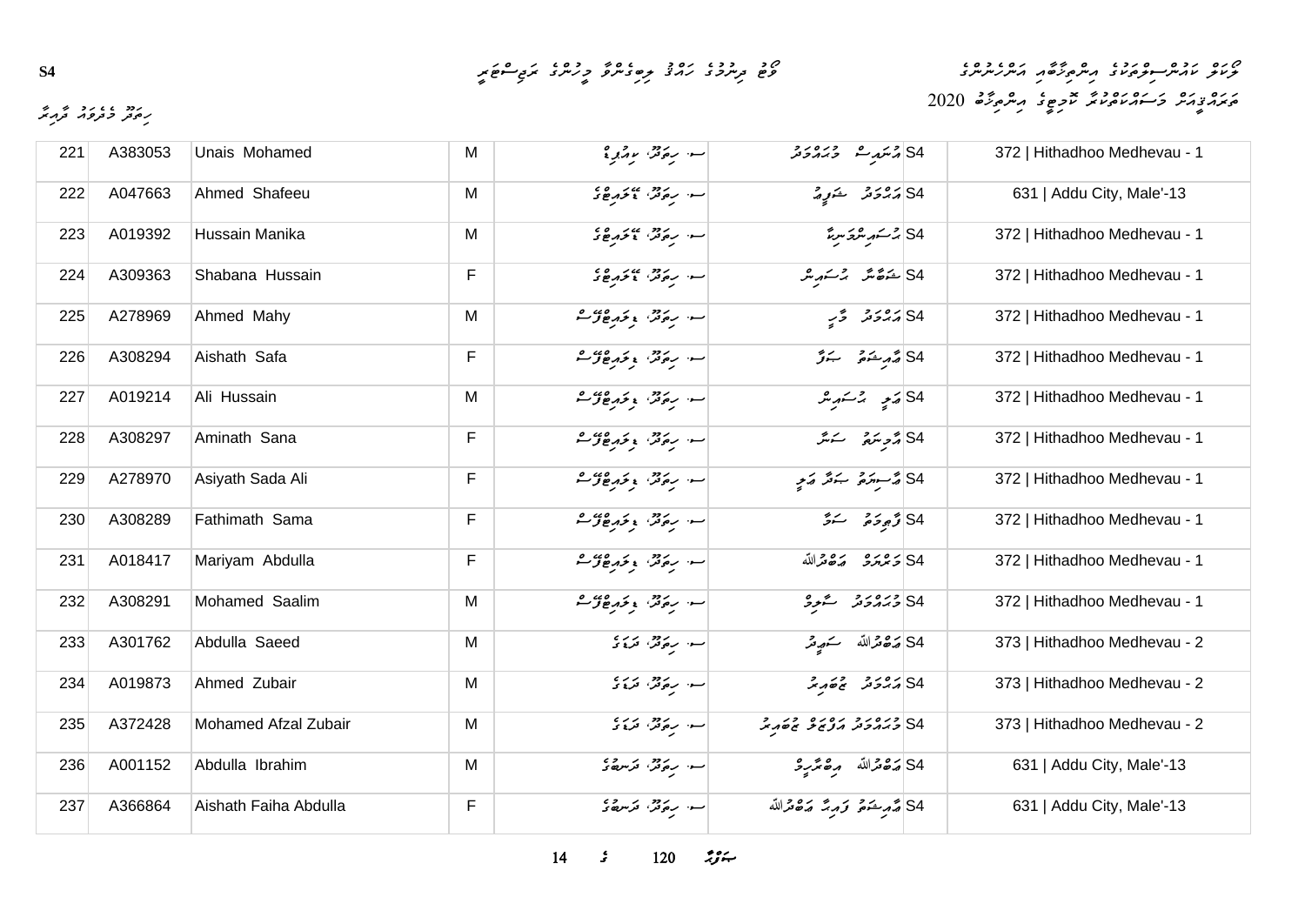| 221 | A383053 | Unais Mohamed | M | ސ. ހިތަދޫ، ޖިއުލިއް | S4 ޔުނައިސް މުޙައްމަދު | 372 \| Hithadhoo Medhevau - 1 |
|---|---|---|---|---|---|---|
| 222 | A047663 | Ahmed Shafeeu | M | ސ. ހިތަދޫ، ކޮމަރިބާގު | S4 އަޙްމަދު ޝަފީއު | 631 \| Addu City, Male'-13 |
| 223 | A019392 | Hussain Manika | M | ސ. ހިތަދޫ، ކޮމަރިބާގު | S4 ހުސައިންމަނިކާ | 372 \| Hithadhoo Medhevau - 1 |
| 224 | A309363 | Shabana Hussain | F | ސ. ހިތަދޫ، ކޮމަރިބާގު | S4 ޝަބާނާ ހުސައިން | 372 \| Hithadhoo Medhevau - 1 |
| 225 | A278969 | Ahmed Mahy | M | ސ. ހިތަދޫ، ޖިމަރިބާގުސް | S4 އަޙްމަދު މާހީ | 372 \| Hithadhoo Medhevau - 1 |
| 226 | A308294 | Aishath Safa | F | ސ. ހިތަދޫ، ޖިމަރިބާގުސް | S4 އާއިޝަތު ސަފާ | 372 \| Hithadhoo Medhevau - 1 |
| 227 | A019214 | Ali Hussain | M | ސ. ހިތަދޫ، ޖިމަރިބާގުސް | S4 އަލި ހުސައިން | 372 \| Hithadhoo Medhevau - 1 |
| 228 | A308297 | Aminath Sana | F | ސ. ހިތަދޫ، ޖިމަރިބާގުސް | S4 އާމިނަތު ސަނާ | 372 \| Hithadhoo Medhevau - 1 |
| 229 | A278970 | Asiyath Sada Ali | F | ސ. ހިތަދޫ، ޖިމަރިބާގުސް | S4 އާސިޔަތު ސަދާ އަލި | 372 \| Hithadhoo Medhevau - 1 |
| 230 | A308289 | Fathimath Sama | F | ސ. ހިތަދޫ، ޖިމަރިބާގުސް | S4 ފާތިމަތު ސަމާ | 372 \| Hithadhoo Medhevau - 1 |
| 231 | A018417 | Mariyam Abdulla | F | ސ. ހިތަދޫ، ޖިމަރިބާގުސް | S4 މަރިޔަމް އަބްދުﷲ | 372 \| Hithadhoo Medhevau - 1 |
| 232 | A308291 | Mohamed Saalim | M | ސ. ހިތަދޫ، ޖިމަރިބާގުސް | S4 މުޙައްމަދު ސާލިމް | 372 \| Hithadhoo Medhevau - 1 |
| 233 | A301762 | Abdulla Saeed | M | ސ. ހިތަދޫ، ދަރަގެ | S4 އަބްދުﷲ ސައީދު | 373 \| Hithadhoo Medhevau - 2 |
| 234 | A019873 | Ahmed Zubair | M | ސ. ހިތަދޫ، ދަރަގެ | S4 އަޙްމަދު ޒުބައިރު | 373 \| Hithadhoo Medhevau - 2 |
| 235 | A372428 | Mohamed Afzal Zubair | M | ސ. ހިތަދޫ، ދަރަގެ | S4 މުޙައްމަދު އަފްޒަލް ޒުބައިރު | 373 \| Hithadhoo Medhevau - 2 |
| 236 | A001152 | Abdulla Ibrahim | M | ސ. ހިތަދޫ، ދަނޑުގެ | S4 އަބްދުﷲ އިބްރާހީމް | 631 \| Addu City, Male'-13 |
| 237 | A366864 | Aishath Faiha Abdulla | F | ސ. ހިތަދޫ، ދަނޑުގެ | S4 އާއިޝަތު ފައިހާ އަބްދުﷲ | 631 \| Addu City, Male'-13 |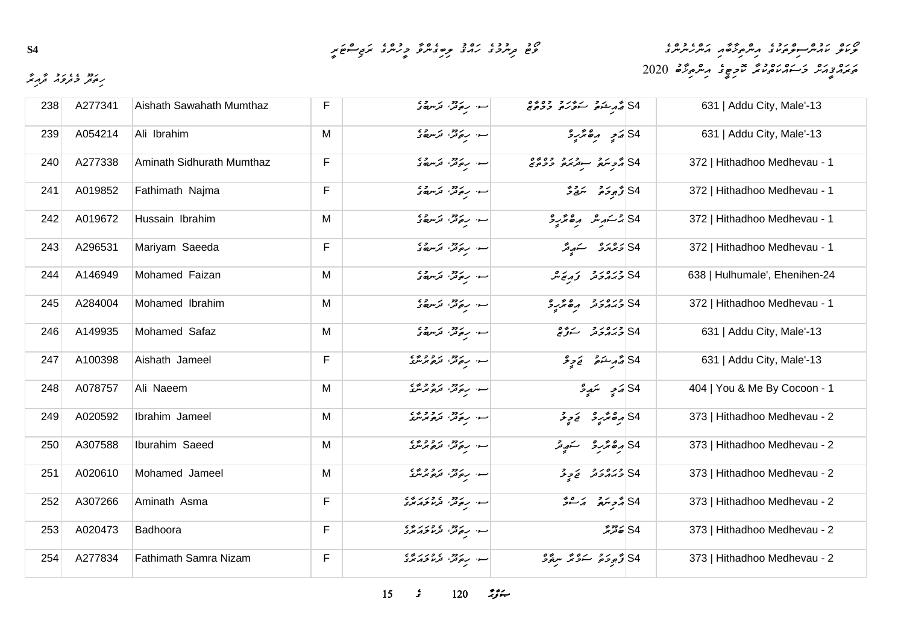| 238 | A277341 | Aishath Sawahath Mumthaz | F | ސ. ހިތަދޫ، ދަނބުގެ | S4 ޢާއިޝަތު ސަވާހަތު މުމްތާޒު | 631 \| Addu City, Male'-13 |
|---|---|---|---|---|---|---|
| 239 | A054214 | Ali Ibrahim | M | ސ. ހިތަދޫ، ދަނބުގެ | S4 ޢަލި އިބްރާހީމް | 631 \| Addu City, Male'-13 |
| 240 | A277338 | Aminath Sidhurath Mumthaz | F | ސ. ހިތަދޫ، ދަނބުގެ | S4 އާމިނަތު ސިދުރަތު މުމްތާޒު | 372 \| Hithadhoo Medhevau - 1 |
| 241 | A019852 | Fathimath Najma | F | ސ. ހިތަދޫ، ދަނބުގެ | S4 ފާތިމަތު ނަޖްމާ | 372 \| Hithadhoo Medhevau - 1 |
| 242 | A019672 | Hussain Ibrahim | M | ސ. ހިތަދޫ، ދަނބުގެ | S4 ހުސައިން އިބްރާހީމް | 372 \| Hithadhoo Medhevau - 1 |
| 243 | A296531 | Mariyam Saeeda | F | ސ. ހިތަދޫ، ދަނބުގެ | S4 މަރިޔަމް ސަޢީދާ | 372 \| Hithadhoo Medhevau - 1 |
| 244 | A146949 | Mohamed Faizan | M | ސ. ހިތަދޫ، ދަނބުގެ | S4 މުހައްމަދު ފައިޒާން | 638 \| Hulhumale', Ehenihen-24 |
| 245 | A284004 | Mohamed Ibrahim | M | ސ. ހިތަދޫ، ދަނބުގެ | S4 މުހައްމަދު އިބްރާހީމް | 372 \| Hithadhoo Medhevau - 1 |
| 246 | A149935 | Mohamed Safaz | M | ސ. ހިތަދޫ، ދަނބުގެ | S4 މުހައްމަދު ސަފާޒް | 631 \| Addu City, Male'-13 |
| 247 | A100398 | Aishath Jameel | F | ސ. ހިތަދޫ، ދަރުމަވަންތަގެ | S4 ޢާއިޝަތު ޖަމީލާ | 631 \| Addu City, Male'-13 |
| 248 | A078757 | Ali Naeem | M | ސ. ހިތަދޫ، ދަރުމަވަންތަގެ | S4 ޢަލި ނަޢީމް | 404 \| You & Me By Cocoon - 1 |
| 249 | A020592 | Ibrahim Jameel | M | ސ. ހިތަދޫ، ދަރުމަވަންތަގެ | S4 އިބްރާހީމް ޖަމީލް | 373 \| Hithadhoo Medhevau - 2 |
| 250 | A307588 | Iburahim Saeed | M | ސ. ހިތަދޫ، ދަރުމަވަންތަގެ | S4 އިބްރާހީމް ސަޢީދު | 373 \| Hithadhoo Medhevau - 2 |
| 251 | A020610 | Mohamed Jameel | M | ސ. ހިތަދޫ، ދަރުމަވަންތަގެ | S4 މުހައްމަދު ޖަމީލް | 373 \| Hithadhoo Medhevau - 2 |
| 252 | A307266 | Aminath Asma | F | ސ. ހިތަދޫ، ދޫނިމަގުގެ | S4 އާމިނަތު އަސްމާ | 373 \| Hithadhoo Medhevau - 2 |
| 253 | A020473 | Badhoora | F | ސ. ހިތަދޫ، ދޫނިމަގުގެ | S4 ބަދޫރާ | 373 \| Hithadhoo Medhevau - 2 |
| 254 | A277834 | Fathimath Samra Nizam | F | ސ. ހިތަދޫ، ދޫނިމަގުގެ | S4 ފާތިމަތު ސަމްރާ ނިޒާމް | 373 \| Hithadhoo Medhevau - 2 |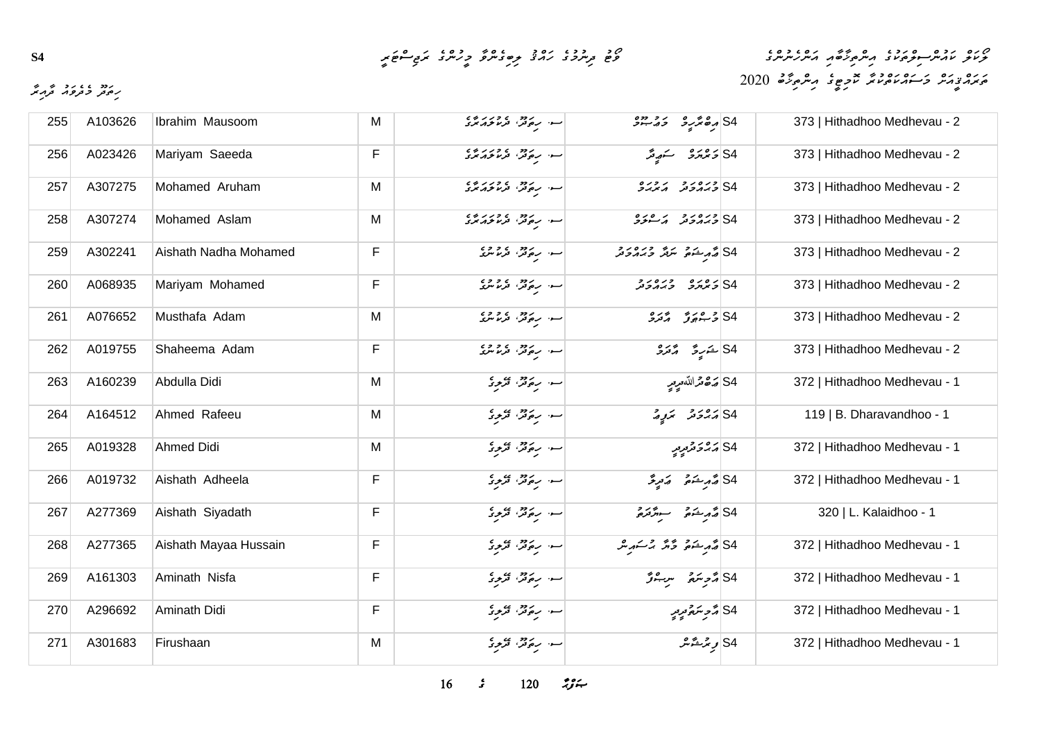| 255 | A103626 | Ibrahim Mausoom | M | ސ. ހިތަދޫ، ދުނިމަގުއަރާގެ | S4 | ރިބްރާހިމް މައުސޫމް | 373 \| Hithadhoo Medhevau - 2 |
|---|---|---|---|---|---|---|---|
| 256 | A023426 | Mariyam Saeeda | F | ސ. ހިތަދޫ، ދުނިމަގުއަރާގެ | S4 | މަރިޔަމް ސައީދާ | 373 \| Hithadhoo Medhevau - 2 |
| 257 | A307275 | Mohamed Aruham | M | ސ. ހިތަދޫ، ދުނިމަގުއަރާގެ | S4 | މުހައްމަދު އަރުހަމް | 373 \| Hithadhoo Medhevau - 2 |
| 258 | A307274 | Mohamed Aslam | M | ސ. ހިތަދޫ، ދުނިމަގުއަރާގެ | S4 | މުހައްމަދު އަސްލަމް | 373 \| Hithadhoo Medhevau - 2 |
| 259 | A302241 | Aishath Nadha Mohamed | F | ސ. ހިތަދޫ، ދުނިއަސް | S4 | އާއިޝަތު ނަދާ މުހައްމަދު | 373 \| Hithadhoo Medhevau - 2 |
| 260 | A068935 | Mariyam Mohamed | F | ސ. ހިތަދޫ، ދުނިއަސް | S4 | މަރިޔަމް މުހައްމަދު | 373 \| Hithadhoo Medhevau - 2 |
| 261 | A076652 | Musthafa Adam | M | ސ. ހިތަދޫ، ދުނިއަސް | S4 | މުސްތަފާ އާދަމް | 373 \| Hithadhoo Medhevau - 2 |
| 262 | A019755 | Shaheema Adam | F | ސ. ހިތަދޫ، ދުނިއަސް | S4 | ޝަހީމާ އާދަމް | 373 \| Hithadhoo Medhevau - 2 |
| 263 | A160239 | Abdulla Didi | M | ސ. ހިތަދޫ، ދޮރުގެ | S4 | އަބްދުاللهދީދީ | 372 \| Hithadhoo Medhevau - 1 |
| 264 | A164512 | Ahmed Rafeeu | M | ސ. ހިތަދޫ، ދޮރުގެ | S4 | އަހްމަދު ރަފީއު | 119 \| B. Dharavandhoo - 1 |
| 265 | A019328 | Ahmed Didi | M | ސ. ހިތަދޫ، ދޮރުގެ | S4 | އަހްމަދުދީދީ | 372 \| Hithadhoo Medhevau - 1 |
| 266 | A019732 | Aishath Adheela | F | ސ. ހިތަދޫ، ދޮރުގެ | S4 | އާއިޝަތު އަދީލާ | 372 \| Hithadhoo Medhevau - 1 |
| 267 | A277369 | Aishath Siyadath | F | ސ. ހިތަދޫ، ދޮރުގެ | S4 | އާއިޝަތު ސިޔާދަތު | 320 \| L. Kalaidhoo - 1 |
| 268 | A277365 | Aishath Mayaa Hussain | F | ސ. ހިތަދޫ، ދޮރުގެ | S4 | އާއިޝަތު މާޔާ ހުސައިން | 372 \| Hithadhoo Medhevau - 1 |
| 269 | A161303 | Aminath Nisfa | F | ސ. ހިތަދޫ، ދޮރުގެ | S4 | އާމިނަތު ނިސްފާ | 372 \| Hithadhoo Medhevau - 1 |
| 270 | A296692 | Aminath Didi | F | ސ. ހިތަދޫ، ދޮރުގެ | S4 | އާމިނަތުދީދީ | 372 \| Hithadhoo Medhevau - 1 |
| 271 | A301683 | Firushaan | M | ސ. ހިތަދޫ، ދޮރުގެ | S4 | ފިރުޝާން | 372 \| Hithadhoo Medhevau - 1 |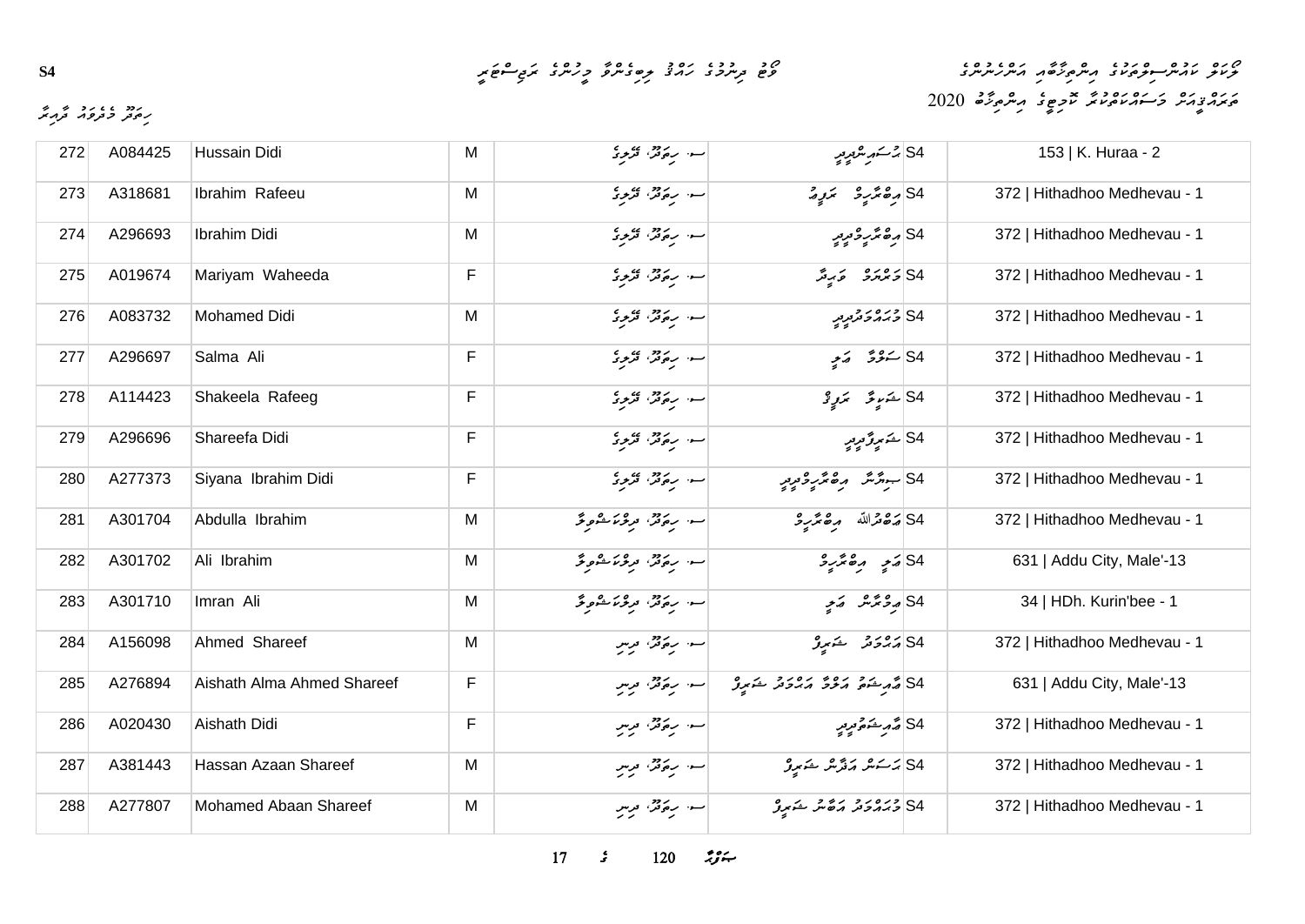| 272 | A084425 | Hussain Didi | M | ސ. ހިތަދޫ، ދޮރުވީ | S4 ޙުސައިންދީދީ | 153 \| K. Huraa - 2 |
|---|---|---|---|---|---|---|
| 273 | A318681 | Ibrahim Rafeeu | M | ސ. ހިތަދޫ، ދޮރުވީ | S4 އިބްރާހީމް ރަފީޢު | 372 \| Hithadhoo Medhevau - 1 |
| 274 | A296693 | Ibrahim Didi | M | ސ. ހިތަދޫ، ދޮރުވީ | S4 އިބްރާހީމްދީދީ | 372 \| Hithadhoo Medhevau - 1 |
| 275 | A019674 | Mariyam Waheeda | F | ސ. ހިތަދޫ، ދޮރުވީ | S4 މަރިޔަމް ވަޙީދާ | 372 \| Hithadhoo Medhevau - 1 |
| 276 | A083732 | Mohamed Didi | M | ސ. ހިތަދޫ، ދޮރުވީ | S4 މުޙައްމަދުދީދީ | 372 \| Hithadhoo Medhevau - 1 |
| 277 | A296697 | Salma Ali | F | ސ. ހިތަދޫ، ދޮރުވީ | S4 ސަލްމާ ޢަލީ | 372 \| Hithadhoo Medhevau - 1 |
| 278 | A114423 | Shakeela Rafeeg | F | ސ. ހިތަދޫ، ދޮރުވީ | S4 ޝަކީލާ ރަފީގު | 372 \| Hithadhoo Medhevau - 1 |
| 279 | A296696 | Shareefa Didi | F | ސ. ހިތަދޫ، ދޮރުވީ | S4 ޝަރީފާދީދީ | 372 \| Hithadhoo Medhevau - 1 |
| 280 | A277373 | Siyana Ibrahim Didi | F | ސ. ހިތަދޫ، ދޮރުވީ | S4 ސިޔާނާ އިބްރާހީމްދީދީ | 372 \| Hithadhoo Medhevau - 1 |
| 281 | A301704 | Abdulla Ibrahim | M | ސ. ހިތަދޫ، ދިލްޝާދުވިލާ | S4 އަބްދުﷲ އިބްރާހީމް | 372 \| Hithadhoo Medhevau - 1 |
| 282 | A301702 | Ali Ibrahim | M | ސ. ހިތަދޫ، ދިލްޝާދުވިލާ | S4 ޢަލީ އިބްރާހީމް | 631 \| Addu City, Male'-13 |
| 283 | A301710 | Imran Ali | M | ސ. ހިތަދޫ، ދިލްޝާދުވިލާ | S4 އިމްރާން ޢަލީ | 34 \| HDh. Kurin'bee - 1 |
| 284 | A156098 | Ahmed Shareef | M | ސ. ހިތަދޫ، ދިނީ | S4 އަޙްމަދު ޝަރީފު | 372 \| Hithadhoo Medhevau - 1 |
| 285 | A276894 | Aishath Alma Ahmed Shareef | F | ސ. ހިތަދޫ، ދިނީ | S4 ޢާއިޝަތު އަލްމާ އަޙްމަދު ޝަރީފު | 631 \| Addu City, Male'-13 |
| 286 | A020430 | Aishath Didi | F | ސ. ހިތަދޫ، ދިނީ | S4 ޢާއިޝަތުދީދީ | 372 \| Hithadhoo Medhevau - 1 |
| 287 | A381443 | Hassan Azaan Shareef | M | ސ. ހިތަދޫ، ދިނީ | S4 ޙަސަން އަޛާން ޝަރީފު | 372 \| Hithadhoo Medhevau - 1 |
| 288 | A277807 | Mohamed Abaan Shareef | M | ސ. ހިތަދޫ، ދިނީ | S4 މުޙައްމަދު އަބާން ޝަރީފު | 372 \| Hithadhoo Medhevau - 1 |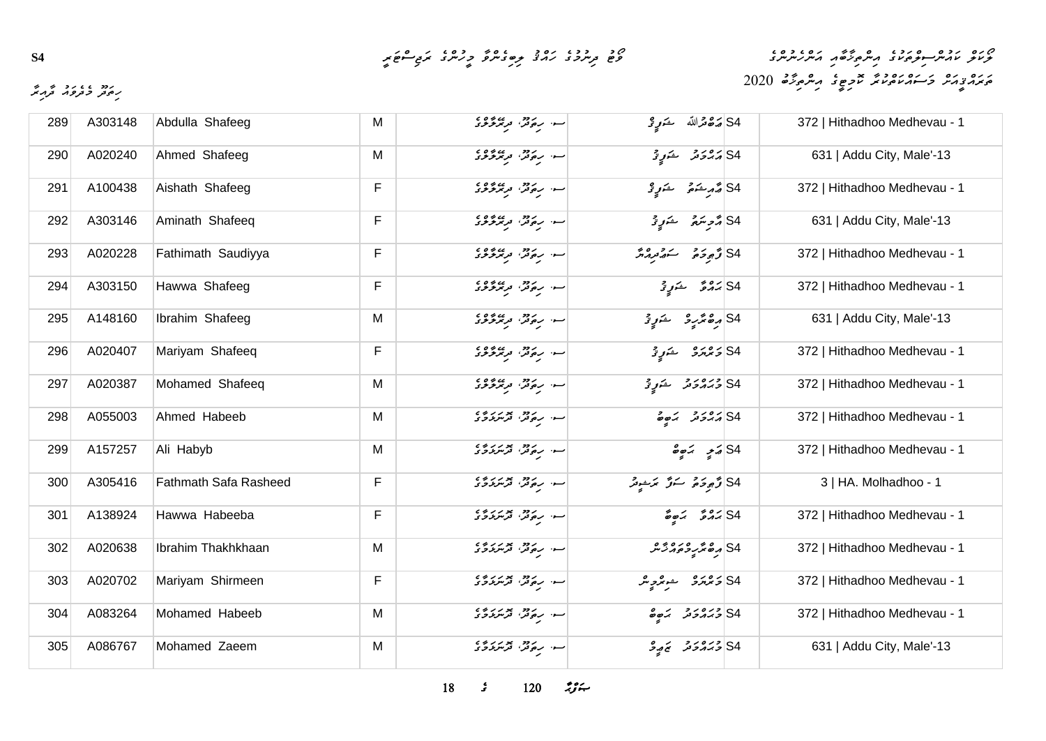| 289 | A303148 | Abdulla Shafeeg | M | ސ. ހިތަދޫ، ދިރާގުގެ | S4 އަބްދުاللهِ ޝަފީގު | 372 \| Hithadhoo Medhevau - 1 |
|---|---|---|---|---|---|---|
| 290 | A020240 | Ahmed Shafeeg | M | ސ. ހިތަދޫ، ދިރާގުގެ | S4 އަހްމަދު ޝަފީގު | 631 \| Addu City, Male'-13 |
| 291 | A100438 | Aishath Shafeeg | F | ސ. ހިތަދޫ، ދިރާގުގެ | S4 އާއިޝަތު ޝަފީގު | 372 \| Hithadhoo Medhevau - 1 |
| 292 | A303146 | Aminath Shafeeq | F | ސ. ހިތަދޫ، ދިރާގުގެ | S4 އާމިނަތު ޝަފީޤު | 631 \| Addu City, Male'-13 |
| 293 | A020228 | Fathimath Saudiyya | F | ސ. ހިތަދޫ، ދިރާގުގެ | S4 ފާތިމަތު ސައުދިއްޔާ | 372 \| Hithadhoo Medhevau - 1 |
| 294 | A303150 | Hawwa Shafeeg | F | ސ. ހިތަދޫ، ދިރާގުގެ | S4 ހައްވާ ޝަފީގު | 372 \| Hithadhoo Medhevau - 1 |
| 295 | A148160 | Ibrahim Shafeeg | M | ސ. ހިތަދޫ، ދިރާގުގެ | S4 އިބްރާހީމް ޝަފީގު | 631 \| Addu City, Male'-13 |
| 296 | A020407 | Mariyam Shafeeq | F | ސ. ހިތަދޫ، ދިރާގުގެ | S4 މަރިޔަމް ޝަފީޤު | 372 \| Hithadhoo Medhevau - 1 |
| 297 | A020387 | Mohamed Shafeeq | M | ސ. ހިތަދޫ، ދިރާގުގެ | S4 މުހައްމަދު ޝަފީޤު | 372 \| Hithadhoo Medhevau - 1 |
| 298 | A055003 | Ahmed Habeeb | M | ސ. ހިތަދޫ، ދޫނިދަމާގެ | S4 އަހްމަދު ހަބީބު | 372 \| Hithadhoo Medhevau - 1 |
| 299 | A157257 | Ali Habyb | M | ސ. ހިތަދޫ، ދޫނިދަމާގެ | S4 އަލީ ހަބީބު | 372 \| Hithadhoo Medhevau - 1 |
| 300 | A305416 | Fathmath Safa Rasheed | F | ސ. ހިތަދޫ، ދޫނިދަމާގެ | S4 ފާތިމަތު ސަފާ ރަޝީދު | 3 \| HA. Molhadhoo - 1 |
| 301 | A138924 | Hawwa Habeeba | F | ސ. ހިތަދޫ، ދޫނިދަމާގެ | S4 ހައްވާ ހަބީބާ | 372 \| Hithadhoo Medhevau - 1 |
| 302 | A020638 | Ibrahim Thakhkhaan | M | ސ. ހިތަދޫ، ދޫނިދަމާގެ | S4 އިބްރާހީމްތައްޚާން | 372 \| Hithadhoo Medhevau - 1 |
| 303 | A020702 | Mariyam Shirmeen | F | ސ. ހިތަދޫ، ދޫނިދަމާގެ | S4 މަރިޔަމް ޝިރުމީން | 372 \| Hithadhoo Medhevau - 1 |
| 304 | A083264 | Mohamed Habeeb | M | ސ. ހިތަދޫ، ދޫނިދަމާގެ | S4 މުހައްމަދު ހަބީބު | 372 \| Hithadhoo Medhevau - 1 |
| 305 | A086767 | Mohamed Zaeem | M | ސ. ހިތަދޫ، ދޫނިދަމާގެ | S4 މުހައްމަދު ޒަޢީމް | 631 \| Addu City, Male'-13 |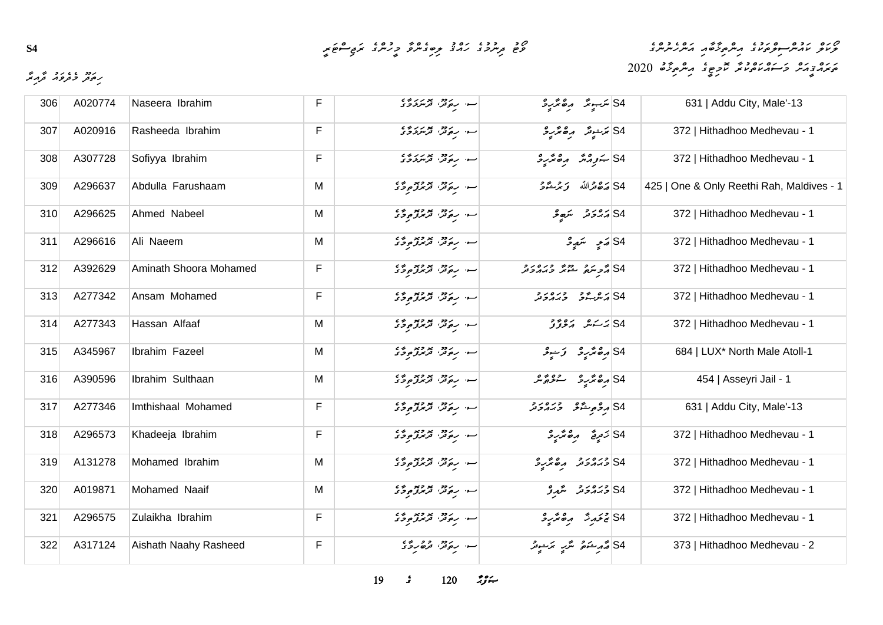| 306 | A020774 | Naseera Ibrahim | F | سه رەتر، ترسرترترى | S4 سَرَسِيرَ رەترىرى | 631 \| Addu City, Male'-13 |
|---|---|---|---|---|---|---|
| 307 | A020916 | Rasheeda Ibrahim | F | سه رەتر، ترسرترترى | S4 بَرَسْوِتَرَ رەترىرى | 372 \| Hithadhoo Medhevau - 1 |
| 308 | A307728 | Sofiyya Ibrahim | F | سه رەتر، ترسرترترى | S4 سِتَورەتر رەترىرى | 372 \| Hithadhoo Medhevau - 1 |
| 309 | A296637 | Abdulla Farushaam | M | سه رەتر، ترىترومۇترى | S4 رَەْتَرَاللّه وَىرشَمَ | 425 \| One & Only Reethi Rah, Maldives - 1 |
| 310 | A296625 | Ahmed Nabeel | M | سه رەتر، ترىترومۇترى | S4 رَبْرَوَتْر سَرِهِ وْ | 372 \| Hithadhoo Medhevau - 1 |
| 311 | A296616 | Ali Naeem | M | سه رەتر، ترىترومۇترى | S4 رَمِ سَمِرِ وْ | 372 \| Hithadhoo Medhevau - 1 |
| 312 | A392629 | Aminath Shoora Mohamed | F | سه رەتر، ترىترومۇترى | S4 رَّحِسَعْ شْتَرَ وَرَرْوَتْر | 372 \| Hithadhoo Medhevau - 1 |
| 313 | A277342 | Ansam Mohamed | F | سه رەتر، ترىترومۇترى | S4 رَسْرَسُتْرَ وَرَرْوَتْر | 372 \| Hithadhoo Medhevau - 1 |
| 314 | A277343 | Hassan Alfaaf | M | سه رەتر، ترىترومۇترى | S4 بَرَسَتْر رَبْوَتْرَ | 372 \| Hithadhoo Medhevau - 1 |
| 315 | A345967 | Ibrahim Fazeel | M | سه رەتر، ترىترومۇترى | S4 رەترىرى وَسِوْ | 684 \| LUX* North Male Atoll-1 |
| 316 | A390596 | Ibrahim Sulthaan | M | سه رەتر، ترىترومۇترى | S4 رەترىرى سُتْرَمَسْ | 454 \| Asseyri Jail - 1 |
| 317 | A277346 | Imthishaal Mohamed | F | سه رەتر، ترىترومۇترى | S4 رِدْهِشَوْ وَرَرْوَتْر | 631 \| Addu City, Male'-13 |
| 318 | A296573 | Khadeeja Ibrahim | F | سه رەتر، ترىترومۇترى | S4 رَمِيعَ رەترىرى | 372 \| Hithadhoo Medhevau - 1 |
| 319 | A131278 | Mohamed Ibrahim | M | سه رەتر، ترىترومۇترى | S4 وَرَرْوَتْر رەترىرى | 372 \| Hithadhoo Medhevau - 1 |
| 320 | A019871 | Mohamed Naaif | M | سه رەتر، ترىترومۇترى | S4 وَرَرْوَتْر سَمِرْ | 372 \| Hithadhoo Medhevau - 1 |
| 321 | A296575 | Zulaikha Ibrahim | F | سه رەتر، ترىترومۇترى | S4 نْجَرِرْ رەترىرى | 372 \| Hithadhoo Medhevau - 1 |
| 322 | A317124 | Aishath Naahy Rasheed | F | سه رەتر، ترەرۇرى | S4 رَمْرِشَعْ سَرِ بَرَشِيْتَر | 373 \| Hithadhoo Medhevau - 2 |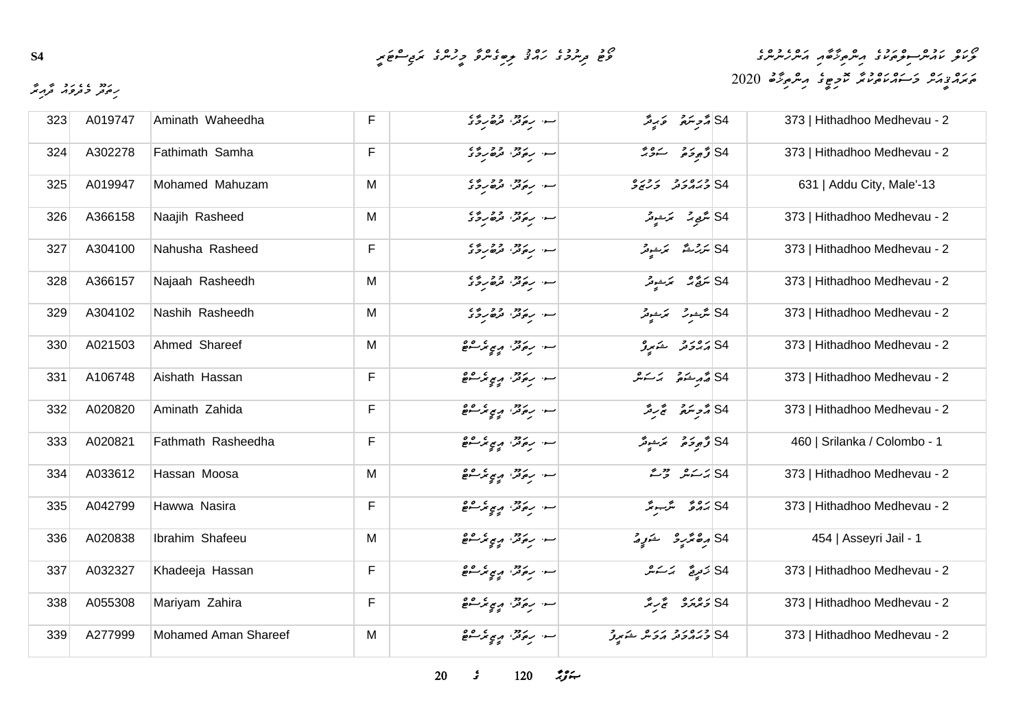| 323 | A019747 | Aminath Waheedha | F | ސ. ހިތަދޫ، ދުބުރުވާގެ | S4 އާމިނަތު ވަހީދާ | 373 \| Hithadhoo Medhevau - 2 |
|---|---|---|---|---|---|---|
| 324 | A302278 | Fathimath Samha | F | ސ. ހިތަދޫ، ދުބުރުވާގެ | S4 ފާތިމަތު ސަމްހާ | 373 \| Hithadhoo Medhevau - 2 |
| 325 | A019947 | Mohamed Mahuzam | M | ސ. ހިތަދޫ، ދުބުރުވާގެ | S4 މުހައްމަދު މަހުޒަމް | 631 \| Addu City, Male'-13 |
| 326 | A366158 | Naajih Rasheed | M | ސ. ހިތަދޫ، ދުބުރުވާގެ | S4 ނާޖިހު ރަޝީދު | 373 \| Hithadhoo Medhevau - 2 |
| 327 | A304100 | Nahusha Rasheed | F | ސ. ހިތަދޫ، ދުބުރުވާގެ | S4 ނަހުޝާ ރަޝީދު | 373 \| Hithadhoo Medhevau - 2 |
| 328 | A366157 | Najaah Rasheedh | M | ސ. ހިތަދޫ، ދުބުރުވާގެ | S4 ނަޖާހު ރަޝީދު | 373 \| Hithadhoo Medhevau - 2 |
| 329 | A304102 | Nashih Rasheedh | M | ސ. ހިތަދޫ، ދުބުރުވާގެ | S4 ނާޝިހު ރަޝީދު | 373 \| Hithadhoo Medhevau - 2 |
| 330 | A021503 | Ahmed Shareef | M | ސ. ހިތަދޫ، އީޕީރޯސް | S4 އަހުމަދު ޝަރީފު | 373 \| Hithadhoo Medhevau - 2 |
| 331 | A106748 | Aishath Hassan | F | ސ. ހިތަދޫ، އީޕީރޯސް | S4 އާއިޝަތު ހަސަން | 373 \| Hithadhoo Medhevau - 2 |
| 332 | A020820 | Aminath Zahida | F | ސ. ހިތަދޫ، އީޕީރޯސް | S4 އާމިނަތު ޒާހިދާ | 373 \| Hithadhoo Medhevau - 2 |
| 333 | A020821 | Fathmath Rasheedha | F | ސ. ހިތަދޫ، އީޕީރޯސް | S4 ފާތިމަތު ރަޝީދާ | 460 \| Srilanka / Colombo - 1 |
| 334 | A033612 | Hassan Moosa | M | ސ. ހިތަދޫ، އީޕީރޯސް | S4 ހަސަން މޫސާ | 373 \| Hithadhoo Medhevau - 2 |
| 335 | A042799 | Hawwa Nasira | F | ސ. ހިތަދޫ، އީޕީރޯސް | S4 ހައްވާ ނާސިރާ | 373 \| Hithadhoo Medhevau - 2 |
| 336 | A020838 | Ibrahim Shafeeu | M | ސ. ހިތަދޫ، އީޕީރޯސް | S4 އިބްރާހީމް ޝަފީއު | 454 \| Asseyri Jail - 1 |
| 337 | A032327 | Khadeeja Hassan | F | ސ. ހިތަދޫ، އީޕީރޯސް | S4 ޚަދީޖާ ހަސަން | 373 \| Hithadhoo Medhevau - 2 |
| 338 | A055308 | Mariyam Zahira | F | ސ. ހިތަދޫ، އީޕީރޯސް | S4 މަރިޔަމް ޒާހިރާ | 373 \| Hithadhoo Medhevau - 2 |
| 339 | A277999 | Mohamed Aman Shareef | M | ސ. ހިތަދޫ، އީޕީރޯސް | S4 މުހައްމަދު އަމާން ޝަރީފު | 373 \| Hithadhoo Medhevau - 2 |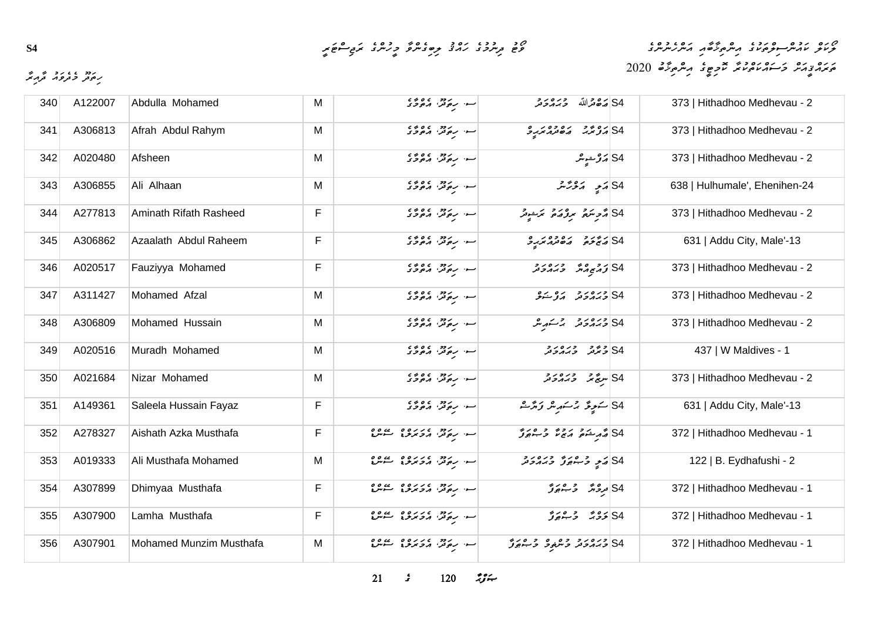| 340 | A122007 | Abdulla Mohamed | M | ސ. ހިތަދޫ، އަތޮމާގެ | S4 އަބްދުﷲ މުހައްމަދު | 373 \| Hithadhoo Medhevau - 2 |
|---|---|---|---|---|---|---|
| 341 | A306813 | Afrah Abdul Rahym | M | ސ. ހިތަދޫ، އަތޮމާގެ | S4 އަފްރާހް އަބްދުއްރަހީމް | 373 \| Hithadhoo Medhevau - 2 |
| 342 | A020480 | Afsheen | M | ސ. ހިތަދޫ، އަތޮމާގެ | S4 އަފްޝީން | 373 \| Hithadhoo Medhevau - 2 |
| 343 | A306855 | Ali Alhaan | M | ސ. ހިތަދޫ، އަތޮމާގެ | S4 އަލީ އަލްހާން | 638 \| Hulhumale', Ehenihen-24 |
| 344 | A277813 | Aminath Rifath Rasheed | F | ސ. ހިތަދޫ، އަތޮމާގެ | S4 އާމިނަތު ރިފްއަތު ރަޝީދު | 373 \| Hithadhoo Medhevau - 2 |
| 345 | A306862 | Azaalath Abdul Raheem | F | ސ. ހިތަދޫ، އަތޮމާގެ | S4 އަޒާލަތު އަބްދުއްރަހީމް | 631 \| Addu City, Male'-13 |
| 346 | A020517 | Fauziyya Mohamed | F | ސ. ހިތަދޫ، އަތޮމާގެ | S4 ފައުޒިއްޔާ މުހައްމަދު | 373 \| Hithadhoo Medhevau - 2 |
| 347 | A311427 | Mohamed Afzal | M | ސ. ހިތަދޫ، އަތޮމާގެ | S4 މުހައްމަދު އަފްޒަލް | 373 \| Hithadhoo Medhevau - 2 |
| 348 | A306809 | Mohamed Hussain | M | ސ. ހިތަދޫ، އަތޮމާގެ | S4 މުހައްމަދު ހުސައިން | 373 \| Hithadhoo Medhevau - 2 |
| 349 | A020516 | Muradh Mohamed | M | ސ. ހިތަދޫ، އަތޮމާގެ | S4 މުރާދު މުހައްމަދު | 437 \| W Maldives - 1 |
| 350 | A021684 | Nizar Mohamed | M | ސ. ހިތަދޫ، އަތޮމާގެ | S4 ނިޒާރު މުހައްމަދު | 373 \| Hithadhoo Medhevau - 2 |
| 351 | A149361 | Saleela Hussain Fayaz | F | ސ. ހިތަދޫ، އަތޮމާގެ | S4 ސަލީލާ ހުސައިން ފަޔާޒް | 631 \| Addu City, Male'-13 |
| 352 | A278327 | Aishath Azka Musthafa | F | ސ. ހިތަދޫ، އެމަރަލްޑް ސަން | S4 އާއިޝަތު އަޒްކާ މުސްތަފާ | 372 \| Hithadhoo Medhevau - 1 |
| 353 | A019333 | Ali Musthafa Mohamed | M | ސ. ހިތަދޫ، އެމަރަލްޑް ސަން | S4 އަލީ މުސްތަފާ މުހައްމަދު | 122 \| B. Eydhafushi - 2 |
| 354 | A307899 | Dhimyaa Musthafa | F | ސ. ހިތަދޫ، އެމަރަލްޑް ސަން | S4 ދިމްޔާ މުސްތަފާ | 372 \| Hithadhoo Medhevau - 1 |
| 355 | A307900 | Lamha Musthafa | F | ސ. ހިތަދޫ، އެމަރަލްޑް ސަން | S4 ލަމްހާ މުސްތަފާ | 372 \| Hithadhoo Medhevau - 1 |
| 356 | A307901 | Mohamed Munzim Musthafa | M | ސ. ހިތަދޫ، އެމަރަލްޑް ސަން | S4 މުހައްމަދު މުންޒިމް މުސްތަފާ | 372 \| Hithadhoo Medhevau - 1 |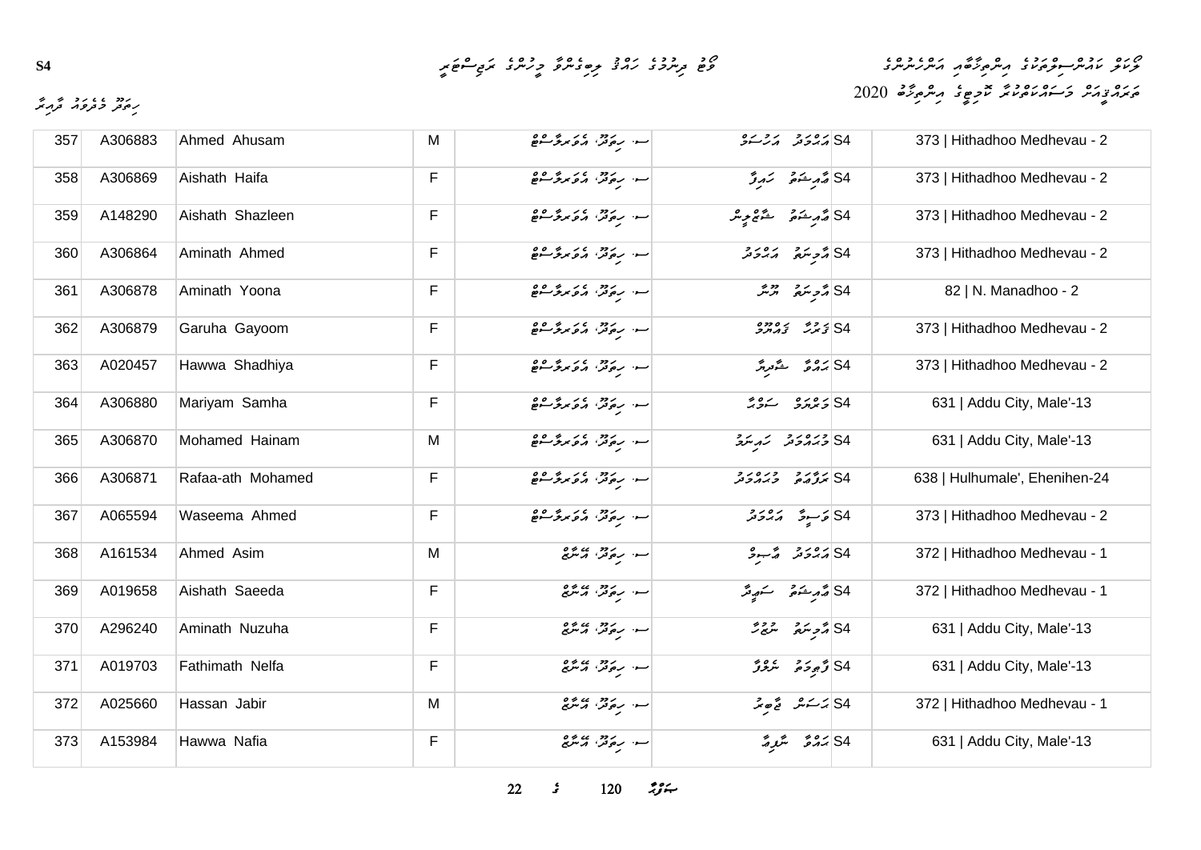| 357 | A306883 | Ahmed Ahusam | M | ސ. ހިތަދޫ، އުމަރުވާސްޓް | S4 އަހްމަދު އަހުސަމް | 373 \| Hithadhoo Medhevau - 2 |
|---|---|---|---|---|---|---|
| 358 | A306869 | Aishath Haifa | F | ސ. ހިތަދޫ، އުމަރުވާސްޓް | S4 އާއިޝަތު ހައިފާ | 373 \| Hithadhoo Medhevau - 2 |
| 359 | A148290 | Aishath Shazleen | F | ސ. ހިތަދޫ، އުމަރުވާސްޓް | S4 އާއިޝަތު ޝާޒްލީން | 373 \| Hithadhoo Medhevau - 2 |
| 360 | A306864 | Aminath Ahmed | F | ސ. ހިތަދޫ، އުމަރުވާސްޓް | S4 އާމިނަތު އަހްމަދު | 373 \| Hithadhoo Medhevau - 2 |
| 361 | A306878 | Aminath Yoona | F | ސ. ހިތަދޫ، އުމަރުވާސްޓް | S4 އާމިނަތު ޔޫނާ | 82 \| N. Manadhoo - 2 |
| 362 | A306879 | Garuha Gayoom | F | ސ. ހިތަދޫ، އުމަރުވާސްޓް | S4 ގަރުހާ ގައްޔޫމް | 373 \| Hithadhoo Medhevau - 2 |
| 363 | A020457 | Hawwa Shadhiya | F | ސ. ހިތަދޫ، އުމަރުވާސްޓް | S4 ހައްވާ ޝާދިޔާ | 373 \| Hithadhoo Medhevau - 2 |
| 364 | A306880 | Mariyam Samha | F | ސ. ހިތަދޫ، އުމަރުވާސްޓް | S4 މަރިޔަމް ސަމްހާ | 631 \| Addu City, Male'-13 |
| 365 | A306870 | Mohamed Hainam | M | ސ. ހިތަދޫ، އުމަރުވާސްޓް | S4 މުހައްމަދު ހައިނަމް | 631 \| Addu City, Male'-13 |
| 366 | A306871 | Rafaa-ath Mohamed | F | ސ. ހިތަދޫ، އުމަރުވާސްޓް | S4 ރަފާއަތު މުހައްމަދު | 638 \| Hulhumale', Ehenihen-24 |
| 367 | A065594 | Waseema Ahmed | F | ސ. ހިތަދޫ، އުމަރުވާސްޓް | S4 ވަސީމާ އަހްމަދު | 373 \| Hithadhoo Medhevau - 2 |
| 368 | A161534 | Ahmed Asim | M | ސ. ހިތަދޫ، އަސަރީ | S4 އަހްމަދު އާސިމް | 372 \| Hithadhoo Medhevau - 1 |
| 369 | A019658 | Aishath Saeeda | F | ސ. ހިތަދޫ، އަސަރީ | S4 އާއިޝަތު ސައީދާ | 372 \| Hithadhoo Medhevau - 1 |
| 370 | A296240 | Aminath Nuzuha | F | ސ. ހިތަދޫ، އަސަރީ | S4 އާމިނަތު ނުޒުހާ | 631 \| Addu City, Male'-13 |
| 371 | A019703 | Fathimath Nelfa | F | ސ. ހިތަދޫ، އަސަރީ | S4 ފާތިމަތު ނެލްފާ | 631 \| Addu City, Male'-13 |
| 372 | A025660 | Hassan Jabir | M | ސ. ހިތަދޫ، އަސަރީ | S4 ހަސަން ޖާބިރު | 372 \| Hithadhoo Medhevau - 1 |
| 373 | A153984 | Hawwa Nafia | F | ސ. ހިތަދޫ، އަސަރީ | S4 ހައްވާ ނާފިޢާ | 631 \| Addu City, Male'-13 |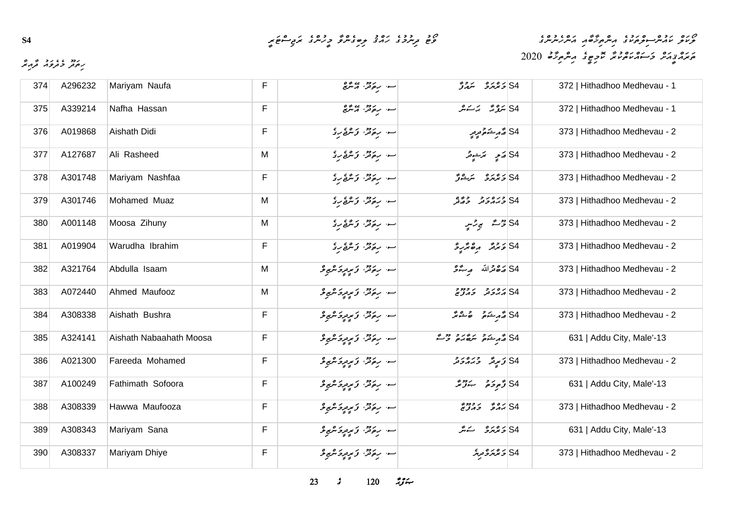| 374 | A296232 | Mariyam Naufa | F | ސ. ހިތަދޫ، އޭނާގޭ | S4 މަރިޔަމް ނައުފާ | 372 \| Hithadhoo Medhevau - 1 |
|---|---|---|---|---|---|---|
| 375 | A339214 | Nafha Hassan | F | ސ. ހިތަދޫ، އޭނާގޭ | S4 ނަފްހާ ހަސަން | 372 \| Hithadhoo Medhevau - 1 |
| 376 | A019868 | Aishath Didi | F | ސ. ހިތަދޫ، ވަންޖަހިގެ | S4 އާއިޝަތުދީދީ | 373 \| Hithadhoo Medhevau - 2 |
| 377 | A127687 | Ali Rasheed | M | ސ. ހިތަދޫ، ވަންޖަހިގެ | S4 އަލީ ރަޝީދު | 373 \| Hithadhoo Medhevau - 2 |
| 378 | A301748 | Mariyam Nashfaa | F | ސ. ހިތަދޫ، ވަންޖަހިގެ | S4 މަރިޔަމް ނަޝްފާ | 373 \| Hithadhoo Medhevau - 2 |
| 379 | A301746 | Mohamed Muaz | M | ސ. ހިތަދޫ، ވަންޖަހިގެ | S4 މުހައްމަދު މުއާޒު | 373 \| Hithadhoo Medhevau - 2 |
| 380 | A001148 | Moosa Zihuny | M | ސ. ހިތަދޫ، ވަންޖަހިގެ | S4 މޫސާ ޒިހުނީ | 373 \| Hithadhoo Medhevau - 2 |
| 381 | A019904 | Warudha Ibrahim | F | ސ. ހިތަދޫ، ވަންޖަހިގެ | S4 ވަރުދާ އިބްރާހީމް | 373 \| Hithadhoo Medhevau - 2 |
| 382 | A321764 | Abdulla Isaam | M | ސ. ހިތަދޫ، ވަރިދީމަންޒިލް | S4 އަބްދުﷲ އިސާމް | 373 \| Hithadhoo Medhevau - 2 |
| 383 | A072440 | Ahmed Maufooz | M | ސ. ހިތަދޫ، ވަރިދީމަންޒިލް | S4 އަޙްމަދު މައުފޫޒު | 373 \| Hithadhoo Medhevau - 2 |
| 384 | A308338 | Aishath Bushra | F | ސ. ހިތަދޫ، ވަރިދީމަންޒިލް | S4 އާއިޝަތު ބުޝްރާ | 373 \| Hithadhoo Medhevau - 2 |
| 385 | A324141 | Aishath Nabaahath Moosa | F | ސ. ހިތަދޫ، ވަރިދީމަންޒިލް | S4 އާއިޝަތު ނަބާހަތު މޫސާ | 631 \| Addu City, Male'-13 |
| 386 | A021300 | Fareeda Mohamed | F | ސ. ހިތަދޫ، ވަރިދީމަންޒިލް | S4 ފަރީދާ މުހައްމަދު | 373 \| Hithadhoo Medhevau - 2 |
| 387 | A100249 | Fathimath Sofoora | F | ސ. ހިތަދޫ، ވަރިދީމަންޒިލް | S4 ފާތިމަތު ސަފޫރާ | 631 \| Addu City, Male'-13 |
| 388 | A308339 | Hawwa Maufooza | F | ސ. ހިތަދޫ، ވަރިދީމަންޒިލް | S4 ހައްވާ މައުފޫޒާ | 373 \| Hithadhoo Medhevau - 2 |
| 389 | A308343 | Mariyam Sana | F | ސ. ހިތަދޫ، ވަރިދީމަންޒިލް | S4 މަރިޔަމް ސަނާ | 631 \| Addu City, Male'-13 |
| 390 | A308337 | Mariyam Dhiye | F | ސ. ހިތަދޫ، ވަރިދީމަންޒިލް | S4 މަރިޔަމްދިޔެ | 373 \| Hithadhoo Medhevau - 2 |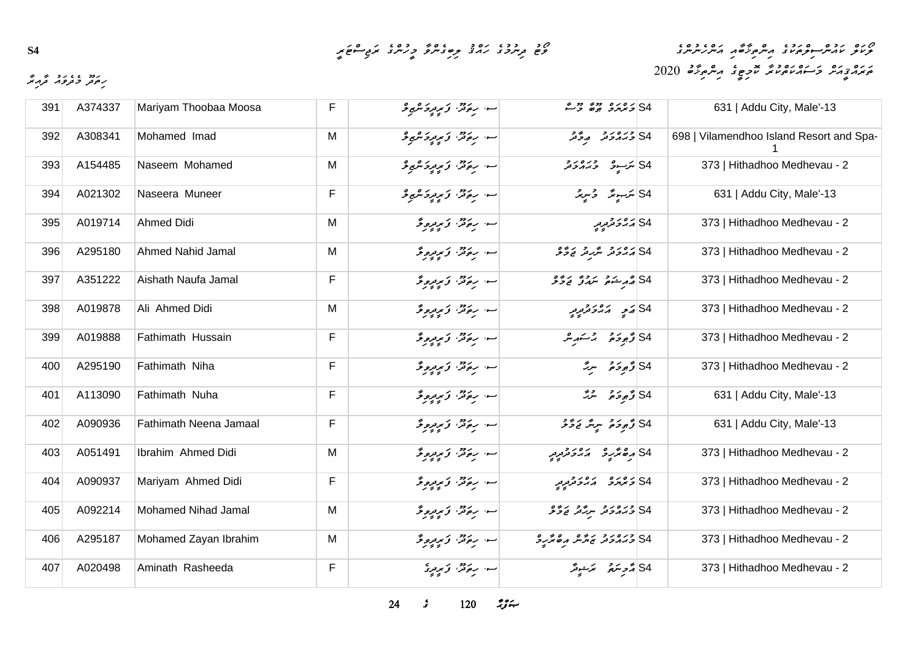| 391 | A374337 | Mariyam Thoobaa Moosa | F | ސ. ހިތަދޫ، ފަރިދިރީގެޔާއިވާ | S4 މަރިޔަމް ތޫބާ މޫސާ | 631 \| Addu City, Male'-13 |
|---|---|---|---|---|---|---|
| 392 | A308341 | Mohamed Imad | M | ސ. ހިތަދޫ، ފަރިދިރީގެޔާއިވާ | S4 މުހައްމަދު އިމާދު | 698 \| Vilamendhoo Island Resort and Spa-1 |
| 393 | A154485 | Naseem Mohamed | M | ސ. ހިތަދޫ، ފަރިދިރީގެޔާއިވާ | S4 ނަސީމް މުހައްމަދު | 373 \| Hithadhoo Medhevau - 2 |
| 394 | A021302 | Naseera Muneer | F | ސ. ހިތަދޫ، ފަރިދިރީގެޔާއިވާ | S4 ނަސީރާ މުނީރު | 631 \| Addu City, Male'-13 |
| 395 | A019714 | Ahmed Didi | M | ސ. ހިތަދޫ، ފަރިދިރިވާ | S4 އަހްމަދުދީދީ | 373 \| Hithadhoo Medhevau - 2 |
| 396 | A295180 | Ahmed Nahid Jamal | M | ސ. ހިތަދޫ، ފަރިދިރިވާ | S4 އަހްމަދު ނާހިދު ޖަމާލް | 373 \| Hithadhoo Medhevau - 2 |
| 397 | A351222 | Aishath Naufa Jamal | F | ސ. ހިތަދޫ، ފަރިދިރިވާ | S4 އާއިޝަތު ނައުފާ ޖަމާލް | 373 \| Hithadhoo Medhevau - 2 |
| 398 | A019878 | Ali Ahmed Didi | M | ސ. ހިތަދޫ، ފަރިދިރިވާ | S4 އަލި އަހްމަދުދީދީ | 373 \| Hithadhoo Medhevau - 2 |
| 399 | A019888 | Fathimath Hussain | F | ސ. ހިތަދޫ، ފަރިދިރިވާ | S4 ފާތިމަތު ހުސައިން | 373 \| Hithadhoo Medhevau - 2 |
| 400 | A295190 | Fathimath Niha | F | ސ. ހިތަދޫ، ފަރިދިރިވާ | S4 ފާތިމަތު ނިހާ | 373 \| Hithadhoo Medhevau - 2 |
| 401 | A113090 | Fathimath Nuha | F | ސ. ހިތަދޫ، ފަރިދިރިވާ | S4 ފާތިމަތު ނުހާ | 631 \| Addu City, Male'-13 |
| 402 | A090936 | Fathimath Neena Jamaal | F | ސ. ހިތަދޫ، ފަރިދިރިވާ | S4 ފާތިމަތު ނީނާ ޖަމާލް | 631 \| Addu City, Male'-13 |
| 403 | A051491 | Ibrahim Ahmed Didi | M | ސ. ހިތަދޫ، ފަރިދިރިވާ | S4 އިބްރާހީމް އަހްމަދުދީދީ | 373 \| Hithadhoo Medhevau - 2 |
| 404 | A090937 | Mariyam Ahmed Didi | F | ސ. ހިތަދޫ، ފަރިދިރިވާ | S4 މަރިޔަމް އަހްމަދުދީދީ | 373 \| Hithadhoo Medhevau - 2 |
| 405 | A092214 | Mohamed Nihad Jamal | M | ސ. ހިތަދޫ، ފަރިދިރިވާ | S4 މުހައްމަދު ނިހާދު ޖަމާލް | 373 \| Hithadhoo Medhevau - 2 |
| 406 | A295187 | Mohamed Zayan Ibrahim | M | ސ. ހިތަދޫ، ފަރިދިރިވާ | S4 މުހައްމަދު ޒަޔާން އިބްރާހީމް | 373 \| Hithadhoo Medhevau - 2 |
| 407 | A020498 | Aminath Rasheeda | F | ސ. ހިތަދޫ، ފަރިދިރީގެ | S4 އާމިނަތު ރަޝީދާ | 373 \| Hithadhoo Medhevau - 2 |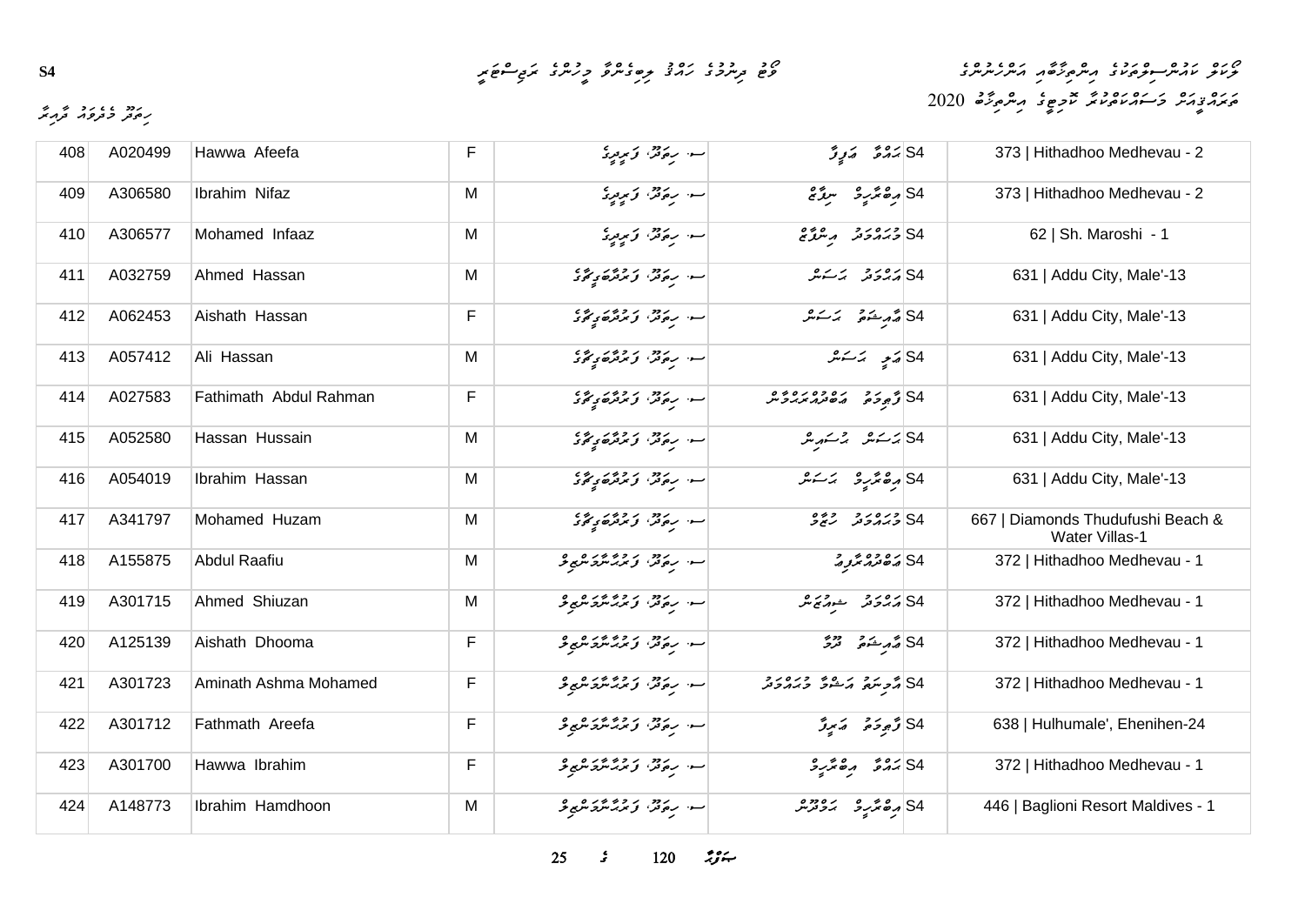| 408 | A020499 | Hawwa Afeefa | F | ސ. ހިތަދޫ، ފަރީދީގެ | S4 ހައްވާ އަފީފާ | 373 \| Hithadhoo Medhevau - 2 |
|---|---|---|---|---|---|---|
| 409 | A306580 | Ibrahim Nifaz | M | ސ. ހިތަދޫ، ފަރީދީގެ | S4 އިބްރާހީމް ނިފާޒް | 373 \| Hithadhoo Medhevau - 2 |
| 410 | A306577 | Mohamed Infaaz | M | ސ. ހިތަދޫ، ފަރީދީގެ | S4 މުހައްމަދު އިންފާޒް | 62 \| Sh. Maroshi - 1 |
| 411 | A032759 | Ahmed Hassan | M | ސ. ހިތަދޫ، ފުރުއްބޮލިވާގެ | S4 އަހުމަދު ހަސަން | 631 \| Addu City, Male'-13 |
| 412 | A062453 | Aishath Hassan | F | ސ. ހިތަދޫ، ފުރުއްބޮލިވާގެ | S4 އާއިޝަތު ހަސަން | 631 \| Addu City, Male'-13 |
| 413 | A057412 | Ali Hassan | M | ސ. ހިތަދޫ، ފުރުއްބޮލިވާގެ | S4 އަލި ހަސަން | 631 \| Addu City, Male'-13 |
| 414 | A027583 | Fathimath Abdul Rahman | F | ސ. ހިތަދޫ، ފުރުއްބޮލިވާގެ | S4 ފާތިމަތު އަބްދުއްރަހްމާން | 631 \| Addu City, Male'-13 |
| 415 | A052580 | Hassan Hussain | M | ސ. ހިތަދޫ، ފުރުއްބޮލިވާގެ | S4 ހަސަން ހުސައިން | 631 \| Addu City, Male'-13 |
| 416 | A054019 | Ibrahim Hassan | M | ސ. ހިތަދޫ، ފުރުއްބޮލިވާގެ | S4 އިބްރާހީމް ހަސަން | 631 \| Addu City, Male'-13 |
| 417 | A341797 | Mohamed Huzam | M | ސ. ހިތަދޫ، ފުރުއްބޮލިވާގެ | S4 މުހައްމަދު ހުޒާމް | 667 \| Diamonds Thudufushi Beach & Water Villas-1 |
| 418 | A155875 | Abdul Raafiu | M | ސ. ހިތަދޫ، ފުރުސްނަވަށްގެ | S4 އަބްދުއްރާފިއު | 372 \| Hithadhoo Medhevau - 1 |
| 419 | A301715 | Ahmed Shiuzan | M | ސ. ހިތަދޫ، ފުރުސްނަވަށްގެ | S4 އަހުމަދު ޝިއުޒާން | 372 \| Hithadhoo Medhevau - 1 |
| 420 | A125139 | Aishath Dhooma | F | ސ. ހިތަދޫ، ފުރުސްނަވަށްގެ | S4 އާއިޝަތު ދޫމާ | 372 \| Hithadhoo Medhevau - 1 |
| 421 | A301723 | Aminath Ashma Mohamed | F | ސ. ހިތަދޫ، ފުރުސްނަވަށްގެ | S4 އާމިނަތު އަޝްމާ މުހައްމަދު | 372 \| Hithadhoo Medhevau - 1 |
| 422 | A301712 | Fathmath Areefa | F | ސ. ހިތަދޫ، ފުރުސްނަވަށްގެ | S4 ފާތިމަތު އަރީފާ | 638 \| Hulhumale', Ehenihen-24 |
| 423 | A301700 | Hawwa Ibrahim | F | ސ. ހިތަދޫ، ފުރުސްނަވަށްގެ | S4 ހައްވާ އިބްރާހީމް | 372 \| Hithadhoo Medhevau - 1 |
| 424 | A148773 | Ibrahim Hamdhoon | M | ސ. ހިތަދޫ، ފުރުސްނަވަށްގެ | S4 އިބްރާހީމް ހަމްދޫން | 446 \| Baglioni Resort Maldives - 1 |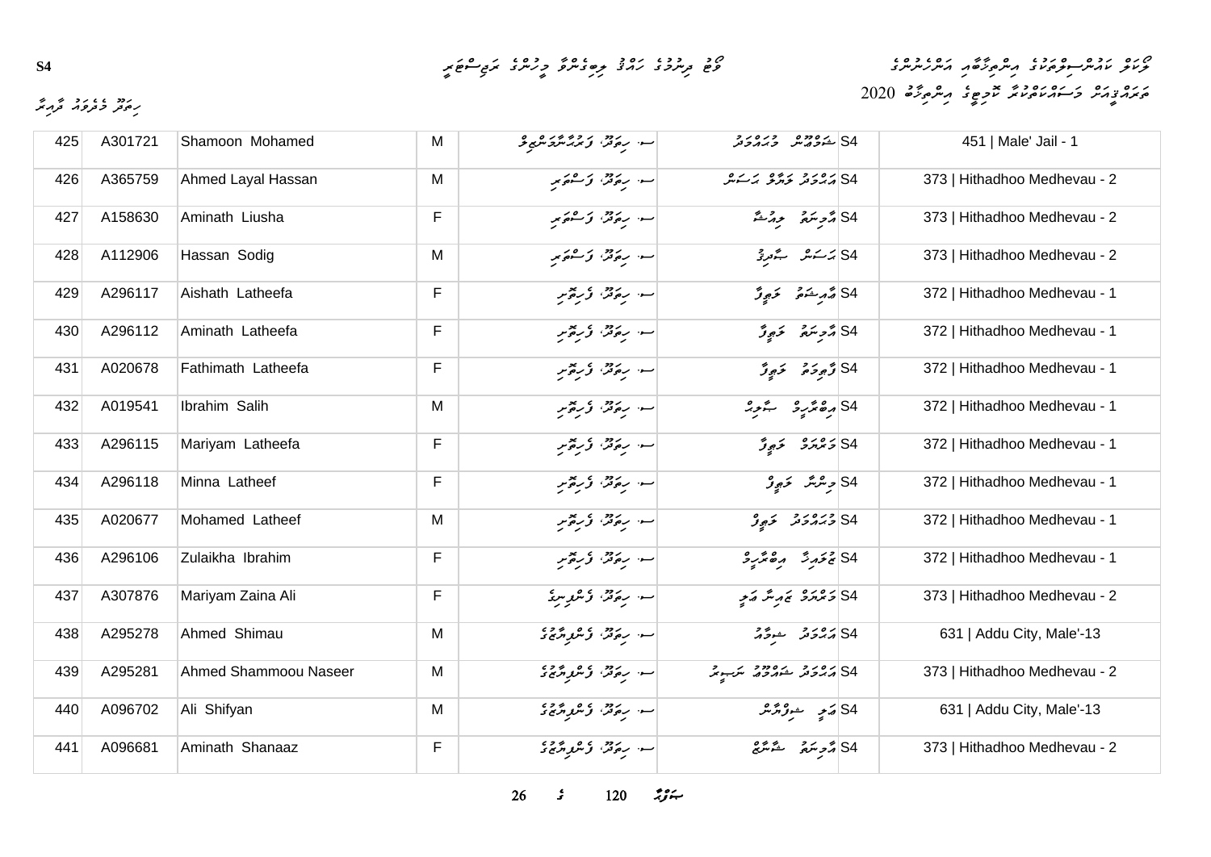| 425 | A301721 | Shamoon Mohamed | M | ސ. ހިތަދޫ، ފަރުދާނާގަސްދީވެ | S4 ޝަމޫނު މުހައްމަދު | 451 \| Male' Jail - 1 |
|---|---|---|---|---|---|---|
| 426 | A365759 | Ahmed Layal Hassan | M | ސ. ހިތަދޫ، ފަސްތަރި | S4 އަހްމަދު ލަޔާލް ހަސަން | 373 \| Hithadhoo Medhevau - 2 |
| 427 | A158630 | Aminath Liusha | F | ސ. ހިތަދޫ، ފަސްތަރި | S4 އާމިނަތު ލިއުޝާ | 373 \| Hithadhoo Medhevau - 2 |
| 428 | A112906 | Hassan Sodig | M | ސ. ހިތަދޫ، ފަސްތަރި | S4 ހަސަން ޞާދިޤު | 373 \| Hithadhoo Medhevau - 2 |
| 429 | A296117 | Aishath Latheefa | F | ސ. ހިތަދޫ، ފިހާރަ | S4 އާއިޝަތު ލަޠީފާ | 372 \| Hithadhoo Medhevau - 1 |
| 430 | A296112 | Aminath Latheefa | F | ސ. ހިތަދޫ، ފިހާރަ | S4 އާމިނަތު ލަޠީފާ | 372 \| Hithadhoo Medhevau - 1 |
| 431 | A020678 | Fathimath Latheefa | F | ސ. ހިތަދޫ، ފިހާރަ | S4 ފާތިމަތު ލަޠީފާ | 372 \| Hithadhoo Medhevau - 1 |
| 432 | A019541 | Ibrahim Salih | M | ސ. ހިތަދޫ، ފިހާރަ | S4 އިބްރާހީމް ޞާލިހު | 372 \| Hithadhoo Medhevau - 1 |
| 433 | A296115 | Mariyam Latheefa | F | ސ. ހިތަދޫ، ފިހާރަ | S4 މަރިޔަމް ލަޠީފާ | 372 \| Hithadhoo Medhevau - 1 |
| 434 | A296118 | Minna Latheef | F | ސ. ހިތަދޫ، ފިހާރަ | S4 މިންނާ ލަޠީފު | 372 \| Hithadhoo Medhevau - 1 |
| 435 | A020677 | Mohamed Latheef | M | ސ. ހިތަދޫ، ފިހާރަ | S4 މުހައްމަދު ލަޠީފު | 372 \| Hithadhoo Medhevau - 1 |
| 436 | A296106 | Zulaikha Ibrahim | F | ސ. ހިތަދޫ، ފިހާރަ | S4 ޒުލައިޚާ އިބްރާހީމް | 372 \| Hithadhoo Medhevau - 1 |
| 437 | A307876 | Mariyam Zaina Ali | F | ސ. ހިތަދޫ، ފެންފިޔާޒު | S4 މަރިޔަމް ޒައިނާ އަލި | 373 \| Hithadhoo Medhevau - 2 |
| 438 | A295278 | Ahmed Shimau | M | ސ. ހިތަދޫ، ފެންފިޔާޒުގެ | S4 އަހްމަދު ޝިމާއު | 631 \| Addu City, Male'-13 |
| 439 | A295281 | Ahmed Shammoou Naseer | M | ސ. ހިތަދޫ، ފެންފިޔާޒުގެ | S4 އަހްމަދު ޝައްމޫއު ނަސީރު | 373 \| Hithadhoo Medhevau - 2 |
| 440 | A096702 | Ali Shifyan | M | ސ. ހިތަދޫ، ފެންފިޔާޒުގެ | S4 އަލި ޝިފްޔާން | 631 \| Addu City, Male'-13 |
| 441 | A096681 | Aminath Shanaaz | F | ސ. ހިތަދޫ، ފެންފިޔާޒުގެ | S4 އާމިނަތު ޝަނާޒް | 373 \| Hithadhoo Medhevau - 2 |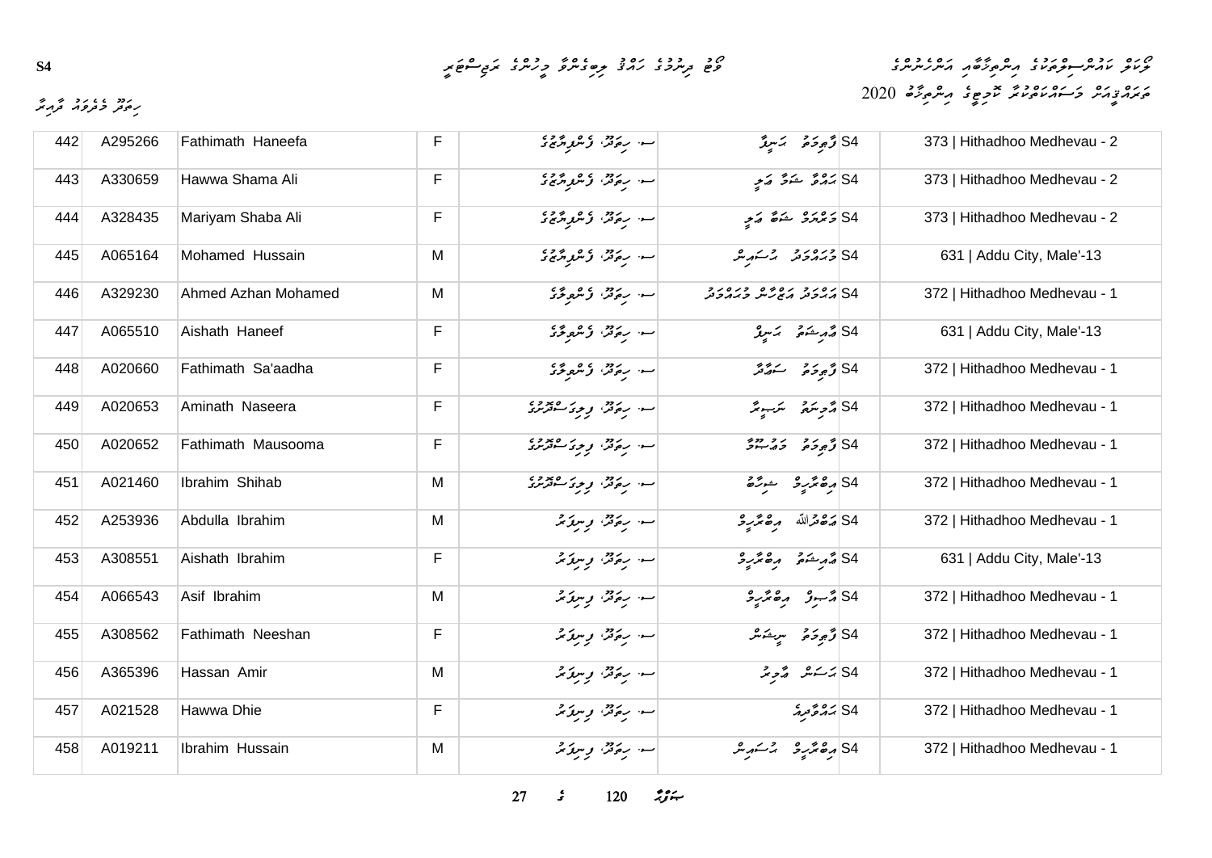| 442 | A295266 | Fathimath Haneefa | F | ސ. ހިތަދޫ، ފެންފިޔާޒުގެ | S4 ފާތިމަތު ހަނީފާ | 373 \| Hithadhoo Medhevau - 2 |
|---|---|---|---|---|---|---|
| 443 | A330659 | Hawwa Shama Ali | F | ސ. ހިތަދޫ، ފެންފިޔާޒުގެ | S4 ހައްވާ ޝަމާ ޢަލީ | 373 \| Hithadhoo Medhevau - 2 |
| 444 | A328435 | Mariyam Shaba Ali | F | ސ. ހިތަދޫ، ފެންފިޔާޒުގެ | S4 މަރިޔަމް ޝަބާ ޢަލީ | 373 \| Hithadhoo Medhevau - 2 |
| 445 | A065164 | Mohamed Hussain | M | ސ. ހިތަދޫ، ފެންފިޔާޒުގެ | S4 މުޙައްމަދު ހުސައިން | 631 \| Addu City, Male'-13 |
| 446 | A329230 | Ahmed Azhan Mohamed | M | ސ. ހިތަދޫ، ފެންފިލާގެ | S4 އަޙްމަދު އަޒްހާން މުޙައްމަދު | 372 \| Hithadhoo Medhevau - 1 |
| 447 | A065510 | Aishath Haneef | F | ސ. ހިތަދޫ، ފެންފިލާގެ | S4 އާއިޝަތު ހަނީފް | 631 \| Addu City, Male'-13 |
| 448 | A020660 | Fathimath Sa'aadha | F | ސ. ހިތަދޫ، ފެންފިލާގެ | S4 ފާތިމަތު ސައާދާ | 372 \| Hithadhoo Medhevau - 1 |
| 449 | A020653 | Aminath Naseera | F | ސ. ހިތަދޫ، ވިލިގަސްދޮރުގެ | S4 އާމިނަތު ނަސީރާ | 372 \| Hithadhoo Medhevau - 1 |
| 450 | A020652 | Fathimath Mausooma | F | ސ. ހިތަދޫ، ވިލިގަސްދޮރުގެ | S4 ފާތިމަތު މައުސޫމާ | 372 \| Hithadhoo Medhevau - 1 |
| 451 | A021460 | Ibrahim Shihab | M | ސ. ހިތަދޫ، ވިލިގަސްދޮރުގެ | S4 އިބްރާހީމް ޝިހާބް | 372 \| Hithadhoo Medhevau - 1 |
| 452 | A253936 | Abdulla Ibrahim | M | ސ. ހިތަދޫ، ވިނިވަރު | S4 އަބްދުﷲ އިބްރާހީމް | 372 \| Hithadhoo Medhevau - 1 |
| 453 | A308551 | Aishath Ibrahim | F | ސ. ހިތަދޫ، ވިނިވަރު | S4 އާއިޝަތު އިބްރާހީމް | 631 \| Addu City, Male'-13 |
| 454 | A066543 | Asif Ibrahim | M | ސ. ހިތަދޫ، ވިނިވަރު | S4 އާސިފް އިބްރާހީމް | 372 \| Hithadhoo Medhevau - 1 |
| 455 | A308562 | Fathimath Neeshan | F | ސ. ހިތަދޫ، ވިނިވަރު | S4 ފާތިމަތު ނީޝާން | 372 \| Hithadhoo Medhevau - 1 |
| 456 | A365396 | Hassan Amir | M | ސ. ހިތަދޫ، ވިނިވަރު | S4 ހަސަން އާމިރު | 372 \| Hithadhoo Medhevau - 1 |
| 457 | A021528 | Hawwa Dhie | F | ސ. ހިތަދޫ، ވިނިވަރު | S4 ހައްވާދިއެ | 372 \| Hithadhoo Medhevau - 1 |
| 458 | A019211 | Ibrahim Hussain | M | ސ. ހިތަދޫ، ވިނިވަރު | S4 އިބްރާހީމް ހުސައިން | 372 \| Hithadhoo Medhevau - 1 |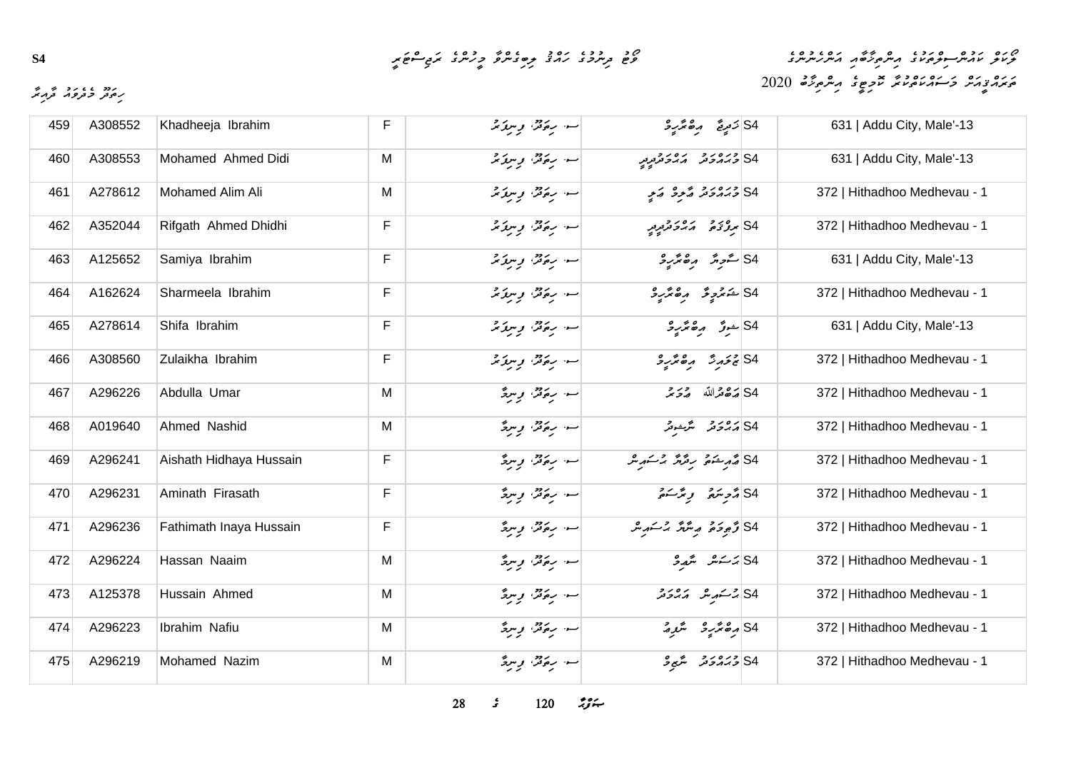| 459 | A308552 | Khadheeja Ibrahim | F | ސ. ހިތަދޫ، ވިނަރެސް | S4 ޚަދީޖާ އިބްރާހީމް | 631 \| Addu City, Male'-13 |
|---|---|---|---|---|---|---|
| 460 | A308553 | Mohamed Ahmed Didi | M | ސ. ހިތަދޫ، ވިނަރެސް | S4 މުހައްމަދު އަހްމަދުދީދީ | 631 \| Addu City, Male'-13 |
| 461 | A278612 | Mohamed Alim Ali | M | ސ. ހިތަދޫ، ވިނަރެސް | S4 މުހައްމަދު އާލިމް އަލި | 372 \| Hithadhoo Medhevau - 1 |
| 462 | A352044 | Rifgath Ahmed Dhidhi | F | ސ. ހިތަދޫ، ވިނަރެސް | S4 ރިފްގަތު އަހްމަދުދިދި | 372 \| Hithadhoo Medhevau - 1 |
| 463 | A125652 | Samiya Ibrahim | F | ސ. ހިތަދޫ، ވިނަރެސް | S4 ސާމިޔާ އިބްރާހީމް | 631 \| Addu City, Male'-13 |
| 464 | A162624 | Sharmeela Ibrahim | F | ސ. ހިތަދޫ، ވިނަރެސް | S4 ޝަރްމީލާ އިބްރާހީމް | 372 \| Hithadhoo Medhevau - 1 |
| 465 | A278614 | Shifa Ibrahim | F | ސ. ހިތަދޫ، ވިނަރެސް | S4 ޝިފާ އިބްރާހީމް | 631 \| Addu City, Male'-13 |
| 466 | A308560 | Zulaikha Ibrahim | F | ސ. ހިތަދޫ، ވިނަރެސް | S4 ޒުލައިޚާ އިބްރާހީމް | 372 \| Hithadhoo Medhevau - 1 |
| 467 | A296226 | Abdulla Umar | M | ސ. ހިތަދޫ، ވިނިމާ | S4 އަބްދުﷲ ޢުމަރު | 372 \| Hithadhoo Medhevau - 1 |
| 468 | A019640 | Ahmed Nashid | M | ސ. ހިތަދޫ، ވިނިމާ | S4 އަހްމަދު ނާޝިދު | 372 \| Hithadhoo Medhevau - 1 |
| 469 | A296241 | Aishath Hidhaya Hussain | F | ސ. ހިތަދޫ، ވިނިމާ | S4 އާއިޝަތު ހިދާޔާ ހުސައިން | 372 \| Hithadhoo Medhevau - 1 |
| 470 | A296231 | Aminath Firasath | F | ސ. ހިތަދޫ، ވިނިމާ | S4 އާމިނަތު ފިރާސަތު | 372 \| Hithadhoo Medhevau - 1 |
| 471 | A296236 | Fathimath Inaya Hussain | F | ސ. ހިތަދޫ، ވިނިމާ | S4 ފާތިމަތު އިނާޔާ ހުސައިން | 372 \| Hithadhoo Medhevau - 1 |
| 472 | A296224 | Hassan Naaim | M | ސ. ހިތަދޫ، ވިނިމާ | S4 ހަސަން ނާއިމް | 372 \| Hithadhoo Medhevau - 1 |
| 473 | A125378 | Hussain Ahmed | M | ސ. ހިތަދޫ، ވިނިމާ | S4 ހުސައިން އަހްމަދު | 372 \| Hithadhoo Medhevau - 1 |
| 474 | A296223 | Ibrahim Nafiu | M | ސ. ހިތަދޫ، ވިނިމާ | S4 އިބްރާހީމް ނާފިއު | 372 \| Hithadhoo Medhevau - 1 |
| 475 | A296219 | Mohamed Nazim | M | ސ. ހިތަދޫ، ވިނިމާ | S4 މުހައްމަދު ނާޒިމް | 372 \| Hithadhoo Medhevau - 1 |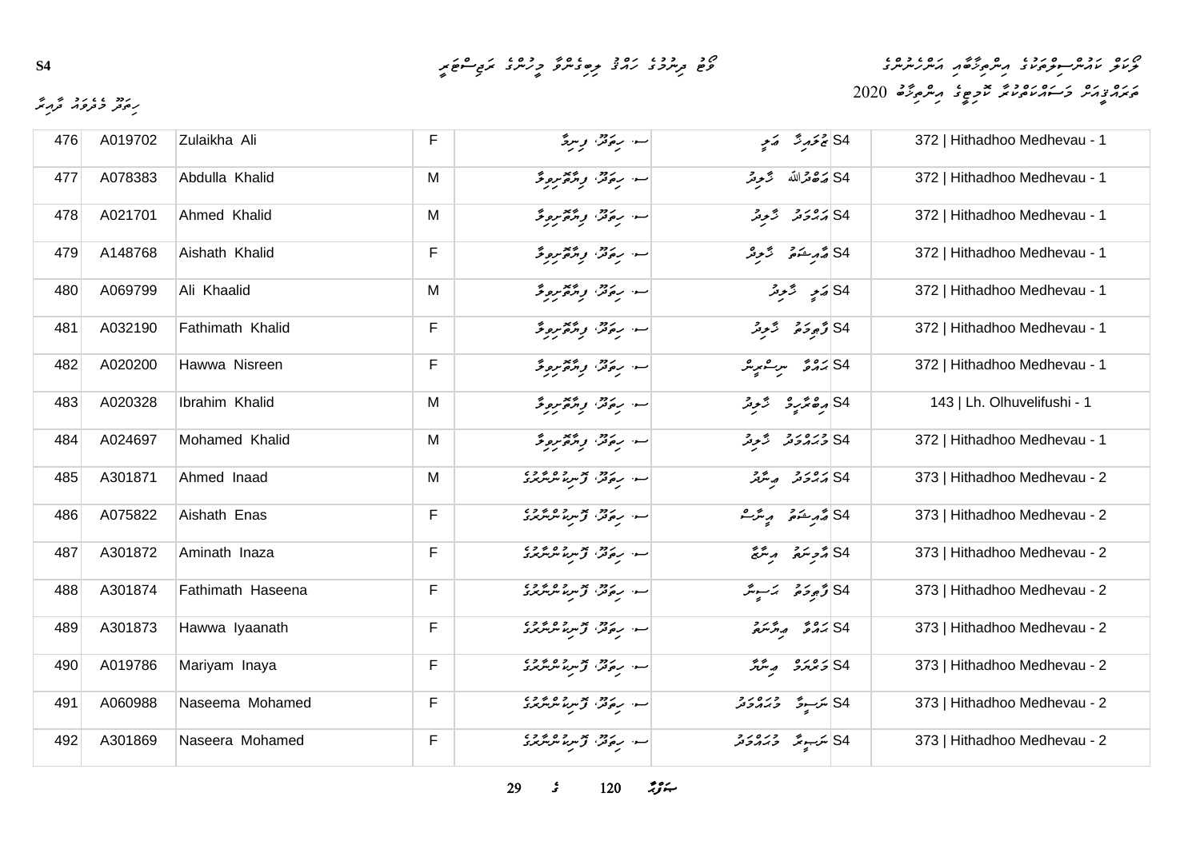| 476 | A019702 | Zulaikha Ali | F | ސ. ހިތަދޫ، ވިނިލާ | ޒުލައިޚާ ޢަލީ S4 | 372 \| Hithadhoo Medhevau - 1 |
|---|---|---|---|---|---|---|
| 477 | A078383 | Abdulla Khalid | M | ސ. ހިތަދޫ، ވިއްލާނިވާސް | ޢަބްދުﷲ ޚާލިދު S4 | 372 \| Hithadhoo Medhevau - 1 |
| 478 | A021701 | Ahmed Khalid | M | ސ. ހިތަދޫ، ވިއްލާނިވާސް | އަޙްމަދު ޚާލިދު S4 | 372 \| Hithadhoo Medhevau - 1 |
| 479 | A148768 | Aishath Khalid | F | ސ. ހިތަދޫ، ވިއްލާނިވާސް | އައިށަތު ޚާލިދު S4 | 372 \| Hithadhoo Medhevau - 1 |
| 480 | A069799 | Ali Khaalid | M | ސ. ހިތަދޫ، ވިއްލާނިވާސް | ޢަލީ ޚާލިދު S4 | 372 \| Hithadhoo Medhevau - 1 |
| 481 | A032190 | Fathimath Khalid | F | ސ. ހިތަދޫ، ވިއްލާނިވާސް | ފާތިމަތު ޚާލިދު S4 | 372 \| Hithadhoo Medhevau - 1 |
| 482 | A020200 | Hawwa Nisreen | F | ސ. ހިތަދޫ، ވިއްލާނިވާސް | ހައްވާ ނިސްރީން S4 | 372 \| Hithadhoo Medhevau - 1 |
| 483 | A020328 | Ibrahim Khalid | M | ސ. ހިތަދޫ، ވިއްލާނިވާސް | އިބްރާހީމް ޚާލިދު S4 | 143 \| Lh. Olhuvelifushi - 1 |
| 484 | A024697 | Mohamed Khalid | M | ސ. ހިތަދޫ، ވިއްލާނިވާސް | މުޙައްމަދު ޚާލިދު S4 | 372 \| Hithadhoo Medhevau - 1 |
| 485 | A301871 | Ahmed Inaad | M | ސ. ހިތަދޫ، ފީނިކްސްރޯޑް | އަޙްމަދު އިނާދު S4 | 373 \| Hithadhoo Medhevau - 2 |
| 486 | A075822 | Aishath Enas | F | ސ. ހިތަދޫ، ފީނިކްސްރޯޑް | އައިށަތު އީނާސް S4 | 373 \| Hithadhoo Medhevau - 2 |
| 487 | A301872 | Aminath Inaza | F | ސ. ހިތަދޫ، ފީނިކްސްރޯޑް | އާމިނަތު އިނާޒާ S4 | 373 \| Hithadhoo Medhevau - 2 |
| 488 | A301874 | Fathimath Haseena | F | ސ. ހިތަދޫ، ފީނިކްސްރޯޑް | ފާތިމަތު ހަސީނާ S4 | 373 \| Hithadhoo Medhevau - 2 |
| 489 | A301873 | Hawwa Iyaanath | F | ސ. ހިތަދޫ، ފީނިކްސްރޯޑް | ހައްވާ އިޔާނަތު S4 | 373 \| Hithadhoo Medhevau - 2 |
| 490 | A019786 | Mariyam Inaya | F | ސ. ހިތަދޫ، ފީނިކްސްރޯޑް | މަރްޔަމް އިނާޔާ S4 | 373 \| Hithadhoo Medhevau - 2 |
| 491 | A060988 | Naseema Mohamed | F | ސ. ހިތަދޫ، ފީނިކްސްރޯޑް | ނަސީމާ މުޙައްމަދު S4 | 373 \| Hithadhoo Medhevau - 2 |
| 492 | A301869 | Naseera Mohamed | F | ސ. ހިތަދޫ، ފީނިކްސްރޯޑް | ނަސީރާ މުޙައްމަދު S4 | 373 \| Hithadhoo Medhevau - 2 |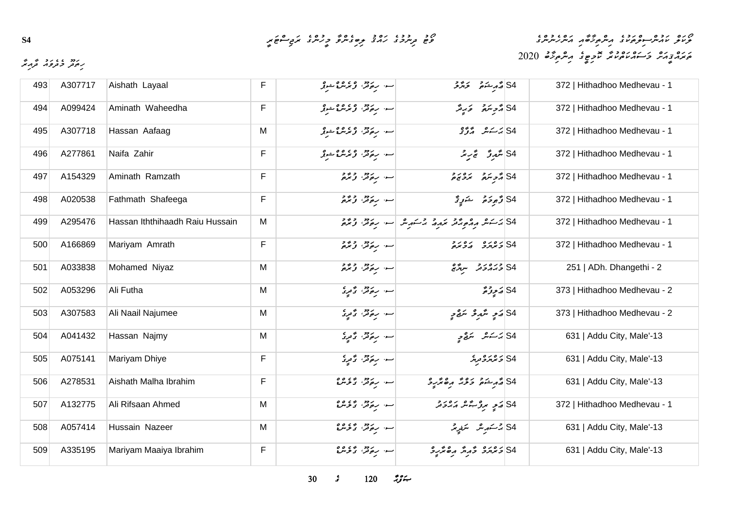| 493 | A307717 | Aishath Layaal | F | ސ. ހިތަދޫ، ވެރަންދާ ސްޓީލް | S4 އައިޝަތު ލަޔާލް | 372 \| Hithadhoo Medhevau - 1 |
|---|---|---|---|---|---|---|
| 494 | A099424 | Aminath Waheedha | F | ސ. ހިތަދޫ، ވެރަންދާ ސްޓީލް | S4 އާމިނަތު ވަހީދާ | 372 \| Hithadhoo Medhevau - 1 |
| 495 | A307718 | Hassan Aafaag | M | ސ. ހިތަދޫ، ވެރަންދާ ސްޓީލް | S4 ހަސަން އާފާގު | 372 \| Hithadhoo Medhevau - 1 |
| 496 | A277861 | Naifa Zahir | F | ސ. ހިތަދޫ، ވެރަންދާ ސްޓީލް | S4 ނާއިފާ ޒާހިރު | 372 \| Hithadhoo Medhevau - 1 |
| 497 | A154329 | Aminath Ramzath | F | ސ. ހިތަދޫ، ވަރުދާ | S4 އާމިނަތު ރަމްޒަތު | 372 \| Hithadhoo Medhevau - 1 |
| 498 | A020538 | Fathmath Shafeega | F | ސ. ހިތަދޫ، ވަރުދާ | S4 ފާތިމަތު ޝަފީގާ | 372 \| Hithadhoo Medhevau - 1 |
| 499 | A295476 | Hassan Iththihaadh Raiu Hussain | M | ސ. ހިތަދޫ، ވަރުދާ | S4 ހަސަން އިއްތިހާދު ރައިއު ހުސައިން | 372 \| Hithadhoo Medhevau - 1 |
| 500 | A166869 | Mariyam Amrath | F | ސ. ހިތަދޫ، ވަރުދާ | S4 މަރިޔަމް އަމްރަތު | 372 \| Hithadhoo Medhevau - 1 |
| 501 | A033838 | Mohamed Niyaz | M | ސ. ހިތަދޫ، ވަރުދާ | S4 މުޙައްމަދު ނިޔާޒް | 251 \| ADh. Dhangethi - 2 |
| 502 | A053296 | Ali Futha | M | ސ. ހިތަދޫ، ވާދީގެ | S4 އަލިފުތާ | 373 \| Hithadhoo Medhevau - 2 |
| 503 | A307583 | Ali Naail Najumee | M | ސ. ހިތަދޫ، ވާދީގެ | S4 އަލި ނާއިލް ނަޖުމީ | 373 \| Hithadhoo Medhevau - 2 |
| 504 | A041432 | Hassan Najmy | M | ސ. ހިތަދޫ، ވާދީގެ | S4 ހަސަން ނަޖުމީ | 631 \| Addu City, Male'-13 |
| 505 | A075141 | Mariyam Dhiye | F | ސ. ހިތަދޫ، ވާދީގެ | S4 މަރިޔަމްދިޔޭ | 631 \| Addu City, Male'-13 |
| 506 | A278531 | Aishath Malha Ibrahim | F | ސ. ހިތަދޫ، ވާލެސް | S4 އައިޝަތު މަލްހާ އިބްރާހިމް | 631 \| Addu City, Male'-13 |
| 507 | A132775 | Ali Rifsaan Ahmed | M | ސ. ހިތަދޫ، ވާލެސް | S4 އަލި ރިފްސާން އަޙްމަދު | 372 \| Hithadhoo Medhevau - 1 |
| 508 | A057414 | Hussain Nazeer | M | ސ. ހިތަދޫ، ވާލެސް | S4 ހުސައިން ނަޒީރު | 631 \| Addu City, Male'-13 |
| 509 | A335195 | Mariyam Maaiya Ibrahim | F | ސ. ހިތަދޫ، ވާލެސް | S4 މަރިޔަމް މާއިޔާ އިބްރާހިމް | 631 \| Addu City, Male'-13 |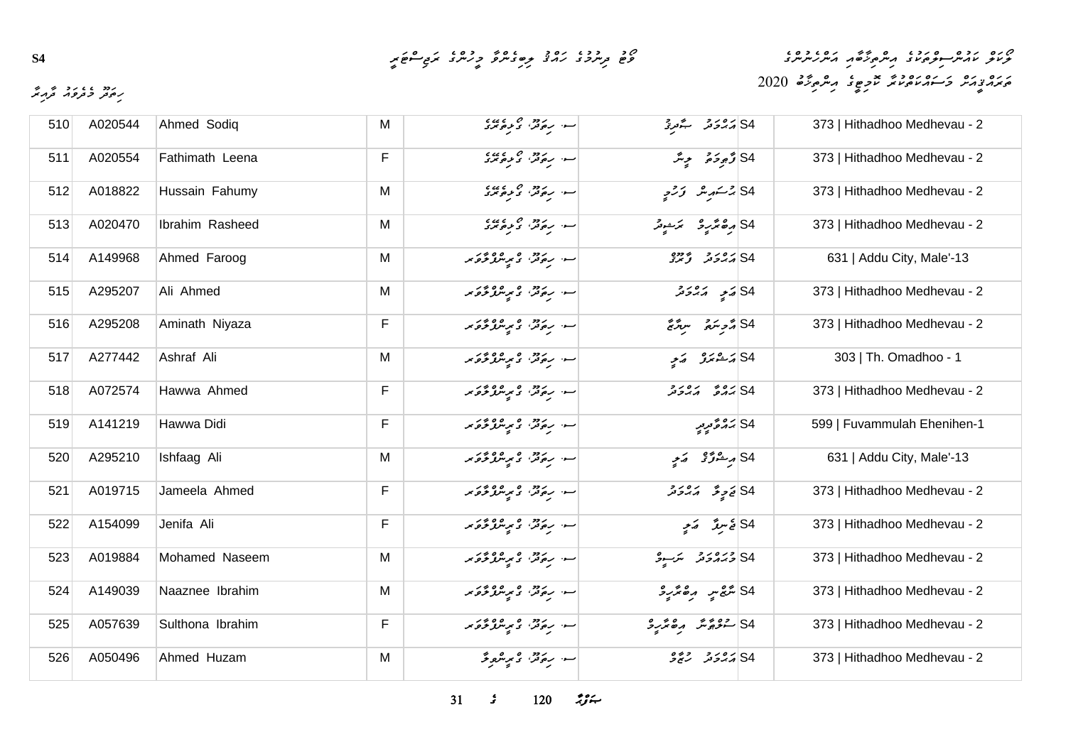ހިތަދޫ މެދުވަށު ދާއިރާ

| 510 | A020544 | Ahmed Sodiq | M | ސ. ހިތަދޫ، ގުލިވާރުގެ | S4 އަޙްމަދު ޞާދިޤު | 373 \| Hithadhoo Medhevau - 2 |
|---|---|---|---|---|---|---|
| 511 | A020554 | Fathimath Leena | F | ސ. ހިތަދޫ، ގުލިވާރުގެ | S4 ފާތިމަތު ލީނާ | 373 \| Hithadhoo Medhevau - 2 |
| 512 | A018822 | Hussain Fahumy | M | ސ. ހިތަދޫ، ގުލިވާރުގެ | S4 ހުސައިން ފަހުމީ | 373 \| Hithadhoo Medhevau - 2 |
| 513 | A020470 | Ibrahim Rasheed | M | ސ. ހިތަދޫ، ގުލިވާރުގެ | S4 އިބްރާހީމް ރަޝީދު | 373 \| Hithadhoo Medhevau - 2 |
| 514 | A149968 | Ahmed Faroog | M | ސ. ހިތަދޫ، ގުރިންޖެހިގެ | S4 އަޙްމަދު ފާރޫގު | 631 \| Addu City, Male'-13 |
| 515 | A295207 | Ali Ahmed | M | ސ. ހިތަދޫ، ގުރިންޖެހިގެ | S4 އަލި އަޙްމަދު | 373 \| Hithadhoo Medhevau - 2 |
| 516 | A295208 | Aminath Niyaza | F | ސ. ހިތަދޫ، ގުރިންޖެހިގެ | S4 އާމިނަތު ނިޔާޒާ | 373 \| Hithadhoo Medhevau - 2 |
| 517 | A277442 | Ashraf Ali | M | ސ. ހިތަދޫ، ގުރިންޖެހިގެ | S4 އަޝްރަފް އަލި | 303 \| Th. Omadhoo - 1 |
| 518 | A072574 | Hawwa Ahmed | F | ސ. ހިތަދޫ، ގުރިންޖެހިގެ | S4 ހައްވާ އަޙްމަދު | 373 \| Hithadhoo Medhevau - 2 |
| 519 | A141219 | Hawwa Didi | F | ސ. ހިތަދޫ، ގުރިންޖެހިގެ | S4 ހައްވާދީދީ | 599 \| Fuvammulah Ehenihen-1 |
| 520 | A295210 | Ishfaag Ali | M | ސ. ހިތަދޫ، ގުރިންޖެހިގެ | S4 އިޝްފާގު އަލި | 631 \| Addu City, Male'-13 |
| 521 | A019715 | Jameela Ahmed | F | ސ. ހިތަދޫ، ގުރިންޖެހިގެ | S4 ޖަމީލާ އަޙްމަދު | 373 \| Hithadhoo Medhevau - 2 |
| 522 | A154099 | Jenifa Ali | F | ސ. ހިތަދޫ، ގުރިންޖެހިގެ | S4 ޖެނިފާ އަލި | 373 \| Hithadhoo Medhevau - 2 |
| 523 | A019884 | Mohamed Naseem | M | ސ. ހިތަދޫ، ގުރިންޖެހިގެ | S4 މުޙައްމަދު ނަސީމް | 373 \| Hithadhoo Medhevau - 2 |
| 524 | A149039 | Naaznee Ibrahim | M | ސ. ހިތަދޫ، ގުރިންޖެހިގެ | S4 ނާޒްނީ އިބްރާހީމް | 373 \| Hithadhoo Medhevau - 2 |
| 525 | A057639 | Sulthona Ibrahim | F | ސ. ހިތަދޫ، ގުރިންޖެހިގެ | S4 ސުލްޠޯނާ އިބްރާހީމް | 373 \| Hithadhoo Medhevau - 2 |
| 526 | A050496 | Ahmed Huzam | M | ސ. ހިތަދޫ، ގުރިންމާގެ | S4 އަޙްމަދު ހުޒާމް | 373 \| Hithadhoo Medhevau - 2 |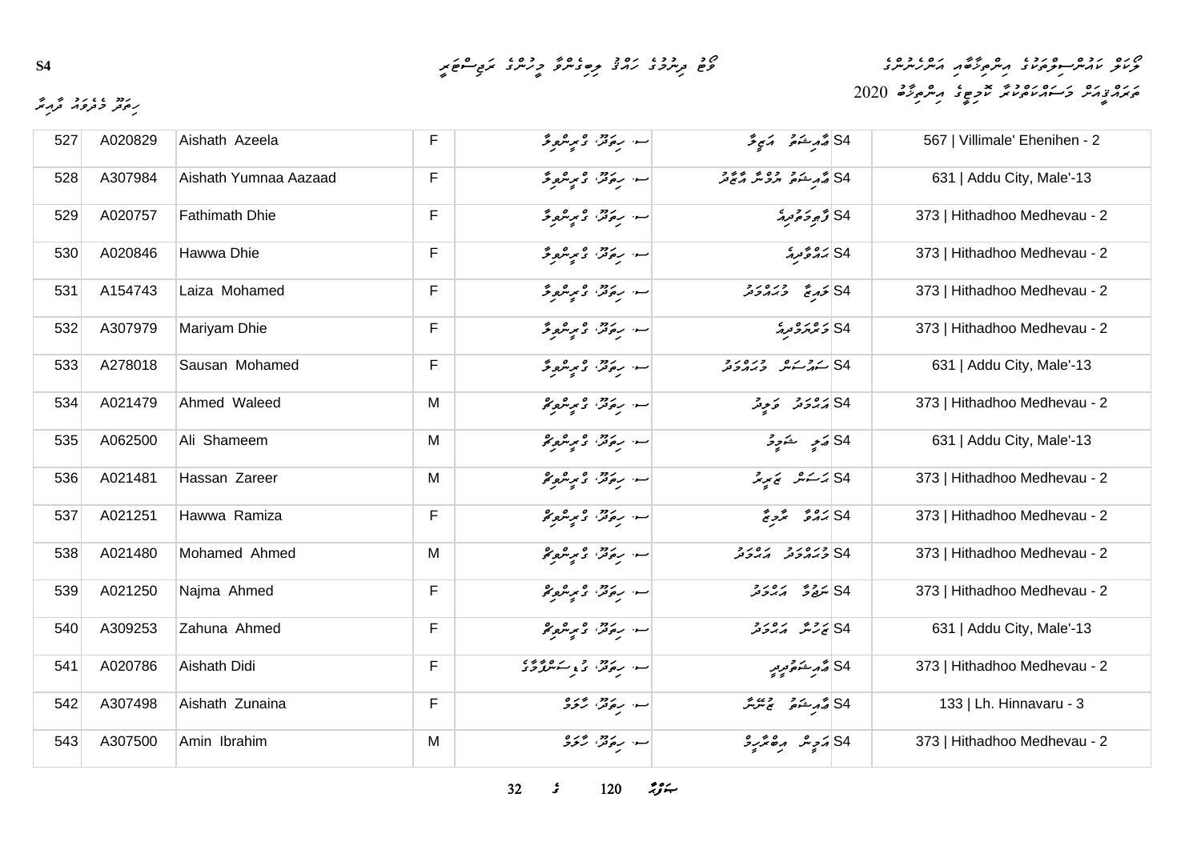| 527 | A020829 | Aishath Azeela | F | ސ. ހިތަދޫ، ގުރިސްކުވާ | S4 ޢާއިޝަތު އަޒީލާ | 567 \| Villimale' Ehenihen - 2 |
|---|---|---|---|---|---|---|
| 528 | A307984 | Aishath Yumnaa Aazaad | F | ސ. ހިތަދޫ، ގުރިސްކުވާ | S4 ޢާއިޝަތު ޔުމްނާ އާޒާދު | 631 \| Addu City, Male'-13 |
| 529 | A020757 | Fathimath Dhie | F | ސ. ހިތަދޫ، ގުރިސްކުވާ | S4 ފާތިމަތުދިއް | 373 \| Hithadhoo Medhevau - 2 |
| 530 | A020846 | Hawwa Dhie | F | ސ. ހިތަދޫ، ގުރިސްކުވާ | S4 ހައްވާދިއް | 373 \| Hithadhoo Medhevau - 2 |
| 531 | A154743 | Laiza Mohamed | F | ސ. ހިތަދޫ، ގުރިސްކުވާ | S4 ލައިޒާ މުހައްމަދު | 373 \| Hithadhoo Medhevau - 2 |
| 532 | A307979 | Mariyam Dhie | F | ސ. ހިތަދޫ، ގުރިސްކުވާ | S4 މަރިޔަމްދިއް | 373 \| Hithadhoo Medhevau - 2 |
| 533 | A278018 | Sausan Mohamed | F | ސ. ހިތަދޫ، ގުރިސްކުވާ | S4 ސައުސަން މުހައްމަދު | 631 \| Addu City, Male'-13 |
| 534 | A021479 | Ahmed Waleed | M | ސ. ހިތަދޫ، ގުރިސްކުވަތް | S4 އަހްމަދު ވަލީދު | 373 \| Hithadhoo Medhevau - 2 |
| 535 | A062500 | Ali Shameem | M | ސ. ހިތަދޫ، ގުރިސްކުވަތް | S4 އަލި ޝަމީމު | 631 \| Addu City, Male'-13 |
| 536 | A021481 | Hassan Zareer | M | ސ. ހިތަދޫ، ގުރިސްކުވަތް | S4 ހަސަން ޒަރީރު | 373 \| Hithadhoo Medhevau - 2 |
| 537 | A021251 | Hawwa Ramiza | F | ސ. ހިތަދޫ، ގުރިސްކުވަތް | S4 ހައްވާ ރާމިޒާ | 373 \| Hithadhoo Medhevau - 2 |
| 538 | A021480 | Mohamed Ahmed | M | ސ. ހިތަދޫ، ގުރިސްކުވަތް | S4 މުހައްމަދު އަހްމަދު | 373 \| Hithadhoo Medhevau - 2 |
| 539 | A021250 | Najma Ahmed | F | ސ. ހިތަދޫ، ގުރިސްކުވަތް | S4 ނަޖްމާ އަހްމަދު | 373 \| Hithadhoo Medhevau - 2 |
| 540 | A309253 | Zahuna Ahmed | F | ސ. ހިތަދޫ، ގުރިސްކުވަތް | S4 ޒަހުނާ އަހްމަދު | 631 \| Addu City, Male'-13 |
| 541 | A020786 | Aishath Didi | F | ސ. ހިތަދޫ، ގުޅިސަނާގެ | S4 ޢާއިޝަތުދީދީ | 373 \| Hithadhoo Medhevau - 2 |
| 542 | A307498 | Aishath Zunaina | F | ސ. ހިތަދޫ، ހާގަލް | S4 ޢާއިޝަތު ޒުނައިނާ | 133 \| Lh. Hinnavaru - 3 |
| 543 | A307500 | Amin Ibrahim | M | ސ. ހިތަދޫ، ހާގަލް | S4 އަމީން އިބްރާހިމް | 373 \| Hithadhoo Medhevau - 2 |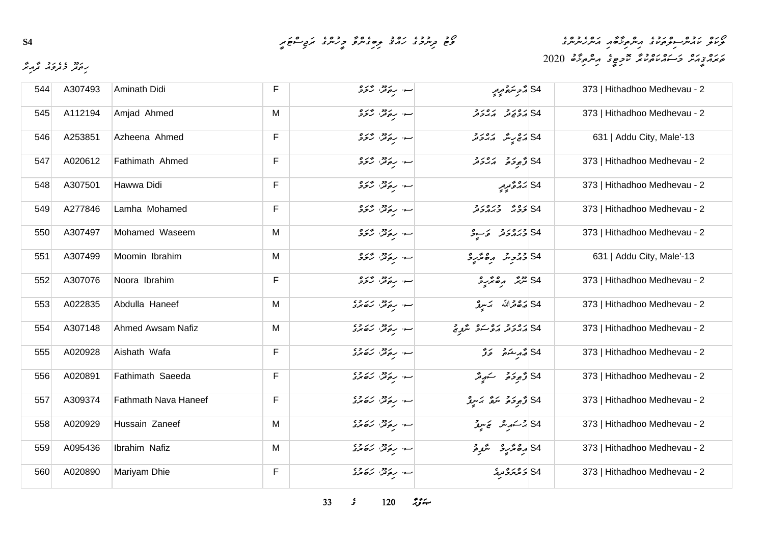| 544 | A307493 | Aminath Didi | F | ސ. ހިތަދޫ، ހުވަވު | S4  އާމިނަތުދީދީ | 373 \| Hithadhoo Medhevau - 2 |
|---|---|---|---|---|---|---|
| 545 | A112194 | Amjad Ahmed | M | ސ. ހިތަދޫ، ހުވަވު | S4 އަމްޖަދު އަޙްމަދު | 373 \| Hithadhoo Medhevau - 2 |
| 546 | A253851 | Azheena Ahmed | F | ސ. ހިތަދޫ، ހުވަވު | S4 އަޒްހީނާ އަޙްމަދު | 631 \| Addu City, Male'-13 |
| 547 | A020612 | Fathimath Ahmed | F | ސ. ހިތަދޫ، ހުވަވު | S4 ފާތިމަތު އަޙްމަދު | 373 \| Hithadhoo Medhevau - 2 |
| 548 | A307501 | Hawwa Didi | F | ސ. ހިތަދޫ، ހުވަވު | S4 ހައްވާދީދީ | 373 \| Hithadhoo Medhevau - 2 |
| 549 | A277846 | Lamha Mohamed | F | ސ. ހިތަދޫ، ހުވަވު | S4 ލަމްހާ މުޙައްމަދު | 373 \| Hithadhoo Medhevau - 2 |
| 550 | A307497 | Mohamed Waseem | M | ސ. ހިތަދޫ، ހުވަވު | S4 މުޙައްމަދު ވަސީމް | 373 \| Hithadhoo Medhevau - 2 |
| 551 | A307499 | Moomin Ibrahim | M | ސ. ހިތަދޫ، ހުވަވު | S4 މޫމިން އިބްރާހީމް | 631 \| Addu City, Male'-13 |
| 552 | A307076 | Noora Ibrahim | F | ސ. ހިތަދޫ، ހުވަވު | S4 ނޫރާ އިބްރާހީމް | 373 \| Hithadhoo Medhevau - 2 |
| 553 | A022835 | Abdulla Haneef | M | ސ. ހިތަދޫ، ހަބަރުގެ | S4 އަބްދުއްލާ ހަނީފް | 373 \| Hithadhoo Medhevau - 2 |
| 554 | A307148 | Ahmed Awsam Nafiz | M | ސ. ހިތަދޫ، ހަބަރުގެ | S4 އަޙްމަދު އައުސަމް ނާފިޒު | 373 \| Hithadhoo Medhevau - 2 |
| 555 | A020928 | Aishath Wafa | F | ސ. ހިތަދޫ، ހަބަރުގެ | S4 އާއިޝަތު ވަފާ | 373 \| Hithadhoo Medhevau - 2 |
| 556 | A020891 | Fathimath Saeeda | F | ސ. ހިތަދޫ، ހަބަރުގެ | S4 ފާތިމަތު ސައީދާ | 373 \| Hithadhoo Medhevau - 2 |
| 557 | A309374 | Fathmath Nava Haneef | F | ސ. ހިތަދޫ، ހަބަރުގެ | S4 ފާތިމަތު ނަވާ ހަނީފް | 373 \| Hithadhoo Medhevau - 2 |
| 558 | A020929 | Hussain Zaneef | M | ސ. ހިތަދޫ، ހަބަރުގެ | S4 ހުސައިން ޒަނީފް | 373 \| Hithadhoo Medhevau - 2 |
| 559 | A095436 | Ibrahim Nafiz | M | ސ. ހިތަދޫ، ހަބަރުގެ | S4 އިބްރާހީމް ނާފިޒު | 373 \| Hithadhoo Medhevau - 2 |
| 560 | A020890 | Mariyam Dhie | F | ސ. ހިތަދޫ، ހަބަރުގެ | S4 މަރިޔަމްދިއެ | 373 \| Hithadhoo Medhevau - 2 |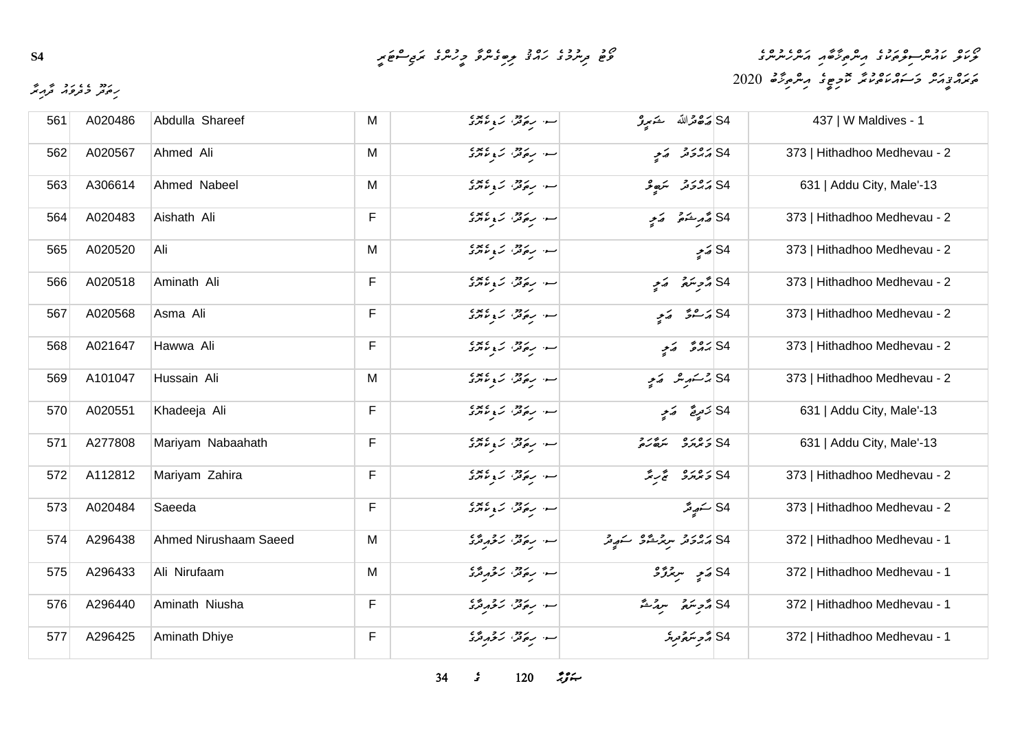| 561 | A020486 | Abdulla Shareef | M | ސ. ހިތަދޫ، ހަވީރުހިނގުން | S4 އަބްދުﷲ ޝަރީފް | 437 \| W Maldives - 1 |
|---|---|---|---|---|---|---|
| 562 | A020567 | Ahmed Ali | M | ސ. ހިތަދޫ، ހަވީރުހިނގުން | S4 އަހުމަދު ޢަލީ | 373 \| Hithadhoo Medhevau - 2 |
| 563 | A306614 | Ahmed Nabeel | M | ސ. ހިތަދޫ، ހަވީރުހިނގުން | S4 އަހުމަދު ނަބީލް | 631 \| Addu City, Male'-13 |
| 564 | A020483 | Aishath Ali | F | ސ. ހިތަދޫ، ހަވީރުހިނގުން | S4 އާއިޝަތު ޢަލީ | 373 \| Hithadhoo Medhevau - 2 |
| 565 | A020520 | Ali | M | ސ. ހިތަދޫ، ހަވީރުހިނގުން | S4 ޢަލީ | 373 \| Hithadhoo Medhevau - 2 |
| 566 | A020518 | Aminath Ali | F | ސ. ހިތަދޫ، ހަވީރުހިނގުން | S4 އާމިނަތު ޢަލީ | 373 \| Hithadhoo Medhevau - 2 |
| 567 | A020568 | Asma Ali | F | ސ. ހިތަދޫ، ހަވީރުހިނގުން | S4 އަސްމާ ޢަލީ | 373 \| Hithadhoo Medhevau - 2 |
| 568 | A021647 | Hawwa Ali | F | ސ. ހިތަދޫ، ހަވީރުހިނގުން | S4 ހައްވާ ޢަލީ | 373 \| Hithadhoo Medhevau - 2 |
| 569 | A101047 | Hussain Ali | M | ސ. ހިތަދޫ، ހަވީރުހިނގުން | S4 ހުސައިން ޢަލީ | 373 \| Hithadhoo Medhevau - 2 |
| 570 | A020551 | Khadeeja Ali | F | ސ. ހިތަދޫ، ހަވީރުހިނގުން | S4 ޚަދީޖާ ޢަލީ | 631 \| Addu City, Male'-13 |
| 571 | A277808 | Mariyam Nabaahath | F | ސ. ހިތަދޫ، ހަވީރުހިނގުން | S4 މަރިޔަމް ނަބާހަތު | 631 \| Addu City, Male'-13 |
| 572 | A112812 | Mariyam Zahira | F | ސ. ހިތަދޫ، ހަވީރުހިނގުން | S4 މަރިޔަމް ޒާހިރާ | 373 \| Hithadhoo Medhevau - 2 |
| 573 | A020484 | Saeeda | F | ސ. ހިތަދޫ، ހަވީރުހިނގުން | S4 ސަޢީދާ | 373 \| Hithadhoo Medhevau - 2 |
| 574 | A296438 | Ahmed Nirushaam Saeed | M | ސ. ހިތަދޫ، ހަވާއިދާރީ | S4 އަހުމަދު ނިރުޝާމް ސަޢީދު | 372 \| Hithadhoo Medhevau - 1 |
| 575 | A296433 | Ali Nirufaam | M | ސ. ހިތަދޫ، ހަވާއިދާރީ | S4 ޢަލީ ނިރުފާމް | 372 \| Hithadhoo Medhevau - 1 |
| 576 | A296440 | Aminath Niusha | F | ސ. ހިތަދޫ، ހަވާއިދާރީ | S4 އާމިނަތު ނިއުޝާ | 372 \| Hithadhoo Medhevau - 1 |
| 577 | A296425 | Aminath Dhiye | F | ސ. ހިތަދޫ، ހަވާއިދާރީ | S4 އާމިނަތުދިޔެ | 372 \| Hithadhoo Medhevau - 1 |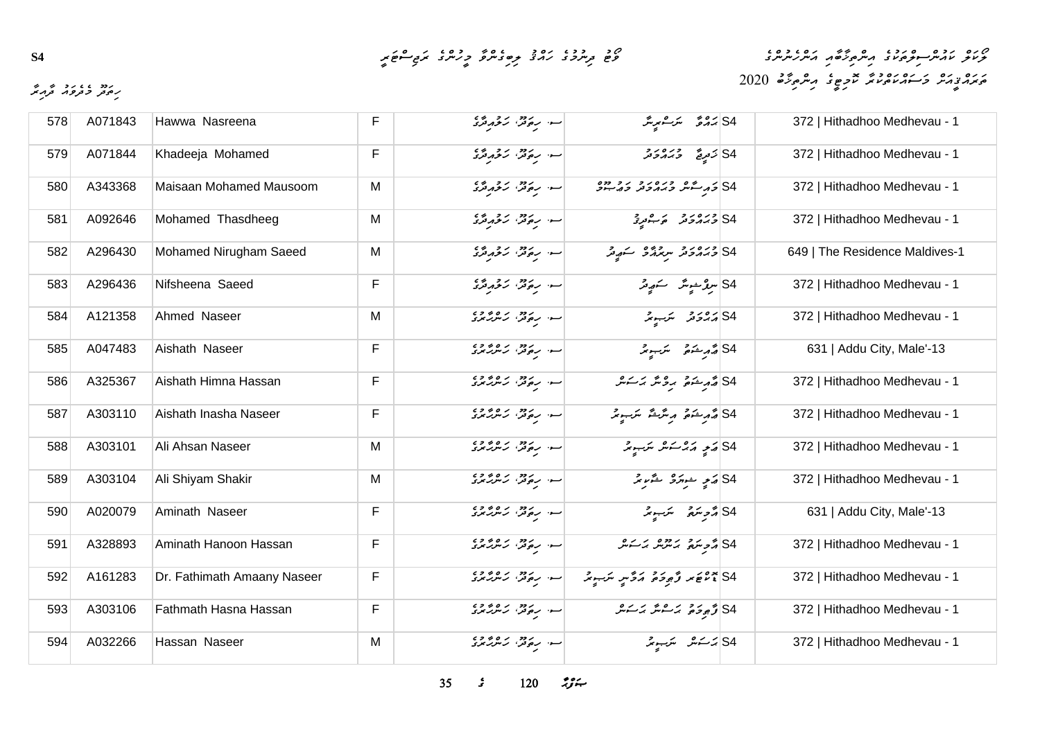| 578 | A071843 | Hawwa Nasreena | F | ސ. ހިތަދޫ، ހަމަރިވާގެ | ހައްވާ ނަސްރީނާ S4 | 372 \| Hithadhoo Medhevau - 1 |
|---|---|---|---|---|---|---|
| 579 | A071844 | Khadeeja Mohamed | F | ސ. ހިތަދޫ، ހަމަރިވާގެ | ޚަދީޖާ މުހައްމަދު S4 | 372 \| Hithadhoo Medhevau - 1 |
| 580 | A343368 | Maisaan Mohamed Mausoom | M | ސ. ހިތަދޫ، ހަމަރިވާގެ | މައިސާން މުހައްމަދު މައުޞޫމް S4 | 372 \| Hithadhoo Medhevau - 1 |
| 581 | A092646 | Mohamed Thasdheeg | M | ސ. ހިތަދޫ، ހަމަރިވާގެ | މުހައްމަދު ތަޞްދީޤް S4 | 372 \| Hithadhoo Medhevau - 1 |
| 582 | A296430 | Mohamed Nirugham Saeed | M | ސ. ހިތަދޫ، ހަމަރިވާގެ | މުހައްމަދު ނިރުޣާމް ސަޢީދު S4 | 649 \| The Residence Maldives-1 |
| 583 | A296436 | Nifsheena Saeed | F | ސ. ހިތަދޫ، ހަމަރިވާގެ | ނިފްޝީނާ ސަޢީދު S4 | 372 \| Hithadhoo Medhevau - 1 |
| 584 | A121358 | Ahmed Naseer | M | ސ. ހިތަދޫ، ހަނދުވަރީގެ | އަހްމަދު ނަސީރު S4 | 372 \| Hithadhoo Medhevau - 1 |
| 585 | A047483 | Aishath Naseer | F | ސ. ހިތަދޫ، ހަނދުވަރީގެ | އާއިޝަތު ނަސީރު S4 | 631 \| Addu City, Male'-13 |
| 586 | A325367 | Aishath Himna Hassan | F | ސ. ހިތަދޫ، ހަނދުވަރީގެ | އާއިޝަތު ހިމްނާ ހަސަން S4 | 372 \| Hithadhoo Medhevau - 1 |
| 587 | A303110 | Aishath Inasha Naseer | F | ސ. ހިތަދޫ، ހަނދުވަރީގެ | އާއިޝަތު އިނާޝާ ނަސީރު S4 | 372 \| Hithadhoo Medhevau - 1 |
| 588 | A303101 | Ali Ahsan Naseer | M | ސ. ހިތަދޫ، ހަނދުވަރީގެ | އަލި އަހްސަން ނަސީރު S4 | 372 \| Hithadhoo Medhevau - 1 |
| 589 | A303104 | Ali Shiyam Shakir | M | ސ. ހިތަދޫ، ހަނދުވަރީގެ | އަލި ޝިޔާމް ޝާކިރު S4 | 372 \| Hithadhoo Medhevau - 1 |
| 590 | A020079 | Aminath Naseer | F | ސ. ހިތަދޫ، ހަނދުވަރީގެ | އާމިނަތު ނަސީރު S4 | 631 \| Addu City, Male'-13 |
| 591 | A328893 | Aminath Hanoon Hassan | F | ސ. ހިތަދޫ، ހަނދުވަރީގެ | އާމިނަތު ހަނޫން ހަސަން S4 | 372 \| Hithadhoo Medhevau - 1 |
| 592 | A161283 | Dr. Fathimath Amaany Naseer | F | ސ. ހިތަދޫ، ހަނދުވަރީގެ | ޑރ. ފާތިމަތު އަމާނީ ނަސީރު S4 | 372 \| Hithadhoo Medhevau - 1 |
| 593 | A303106 | Fathmath Hasna Hassan | F | ސ. ހިތަދޫ، ހަނދުވަރީގެ | ފާތިމަތު ހަސްނާ ހަސަން S4 | 372 \| Hithadhoo Medhevau - 1 |
| 594 | A032266 | Hassan Naseer | M | ސ. ހިތަދޫ، ހަނދުވަރީގެ | ހަސަން ނަސީރު S4 | 372 \| Hithadhoo Medhevau - 1 |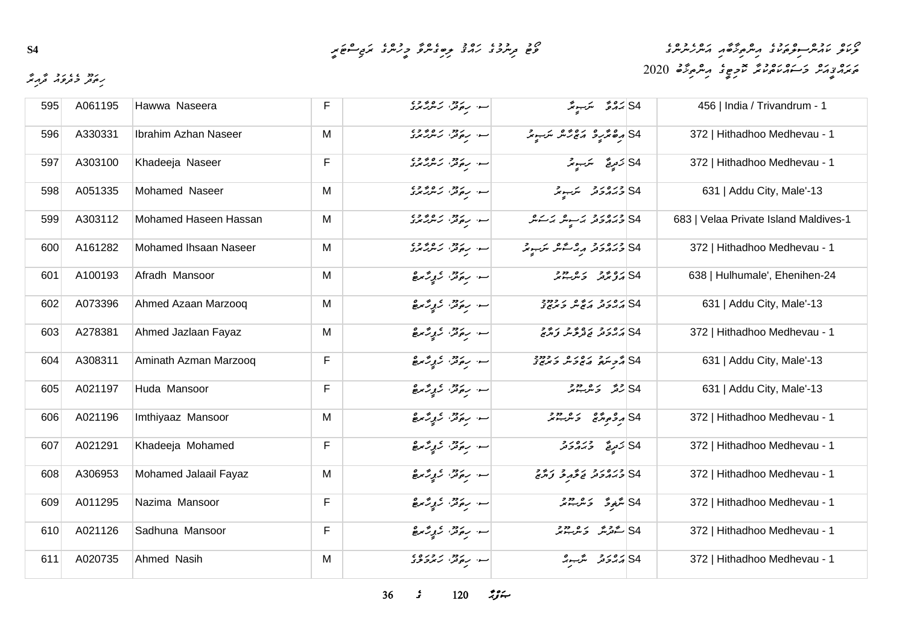| 595 | A061195 | Hawwa Naseera | F | ސ. ހިތަދޫ، ހަނދުވަރީގެ | S4 ހައްވާ ނަސީރާ | 456 \| India / Trivandrum - 1 |
|---|---|---|---|---|---|---|
| 596 | A330331 | Ibrahim Azhan Naseer | M | ސ. ހިތަދޫ، ހަނދުވަރީގެ | S4 އިބްރާހީމް އަޒްހާން ނަސީރު | 372 \| Hithadhoo Medhevau - 1 |
| 597 | A303100 | Khadeeja Naseer | F | ސ. ހިތަދޫ، ހަނދުވަރީގެ | S4 ޚަދީޖާ ނަސީރު | 372 \| Hithadhoo Medhevau - 1 |
| 598 | A051335 | Mohamed Naseer | M | ސ. ހިތަދޫ، ހަނދުވަރީގެ | S4 މުހައްމަދު ނަސީރު | 631 \| Addu City, Male'-13 |
| 599 | A303112 | Mohamed Haseen Hassan | M | ސ. ހިތަދޫ، ހަނދުވަރީގެ | S4 މުހައްމަދު ހަސީން ހަސަން | 683 \| Velaa Private Island Maldives-1 |
| 600 | A161282 | Mohamed Ihsaan Naseer | M | ސ. ހިތަދޫ، ހަނދުވަރީގެ | S4 މުހައްމަދު އިޙްސާން ނަސީރު | 372 \| Hithadhoo Medhevau - 1 |
| 601 | A100193 | Afradh Mansoor | M | ސ. ހިތަދޫ، ހެވިކާސާ | S4 އަފްރާދު މަންސޫރު | 638 \| Hulhumale', Ehenihen-24 |
| 602 | A073396 | Ahmed Azaan Marzooq | M | ސ. ހިތަދޫ، ހެވިކާސާ | S4 އަހުމަދު އަޒާން މަރުޒޫޤު | 631 \| Addu City, Male'-13 |
| 603 | A278381 | Ahmed Jazlaan Fayaz | M | ސ. ހިތަދޫ، ހެވިކާސާ | S4 އަހުމަދު ޖަޒްލާން ފައްޔާޒު | 372 \| Hithadhoo Medhevau - 1 |
| 604 | A308311 | Aminath Azman Marzooq | F | ސ. ހިތަދޫ، ހެވިކާސާ | S4 އާމިނަތު އަޒްމަން މަރުޒޫޤު | 631 \| Addu City, Male'-13 |
| 605 | A021197 | Huda Mansoor | F | ސ. ހިތަދޫ، ހެވިކާސާ | S4 ހުދާ މަންސޫރު | 631 \| Addu City, Male'-13 |
| 606 | A021196 | Imthiyaaz Mansoor | M | ސ. ހިތަދޫ، ހެވިކާސާ | S4 އިމްތިޔާޒު މަންސޫރު | 372 \| Hithadhoo Medhevau - 1 |
| 607 | A021291 | Khadeeja Mohamed | F | ސ. ހިތަދޫ، ހެވިކާސާ | S4 ޚަދީޖާ މުހައްމަދު | 372 \| Hithadhoo Medhevau - 1 |
| 608 | A306953 | Mohamed Jalaail Fayaz | M | ސ. ހިތަދޫ، ހެވިކާސާ | S4 މުހައްމަދު ޖަލާއިލް ފައްޔާޒު | 372 \| Hithadhoo Medhevau - 1 |
| 609 | A011295 | Nazima Mansoor | F | ސ. ހިތަދޫ، ހެވިކާސާ | S4 ނާޒިމާ މަންސޫރު | 372 \| Hithadhoo Medhevau - 1 |
| 610 | A021126 | Sadhuna Mansoor | F | ސ. ހިތަދޫ، ހެވިކާސާ | S4 ސާދުނާ މަންސޫރު | 372 \| Hithadhoo Medhevau - 1 |
| 611 | A020735 | Ahmed Nasih | M | ސ. ހިތަދޫ، ހަރުމަލްގެ | S4 އަހުމަދު ނާސިހު | 372 \| Hithadhoo Medhevau - 1 |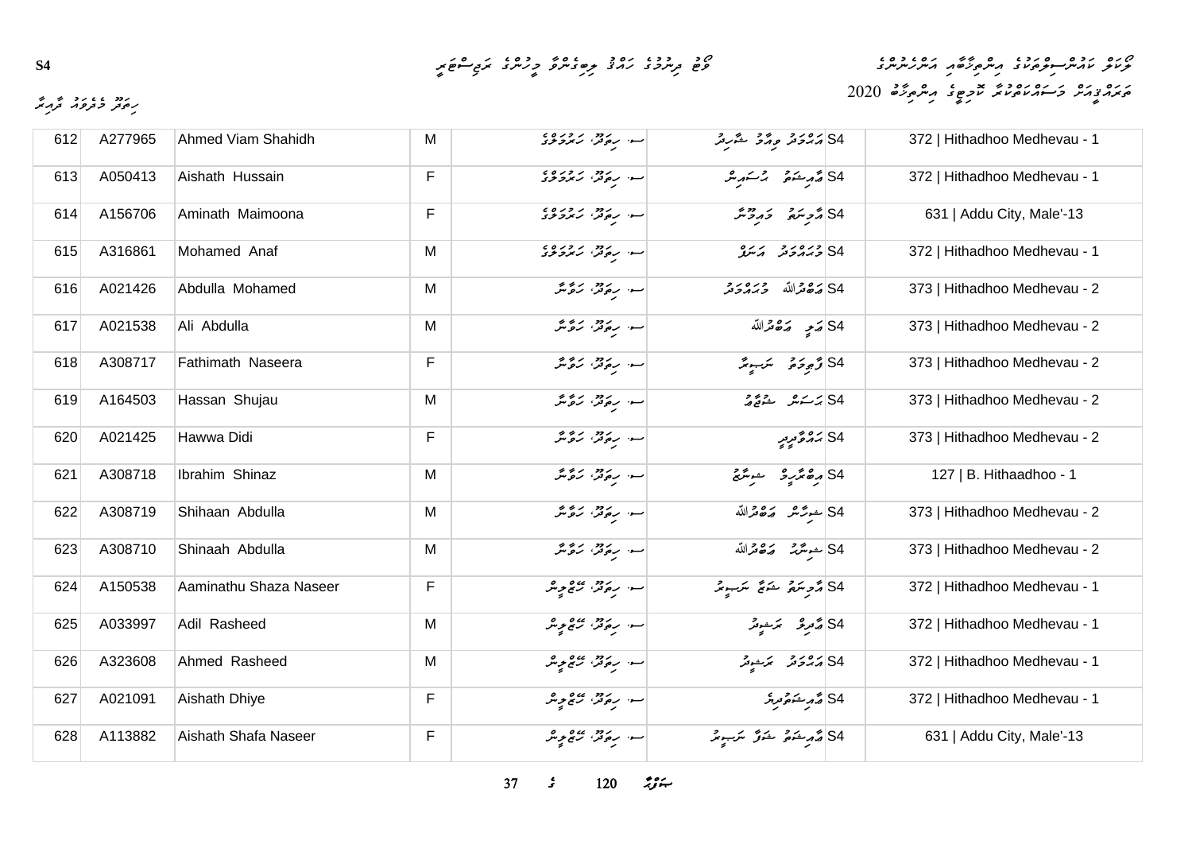ހިތަދޫ މެދުވަރު ދާއިރާ

| 612 | A277965 | Ahmed Viam Shahidh | M | ސ. ހިތަދޫ، ހަރުގަލުގެ | S4 އަހްމަދު ވިޔާމް ޝާހިދު | 372 \| Hithadhoo Medhevau - 1 |
|---|---|---|---|---|---|---|
| 613 | A050413 | Aishath Hussain | F | ސ. ހިތަދޫ، ހަރުގަލުގެ | S4 އާއިޝަތު ހުސައިން | 372 \| Hithadhoo Medhevau - 1 |
| 614 | A156706 | Aminath Maimoona | F | ސ. ހިތަދޫ، ހަރުގަލުގެ | S4 އާމިނަތު މައިމޫނާ | 631 \| Addu City, Male'-13 |
| 615 | A316861 | Mohamed Anaf | M | ސ. ހިތަދޫ، ހަރުގަލުގެ | S4 މުޙައްމަދު އަނަފް | 372 \| Hithadhoo Medhevau - 1 |
| 616 | A021426 | Abdulla Mohamed | M | ސ. ހިތަދޫ، ހަވާން | S4 އަބްދުﷲ މުޙައްމަދު | 373 \| Hithadhoo Medhevau - 2 |
| 617 | A021538 | Ali Abdulla | M | ސ. ހިތަދޫ، ހަވާން | S4 އަލި އަބްދުﷲ | 373 \| Hithadhoo Medhevau - 2 |
| 618 | A308717 | Fathimath Naseera | F | ސ. ހިތަދޫ، ހަވާން | S4 ފާތިމަތު ނަސީރާ | 373 \| Hithadhoo Medhevau - 2 |
| 619 | A164503 | Hassan Shujau | M | ސ. ހިތަދޫ، ހަވާން | S4 ހަސަން ޝުޖާއު | 373 \| Hithadhoo Medhevau - 2 |
| 620 | A021425 | Hawwa Didi | F | ސ. ހިތަދޫ، ހަވާން | S4 ހައްވާދީދީ | 373 \| Hithadhoo Medhevau - 2 |
| 621 | A308718 | Ibrahim Shinaz | M | ސ. ހިތަދޫ، ހަވާން | S4 އިބްރާހީމް ޝިނާޒް | 127 \| B. Hithaadhoo - 1 |
| 622 | A308719 | Shihaan Abdulla | M | ސ. ހިތަދޫ، ހަވާން | S4 ޝިހާން އަބްދުﷲ | 373 \| Hithadhoo Medhevau - 2 |
| 623 | A308710 | Shinaah Abdulla | M | ސ. ހިތަދޫ، ހަވާން | S4 ޝިނާހް އަބްދުﷲ | 373 \| Hithadhoo Medhevau - 2 |
| 624 | A150538 | Aaminathu Shaza Naseer | F | ސ. ހިތަދޫ، ހޯމްވިލާ | S4 އާމިނަތު ޝަޒާ ނަސީރު | 372 \| Hithadhoo Medhevau - 1 |
| 625 | A033997 | Adil Rasheed | M | ސ. ހިތަދޫ، ހޯމްވިލާ | S4 އާދިލް ރަޝީދު | 372 \| Hithadhoo Medhevau - 1 |
| 626 | A323608 | Ahmed Rasheed | M | ސ. ހިތަދޫ، ހޯމްވިލާ | S4 އަހްމަދު ރަޝީދު | 372 \| Hithadhoo Medhevau - 1 |
| 627 | A021091 | Aishath Dhiye | F | ސ. ހިތަދޫ، ހޯމްވިލާ | S4 އާއިޝަތުދިޔެ | 372 \| Hithadhoo Medhevau - 1 |
| 628 | A113882 | Aishath Shafa Naseer | F | ސ. ހިތަދޫ، ހޯމްވިލާ | S4 އާއިޝަތު ޝަފާ ނަސީރު | 631 \| Addu City, Male'-13 |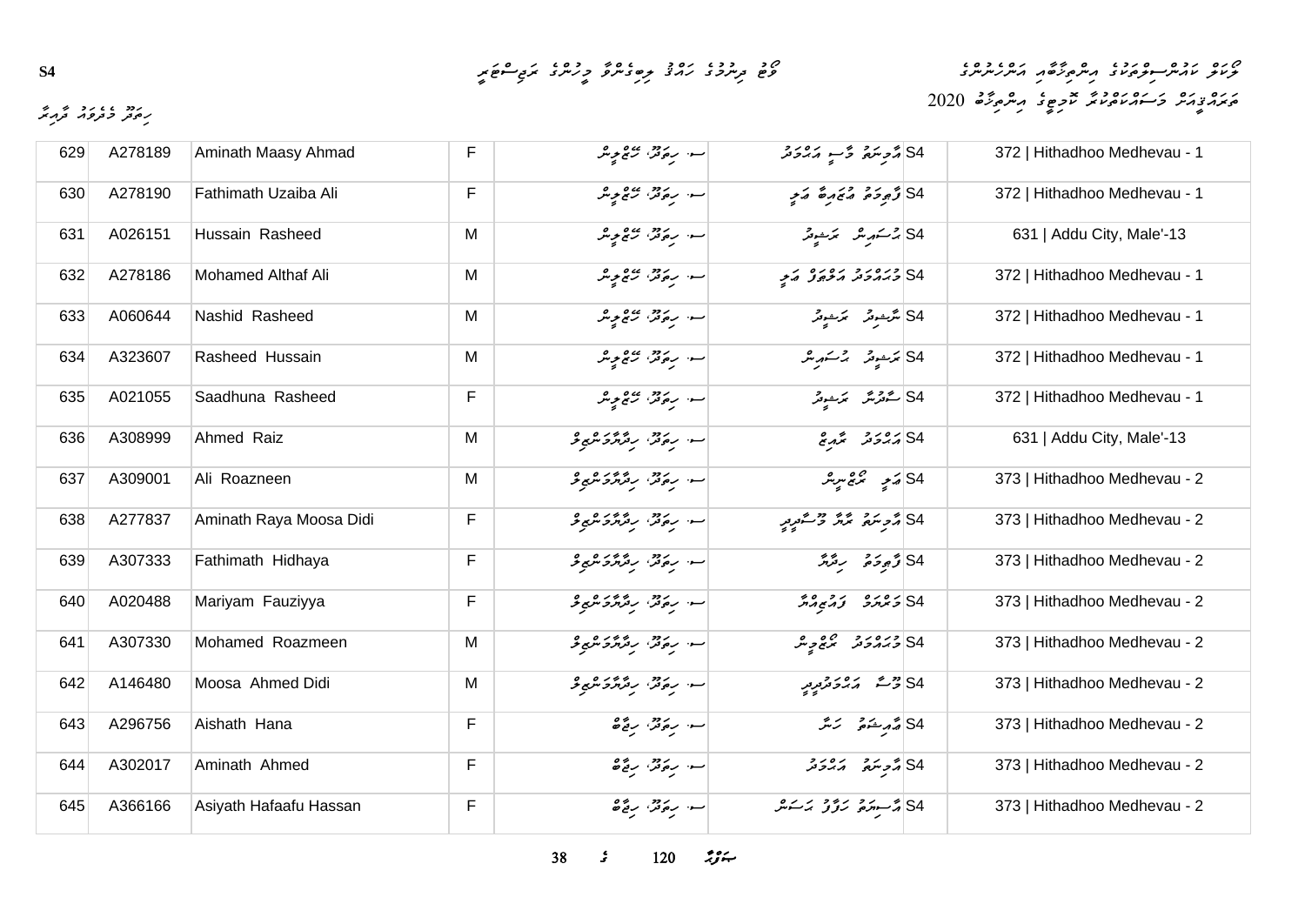| 629 | A278189 | Aminath Maasy Ahmad | F | ސ. ހިތަދޫ، ހޭޒްލީން | S4 އާމިނަތު މާސީ އަޙްމަދު | 372 \| Hithadhoo Medhevau - 1 |
|---|---|---|---|---|---|---|
| 630 | A278190 | Fathimath Uzaiba Ali | F | ސ. ހިތަދޫ، ހޭޒްލީން | S4 ފާތިމަތު އުޒައިބާ އަލީ | 372 \| Hithadhoo Medhevau - 1 |
| 631 | A026151 | Hussain Rasheed | M | ސ. ހިތަދޫ، ހޭޒްލީން | S4 ޙުސައިން ރަޝީދު | 631 \| Addu City, Male'-13 |
| 632 | A278186 | Mohamed Althaf Ali | M | ސ. ހިތަދޫ، ހޭޒްލީން | S4 މުޙައްމަދު އަލްތާފް އަލީ | 372 \| Hithadhoo Medhevau - 1 |
| 633 | A060644 | Nashid Rasheed | M | ސ. ހިތަދޫ، ހޭޒްލީން | S4 ނާޝިދު ރަޝީދު | 372 \| Hithadhoo Medhevau - 1 |
| 634 | A323607 | Rasheed Hussain | M | ސ. ހިތަދޫ، ހޭޒްލީން | S4 ރަޝީދު ޙުސައިން | 372 \| Hithadhoo Medhevau - 1 |
| 635 | A021055 | Saadhuna Rasheed | F | ސ. ހިތަދޫ، ހޭޒްލީން | S4 ސާދުނާ ރަޝީދު | 372 \| Hithadhoo Medhevau - 1 |
| 636 | A308999 | Ahmed Raiz | M | ސ. ހިތަދޫ، ހިދާޔަތުމަންޒިލް | S4 އަޙްމަދު ރައިޒް | 631 \| Addu City, Male'-13 |
| 637 | A309001 | Ali Roazneen | M | ސ. ހިތަދޫ، ހިދާޔަތުމަންޒިލް | S4 އަލީ ރޯޒްނީން | 373 \| Hithadhoo Medhevau - 2 |
| 638 | A277837 | Aminath Raya Moosa Didi | F | ސ. ހިތަދޫ، ހިދާޔަތުމަންޒިލް | S4 އާމިނަތު ރަޔާ މޫސާދީދީ | 373 \| Hithadhoo Medhevau - 2 |
| 639 | A307333 | Fathimath Hidhaya | F | ސ. ހިތަދޫ، ހިދާޔަތުމަންޒިލް | S4 ފާތިމަތު ހިދާޔާ | 373 \| Hithadhoo Medhevau - 2 |
| 640 | A020488 | Mariyam Fauziyya | F | ސ. ހިތަދޫ، ހިދާޔަތުމަންޒިލް | S4 މަރިޔަމް ފައުޒިއްޔާ | 373 \| Hithadhoo Medhevau - 2 |
| 641 | A307330 | Mohamed Roazmeen | M | ސ. ހިތަދޫ، ހިދާޔަތުމަންޒިލް | S4 މުޙައްމަދު ރޯޒްމީން | 373 \| Hithadhoo Medhevau - 2 |
| 642 | A146480 | Moosa Ahmed Didi | M | ސ. ހިތަދޫ، ހިދާޔަތުމަންޒިލް | S4 މޫސާ އަޙްމަދުދީދީ | 373 \| Hithadhoo Medhevau - 2 |
| 643 | A296756 | Aishath Hana | F | ސ. ހިތަދޫ، ހިޔާބް | S4 އާއިޝަތު ހަނާ | 373 \| Hithadhoo Medhevau - 2 |
| 644 | A302017 | Aminath Ahmed | F | ސ. ހިތަދޫ، ހިޔާބް | S4 އާމިނަތު އަޙްމަދު | 373 \| Hithadhoo Medhevau - 2 |
| 645 | A366166 | Asiyath Hafaafu Hassan | F | ސ. ހިތަދޫ، ހިޔާބް | S4 އާސިޔަތު ހަފާފު ޙަސަން | 373 \| Hithadhoo Medhevau - 2 |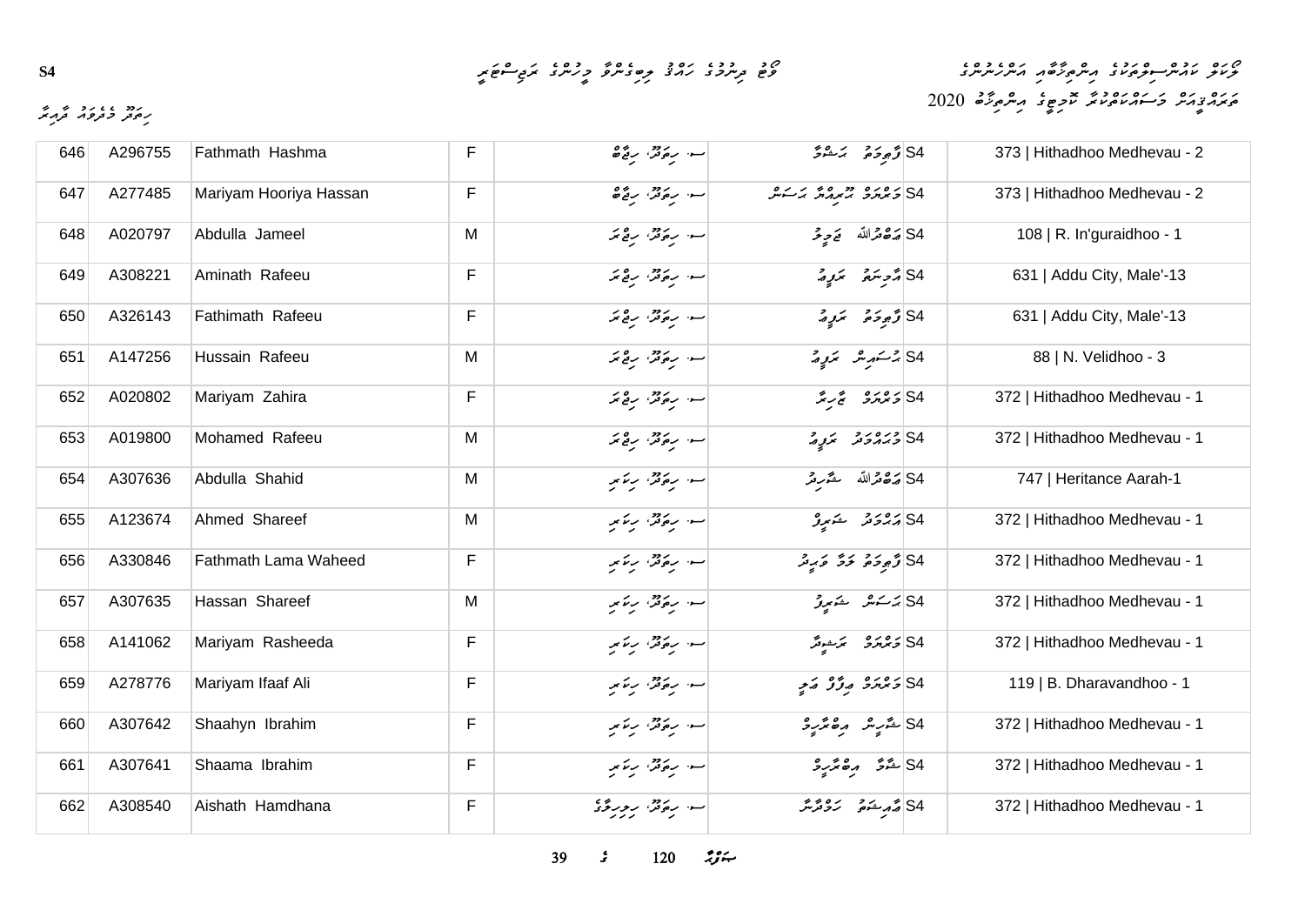| 646 | A296755 | Fathmath Hashma | F | ސ. ހިތަދޫ ހިލޭބ | S4 ފާތިމަތު ހަޝްމާ | 373 \| Hithadhoo Medhevau - 2 |
|---|---|---|---|---|---|---|
| 647 | A277485 | Mariyam Hooriya Hassan | F | ސ. ހިތަދޫ ހިލޭބ | S4 މަރިޔަމް ހޫރިޔާ ހަސަން | 373 \| Hithadhoo Medhevau - 2 |
| 648 | A020797 | Abdulla Jameel | M | ސ. ހިތަދޫ ހިޖްރަ | S4 އަބްދުﷲ ޖަމީލް | 108 \| R. In'guraidhoo - 1 |
| 649 | A308221 | Aminath Rafeeu | F | ސ. ހިތަދޫ ހިޖްރަ | S4 އާމިނަތު ރަފީއު | 631 \| Addu City, Male'-13 |
| 650 | A326143 | Fathimath Rafeeu | F | ސ. ހިތަދޫ ހިޖްރަ | S4 ފާތިމަތު ރަފީއު | 631 \| Addu City, Male'-13 |
| 651 | A147256 | Hussain Rafeeu | M | ސ. ހިތަދޫ ހިޖްރަ | S4 ހުސައިން ރަފީއު | 88 \| N. Velidhoo - 3 |
| 652 | A020802 | Mariyam Zahira | F | ސ. ހިތަދޫ ހިޖްރަ | S4 މަރިޔަމް ޒާހިރާ | 372 \| Hithadhoo Medhevau - 1 |
| 653 | A019800 | Mohamed Rafeeu | M | ސ. ހިތަދޫ ހިޖްރަ | S4 މުހައްމަދު ރަފީއު | 372 \| Hithadhoo Medhevau - 1 |
| 654 | A307636 | Abdulla Shahid | M | ސ. ހިތަދޫ ހިނަރީ | S4 އަބްދުﷲ ޝާހިދު | 747 \| Heritance Aarah-1 |
| 655 | A123674 | Ahmed Shareef | M | ސ. ހިތަދޫ ހިނަރީ | S4 އަހުމަދު ޝަރީފް | 372 \| Hithadhoo Medhevau - 1 |
| 656 | A330846 | Fathmath Lama Waheed | F | ސ. ހިތަދޫ ހިނަރީ | S4 ފާތިމަތު ލަމާ ވަހީދު | 372 \| Hithadhoo Medhevau - 1 |
| 657 | A307635 | Hassan Shareef | M | ސ. ހިތަދޫ ހިނަރީ | S4 ހަސަން ޝަރީފް | 372 \| Hithadhoo Medhevau - 1 |
| 658 | A141062 | Mariyam Rasheeda | F | ސ. ހިތަދޫ ހިނަރީ | S4 މަރިޔަމް ރަޝީދާ | 372 \| Hithadhoo Medhevau - 1 |
| 659 | A278776 | Mariyam Ifaaf Ali | F | ސ. ހިތަދޫ ހިނަރީ | S4 މަރިޔަމް އިފާފް އަލި | 119 \| B. Dharavandhoo - 1 |
| 660 | A307642 | Shaahyn Ibrahim | F | ސ. ހިތަދޫ ހިނަރީ | S4 ޝާހިން އިބްރާހިމް | 372 \| Hithadhoo Medhevau - 1 |
| 661 | A307641 | Shaama Ibrahim | F | ސ. ހިތަދޫ ހިނަރީ | S4 ޝާމާ އިބްރާހިމް | 372 \| Hithadhoo Medhevau - 1 |
| 662 | A308540 | Aishath Hamdhana | F | ސ. ހިތަދޫ ހިރިހިލާގެ | S4 އާއިޝަތު ހަމްދާނާ | 372 \| Hithadhoo Medhevau - 1 |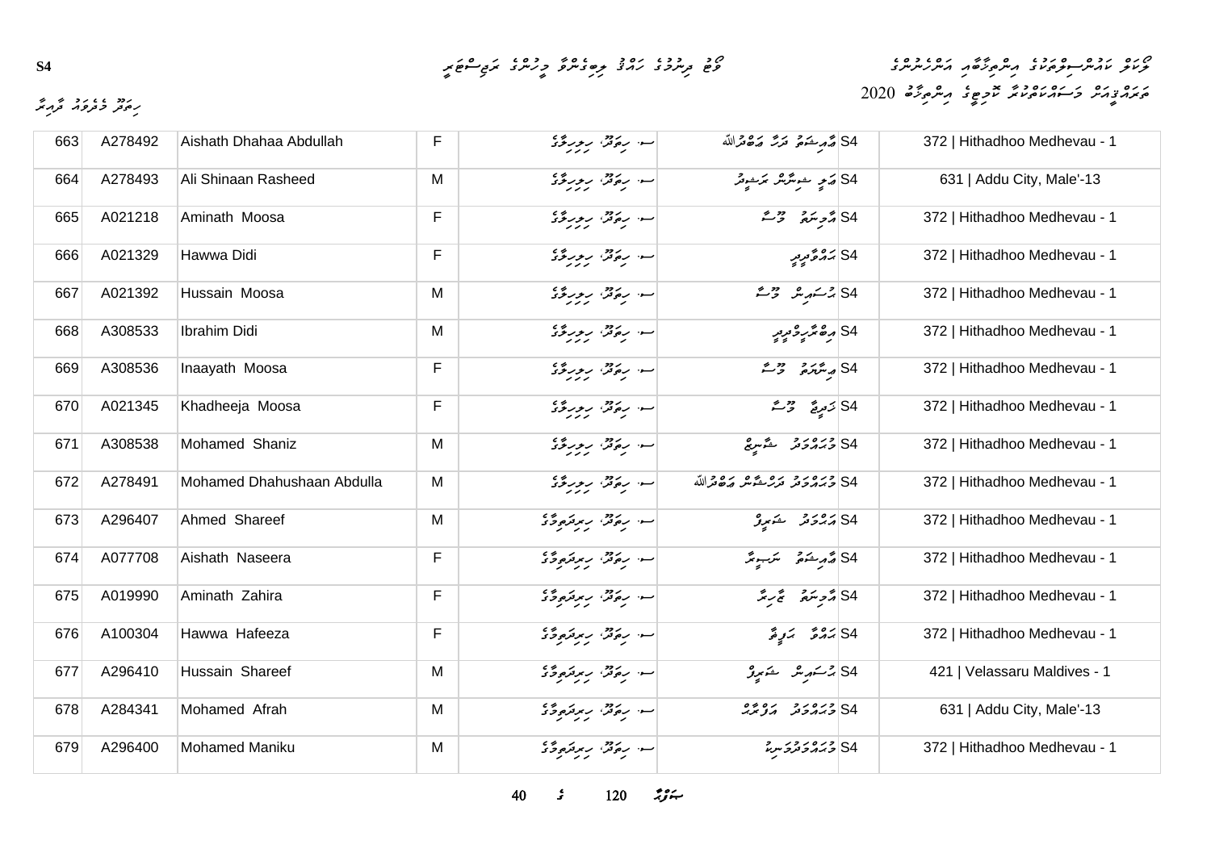| 663 | A278492 | Aishath Dhahaa Abdullah | F | ސ. ހިތަދޫ ހިތުހިލާގެ | S4 ޢާއިޝަތު ދަހާ ޢަބްދުﷲ | 372 \| Hithadhoo Medhevau - 1 |
|---|---|---|---|---|---|---|
| 664 | A278493 | Ali Shinaan Rasheed | M | ސ. ހިތަދޫ ހިތުހިލާގެ | S4 ޢަލީ ޝިނާން ރަޝީދު | 631 \| Addu City, Male'-13 |
| 665 | A021218 | Aminath Moosa | F | ސ. ހިތަދޫ ހިތުހިލާގެ | S4 އާމިނަތު މޫސާ | 372 \| Hithadhoo Medhevau - 1 |
| 666 | A021329 | Hawwa Didi | F | ސ. ހިތަދޫ ހިތުހިލާގެ | S4 ހައްވާދީދީ | 372 \| Hithadhoo Medhevau - 1 |
| 667 | A021392 | Hussain Moosa | M | ސ. ހިތަދޫ ހިތުހިލާގެ | S4 ހުސައިން މޫސާ | 372 \| Hithadhoo Medhevau - 1 |
| 668 | A308533 | Ibrahim Didi | M | ސ. ހިތަދޫ ހިތުހިލާގެ | S4 އިބްރާހިމްދީދީ | 372 \| Hithadhoo Medhevau - 1 |
| 669 | A308536 | Inaayath Moosa | F | ސ. ހިތަދޫ ހިތުހިލާގެ | S4 އިނާޔަތު މޫސާ | 372 \| Hithadhoo Medhevau - 1 |
| 670 | A021345 | Khadheeja Moosa | F | ސ. ހިތަދޫ ހިތުހިލާގެ | S4 ޚަދީޖާ މޫސާ | 372 \| Hithadhoo Medhevau - 1 |
| 671 | A308538 | Mohamed Shaniz | M | ސ. ހިތަދޫ ހިތުހިލާގެ | S4 މުހައްމަދު ޝާނިޒް | 372 \| Hithadhoo Medhevau - 1 |
| 672 | A278491 | Mohamed Dhahushaan Abdulla | M | ސ. ހިތަދޫ ހިތުހިލާގެ | S4 މުހައްމަދު ދަހުޝާން ޢަބްދުﷲ | 372 \| Hithadhoo Medhevau - 1 |
| 673 | A296407 | Ahmed Shareef | M | ސ. ހިތަދޫ ހިރިދަރުވާގެ | S4 އަހްމަދު ޝަރީފު | 372 \| Hithadhoo Medhevau - 1 |
| 674 | A077708 | Aishath Naseera | F | ސ. ހިތަދޫ ހިރިދަރުވާގެ | S4 ޢާއިޝަތު ނަސީރާ | 372 \| Hithadhoo Medhevau - 1 |
| 675 | A019990 | Aminath Zahira | F | ސ. ހިތަދޫ ހިރިދަރުވާގެ | S4 އާމިނަތު ޒާހިރާ | 372 \| Hithadhoo Medhevau - 1 |
| 676 | A100304 | Hawwa Hafeeza | F | ސ. ހިތަދޫ ހިރިދަރުވާގެ | S4 ހައްވާ ހަފީޒާ | 372 \| Hithadhoo Medhevau - 1 |
| 677 | A296410 | Hussain Shareef | M | ސ. ހިތަދޫ ހިރިދަރުވާގެ | S4 ހުސައިން ޝަރީފު | 421 \| Velassaru Maldives - 1 |
| 678 | A284341 | Mohamed Afrah | M | ސ. ހިތަދޫ ހިރިދަރުވާގެ | S4 މުހައްމަދު އަފްރާހް | 631 \| Addu City, Male'-13 |
| 679 | A296400 | Mohamed Maniku | M | ސ. ހިތަދޫ ހިރިދަރުވާގެ | S4 މުހައްމަދުމަނިކު | 372 \| Hithadhoo Medhevau - 1 |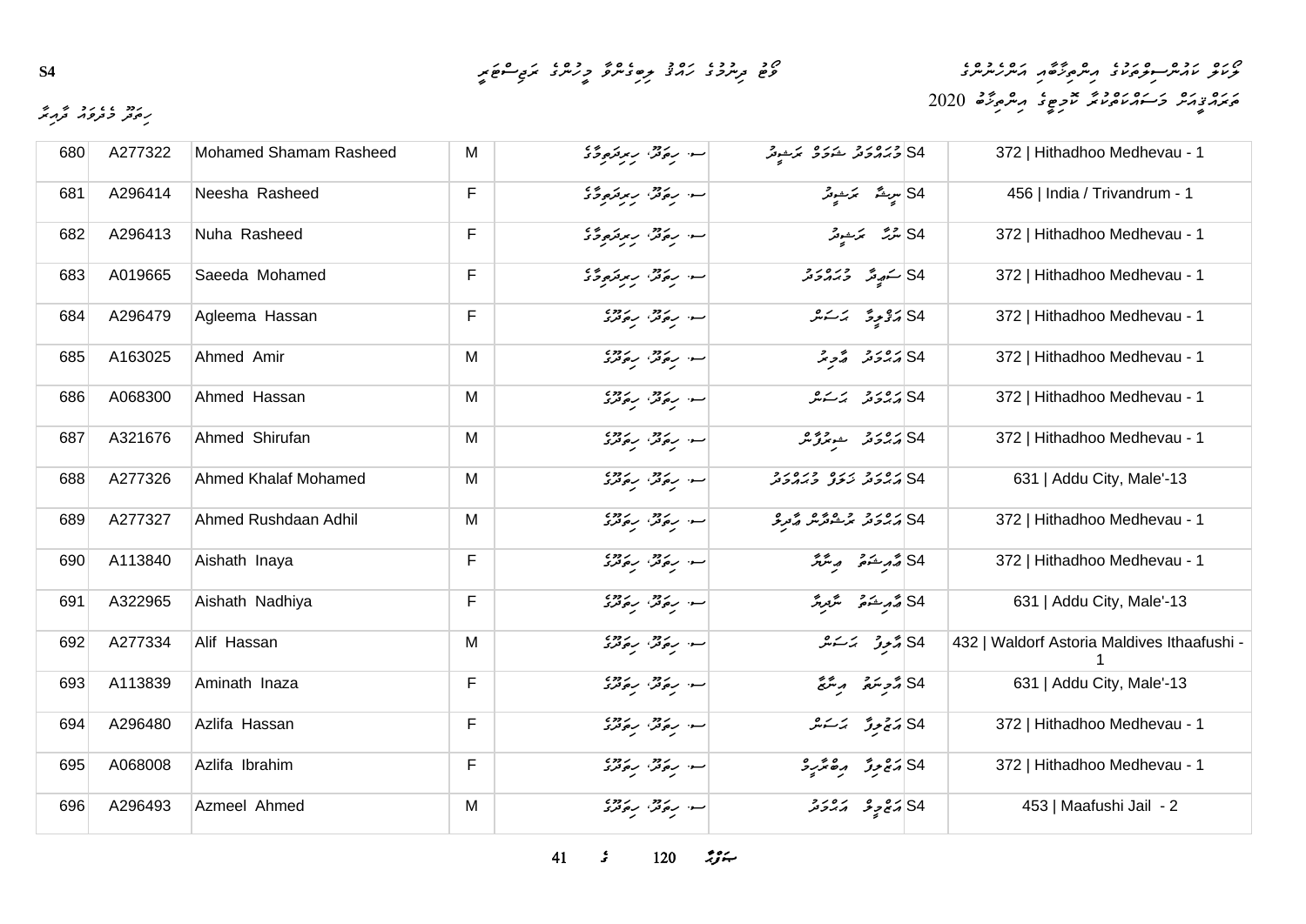| 680 | A277322 | Mohamed Shamam Rasheed | M | ސ. ހިތަދޫ، ހިރިދަރުވާގެ | S4 މުހައްމަދު ޝަމާމް ރަޝީދު | 372 \| Hithadhoo Medhevau - 1 |
|---|---|---|---|---|---|---|
| 681 | A296414 | Neesha Rasheed | F | ސ. ހިތަދޫ، ހިރިދަރުވާގެ | S4 ނީޝާ ރަޝީދު | 456 \| India / Trivandrum - 1 |
| 682 | A296413 | Nuha Rasheed | F | ސ. ހިތަދޫ، ހިރިދަރުވާގެ | S4 ނުހާ ރަޝީދު | 372 \| Hithadhoo Medhevau - 1 |
| 683 | A019665 | Saeeda Mohamed | F | ސ. ހިތަދޫ، ހިރިދަރުވާގެ | S4 ސައީދާ މުހައްމަދު | 372 \| Hithadhoo Medhevau - 1 |
| 684 | A296479 | Agleema Hassan | F | ސ. ހިތަދޫ، ހިތަދޫގެ | S4 އަގްލީމާ ހަސަން | 372 \| Hithadhoo Medhevau - 1 |
| 685 | A163025 | Ahmed Amir | M | ސ. ހިތަދޫ، ހިތަދޫގެ | S4 އަހްމަދު އާމިރު | 372 \| Hithadhoo Medhevau - 1 |
| 686 | A068300 | Ahmed Hassan | M | ސ. ހިތަދޫ، ހިތަދޫގެ | S4 އަހްމަދު ހަސަން | 372 \| Hithadhoo Medhevau - 1 |
| 687 | A321676 | Ahmed Shirufan | M | ސ. ހިތަދޫ، ހިތަދޫގެ | S4 އަހްމަދު ޝިރުފާން | 372 \| Hithadhoo Medhevau - 1 |
| 688 | A277326 | Ahmed Khalaf Mohamed | M | ސ. ހިތަދޫ، ހިތަދޫގެ | S4 އަހްމަދު ޚަލަފް މުހައްމަދު | 631 \| Addu City, Male'-13 |
| 689 | A277327 | Ahmed Rushdaan Adhil | M | ސ. ހިތަދޫ، ހިތަދޫގެ | S4 އަހްމަދު ރުޝްދާން އާދިލް | 372 \| Hithadhoo Medhevau - 1 |
| 690 | A113840 | Aishath Inaya | F | ސ. ހިތަދޫ، ހިތަދޫގެ | S4 އާއިޝަތު އިނާޔާ | 372 \| Hithadhoo Medhevau - 1 |
| 691 | A322965 | Aishath Nadhiya | F | ސ. ހިތަދޫ، ހިތަދޫގެ | S4 އާއިޝަތު ނާދިޔާ | 631 \| Addu City, Male'-13 |
| 692 | A277334 | Alif Hassan | M | ސ. ހިތަދޫ، ހިތަދޫގެ | S4 އާލިފް ހަސަން | 432 \| Waldorf Astoria Maldives Ithaafushi - 1 |
| 693 | A113839 | Aminath Inaza | F | ސ. ހިތަދޫ، ހިތަދޫގެ | S4 އާމިނަތު އިނާޒާ | 631 \| Addu City, Male'-13 |
| 694 | A296480 | Azlifa Hassan | F | ސ. ހިތަދޫ، ހިތަދޫގެ | S4 އަޒްލިފާ ހަސަން | 372 \| Hithadhoo Medhevau - 1 |
| 695 | A068008 | Azlifa Ibrahim | F | ސ. ހިތަދޫ، ހިތަދޫގެ | S4 އަޒްލިފާ އިބްރާހިމް | 372 \| Hithadhoo Medhevau - 1 |
| 696 | A296493 | Azmeel Ahmed | M | ސ. ހިތަދޫ، ހިތަދޫގެ | S4 އަޒްމީލް އަހްމަދު | 453 \| Maafushi Jail - 2 |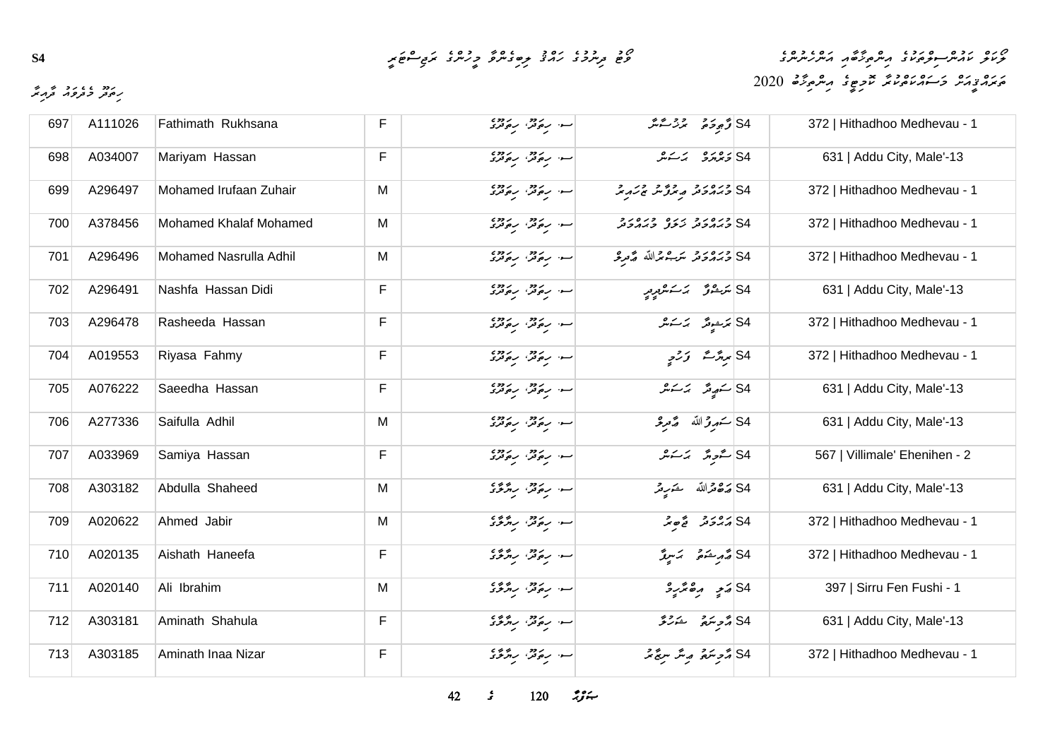| 697 | A111026 | Fathimath Rukhsana | F | ސ. ހިތަދޫ ހިތަދޫ | S4 ފާތިމަތު ރުޚްސާނާ | 372 \| Hithadhoo Medhevau - 1 |
|---|---|---|---|---|---|---|
| 698 | A034007 | Mariyam Hassan | F | ސ. ހިތަދޫ ހިތަދޫ | S4 މަރިޔަމް ހަސަން | 631 \| Addu City, Male'-13 |
| 699 | A296497 | Mohamed Irufaan Zuhair | M | ސ. ހިތަދޫ ހިތަދޫ | S4 މުހައްމަދު ޢިރުފާން ޒުހައިރު | 372 \| Hithadhoo Medhevau - 1 |
| 700 | A378456 | Mohamed Khalaf Mohamed | M | ސ. ހިތަދޫ ހިތަދޫ | S4 މުހައްމަދު ޚަލަފް މުހައްމަދު | 372 \| Hithadhoo Medhevau - 1 |
| 701 | A296496 | Mohamed Nasrulla Adhil | M | ސ. ހިތަދޫ ހިތަދޫ | S4 މުހައްމަދު ނަޞްރުاللہ އާދިލް | 372 \| Hithadhoo Medhevau - 1 |
| 702 | A296491 | Nashfa Hassan Didi | F | ސ. ހިތަދޫ ހިތަދޫ | S4 ނަށްފާ ހަސަންދީދީ | 631 \| Addu City, Male'-13 |
| 703 | A296478 | Rasheeda Hassan | F | ސ. ހިތަދޫ ހިތަދޫ | S4 ރަޝީދާ ހަސަން | 372 \| Hithadhoo Medhevau - 1 |
| 704 | A019553 | Riyasa Fahmy | F | ސ. ހިތަދޫ ހިތަދޫ | S4 ރިޔާސާ ފަހުމީ | 372 \| Hithadhoo Medhevau - 1 |
| 705 | A076222 | Saeedha Hassan | F | ސ. ހިތަދޫ ހިތަދޫ | S4 ސައީދާ ހަސަން | 631 \| Addu City, Male'-13 |
| 706 | A277336 | Saifulla Adhil | M | ސ. ހިތަދޫ ހިތަދޫ | S4 ސައިފުاللہ އާދިލް | 631 \| Addu City, Male'-13 |
| 707 | A033969 | Samiya Hassan | F | ސ. ހިތަދޫ ހިތަދޫ | S4 ސާމިޔާ ހަސަން | 567 \| Villimale' Ehenihen - 2 |
| 708 | A303182 | Abdulla Shaheed | M | ސ. ހިތަދޫ ހިލާލާގެ | S4 އަބްދުاللہ ޝަހީދު | 631 \| Addu City, Male'-13 |
| 709 | A020622 | Ahmed Jabir | M | ސ. ހިތަދޫ ހިލާލާގެ | S4 އަހްމަދު ޖާބިރު | 372 \| Hithadhoo Medhevau - 1 |
| 710 | A020135 | Aishath Haneefa | F | ސ. ހިތަދޫ ހިލާލާގެ | S4 އާއިޝަތު ހަނީފާ | 372 \| Hithadhoo Medhevau - 1 |
| 711 | A020140 | Ali Ibrahim | M | ސ. ހިތަދޫ ހިލާލާގެ | S4 އަލި އިބްރާހިމް | 397 \| Sirru Fen Fushi - 1 |
| 712 | A303181 | Aminath Shahula | F | ސ. ހިތަދޫ ހިލާލާގެ | S4 އާމިނަތު ޝަހުލާ | 631 \| Addu City, Male'-13 |
| 713 | A303185 | Aminath Inaa Nizar | F | ސ. ހިތަދޫ ހިލާލާގެ | S4 އާމިނަތު އިނާ ނިޒާރު | 372 \| Hithadhoo Medhevau - 1 |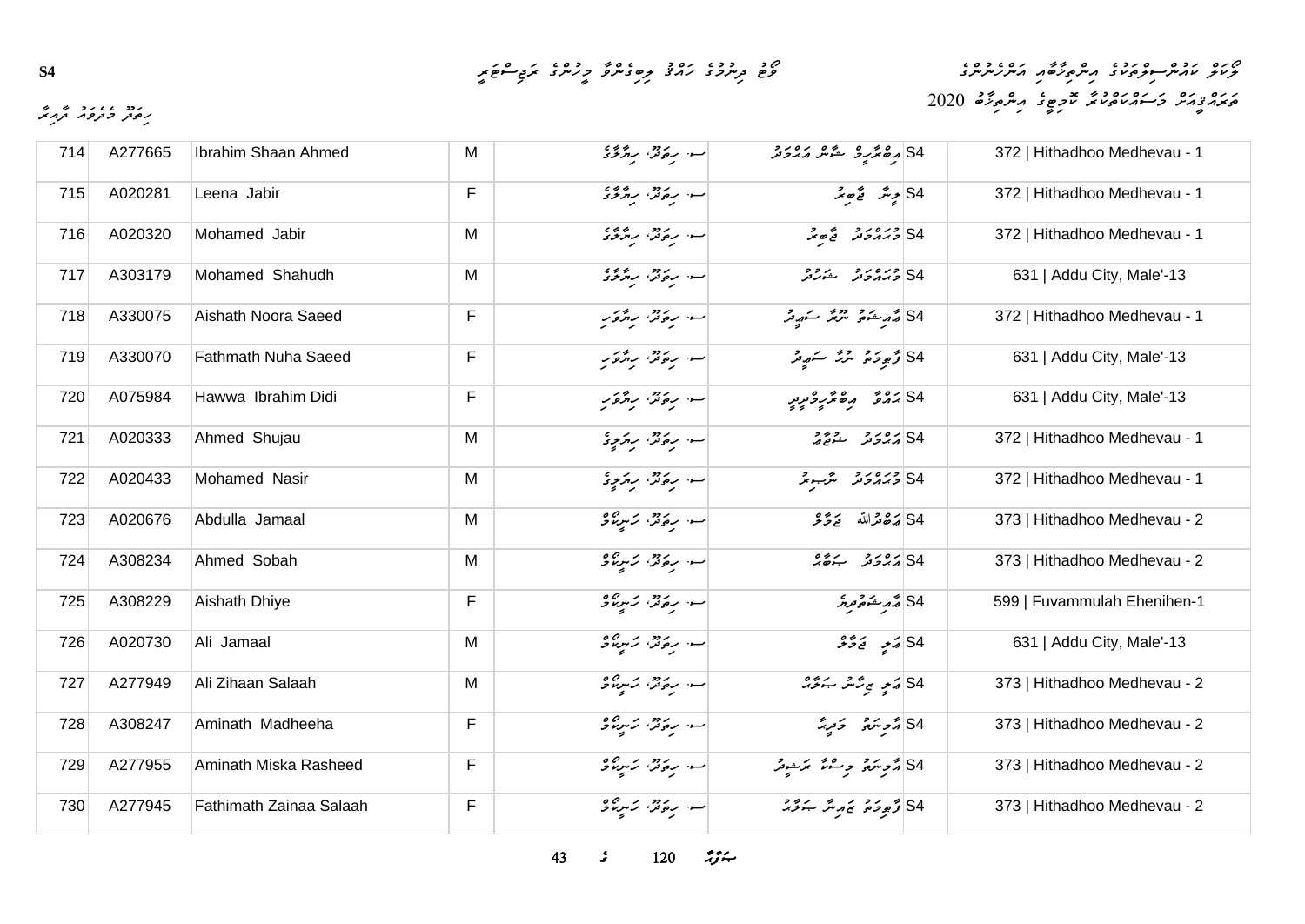| 714 | A277665 | Ibrahim Shaan Ahmed | M | ސ. ހިތަދޫ، ހިލާލާގެ | S4  އިބްރާހީމް ޝާން އަޙްމަދު | 372 \| Hithadhoo Medhevau - 1 |
|---|---|---|---|---|---|---|
| 715 | A020281 | Leena Jabir | F | ސ. ހިތަދޫ، ހިލާލާގެ | S4 ލީނާ ޖާބިރު | 372 \| Hithadhoo Medhevau - 1 |
| 716 | A020320 | Mohamed Jabir | M | ސ. ހިތަދޫ، ހިލާލާގެ | S4 މުޙައްމަދު ޖާބިރު | 372 \| Hithadhoo Medhevau - 1 |
| 717 | A303179 | Mohamed Shahudh | M | ސ. ހިތަދޫ، ހިލާލާގެ | S4 މުޙައްމަދު ޝަހުދު | 631 \| Addu City, Male'-13 |
| 718 | A330075 | Aishath Noora Saeed | F | ސ. ހިތަދޫ، ހިލާލަނި | S4 އާއިޝަތު ނޫރާ ސަޢީދު | 372 \| Hithadhoo Medhevau - 1 |
| 719 | A330070 | Fathmath Nuha Saeed | F | ސ. ހިތަދޫ، ހިލާލަނި | S4 ފާތިމަތު ނުހާ ސަޢީދު | 631 \| Addu City, Male'-13 |
| 720 | A075984 | Hawwa Ibrahim Didi | F | ސ. ހިތަދޫ، ހިލާލަނި | S4 ހައްވާ އިބްރާހީމްދީދީ | 631 \| Addu City, Male'-13 |
| 721 | A020333 | Ahmed Shujau | M | ސ. ހިތަދޫ، ހިޔަލީގެ | S4 އަޙްމަދު ޝުޖާޢު | 372 \| Hithadhoo Medhevau - 1 |
| 722 | A020433 | Mohamed Nasir | M | ސ. ހިތަދޫ، ހިޔަލީގެ | S4 މުޙައްމަދު ނާޞިރު | 372 \| Hithadhoo Medhevau - 1 |
| 723 | A020676 | Abdulla Jamaal | M | ސ. ހިތަދޫ، ހަސިރާގެ | S4 އަބްދުﷲ ޖަމާލު | 373 \| Hithadhoo Medhevau - 2 |
| 724 | A308234 | Ahmed Sobah | M | ސ. ހިތަދޫ، ހަސިރާގެ | S4 އަޙްމަދު ޞަބާޙް | 373 \| Hithadhoo Medhevau - 2 |
| 725 | A308229 | Aishath Dhiye | F | ސ. ހިތަދޫ، ހަސިރާގެ | S4 އާއިޝަތުދިޔެ | 599 \| Fuvammulah Ehenihen-1 |
| 726 | A020730 | Ali Jamaal | M | ސ. ހިތަދޫ، ހަސިރާގެ | S4 ޢަލި ޖަމާލު | 631 \| Addu City, Male'-13 |
| 727 | A277949 | Ali Zihaan Salaah | M | ސ. ހިތަދޫ، ހަސިރާގެ | S4 ޢަލި ޒިހާން ސަލާހު | 373 \| Hithadhoo Medhevau - 2 |
| 728 | A308247 | Aminath Madheeha | F | ސ. ހިތަދޫ، ހަސިރާގެ | S4 އާމިނަތު މަދީޙާ | 373 \| Hithadhoo Medhevau - 2 |
| 729 | A277955 | Aminath Miska Rasheed | F | ސ. ހިތަދޫ، ހަސިރާގެ | S4 އާމިނަތު މިސްކާ ރަޝީދު | 373 \| Hithadhoo Medhevau - 2 |
| 730 | A277945 | Fathimath Zainaa Salaah | F | ސ. ހިތަދޫ، ހަސިރާގެ | S4 ފާތިމަތު ޒައިނާ ސަލާހު | 373 \| Hithadhoo Medhevau - 2 |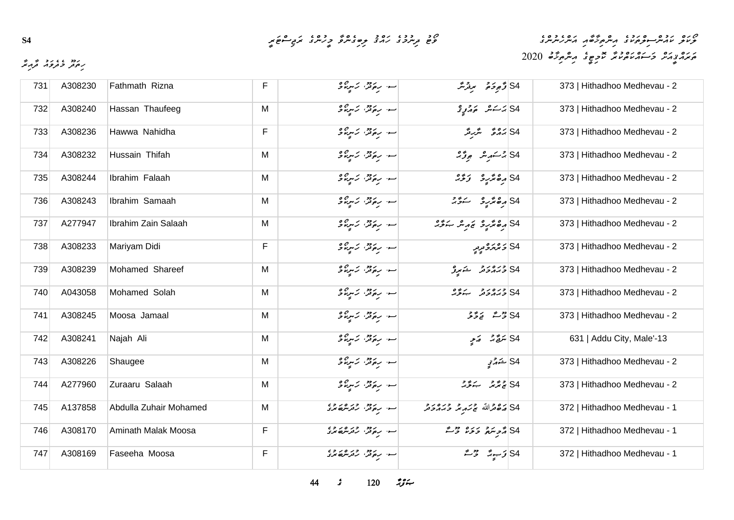| 731 | A308230 | Fathmath Rizna | F | ސ. ހިތަދޫ، ހަސިރާގެ | S4 ފާތިމަތު ރިޒްނާ | 373 \| Hithadhoo Medhevau - 2 |
|---|---|---|---|---|---|---|
| 732 | A308240 | Hassan Thaufeeg | M | ސ. ހިތަދޫ، ހަސިރާގެ | S4 ހަސަން ތައުފީޤު | 373 \| Hithadhoo Medhevau - 2 |
| 733 | A308236 | Hawwa Nahidha | F | ސ. ހިތަދޫ، ހަސިރާގެ | S4 ހައްވާ ނާހިދާ | 373 \| Hithadhoo Medhevau - 2 |
| 734 | A308232 | Hussain Thifah | M | ސ. ހިތަދޫ، ހަސިރާގެ | S4 ހުސައިން ތިފާހު | 373 \| Hithadhoo Medhevau - 2 |
| 735 | A308244 | Ibrahim Falaah | M | ސ. ހިތަދޫ، ހަސިރާގެ | S4 އިބްރާހީމް ފަލާހު | 373 \| Hithadhoo Medhevau - 2 |
| 736 | A308243 | Ibrahim Samaah | M | ސ. ހިތަދޫ، ހަސިރާގެ | S4 އިބްރާހީމް ސަމާހު | 373 \| Hithadhoo Medhevau - 2 |
| 737 | A277947 | Ibrahim Zain Salaah | M | ސ. ހިތަދޫ، ހަސިރާގެ | S4 އިބްރާހީމް ޒައިން ސަލާހު | 373 \| Hithadhoo Medhevau - 2 |
| 738 | A308233 | Mariyam Didi | F | ސ. ހިތަދޫ، ހަސިރާގެ | S4 މަރިޔަމްދިދި | 373 \| Hithadhoo Medhevau - 2 |
| 739 | A308239 | Mohamed Shareef | M | ސ. ހިތަދޫ، ހަސިރާގެ | S4 މުހައްމަދު ޝަރީފް | 373 \| Hithadhoo Medhevau - 2 |
| 740 | A043058 | Mohamed Solah | M | ސ. ހިތަދޫ، ހަސިރާގެ | S4 މުހައްމަދު ޞަލާހް | 373 \| Hithadhoo Medhevau - 2 |
| 741 | A308245 | Moosa Jamaal | M | ސ. ހިތަދޫ، ހަސިރާގެ | S4 މޫސާ ޖަމާލު | 373 \| Hithadhoo Medhevau - 2 |
| 742 | A308241 | Najah Ali | M | ސ. ހިތަދޫ، ހަސިރާގެ | S4 ނަޖާހު އަލި | 631 \| Addu City, Male'-13 |
| 743 | A308226 | Shaugee | M | ސ. ހިތަދޫ، ހަސިރާގެ | S4 ޝައުޤީ | 373 \| Hithadhoo Medhevau - 2 |
| 744 | A277960 | Zuraaru Salaah | M | ސ. ހިތަދޫ، ހަސިރާގެ | S4 ޒުރާރު ސަލާހު | 373 \| Hithadhoo Medhevau - 2 |
| 745 | A137858 | Abdulla Zuhair Mohamed | M | ސ. ހިތަދޫ، ހުދުންބަރުގެ | S4 އަބްދުﷲ ޒުހައިރު މުހައްމަދު | 372 \| Hithadhoo Medhevau - 1 |
| 746 | A308170 | Aminath Malak Moosa | F | ސ. ހިތަދޫ، ހުދުންބަރުގެ | S4 އާމިނަތު މަލަކް މޫސާ | 372 \| Hithadhoo Medhevau - 1 |
| 747 | A308169 | Faseeha Moosa | F | ސ. ހިތަދޫ، ހުދުންބަރުގެ | S4 ފަސީހާ މޫސާ | 372 \| Hithadhoo Medhevau - 1 |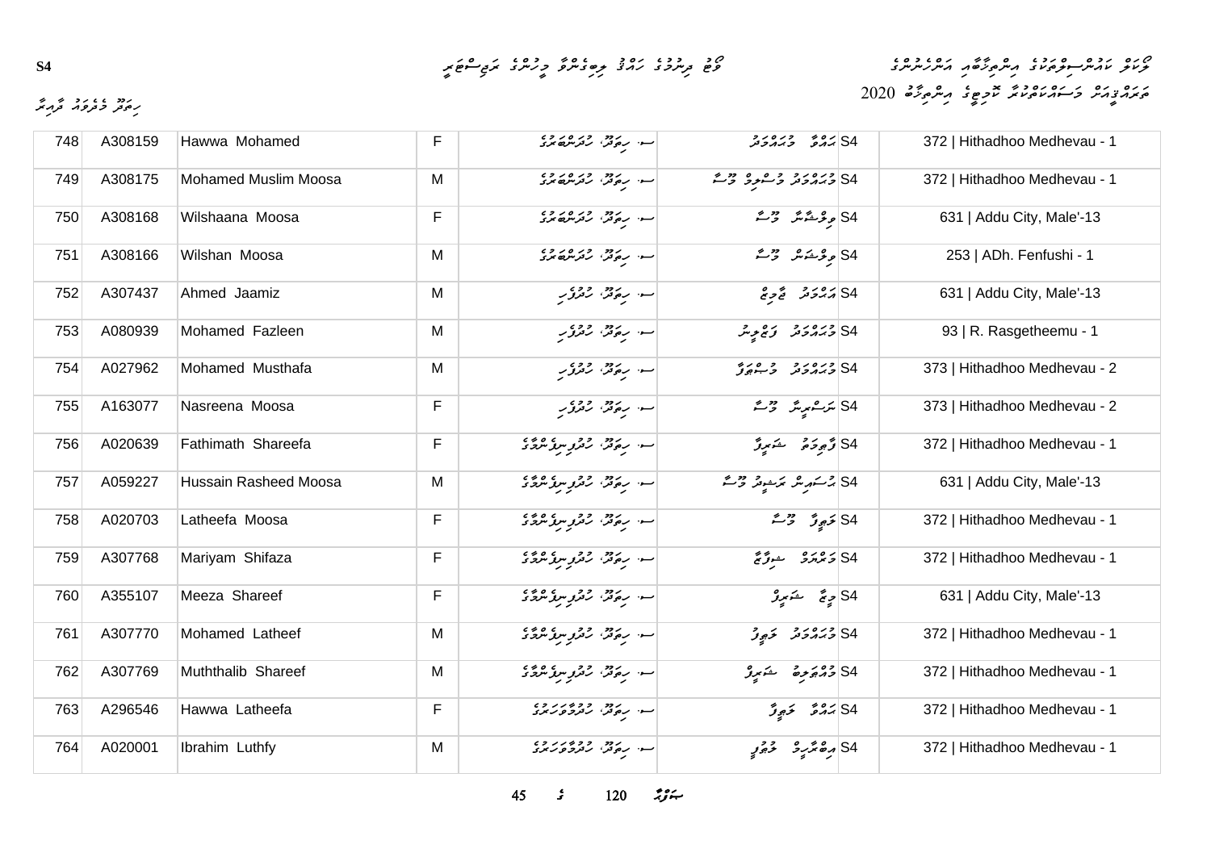| 748 | A308159 | Hawwa Mohamed | F | ސ. ހިތަދޫ، ހުދަރަބަރާގެ | S4 ހައްވާ މުހައްމަދު | 372 \| Hithadhoo Medhevau - 1 |
|---|---|---|---|---|---|---|
| 749 | A308175 | Mohamed Muslim Moosa | M | ސ. ހިތަދޫ، ހުދަރަބަރާގެ | S4 މުހައްމަދު މުސްލިމް މޫސާ | 372 \| Hithadhoo Medhevau - 1 |
| 750 | A308168 | Wilshaana Moosa | F | ސ. ހިތަދޫ، ހުދަރަބަރާގެ | S4 ވިލްޝާނާ މޫސާ | 631 \| Addu City, Male'-13 |
| 751 | A308166 | Wilshan Moosa | M | ސ. ހިތަދޫ، ހުދަރަބަރާގެ | S4 ވިލްޝަން މޫސާ | 253 \| ADh. Fenfushi - 1 |
| 752 | A307437 | Ahmed Jaamiz | M | ސ. ހިތަދޫ، ހުދުވިލާ | S4 އަހުމަދު ޖާމިޒް | 631 \| Addu City, Male'-13 |
| 753 | A080939 | Mohamed Fazleen | M | ސ. ހިތަދޫ، ހުދުވިލާ | S4 މުހައްމަދު ފަޟްލީން | 93 \| R. Rasgetheemu - 1 |
| 754 | A027962 | Mohamed Musthafa | M | ސ. ހިތަދޫ، ހުދުވިލާ | S4 މުހައްމަދު މުސްތަފާ | 373 \| Hithadhoo Medhevau - 2 |
| 755 | A163077 | Nasreena Moosa | F | ސ. ހިތަދޫ، ހުދުވިލާ | S4 ނަސްރީނާ މޫސާ | 373 \| Hithadhoo Medhevau - 2 |
| 756 | A020639 | Fathimath Shareefa | F | ސ. ހިތަދޫ، ހުދުފިނިފެންމާގެ | S4 ފާތިމަތު ޝަރީފާ | 372 \| Hithadhoo Medhevau - 1 |
| 757 | A059227 | Hussain Rasheed Moosa | M | ސ. ހިތަދޫ، ހުދުފިނިފެންމާގެ | S4 ހުސައިން ރަޝީދު މޫސާ | 631 \| Addu City, Male'-13 |
| 758 | A020703 | Latheefa Moosa | F | ސ. ހިތަދޫ، ހުދުފިނިފެންމާގެ | S4 ލަތީފާ މޫސާ | 372 \| Hithadhoo Medhevau - 1 |
| 759 | A307768 | Mariyam Shifaza | F | ސ. ހިތަދޫ، ހުދުފިނިފެންމާގެ | S4 މަރިޔަމް ޝިފާޒާ | 372 \| Hithadhoo Medhevau - 1 |
| 760 | A355107 | Meeza Shareef | F | ސ. ހިތަދޫ، ހުދުފިނިފެންމާގެ | S4 މީޒާ ޝަރީފް | 631 \| Addu City, Male'-13 |
| 761 | A307770 | Mohamed Latheef | M | ސ. ހިތަދޫ، ހުދުފިނިފެންމާގެ | S4 މުހައްމަދު ލަތީފް | 372 \| Hithadhoo Medhevau - 1 |
| 762 | A307769 | Muththalib Shareef | M | ސ. ހިތަދޫ، ހުދުފިނިފެންމާގެ | S4 މުއްތަލިބް ޝަރީފް | 372 \| Hithadhoo Medhevau - 1 |
| 763 | A296546 | Hawwa Latheefa | F | ސ. ހިތަދޫ، ހުދުމާވަށްގެ | S4 ހައްވާ ލަތީފާ | 372 \| Hithadhoo Medhevau - 1 |
| 764 | A020001 | Ibrahim Luthfy | M | ސ. ހިތަދޫ، ހުދުމާވަށްގެ | S4 އިބްރާހިމް ލުތުފީ | 372 \| Hithadhoo Medhevau - 1 |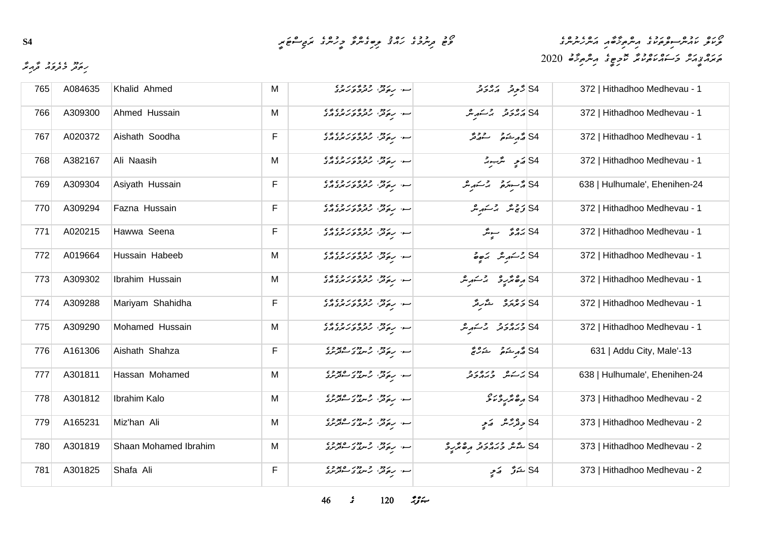| 765 | A084635 | Khalid Ahmed | M | ސ. ހިތަދޫ، ހުދުވަރުގެ | S4 ޚާލިދު އަޙްމަދު | 372 \| Hithadhoo Medhevau - 1 |
|---|---|---|---|---|---|---|
| 766 | A309300 | Ahmed Hussain | M | ސ. ހިތަދޫ، ހުދުވަރުގެއާގެ | S4 އަޙްމަދު ހުސައިން | 372 \| Hithadhoo Medhevau - 1 |
| 767 | A020372 | Aishath Soodha | F | ސ. ހިތަދޫ، ހުދުވަރުގެއާގެ | S4 އާއިޝަތު ސޫދާ | 372 \| Hithadhoo Medhevau - 1 |
| 768 | A382167 | Ali Naasih | M | ސ. ހިތަދޫ، ހުދުވަރުގެއާގެ | S4 އަލި ނާސިހު | 372 \| Hithadhoo Medhevau - 1 |
| 769 | A309304 | Asiyath Hussain | F | ސ. ހިތަދޫ، ހުދުވަރުގެއާގެ | S4 އާސިޔަތު ހުސައިން | 638 \| Hulhumale', Ehenihen-24 |
| 770 | A309294 | Fazna Hussain | F | ސ. ހިތަދޫ، ހުދުވަރުގެއާގެ | S4 ފަޒްނާ ހުސައިން | 372 \| Hithadhoo Medhevau - 1 |
| 771 | A020215 | Hawwa Seena | F | ސ. ހިތަދޫ، ހުދުވަރުގެއާގެ | S4 ހައްވާ ސީނާ | 372 \| Hithadhoo Medhevau - 1 |
| 772 | A019664 | Hussain Habeeb | M | ސ. ހިތަދޫ، ހުދުވަރުގެއާގެ | S4 ހުސައިން ހަބީބު | 372 \| Hithadhoo Medhevau - 1 |
| 773 | A309302 | Ibrahim Hussain | M | ސ. ހިތަދޫ، ހުދުވަރުގެއާގެ | S4 އިބްރާހީމް ހުސައިން | 372 \| Hithadhoo Medhevau - 1 |
| 774 | A309288 | Mariyam Shahidha | F | ސ. ހިތަދޫ، ހުދުވަރުގެއާގެ | S4 މަރިޔަމް ޝާހިދާ | 372 \| Hithadhoo Medhevau - 1 |
| 775 | A309290 | Mohamed Hussain | M | ސ. ހިތަދޫ، ހުދުވަރުގެއާގެ | S4 މުޙައްމަދު ހުސައިން | 372 \| Hithadhoo Medhevau - 1 |
| 776 | A161306 | Aishath Shahza | F | ސ. ހިތަދޫ، ހުސްނޫގެ ސްޓޯރސް | S4 އާއިޝަތު ޝަހްޒާ | 631 \| Addu City, Male'-13 |
| 777 | A301811 | Hassan Mohamed | M | ސ. ހިތަދޫ، ހުސްނޫގެ ސްޓޯރސް | S4 ހަސަން މުޙައްމަދު | 638 \| Hulhumale', Ehenihen-24 |
| 778 | A301812 | Ibrahim Kalo | M | ސ. ހިތަދޫ، ހުސްނޫގެ ސްޓޯރސް | S4 އިބްރާހީމްކަލޯ | 373 \| Hithadhoo Medhevau - 2 |
| 779 | A165231 | Miz'han Ali | M | ސ. ހިތަދޫ، ހުސްނޫގެ ސްޓޯރސް | S4 މިޒްހާން އަލި | 373 \| Hithadhoo Medhevau - 2 |
| 780 | A301819 | Shaan Mohamed Ibrahim | M | ސ. ހިތަދޫ، ހުސްނޫގެ ސްޓޯރސް | S4 ޝާން މުޙައްމަދު އިބްރާހީމް | 373 \| Hithadhoo Medhevau - 2 |
| 781 | A301825 | Shafa Ali | F | ސ. ހިތަދޫ، ހުސްނޫގެ ސްޓޯރސް | S4 ޝަފާ އަލި | 373 \| Hithadhoo Medhevau - 2 |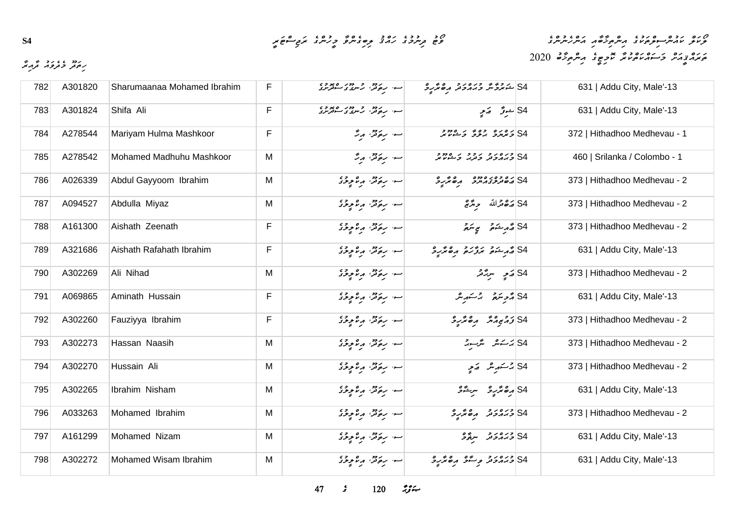| 782 | A301820 | Sharumaanaa Mohamed Ibrahim | F | ސ. ހިތަދޫ، ހުސްނުގެ ސަރަހައްދު | ޝަރުމާނާ މުހައްމަދު އިބްރާހީމް S4 | 631 \| Addu City, Male'-13 |
|---|---|---|---|---|---|---|
| 783 | A301824 | Shifa Ali | F | ސ. ހިތަދޫ، ހުސްނުގެ ސަރަހައްދު | ޝިފާ  އަލީ S4 | 631 \| Addu City, Male'-13 |
| 784 | A278544 | Mariyam Hulma Mashkoor | F | ސ. ހިތަދޫ، އިހާ | މަރިޔަމް ހުލްމާ މަޝްކޫރު S4 | 372 \| Hithadhoo Medhevau - 1 |
| 785 | A278542 | Mohamed Madhuhu Mashkoor | M | ސ. ހިތަދޫ، އިހާ | މުހައްމަދު މަދުހު މަޝްކޫރު S4 | 460 \| Srilanka / Colombo - 1 |
| 786 | A026339 | Abdul Gayyoom Ibrahim | M | ސ. ހިތަދޫ، އިލްތިފާތީ | އަބްދުލްގައްޔޫމް  އިބްރާހީމް S4 | 373 \| Hithadhoo Medhevau - 2 |
| 787 | A094527 | Abdulla Miyaz | M | ސ. ހިތަދޫ، އިލްތިފާތީ | އަބްދުﷲ  މިޔާޒް S4 | 373 \| Hithadhoo Medhevau - 2 |
| 788 | A161300 | Aishath Zeenath | F | ސ. ހިތަދޫ، އިލްތިފާތީ | އާއިޝަތު  ޒީނަތު S4 | 373 \| Hithadhoo Medhevau - 2 |
| 789 | A321686 | Aishath Rafahath Ibrahim | F | ސ. ހިތަދޫ، އިލްތިފާތީ | އާއިޝަތު ރަފާހަތު އިބްރާހީމް S4 | 631 \| Addu City, Male'-13 |
| 790 | A302269 | Ali Nihad | M | ސ. ހިތަދޫ، އިލްތިފާތީ | އަލީ  ނިހާދު S4 | 373 \| Hithadhoo Medhevau - 2 |
| 791 | A069865 | Aminath Hussain | F | ސ. ހިތަދޫ، އިލްތިފާތީ | އާމިނަތު  ހުސައިން S4 | 631 \| Addu City, Male'-13 |
| 792 | A302260 | Fauziyya Ibrahim | F | ސ. ހިތަދޫ، އިލްތިފާތީ | ފައުޒިއްޔާ  އިބްރާހީމް S4 | 373 \| Hithadhoo Medhevau - 2 |
| 793 | A302273 | Hassan Naasih | M | ސ. ހިތަދޫ، އިލްތިފާތީ | ހަސަން  ނާސިހު S4 | 373 \| Hithadhoo Medhevau - 2 |
| 794 | A302270 | Hussain Ali | M | ސ. ހިތަދޫ، އިލްތިފާތީ | ހުސައިން  އަލީ S4 | 373 \| Hithadhoo Medhevau - 2 |
| 795 | A302265 | Ibrahim Nisham | M | ސ. ހިތަދޫ، އިލްތިފާތީ | އިބްރާހީމް  ނިޝާމް S4 | 631 \| Addu City, Male'-13 |
| 796 | A033263 | Mohamed Ibrahim | M | ސ. ހިތަދޫ، އިލްތިފާތީ | މުހައްމަދު  އިބްރާހީމް S4 | 373 \| Hithadhoo Medhevau - 2 |
| 797 | A161299 | Mohamed Nizam | M | ސ. ހިތަދޫ، އިލްތިފާތީ | މުހައްމަދު  ނިޒާމް S4 | 631 \| Addu City, Male'-13 |
| 798 | A302272 | Mohamed Wisam Ibrahim | M | ސ. ހިތަދޫ، އިލްތިފާތީ | މުހައްމަދު ވިސާމް އިބްރާހީމް S4 | 631 \| Addu City, Male'-13 |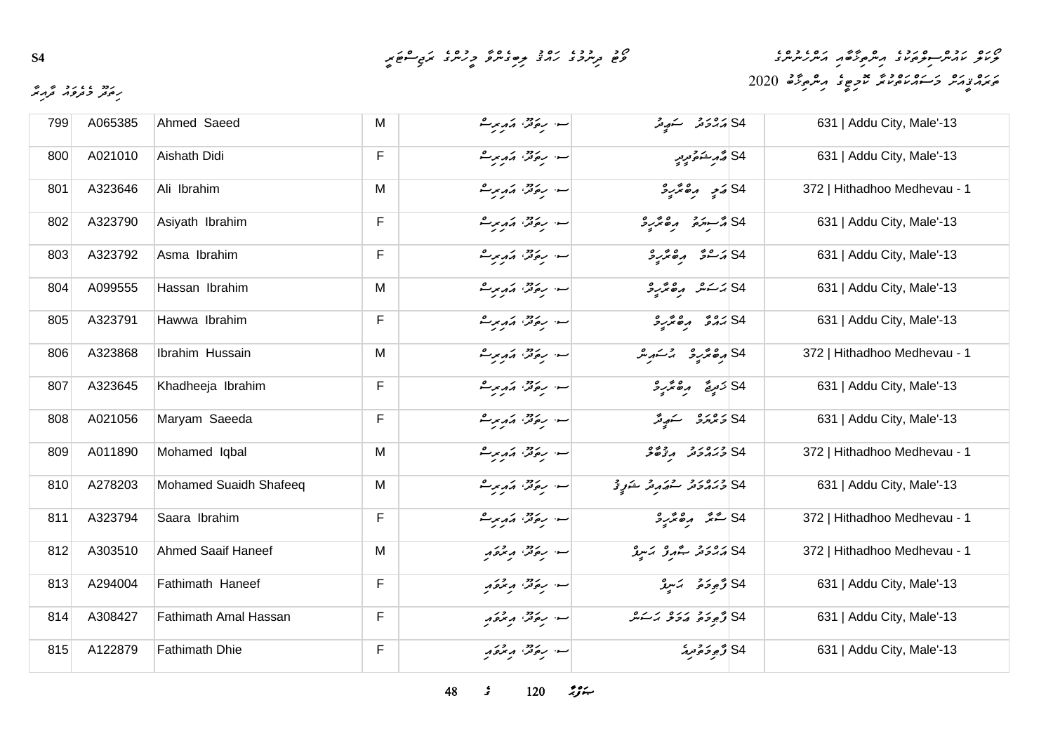| 799 | A065385 | Ahmed Saeed | M | ސ. ހިތަދޫ، އައިރިސް | S4 އަޙްމަދު ސަޢީދު | 631 \| Addu City, Male'-13 |
|---|---|---|---|---|---|---|
| 800 | A021010 | Aishath Didi | F | ސ. ހިތަދޫ، އައިރިސް | S4 އާއިޝަތުދީދީ | 631 \| Addu City, Male'-13 |
| 801 | A323646 | Ali Ibrahim | M | ސ. ހިތަދޫ، އައިރިސް | S4 އަލީ އިބްރާހީމް | 372 \| Hithadhoo Medhevau - 1 |
| 802 | A323790 | Asiyath Ibrahim | F | ސ. ހިތަދޫ، އައިރިސް | S4 އާސިޔަތު އިބްރާހީމް | 631 \| Addu City, Male'-13 |
| 803 | A323792 | Asma Ibrahim | F | ސ. ހިތަދޫ، އައިރިސް | S4 އަސްމާ އިބްރާހީމް | 631 \| Addu City, Male'-13 |
| 804 | A099555 | Hassan Ibrahim | M | ސ. ހިތަދޫ، އައިރިސް | S4 ހަސަން އިބްރާހީމް | 631 \| Addu City, Male'-13 |
| 805 | A323791 | Hawwa Ibrahim | F | ސ. ހިތަދޫ، އައިރިސް | S4 ހައްވާ އިބްރާހީމް | 631 \| Addu City, Male'-13 |
| 806 | A323868 | Ibrahim Hussain | M | ސ. ހިތަދޫ، އައިރިސް | S4 އިބްރާހީމް ހުސައިން | 372 \| Hithadhoo Medhevau - 1 |
| 807 | A323645 | Khadheeja Ibrahim | F | ސ. ހިތަދޫ، އައިރިސް | S4 ޚަދީޖާ އިބްރާހީމް | 631 \| Addu City, Male'-13 |
| 808 | A021056 | Maryam Saeeda | F | ސ. ހިތަދޫ، އައިރިސް | S4 މަރްޔަމް ސަޢީދާ | 631 \| Addu City, Male'-13 |
| 809 | A011890 | Mohamed Iqbal | M | ސ. ހިތަދޫ، އައިރިސް | S4 މުޙައްމަދު އިޤްބާލް | 372 \| Hithadhoo Medhevau - 1 |
| 810 | A278203 | Mohamed Suaidh Shafeeq | M | ސ. ހިތަދޫ، އައިރިސް | S4 މުޙައްމަދު ސުޢައިދު ޝަފީޤު | 631 \| Addu City, Male'-13 |
| 811 | A323794 | Saara Ibrahim | F | ސ. ހިތަދޫ، އައިރިސް | S4 ސާރާ އިބްރާހީމް | 372 \| Hithadhoo Medhevau - 1 |
| 812 | A303510 | Ahmed Saaif Haneef | M | ސ. ހިތަދޫ، އިރުވައި | S4 އަޙްމަދު ސާއިފު ޙަނީފު | 372 \| Hithadhoo Medhevau - 1 |
| 813 | A294004 | Fathimath Haneef | F | ސ. ހިތަދޫ، އިރުވައި | S4 ފާތިމަތު ޙަނީފު | 631 \| Addu City, Male'-13 |
| 814 | A308427 | Fathimath Amal Hassan | F | ސ. ހިތަދޫ، އިރުވައި | S4 ފާތިމަތު އަމަލް ހަސަން | 631 \| Addu City, Male'-13 |
| 815 | A122879 | Fathimath Dhie | F | ސ. ހިތަދޫ، އިރުވައި | S4 ފާތިމަތުދިއު | 631 \| Addu City, Male'-13 |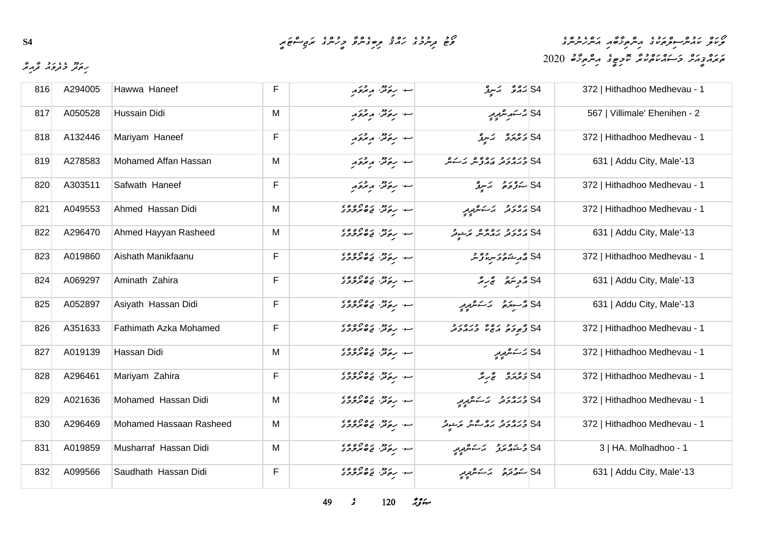| 816 | A294005 | Hawwa Haneef | F | ސ. ހިތަދޫ، ޢިރުމައި | ހައްވާ ހަނީފު | S4 | 372 \| Hithadhoo Medhevau - 1 |
|---|---|---|---|---|---|---|---|
| 817 | A050528 | Hussain Didi | M | ސ. ހިތަދޫ، ޢިރުމައި | ހުސައިންދީދީ | S4 | 567 \| Villimale' Ehenihen - 2 |
| 818 | A132446 | Mariyam Haneef | F | ސ. ހިތަދޫ، ޢިރުމައި | މަރިޔަމް ހަނީފު | S4 | 372 \| Hithadhoo Medhevau - 1 |
| 819 | A278583 | Mohamed Affan Hassan | M | ސ. ހިތަދޫ، ޢިރުމައި | މުހައްމަދު އައްފާން ހަސަން | S4 | 631 \| Addu City, Male'-13 |
| 820 | A303511 | Safwath Haneef | F | ސ. ހިތަދޫ، ޢިރުމައި | ސަފްވަތު ހަނީފު | S4 | 372 \| Hithadhoo Medhevau - 1 |
| 821 | A049553 | Ahmed Hassan Didi | M | ސ. ހިތަދޫ، ޖަބުރުވާގެ | އަހްމަދު ހަސަންދީދީ | S4 | 372 \| Hithadhoo Medhevau - 1 |
| 822 | A296470 | Ahmed Hayyan Rasheed | M | ސ. ހިތަދޫ، ޖަބުރުވާގެ | އަހްމަދު ހައްޔާން ރަޝީދު | S4 | 631 \| Addu City, Male'-13 |
| 823 | A019860 | Aishath Manikfaanu | F | ސ. ހިތަދޫ، ޖަބުރުވާގެ | އާއިޝަތުމަނިކުފާނު | S4 | 372 \| Hithadhoo Medhevau - 1 |
| 824 | A069297 | Aminath Zahira | F | ސ. ހިތަދޫ، ޖަބުރުވާގެ | އާމިނަތު ޒާހިރާ | S4 | 631 \| Addu City, Male'-13 |
| 825 | A052897 | Asiyath Hassan Didi | F | ސ. ހިތަދޫ، ޖަބުރުވާގެ | އާސިޔަތު ހަސަންދީދީ | S4 | 631 \| Addu City, Male'-13 |
| 826 | A351633 | Fathimath Azka Mohamed | F | ސ. ހިތަދޫ، ޖަބުރުވާގެ | ފާތިމަތު އަޒްކާ މުހައްމަދު | S4 | 372 \| Hithadhoo Medhevau - 1 |
| 827 | A019139 | Hassan Didi | M | ސ. ހިތަދޫ، ޖަބުރުވާގެ | ހަސަންދީދީ | S4 | 372 \| Hithadhoo Medhevau - 1 |
| 828 | A296461 | Mariyam Zahira | F | ސ. ހިތަދޫ، ޖަބުރުވާގެ | މަރިޔަމް ޒާހިރާ | S4 | 372 \| Hithadhoo Medhevau - 1 |
| 829 | A021636 | Mohamed Hassan Didi | M | ސ. ހިތަދޫ، ޖަބުރުވާގެ | މުހައްމަދު ހަސަންދީދީ | S4 | 372 \| Hithadhoo Medhevau - 1 |
| 830 | A296469 | Mohamed Hassaan Rasheed | M | ސ. ހިތަދޫ، ޖަބުރުވާގެ | މުހައްމަދު ހައްސާން ރަޝީދު | S4 | 372 \| Hithadhoo Medhevau - 1 |
| 831 | A019859 | Musharraf Hassan Didi | M | ސ. ހިތަދޫ، ޖަބުރުވާގެ | މުޝައްރަފު ހަސަންދީދީ | S4 | 3 \| HA. Molhadhoo - 1 |
| 832 | A099566 | Saudhath Hassan Didi | F | ސ. ހިތަދޫ، ޖަބުރުވާގެ | ސައުދަތު ހަސަންދީދީ | S4 | 631 \| Addu City, Male'-13 |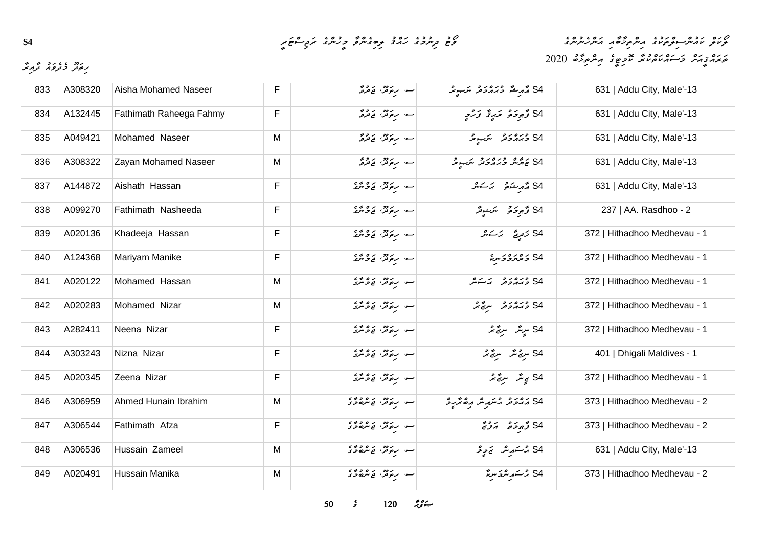| 833 | A308320 | Aisha Mohamed Naseer | F | ސ. ހިތަދޫ، ޖަދުވާ | S4 | ޢާއިޝާ މުޙައްމަދު ނަސީރު | 631 \| Addu City, Male'-13 |
|---|---|---|---|---|---|---|---|
| 834 | A132445 | Fathimath Raheega Fahmy | F | ސ. ހިތަދޫ، ޖަދުވާ | S4 | ފާތިމަތު ރަހީގާ ފަހުމީ | 631 \| Addu City, Male'-13 |
| 835 | A049421 | Mohamed Naseer | M | ސ. ހިތަދޫ، ޖަދުވާ | S4 | މުޙައްމަދު ނަސީރު | 631 \| Addu City, Male'-13 |
| 836 | A308322 | Zayan Mohamed Naseer | M | ސ. ހިތަދޫ، ޖަދުވާ | S4 | ޒަޔާން މުޙައްމަދު ނަސީރު | 631 \| Addu City, Male'-13 |
| 837 | A144872 | Aishath Hassan | F | ސ. ހިތަދޫ، ޖަވެންޏާ | S4 | ޢާއިޝަތު ޙަސަން | 631 \| Addu City, Male'-13 |
| 838 | A099270 | Fathimath Nasheeda | F | ސ. ހިތަދޫ، ޖަވެންޏާ | S4 | ފާތިމަތު ނަޝީދާ | 237 \| AA. Rasdhoo - 2 |
| 839 | A020136 | Khadeeja Hassan | F | ސ. ހިތަދޫ، ޖަވެންޏާ | S4 | ޚަދީޖާ ޙަސަން | 372 \| Hithadhoo Medhevau - 1 |
| 840 | A124368 | Mariyam Manike | F | ސ. ހިތަދޫ، ޖަވެންޏާ | S4 | މަރިޔަމްމަނިކެ | 372 \| Hithadhoo Medhevau - 1 |
| 841 | A020122 | Mohamed Hassan | M | ސ. ހިތަދޫ، ޖަވެންޏާ | S4 | މުޙައްމަދު ޙަސަން | 372 \| Hithadhoo Medhevau - 1 |
| 842 | A020283 | Mohamed Nizar | M | ސ. ހިތަދޫ، ޖަވެންޏާ | S4 | މުޙައްމަދު ނިޒާރު | 372 \| Hithadhoo Medhevau - 1 |
| 843 | A282411 | Neena Nizar | F | ސ. ހިތަދޫ، ޖަވެންޏާ | S4 | ނީނާ ނިޒާރު | 372 \| Hithadhoo Medhevau - 1 |
| 844 | A303243 | Nizna Nizar | F | ސ. ހިތަދޫ، ޖަވެންޏާ | S4 | ނިޒްނާ ނިޒާރު | 401 \| Dhigali Maldives - 1 |
| 845 | A020345 | Zeena Nizar | F | ސ. ހިތަދޫ، ޖަވެންޏާ | S4 | ޒީނާ ނިޒާރު | 372 \| Hithadhoo Medhevau - 1 |
| 846 | A306959 | Ahmed Hunain Ibrahim | M | ސ. ހިތަދޫ، ޖަންބުމާގެ | S4 | އަޙްމަދު ހުނައިން އިބްރާހީމް | 373 \| Hithadhoo Medhevau - 2 |
| 847 | A306544 | Fathimath Afza | F | ސ. ހިތަދޫ، ޖަންބުމާގެ | S4 | ފާތިމަތު އަފްޒާ | 373 \| Hithadhoo Medhevau - 2 |
| 848 | A306536 | Hussain Zameel | M | ސ. ހިތަދޫ، ޖަންބުމާގެ | S4 | ހުސައިން ޒަމީލް | 631 \| Addu City, Male'-13 |
| 849 | A020491 | Hussain Manika | M | ސ. ހިތަދޫ، ޖަންބުމާގެ | S4 | ހުސައިންމަނިކަ | 373 \| Hithadhoo Medhevau - 2 |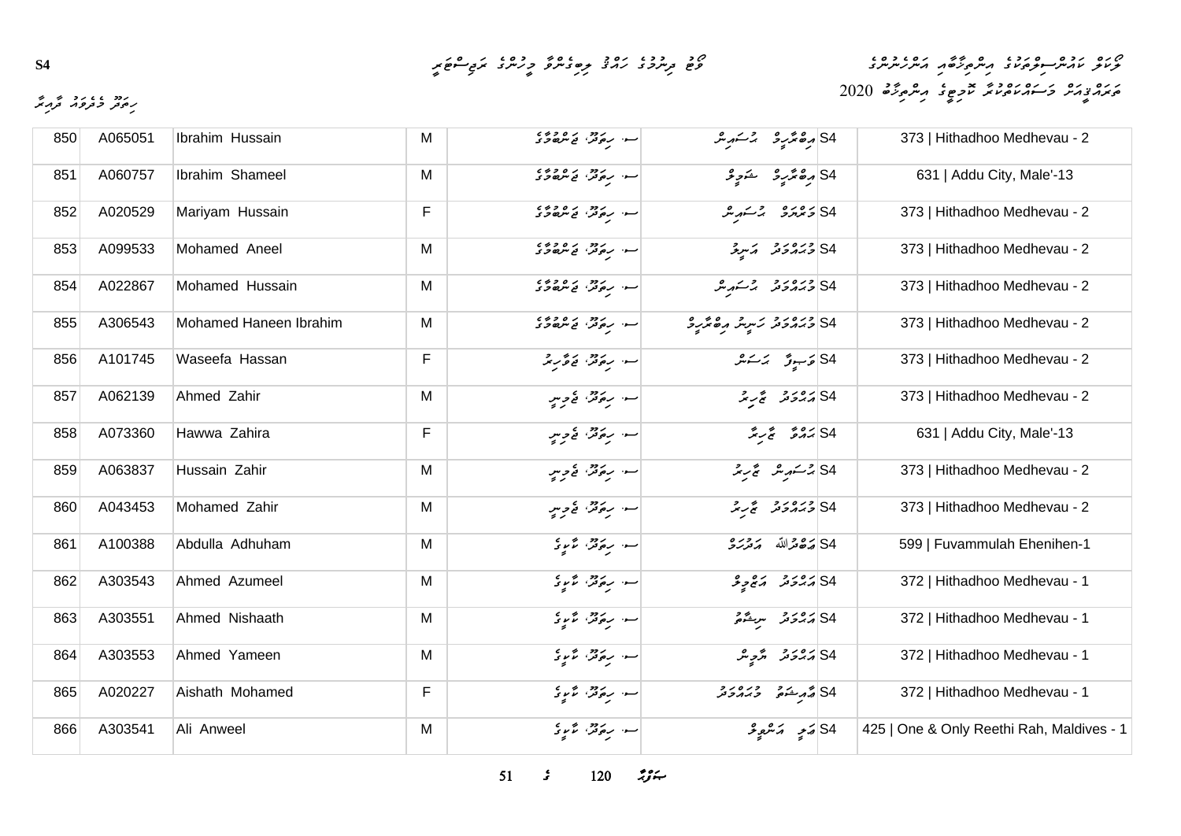| 850 | A065051 | Ibrahim Hussain | M | ސ. ހިތަދޫ، ޖަންބުމާގެ | S4 އިބްރާހީމް ހުސައިން | 373 \| Hithadhoo Medhevau - 2 |
|---|---|---|---|---|---|---|
| 851 | A060757 | Ibrahim Shameel | M | ސ. ހިތަދޫ، ޖަންބުމާގެ | S4  އިބްރާހީމް ޝަމީލް | 631 \| Addu City, Male'-13 |
| 852 | A020529 | Mariyam Hussain | F | ސ. ހިތަދޫ، ޖަންބުމާގެ | S4 މަރިޔަމް ހުސައިން | 373 \| Hithadhoo Medhevau - 2 |
| 853 | A099533 | Mohamed Aneel | M | ސ. ހިތަދޫ، ޖަންބުމާގެ | S4 މުހައްމަދު އަނީލް | 373 \| Hithadhoo Medhevau - 2 |
| 854 | A022867 | Mohamed Hussain | M | ސ. ހިތަދޫ، ޖަންބުމާގެ | S4 މުހައްމަދު ހުސައިން | 373 \| Hithadhoo Medhevau - 2 |
| 855 | A306543 | Mohamed Haneen Ibrahim | M | ސ. ހިތަދޫ، ޖަންބުމާގެ | S4 މުހައްމަދު ހަނީން އިބްރާހީމް | 373 \| Hithadhoo Medhevau - 2 |
| 856 | A101745 | Waseefa Hassan | F | ސ. ހިތަދޫ، ޖަވާހިރު | S4 ވަސީފާ ހަސަން | 373 \| Hithadhoo Medhevau - 2 |
| 857 | A062139 | Ahmed Zahir | M | ސ. ހިތަދޫ، ޒާލިނީ | S4 އަހްމަދު ޒާހިރު | 373 \| Hithadhoo Medhevau - 2 |
| 858 | A073360 | Hawwa Zahira | F | ސ. ހިތަދޫ، ޒާލިނީ | S4 ހައްވާ ޒާހިރާ | 631 \| Addu City, Male'-13 |
| 859 | A063837 | Hussain Zahir | M | ސ. ހިތަދޫ، ޒާލިނީ | S4 ހުސައިން ޒާހިރު | 373 \| Hithadhoo Medhevau - 2 |
| 860 | A043453 | Mohamed Zahir | M | ސ. ހިތަދޫ، ޒާލިނީ | S4 މުހައްމަދު ޒާހިރު | 373 \| Hithadhoo Medhevau - 2 |
| 861 | A100388 | Abdulla Adhuham | M | ސ. ހިތަދޫ، ޓާޒީގެ | S4 އަބްދުﷲ އަދުހަމް | 599 \| Fuvammulah Ehenihen-1 |
| 862 | A303543 | Ahmed Azumeel | M | ސ. ހިތަދޫ، ޓާޒީގެ | S4 އަހްމަދު އަޒުމީލް | 372 \| Hithadhoo Medhevau - 1 |
| 863 | A303551 | Ahmed Nishaath | M | ސ. ހިތަދޫ، ޓާޒީގެ | S4 އަހްމަދު ނިޝާތު | 372 \| Hithadhoo Medhevau - 1 |
| 864 | A303553 | Ahmed Yameen | M | ސ. ހިތަދޫ، ޓާޒީގެ | S4 އަހްމަދު ޔާމީން | 372 \| Hithadhoo Medhevau - 1 |
| 865 | A020227 | Aishath Mohamed | F | ސ. ހިތަދޫ، ޓާޒީގެ | S4 އައިޝަތު މުހައްމަދު | 372 \| Hithadhoo Medhevau - 1 |
| 866 | A303541 | Ali Anweel | M | ސ. ހިތަދޫ، ޓާޒީގެ | S4 އަލި އަންވީލް | 425 \| One & Only Reethi Rah, Maldives - 1 |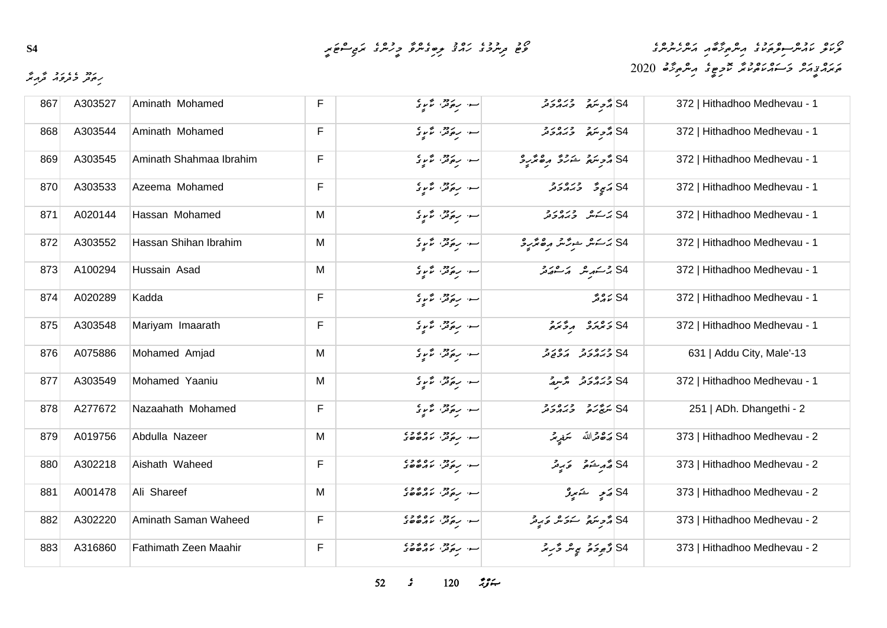| 867 | A303527 | Aminath Mohamed | F | ސ. ހިތަދޫ، ކާރީގެ | S4 މާރިނަތު މުހައްމަދު | 372 \| Hithadhoo Medhevau - 1 |
|---|---|---|---|---|---|---|
| 868 | A303544 | Aminath Mohamed | F | ސ. ހިތަދޫ، ކާރީގެ | S4 މާރިނަތު މުހައްމަދު | 372 \| Hithadhoo Medhevau - 1 |
| 869 | A303545 | Aminath Shahmaa Ibrahim | F | ސ. ހިތަދޫ، ކާރީގެ | S4 މާރިނަތު ޝަހުމާ އިބްރާހީމް | 372 \| Hithadhoo Medhevau - 1 |
| 870 | A303533 | Azeema Mohamed | F | ސ. ހިތަދޫ، ކާރީގެ | S4 އަޒީމާ މުހައްމަދު | 372 \| Hithadhoo Medhevau - 1 |
| 871 | A020144 | Hassan Mohamed | M | ސ. ހިތަދޫ، ކާރީގެ | S4 ހަސަން މުހައްމަދު | 372 \| Hithadhoo Medhevau - 1 |
| 872 | A303552 | Hassan Shihan Ibrahim | M | ސ. ހިތަދޫ، ކާރީގެ | S4 ހަސަން ޝިހާން އިބްރާހީމް | 372 \| Hithadhoo Medhevau - 1 |
| 873 | A100294 | Hussain Asad | M | ސ. ހިތަދޫ، ކާރީގެ | S4 ހުސައިން އަސްއަދު | 372 \| Hithadhoo Medhevau - 1 |
| 874 | A020289 | Kadda | F | ސ. ހިތަދޫ، ކާރީގެ | S4 ކައްދާ | 372 \| Hithadhoo Medhevau - 1 |
| 875 | A303548 | Mariyam Imaarath | F | ސ. ހިތަދޫ، ކާރީގެ | S4 މަރިޔަމް އިމާރަތު | 372 \| Hithadhoo Medhevau - 1 |
| 876 | A075886 | Mohamed Amjad | M | ސ. ހިތަދޫ، ކާރީގެ | S4 މުހައްމަދު އަމްޖަދު | 631 \| Addu City, Male'-13 |
| 877 | A303549 | Mohamed Yaaniu | M | ސ. ހިތަދޫ، ކާރީގެ | S4 މުހައްމަދު ޔާނިއު | 372 \| Hithadhoo Medhevau - 1 |
| 878 | A277672 | Nazaahath Mohamed | F | ސ. ހިތަދޫ، ކާރީގެ | S4 ނަޒާހަތު މުހައްމަދު | 251 \| ADh. Dhangethi - 2 |
| 879 | A019756 | Abdulla Nazeer | M | ސ. ހިތަދޫ، ކައުޑްބޯ | S4 އަބްދުﷲ ނަޒީރު | 373 \| Hithadhoo Medhevau - 2 |
| 880 | A302218 | Aishath Waheed | F | ސ. ހިތަދޫ، ކައުޑްބޯ | S4 އާއިޝަތު ވަހީދު | 373 \| Hithadhoo Medhevau - 2 |
| 881 | A001478 | Ali Shareef | M | ސ. ހިތަދޫ، ކައުޑްބޯ | S4 އަލީ ޝަރީފު | 373 \| Hithadhoo Medhevau - 2 |
| 882 | A302220 | Aminath Saman Waheed | F | ސ. ހިތަދޫ، ކައުޑްބޯ | S4 އާމިނަތު ސަމަން ވަހީދު | 373 \| Hithadhoo Medhevau - 2 |
| 883 | A316860 | Fathimath Zeen Maahir | F | ސ. ހިތަދޫ، ކައުޑްބޯ | S4 ފާތިމަތު ޒީން މާހިރު | 373 \| Hithadhoo Medhevau - 2 |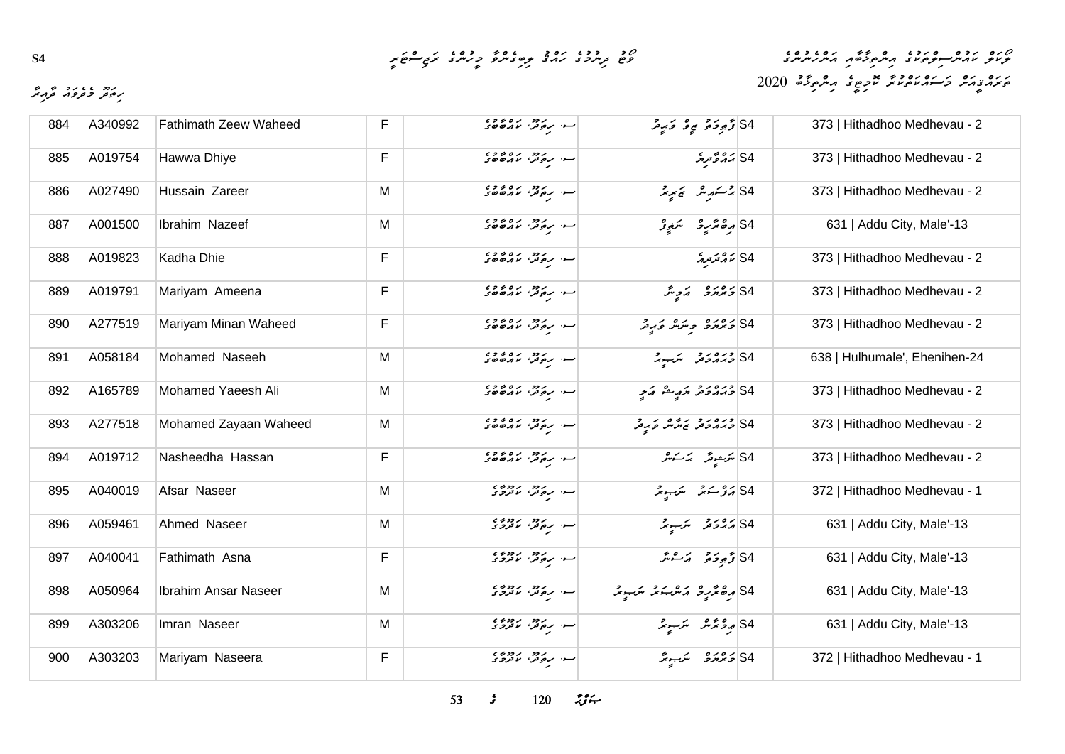| 884 | A340992 | Fathimath Zeew Waheed | F | ސ. ހިތަދޫ، ކައުންސިލް | S4 ފާތިމަތު ޒީވް ވަހީދު | 373 \| Hithadhoo Medhevau - 2 |
|---|---|---|---|---|---|---|
| 885 | A019754 | Hawwa Dhiye | F | ސ. ހިތަދޫ، ކައުންސިލް | S4 ހައްވާދިޔެ | 373 \| Hithadhoo Medhevau - 2 |
| 886 | A027490 | Hussain Zareer | M | ސ. ހިތަދޫ، ކައުންސިލް | S4 ހުސައިން ޒަރީރު | 373 \| Hithadhoo Medhevau - 2 |
| 887 | A001500 | Ibrahim Nazeef | M | ސ. ހިތަދޫ، ކައުންސިލް | S4 އިބްރާހީމް ނަޒީފް | 631 \| Addu City, Male'-13 |
| 888 | A019823 | Kadha Dhie | F | ސ. ހިތަދޫ، ކައުންސިލް | S4 ކައުދަދިއެ | 373 \| Hithadhoo Medhevau - 2 |
| 889 | A019791 | Mariyam Ameena | F | ސ. ހިތަދޫ، ކައުންސިލް | S4 މަރިޔަމް އަމީނާ | 373 \| Hithadhoo Medhevau - 2 |
| 890 | A277519 | Mariyam Minan Waheed | F | ސ. ހިތަދޫ، ކައުންސިލް | S4 މަރިޔަމް މިނަން ވަހީދު | 373 \| Hithadhoo Medhevau - 2 |
| 891 | A058184 | Mohamed Naseeh | M | ސ. ހިތަދޫ، ކައުންސިލް | S4 މުޙައްމަދު ނަސީޙު | 638 \| Hulhumale', Ehenihen-24 |
| 892 | A165789 | Mohamed Yaeesh Ali | M | ސ. ހިތަދޫ، ކައުންސިލް | S4 މުޙައްމަދު ޔަޢީޝް ޢަލީ | 373 \| Hithadhoo Medhevau - 2 |
| 893 | A277518 | Mohamed Zayaan Waheed | M | ސ. ހިތަދޫ، ކައުންސިލް | S4 މުޙައްމަދު ޒަޔާން ވަހީދު | 373 \| Hithadhoo Medhevau - 2 |
| 894 | A019712 | Nasheedha Hassan | F | ސ. ހިތަދޫ، ކައުންސިލް | S4 ނަޝީދާ ހަސަން | 373 \| Hithadhoo Medhevau - 2 |
| 895 | A040019 | Afsar Naseer | M | ސ. ހިތަދޫ، ކައުރުގެ | S4 އަފްސަރު ނަސީރު | 372 \| Hithadhoo Medhevau - 1 |
| 896 | A059461 | Ahmed Naseer | M | ސ. ހިތަދޫ، ކައުރުގެ | S4 އަހްމަދު ނަސީރު | 631 \| Addu City, Male'-13 |
| 897 | A040041 | Fathimath Asna | F | ސ. ހިތަދޫ، ކައުރުގެ | S4 ފާތިމަތު އަސްނާ | 631 \| Addu City, Male'-13 |
| 898 | A050964 | Ibrahim Ansar Naseer | M | ސ. ހިތަދޫ، ކައުރުގެ | S4 އިބްރާހީމް އަންސަރު ނަސީރު | 631 \| Addu City, Male'-13 |
| 899 | A303206 | Imran Naseer | M | ސ. ހިތަދޫ، ކައުރުގެ | S4 އިމްރާން ނަސީރު | 631 \| Addu City, Male'-13 |
| 900 | A303203 | Mariyam Naseera | F | ސ. ހިތަދޫ، ކައުރުގެ | S4 މަރިޔަމް ނަސީރާ | 372 \| Hithadhoo Medhevau - 1 |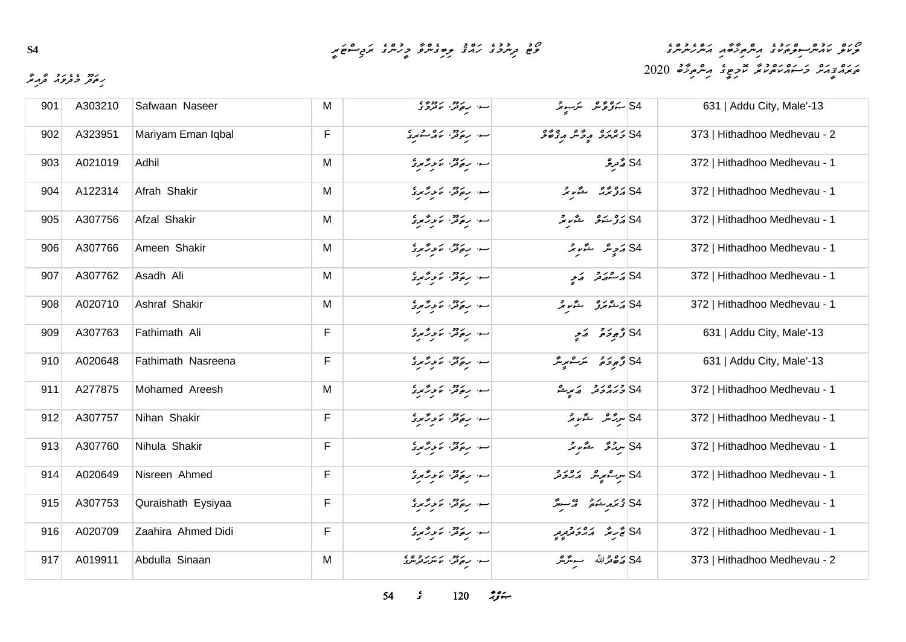| 901 | A303210 | Safwaan Naseer | M | ސ. ހިތަދޫ، ކަދުރުގެ | ސަފްވާން ނަސީރު S4 | 631 \| Addu City, Male'-13 |
|---|---|---|---|---|---|---|
| 902 | A323951 | Mariyam Eman Iqbal | F | ސ. ހިތަދޫ، ކައުސަރުގެ | މަރިޔަމް އީމާން އިޤްބާލް S4 | 373 \| Hithadhoo Medhevau - 2 |
| 903 | A021019 | Adhil | M | ސ. ހިތަދޫ، ކަވިރުމާގެ | އާދިލް S4 | 372 \| Hithadhoo Medhevau - 1 |
| 904 | A122314 | Afrah Shakir | M | ސ. ހިތަދޫ، ކަވިރުމާގެ | އަފްރާހް ޝާކިރު S4 | 372 \| Hithadhoo Medhevau - 1 |
| 905 | A307756 | Afzal Shakir | M | ސ. ހިތަދޫ، ކަވިރުމާގެ | އަފްޒަލް ޝާކިރު S4 | 372 \| Hithadhoo Medhevau - 1 |
| 906 | A307766 | Ameen Shakir | M | ސ. ހިތަދޫ، ކަވިރުމާގެ | އަމީން ޝާކިރު S4 | 372 \| Hithadhoo Medhevau - 1 |
| 907 | A307762 | Asadh Ali | M | ސ. ހިތަދޫ، ކަވިރުމާގެ | އަސްޢަދު އަލި S4 | 372 \| Hithadhoo Medhevau - 1 |
| 908 | A020710 | Ashraf Shakir | M | ސ. ހިތަދޫ، ކަވިރުމާގެ | އަޝްރަފް ޝާކިރު S4 | 372 \| Hithadhoo Medhevau - 1 |
| 909 | A307763 | Fathimath Ali | F | ސ. ހިތަދޫ، ކަވިރުމާގެ | ފާތިމަތު އަލި S4 | 631 \| Addu City, Male'-13 |
| 910 | A020648 | Fathimath Nasreena | F | ސ. ހިތަދޫ، ކަވިރުމާގެ | ފާތިމަތު ނަސްރީނާ S4 | 631 \| Addu City, Male'-13 |
| 911 | A277875 | Mohamed Areesh | M | ސ. ހިތަދޫ، ކަވިރުމާގެ | މުހައްމަދު އަރީޝް S4 | 372 \| Hithadhoo Medhevau - 1 |
| 912 | A307757 | Nihan Shakir | F | ސ. ހިތަދޫ، ކަވިރުމާގެ | ނިހާން ޝާކިރު S4 | 372 \| Hithadhoo Medhevau - 1 |
| 913 | A307760 | Nihula Shakir | F | ސ. ހިތަދޫ، ކަވިރުމާގެ | ނިހުލާ ޝާކިރު S4 | 372 \| Hithadhoo Medhevau - 1 |
| 914 | A020649 | Nisreen Ahmed | F | ސ. ހިތަދޫ، ކަވިރުމާގެ | ނިސްރީން އަހްމަދު S4 | 372 \| Hithadhoo Medhevau - 1 |
| 915 | A307753 | Quraishath Eysiyaa | F | ސ. ހިތަދޫ، ކަވިރުމާގެ | ޤުރައިޝަތު އޭސިޔާ S4 | 372 \| Hithadhoo Medhevau - 1 |
| 916 | A020709 | Zaahira Ahmed Didi | F | ސ. ހިތަދޫ، ކަވިރުމާގެ | ޒާހިރާ އަހްމަދުދީދީ S4 | 372 \| Hithadhoo Medhevau - 1 |
| 917 | A019911 | Abdulla Sinaan | M | ސ. ހިތަދޫ، ކަނަރަދުންގެ | އަބްދުﷲ ސިނާން S4 | 373 \| Hithadhoo Medhevau - 2 |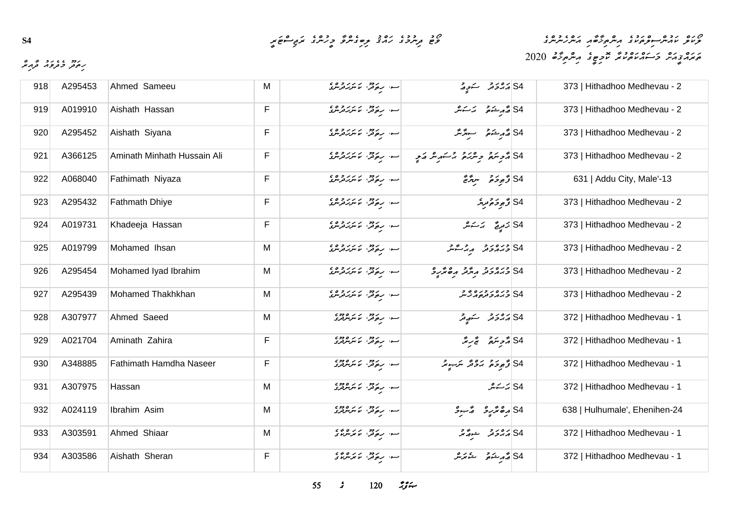| 918 | A295453 | Ahmed Sameeu | M | ސ. ހިތަދޫ، ކަނަރަފުންގެ | S4 އަހްމަދު ސަމީޢު | 373 \| Hithadhoo Medhevau - 2 |
|---|---|---|---|---|---|---|
| 919 | A019910 | Aishath Hassan | F | ސ. ހިތަދޫ، ކަނަރަފުންގެ | S4 އާއިޝަތު ހަސަން | 373 \| Hithadhoo Medhevau - 2 |
| 920 | A295452 | Aishath Siyana | F | ސ. ހިތަދޫ، ކަނަރަފުންގެ | S4 އާއިޝަތު ސިޔާނާ | 373 \| Hithadhoo Medhevau - 2 |
| 921 | A366125 | Aminath Minhath Hussain Ali | F | ސ. ހިތަދޫ، ކަނަރަފުންގެ | S4 އާމިނަތު މިންހަތު ހުސައިން އަލި | 373 \| Hithadhoo Medhevau - 2 |
| 922 | A068040 | Fathimath Niyaza | F | ސ. ހިތަދޫ، ކަނަރަފުންގެ | S4 ފާތިމަތު ނިޔާޒާ | 631 \| Addu City, Male'-13 |
| 923 | A295432 | Fathmath Dhiye | F | ސ. ހިތަދޫ، ކަނަރަފުންގެ | S4 ފާތިމަތުދިޔެ | 373 \| Hithadhoo Medhevau - 2 |
| 924 | A019731 | Khadeeja Hassan | F | ސ. ހިތަދޫ، ކަނަރަފުންގެ | S4 ޚަދީޖާ ހަސަން | 373 \| Hithadhoo Medhevau - 2 |
| 925 | A019799 | Mohamed Ihsan | M | ސ. ހިތަދޫ، ކަނަރަފުންގެ | S4 މުހައްމަދު އިޙްސާން | 373 \| Hithadhoo Medhevau - 2 |
| 926 | A295454 | Mohamed Iyad Ibrahim | M | ސ. ހިތަދޫ، ކަނަރަފުންގެ | S4 މުހައްމަދު އިޔާދު އިބްރާހީމް | 373 \| Hithadhoo Medhevau - 2 |
| 927 | A295439 | Mohamed Thakhkhan | M | ސ. ހިތަދޫ، ކަނަރަފުންގެ | S4 މުހައްމަދުތައްޚާން | 373 \| Hithadhoo Medhevau - 2 |
| 928 | A307977 | Ahmed Saeed | M | ސ. ހިތަދޫ، ކަނަންމަދުރީ | S4 އަހްމަދު ސައީދު | 372 \| Hithadhoo Medhevau - 1 |
| 929 | A021704 | Aminath Zahira | F | ސ. ހިތަދޫ، ކަނަންމަދުރީ | S4 އާމިނަތު ޒާހިރާ | 372 \| Hithadhoo Medhevau - 1 |
| 930 | A348885 | Fathimath Hamdha Naseer | F | ސ. ހިތަދޫ، ކަނަންމަދުރީ | S4 ފާތިމަތު ހަމްދާ ނަސީރު | 372 \| Hithadhoo Medhevau - 1 |
| 931 | A307975 | Hassan | M | ސ. ހިތަދޫ، ކަނަންމަދުރީ | S4 ހަސަން | 372 \| Hithadhoo Medhevau - 1 |
| 932 | A024119 | Ibrahim Asim | M | ސ. ހިތަދޫ، ކަނަންމަދުރީ | S4 އިބްރާހީމް އާސިމް | 638 \| Hulhumale', Ehenihen-24 |
| 933 | A303591 | Ahmed Shiaar | M | ސ. ހިތަދޫ، ކަނަންނާގެ | S4 އަހްމަދު ޝިޢާރު | 372 \| Hithadhoo Medhevau - 1 |
| 934 | A303586 | Aishath Sheran | F | ސ. ހިތަދޫ، ކަނަންނާގެ | S4 އާއިޝަތު ޝެރަން | 372 \| Hithadhoo Medhevau - 1 |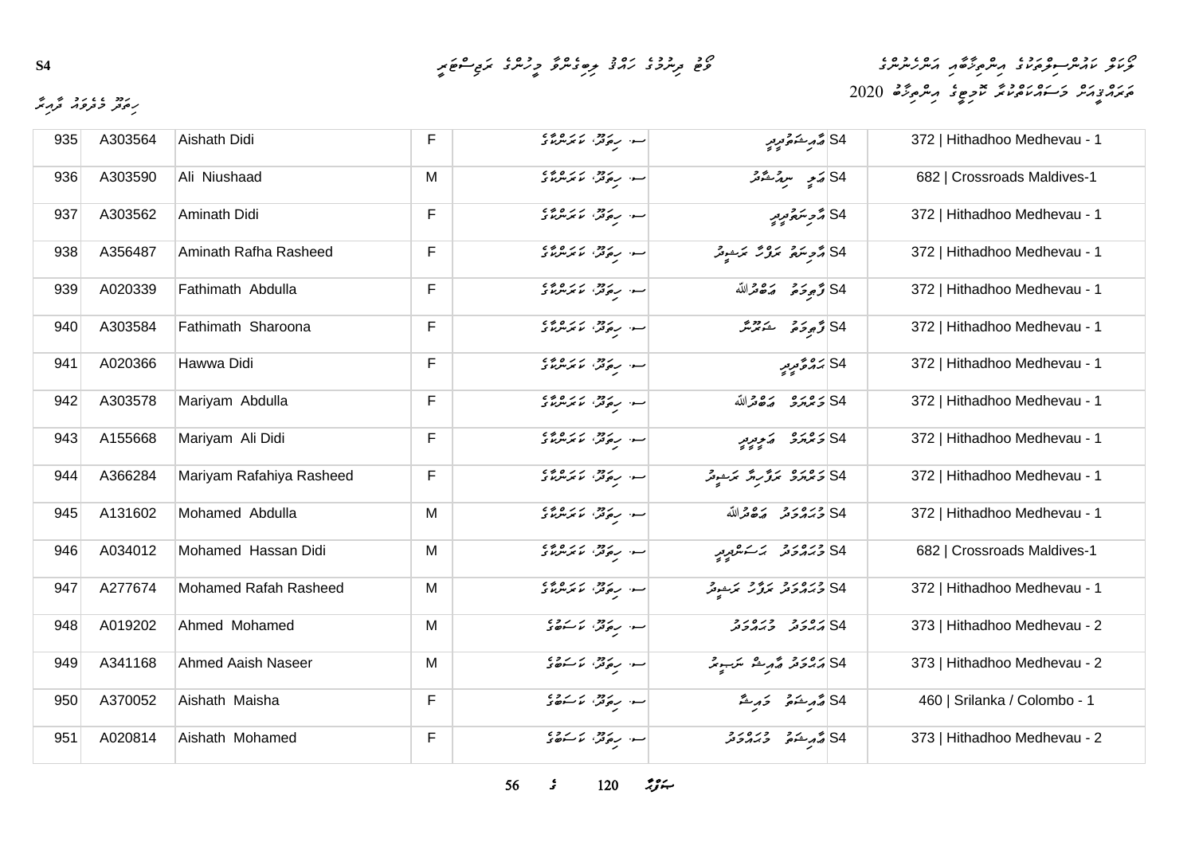| 935 | A303564 | Aishath Didi | F | ސ. ހިތަދޫ، ކަރަންކާގެ | S4 އައިޝަތުދީދީ | 372 \| Hithadhoo Medhevau - 1 |
|---|---|---|---|---|---|---|
| 936 | A303590 | Ali Niushaad | M | ސ. ހިތަދޫ، ކަރަންކާގެ | S4 އަލީ ނިޢުޝާދު | 682 \| Crossroads Maldives-1 |
| 937 | A303562 | Aminath Didi | F | ސ. ހިތަދޫ، ކަރަންކާގެ | S4 އާމިނަތުދީދީ | 372 \| Hithadhoo Medhevau - 1 |
| 938 | A356487 | Aminath Rafha Rasheed | F | ސ. ހިތަދޫ، ކަރަންކާގެ | S4 އާމިނަތު ރަފްހާ ރަޝީދު | 372 \| Hithadhoo Medhevau - 1 |
| 939 | A020339 | Fathimath Abdulla | F | ސ. ހިތަދޫ، ކަރަންކާގެ | S4 ފާތިމަތު އަބްދުﷲ | 372 \| Hithadhoo Medhevau - 1 |
| 940 | A303584 | Fathimath Sharoona | F | ސ. ހިތަދޫ، ކަރަންކާގެ | S4 ފާތިމަތު ޝަރޫނާ | 372 \| Hithadhoo Medhevau - 1 |
| 941 | A020366 | Hawwa Didi | F | ސ. ހިތަދޫ، ކަރަންކާގެ | S4 ހައްވާދީދީ | 372 \| Hithadhoo Medhevau - 1 |
| 942 | A303578 | Mariyam Abdulla | F | ސ. ހިތަދޫ، ކަރަންކާގެ | S4 މަރިޔަމް އަބްދުﷲ | 372 \| Hithadhoo Medhevau - 1 |
| 943 | A155668 | Mariyam Ali Didi | F | ސ. ހިތަދޫ، ކަރަންކާގެ | S4 މަރިޔަމް އަލިދީދީ | 372 \| Hithadhoo Medhevau - 1 |
| 944 | A366284 | Mariyam Rafahiya Rasheed | F | ސ. ހިތަދޫ، ކަރަންކާގެ | S4 މަރިޔަމް ރަފާހިޔާ ރަޝީދު | 372 \| Hithadhoo Medhevau - 1 |
| 945 | A131602 | Mohamed Abdulla | M | ސ. ހިތަދޫ، ކަރަންކާގެ | S4 މުހައްމަދު އަބްދުﷲ | 372 \| Hithadhoo Medhevau - 1 |
| 946 | A034012 | Mohamed Hassan Didi | M | ސ. ހިތަދޫ، ކަރަންކާގެ | S4 މުހައްމަދު ހަސަންދީދީ | 682 \| Crossroads Maldives-1 |
| 947 | A277674 | Mohamed Rafah Rasheed | M | ސ. ހިތަދޫ، ކަރަންކާގެ | S4 މުހައްމަދު ރަފާހް ރަޝީދު | 372 \| Hithadhoo Medhevau - 1 |
| 948 | A019202 | Ahmed Mohamed | M | ސ. ހިތަދޫ، ކަސަބުގެ | S4 އަހްމަދު މުހައްމަދު | 373 \| Hithadhoo Medhevau - 2 |
| 949 | A341168 | Ahmed Aaish Naseer | M | ސ. ހިތަދޫ، ކަސަބުގެ | S4 އަހްމަދު އާއިޝް ނަސީރު | 373 \| Hithadhoo Medhevau - 2 |
| 950 | A370052 | Aishath Maisha | F | ސ. ހިތަދޫ، ކަސަބުގެ | S4 އައިޝަތު މައިޝާ | 460 \| Srilanka / Colombo - 1 |
| 951 | A020814 | Aishath Mohamed | F | ސ. ހިތަދޫ، ކަސަބުގެ | S4 އައިޝަތު މުހައްމަދު | 373 \| Hithadhoo Medhevau - 2 |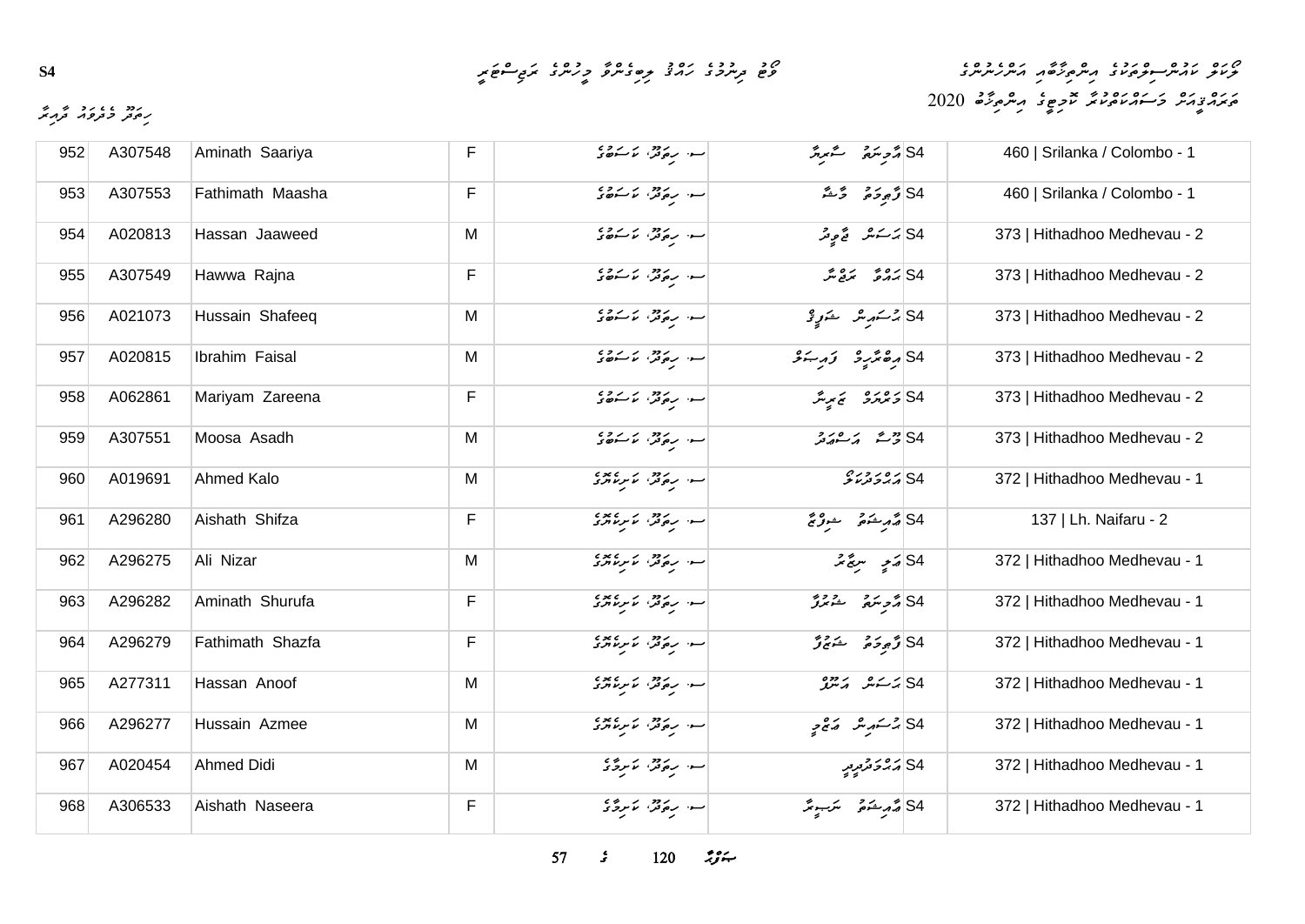| 952 | A307548 | Aminath Saariya | F | ސ. ހިތަދޫ، ކަސަބުގެ | S4 ޢަމިނަތު ސާރިޔާ | 460 \| Srilanka / Colombo - 1 |
|---|---|---|---|---|---|---|
| 953 | A307553 | Fathimath Maasha | F | ސ. ހިތަދޫ، ކަސަބުގެ | S4 ފާތިމަތު މާޝާ | 460 \| Srilanka / Colombo - 1 |
| 954 | A020813 | Hassan Jaaweed | M | ސ. ހިތަދޫ، ކަސަބުގެ | S4 ހަސަން ޖާވީދު | 373 \| Hithadhoo Medhevau - 2 |
| 955 | A307549 | Hawwa Rajna | F | ސ. ހިތަދޫ، ކަސަބުގެ | S4 ހައްވާ ރަޖުނާ | 373 \| Hithadhoo Medhevau - 2 |
| 956 | A021073 | Hussain Shafeeq | M | ސ. ހިތަދޫ، ކަސަބުގެ | S4 ހުސައިން ޝަފީޤު | 373 \| Hithadhoo Medhevau - 2 |
| 957 | A020815 | Ibrahim Faisal | M | ސ. ހިތަދޫ، ކަސަބުގެ | S4 އިބްރާހީމް ފައިސަލް | 373 \| Hithadhoo Medhevau - 2 |
| 958 | A062861 | Mariyam Zareena | F | ސ. ހިތަދޫ، ކަސަބުގެ | S4 މަރިޔަމް ޒަރީނާ | 373 \| Hithadhoo Medhevau - 2 |
| 959 | A307551 | Moosa Asadh | M | ސ. ހިތަދޫ، ކަސަބުގެ | S4 މޫސާ އަސްޢަދު | 373 \| Hithadhoo Medhevau - 2 |
| 960 | A019691 | Ahmed Kalo | M | ސ. ހިތަދޫ، ކަނިޔާރުގެ | S4 އަހްމަދުކަލޯ | 372 \| Hithadhoo Medhevau - 1 |
| 961 | A296280 | Aishath Shifza | F | ސ. ހިތަދޫ، ކަނިޔާރުގެ | S4 އާއިޝަތު ޝިފްޒާ | 137 \| Lh. Naifaru - 2 |
| 962 | A296275 | Ali Nizar | M | ސ. ހިތަދޫ، ކަނިޔާރުގެ | S4 އަލި ނިޒާރު | 372 \| Hithadhoo Medhevau - 1 |
| 963 | A296282 | Aminath Shurufa | F | ސ. ހިތަދޫ، ކަނިޔާރުގެ | S4 އާމިނަތު ޝުރުފާ | 372 \| Hithadhoo Medhevau - 1 |
| 964 | A296279 | Fathimath Shazfa | F | ސ. ހިތަދޫ، ކަނިޔާރުގެ | S4 ފާތިމަތު ޝަޒްފާ | 372 \| Hithadhoo Medhevau - 1 |
| 965 | A277311 | Hassan Anoof | M | ސ. ހިތަދޫ، ކަނިޔާރުގެ | S4 ހަސަން އަނޫފް | 372 \| Hithadhoo Medhevau - 1 |
| 966 | A296277 | Hussain Azmee | M | ސ. ހިތަދޫ، ކަނިޔާރުގެ | S4 ހުސައިން އަޒްމީ | 372 \| Hithadhoo Medhevau - 1 |
| 967 | A020454 | Ahmed Didi | M | ސ. ހިތަދޫ، ކަނިވާގެ | S4 އަހްމަދުދީދީ | 372 \| Hithadhoo Medhevau - 1 |
| 968 | A306533 | Aishath Naseera | F | ސ. ހިތަދޫ، ކަނިވާގެ | S4 އާއިޝަތު ނަސީރާ | 372 \| Hithadhoo Medhevau - 1 |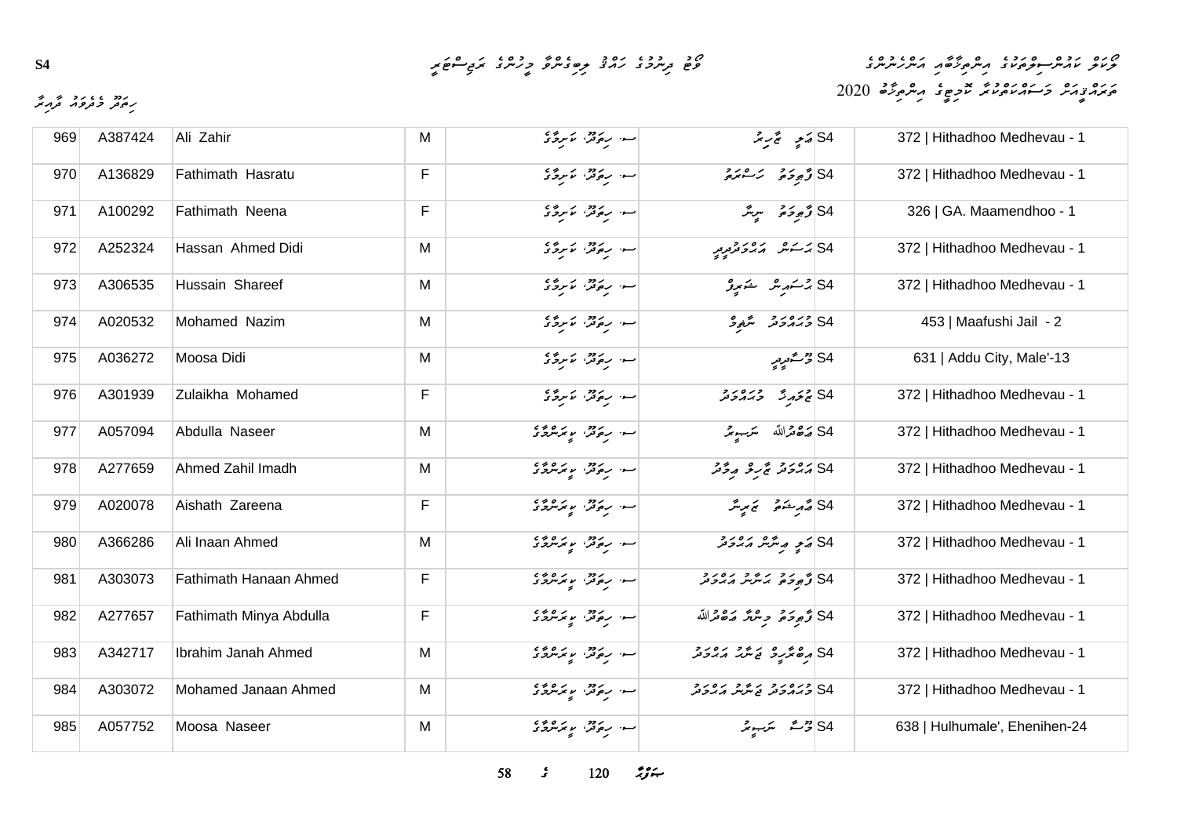| 969 | A387424 | Ali Zahir | M | ސ. ހިތަދޫ. ކަނިމާގެ | S4 އަލީ ޒާހިރު | 372 \| Hithadhoo Medhevau - 1 |
|---|---|---|---|---|---|---|
| 970 | A136829 | Fathimath Hasratu | F | ސ. ހިތަދޫ. ކަނިމާގެ | S4 ފާތިމަތު ހަސްރަތު | 372 \| Hithadhoo Medhevau - 1 |
| 971 | A100292 | Fathimath Neena | F | ސ. ހިތަދޫ. ކަނިމާގެ | S4 ފާތިމަތު ނީނާ | 326 \| GA. Maamendhoo - 1 |
| 972 | A252324 | Hassan Ahmed Didi | M | ސ. ހިތަދޫ. ކަނިމާގެ | S4 ހަސަން އަހްމަދުދީދީ | 372 \| Hithadhoo Medhevau - 1 |
| 973 | A306535 | Hussain Shareef | M | ސ. ހިތަދޫ. ކަނިމާގެ | S4 ހުސައިން ޝަރީފު | 372 \| Hithadhoo Medhevau - 1 |
| 974 | A020532 | Mohamed Nazim | M | ސ. ހިތަދޫ. ކަނިމާގެ | S4 މުހައްމަދު ނާޒިމް | 453 \| Maafushi Jail - 2 |
| 975 | A036272 | Moosa Didi | M | ސ. ހިތަދޫ. ކަނިމާގެ | S4 މޫސާދީދީ | 631 \| Addu City, Male'-13 |
| 976 | A301939 | Zulaikha Mohamed | F | ސ. ހިތަދޫ. ކަނިމާގެ | S4 ޒުލައިޚާ މުހައްމަދު | 372 \| Hithadhoo Medhevau - 1 |
| 977 | A057094 | Abdulla Naseer | M | ސ. ހިތަދޫ. ޖިރަނިއުމާގެ | S4 އަބްދުﷲ ނަސީރު | 372 \| Hithadhoo Medhevau - 1 |
| 978 | A277659 | Ahmed Zahil Imadh | M | ސ. ހިތަދޫ. ޖިރަނިއުމާގެ | S4 އަހްމަދު ޒާހިލް އިމާދު | 372 \| Hithadhoo Medhevau - 1 |
| 979 | A020078 | Aishath Zareena | F | ސ. ހިތަދޫ. ޖިރަނިއުމާގެ | S4 އާއިޝަތު ޒަރީނާ | 372 \| Hithadhoo Medhevau - 1 |
| 980 | A366286 | Ali Inaan Ahmed | M | ސ. ހިތަދޫ. ޖިރަނިއުމާގެ | S4 އަލީ އިނާން އަހްމަދު | 372 \| Hithadhoo Medhevau - 1 |
| 981 | A303073 | Fathimath Hanaan Ahmed | F | ސ. ހިތަދޫ. ޖިރަނިއުމާގެ | S4 ފާތިމަތު ހަނާން އަހްމަދު | 372 \| Hithadhoo Medhevau - 1 |
| 982 | A277657 | Fathimath Minya Abdulla | F | ސ. ހިތަދޫ. ޖިރަނިއުމާގެ | S4 ފާތިމަތު މިންޔާ އަބްދުﷲ | 372 \| Hithadhoo Medhevau - 1 |
| 983 | A342717 | Ibrahim Janah Ahmed | M | ސ. ހިތަދޫ. ޖިރަނިއުމާގެ | S4 އިބްރާހީމް ޖަނާޙް އަހްމަދު | 372 \| Hithadhoo Medhevau - 1 |
| 984 | A303072 | Mohamed Janaan Ahmed | M | ސ. ހިތަދޫ. ޖިރަނިއުމާގެ | S4 މުހައްމަދު ޖަނާން އަހްމަދު | 372 \| Hithadhoo Medhevau - 1 |
| 985 | A057752 | Moosa Naseer | M | ސ. ހިތަދޫ. ޖިރަނިއުމާގެ | S4 މޫސާ ނަސީރު | 638 \| Hulhumale', Ehenihen-24 |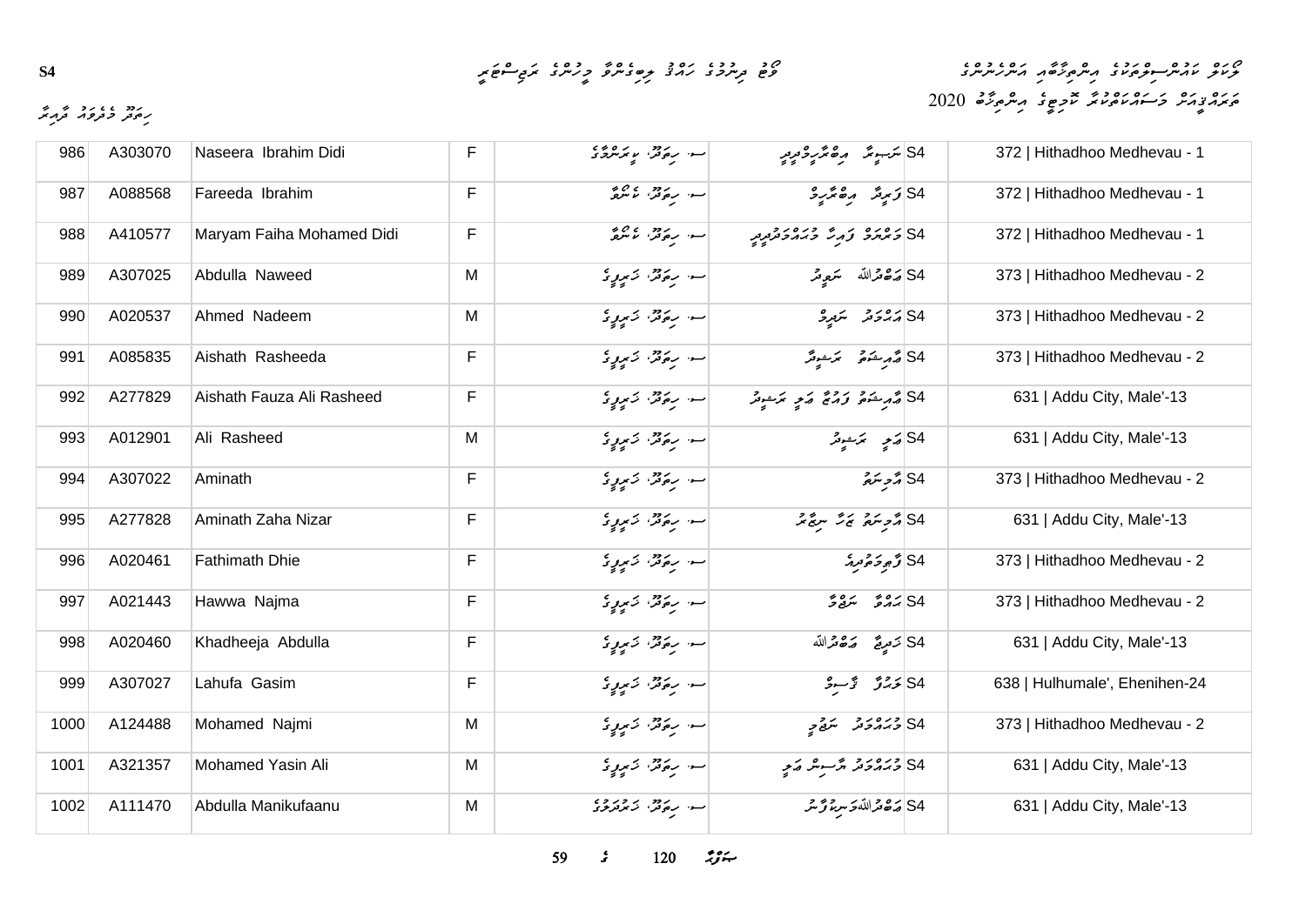| 986 | A303070 | Naseera Ibrahim Didi | F | ސ. ހިތަދޫ، ޕިޔަރސްވޫގެ | S4 ނަސީރާ އިބްރާހީމްދީދީ | 372 \| Hithadhoo Medhevau - 1 |
|---|---|---|---|---|---|---|
| 987 | A088568 | Fareeda Ibrahim | F | ސ. ހިތަދޫ، ކެންޑީ | S4 ފަރީދާ އިބްރާހީމް | 372 \| Hithadhoo Medhevau - 1 |
| 988 | A410577 | Maryam Faiha Mohamed Didi | F | ސ. ހިތަދޫ، ކެންޑީ | S4 މަރްޔަމް ފާއިޙާ މުޙައްމަދުދީދީ | 372 \| Hithadhoo Medhevau - 1 |
| 989 | A307025 | Abdulla Naweed | M | ސ. ހިތަދޫ، ރަނިފިވާގެ | S4 އަބްދުﷲ ނަވީދު | 373 \| Hithadhoo Medhevau - 2 |
| 990 | A020537 | Ahmed Nadeem | M | ސ. ހިތަދޫ، ރަނިފިވާގެ | S4 އަޙްމަދު ނަދީމް | 373 \| Hithadhoo Medhevau - 2 |
| 991 | A085835 | Aishath Rasheeda | F | ސ. ހިތަދޫ، ރަނިފިވާގެ | S4 އާއިޝަތު ރަޝީދާ | 373 \| Hithadhoo Medhevau - 2 |
| 992 | A277829 | Aishath Fauza Ali Rasheed | F | ސ. ހިތަދޫ، ރަނިފިވާގެ | S4 އާއިޝަތު ފައުޒާ އަލި ރަޝީދު | 631 \| Addu City, Male'-13 |
| 993 | A012901 | Ali Rasheed | M | ސ. ހިތަދޫ، ރަނިފިވާގެ | S4 އަލި ރަޝީދު | 631 \| Addu City, Male'-13 |
| 994 | A307022 | Aminath | F | ސ. ހިތަދޫ، ރަނިފިވާގެ | S4 އާމިނަތު | 373 \| Hithadhoo Medhevau - 2 |
| 995 | A277828 | Aminath Zaha Nizar | F | ސ. ހިތަދޫ، ރަނިފިވާގެ | S4 އާމިނަތު ޒަހާ ނިޒާރު | 631 \| Addu City, Male'-13 |
| 996 | A020461 | Fathimath Dhie | F | ސ. ހިތަދޫ، ރަނިފިވާގެ | S4 ފާތިމަތުދިއު | 373 \| Hithadhoo Medhevau - 2 |
| 997 | A021443 | Hawwa Najma | F | ސ. ހިތަދޫ، ރަނިފިވާގެ | S4 ހައްވާ ނަޖްމާ | 373 \| Hithadhoo Medhevau - 2 |
| 998 | A020460 | Khadheeja Abdulla | F | ސ. ހިތަދޫ، ރަނިފިވާގެ | S4 ޚަދީޖާ އަބްދުﷲ | 631 \| Addu City, Male'-13 |
| 999 | A307027 | Lahufa Gasim | F | ސ. ހިތަދޫ، ރަނިފިވާގެ | S4 ލަހުފާ ޤާސިމް | 638 \| Hulhumale', Ehenihen-24 |
| 1000 | A124488 | Mohamed Najmi | M | ސ. ހިތަދޫ، ރަނިފިވާގެ | S4 މުޙައްމަދު ނަޖްމީ | 373 \| Hithadhoo Medhevau - 2 |
| 1001 | A321357 | Mohamed Yasin Ali | M | ސ. ހިތަދޫ، ރަނިފިވާގެ | S4 މުޙައްމަދު ޔާސީން އަލި | 631 \| Addu City, Male'-13 |
| 1002 | A111470 | Abdulla Manikufaanu | M | ސ. ހިތަދޫ، ރަތްދަފުގެ | S4 އަބްދުﷲމަނިކުފާނު | 631 \| Addu City, Male'-13 |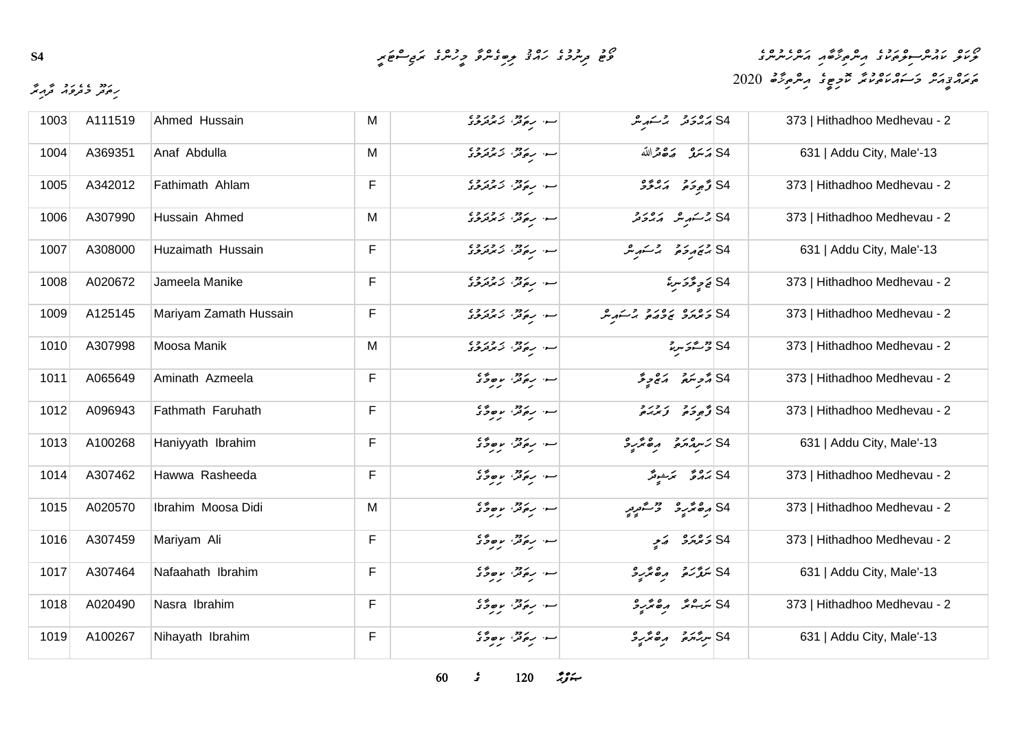| 1003 | A111519 | Ahmed Hussain | M | ސ. ހިތަދޫ، ގުރުދަނގެ | S4 އަޙްމަދު ހުސައިން | 373 \| Hithadhoo Medhevau - 2 |
|---|---|---|---|---|---|---|
| 1004 | A369351 | Anaf Abdulla | M | ސ. ހިތަދޫ، ގުރުދަނގެ | S4 އަނަފް އަބްދުﷲ | 631 \| Addu City, Male'-13 |
| 1005 | A342012 | Fathimath Ahlam | F | ސ. ހިތަދޫ، ގުރުދަނގެ | S4 ފާތިމަތު އަހުލާމް | 373 \| Hithadhoo Medhevau - 2 |
| 1006 | A307990 | Hussain Ahmed | M | ސ. ހިތަދޫ، ގުރުދަނގެ | S4 ހުސައިން އަޙްމަދު | 373 \| Hithadhoo Medhevau - 2 |
| 1007 | A308000 | Huzaimath Hussain | F | ސ. ހިތަދޫ، ގުރުދަނގެ | S4 ހުޒައިމަތު ހުސައިން | 631 \| Addu City, Male'-13 |
| 1008 | A020672 | Jameela Manike | F | ސ. ހިތަދޫ، ގުރުދަނގެ | S4 ޖަމީލާމަނިކެ | 373 \| Hithadhoo Medhevau - 2 |
| 1009 | A125145 | Mariyam Zamath Hussain | F | ސ. ހިތަދޫ، ގުރުދަނގެ | S4 މަރިޔަމް ޒަމްޢަތު ހުސައިން | 373 \| Hithadhoo Medhevau - 2 |
| 1010 | A307998 | Moosa Manik | M | ސ. ހިތަދޫ، ގުރުދަނގެ | S4 މޫސާމަނިކު | 373 \| Hithadhoo Medhevau - 2 |
| 1011 | A065649 | Aminath Azmeela | F | ސ. ހިތަދޫ، ކިނބިގެ | S4 އާމިނަތު އަޒްމީލާ | 373 \| Hithadhoo Medhevau - 2 |
| 1012 | A096943 | Fathmath Faruhath | F | ސ. ހިތަދޫ، ކިނބިގެ | S4 ފާތިމަތު ފަރުހަތު | 373 \| Hithadhoo Medhevau - 2 |
| 1013 | A100268 | Haniyyath Ibrahim | F | ސ. ހިތަދޫ، ކިނބިގެ | S4 ހަނިއްޔަތު އިބްރާހީމް | 631 \| Addu City, Male'-13 |
| 1014 | A307462 | Hawwa Rasheeda | F | ސ. ހިތަދޫ، ކިނބިގެ | S4 ހައްވާ ރަޝީދާ | 373 \| Hithadhoo Medhevau - 2 |
| 1015 | A020570 | Ibrahim Moosa Didi | M | ސ. ހިތަދޫ، ކިނބިގެ | S4 އިބްރާހީމް މޫސާދީދީ | 373 \| Hithadhoo Medhevau - 2 |
| 1016 | A307459 | Mariyam Ali | F | ސ. ހިތަދޫ، ކިނބިގެ | S4 މަރިޔަމް ޢަލީ | 373 \| Hithadhoo Medhevau - 2 |
| 1017 | A307464 | Nafaahath Ibrahim | F | ސ. ހިތަދޫ، ކިނބިގެ | S4 ނަފާހަތު އިބްރާހީމް | 631 \| Addu City, Male'-13 |
| 1018 | A020490 | Nasra Ibrahim | F | ސ. ހިތަދޫ، ކިނބިގެ | S4 ނަސްރާ އިބްރާހީމް | 373 \| Hithadhoo Medhevau - 2 |
| 1019 | A100267 | Nihayath Ibrahim | F | ސ. ހިތަދޫ، ކިނބިގެ | S4 ނިހާޔަތު އިބްރާހީމް | 631 \| Addu City, Male'-13 |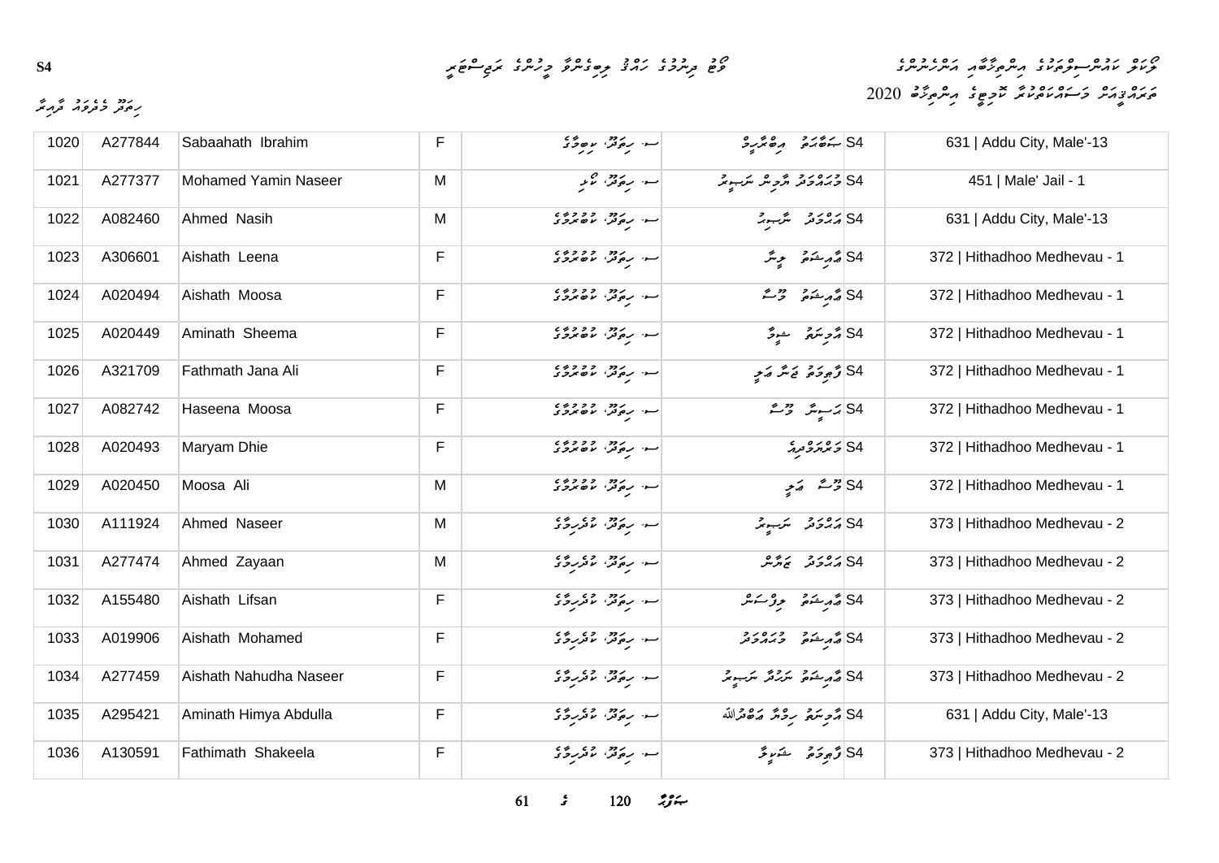| 1020 | A277844 | Sabaahath Ibrahim | F | ސ. ހިތަދޫ، ކިތުލާގެ | S4 ސަބާހަތު އިބްރާހީމް | 631 \| Addu City, Male'-13 |
|---|---|---|---|---|---|---|
| 1021 | A277377 | Mohamed Yamin Naseer | M | ސ. ހިތަދޫ، ޏާރި | S4 މުހައްމަދު ޔާމިން ނަސީރު | 451 \| Male' Jail - 1 |
| 1022 | A082460 | Ahmed Nasih | M | ސ. ހިތަދޫ، ކުރުކުރުގެ | S4 އަހުމަދު ނާސިހު | 631 \| Addu City, Male'-13 |
| 1023 | A306601 | Aishath Leena | F | ސ. ހިތަދޫ، ކުރުކުރުގެ | S4 އައިޝަތު ލީނާ | 372 \| Hithadhoo Medhevau - 1 |
| 1024 | A020494 | Aishath Moosa | F | ސ. ހިތަދޫ، ކުރުކުރުގެ | S4 އައިޝަތު މޫސާ | 372 \| Hithadhoo Medhevau - 1 |
| 1025 | A020449 | Aminath Sheema | F | ސ. ހިތަދޫ، ކުރުކުރުގެ | S4 އާމިނަތު ޝީމާ | 372 \| Hithadhoo Medhevau - 1 |
| 1026 | A321709 | Fathmath Jana Ali | F | ސ. ހިތަދޫ، ކުރުކުރުގެ | S4 ފާތިމަތު ޖަނާ އަލީ | 372 \| Hithadhoo Medhevau - 1 |
| 1027 | A082742 | Haseena Moosa | F | ސ. ހިތަދޫ، ކުރުކުރުގެ | S4 ހަސީނާ މޫސާ | 372 \| Hithadhoo Medhevau - 1 |
| 1028 | A020493 | Maryam Dhie | F | ސ. ހިތަދޫ، ކުރުކުރުގެ | S4 މަރިޔަމްދިއީ | 372 \| Hithadhoo Medhevau - 1 |
| 1029 | A020450 | Moosa Ali | M | ސ. ހިތަދޫ، ކުރުކުރުގެ | S4 މޫސާ އަލީ | 372 \| Hithadhoo Medhevau - 1 |
| 1030 | A111924 | Ahmed Naseer | M | ސ. ހިތަދޫ، ކުދިރިގެ | S4 އަހުމަދު ނަސީރު | 373 \| Hithadhoo Medhevau - 2 |
| 1031 | A277474 | Ahmed Zayaan | M | ސ. ހިތަދޫ، ކުދިރިގެ | S4 އަހުމަދު ޒަޔާން | 373 \| Hithadhoo Medhevau - 2 |
| 1032 | A155480 | Aishath Lifsan | F | ސ. ހިތަދޫ، ކުދިރިގެ | S4 އައިޝަތު ލިފްސާން | 373 \| Hithadhoo Medhevau - 2 |
| 1033 | A019906 | Aishath Mohamed | F | ސ. ހިތަދޫ، ކުދިރިގެ | S4 އައިޝަތު މުހައްމަދު | 373 \| Hithadhoo Medhevau - 2 |
| 1034 | A277459 | Aishath Nahudha Naseer | F | ސ. ހިތަދޫ، ކުދިރިގެ | S4 އައިޝަތު ނަހުދާ ނަސީރު | 373 \| Hithadhoo Medhevau - 2 |
| 1035 | A295421 | Aminath Himya Abdulla | F | ސ. ހިތަދޫ، ކުދިރިގެ | S4 އާމިނަތު ހިމްޔާ އަބްދުﷲ | 631 \| Addu City, Male'-13 |
| 1036 | A130591 | Fathimath Shakeela | F | ސ. ހިތަދޫ، ކުދިރިގެ | S4 ފާތިމަތު ޝަކީލާ | 373 \| Hithadhoo Medhevau - 2 |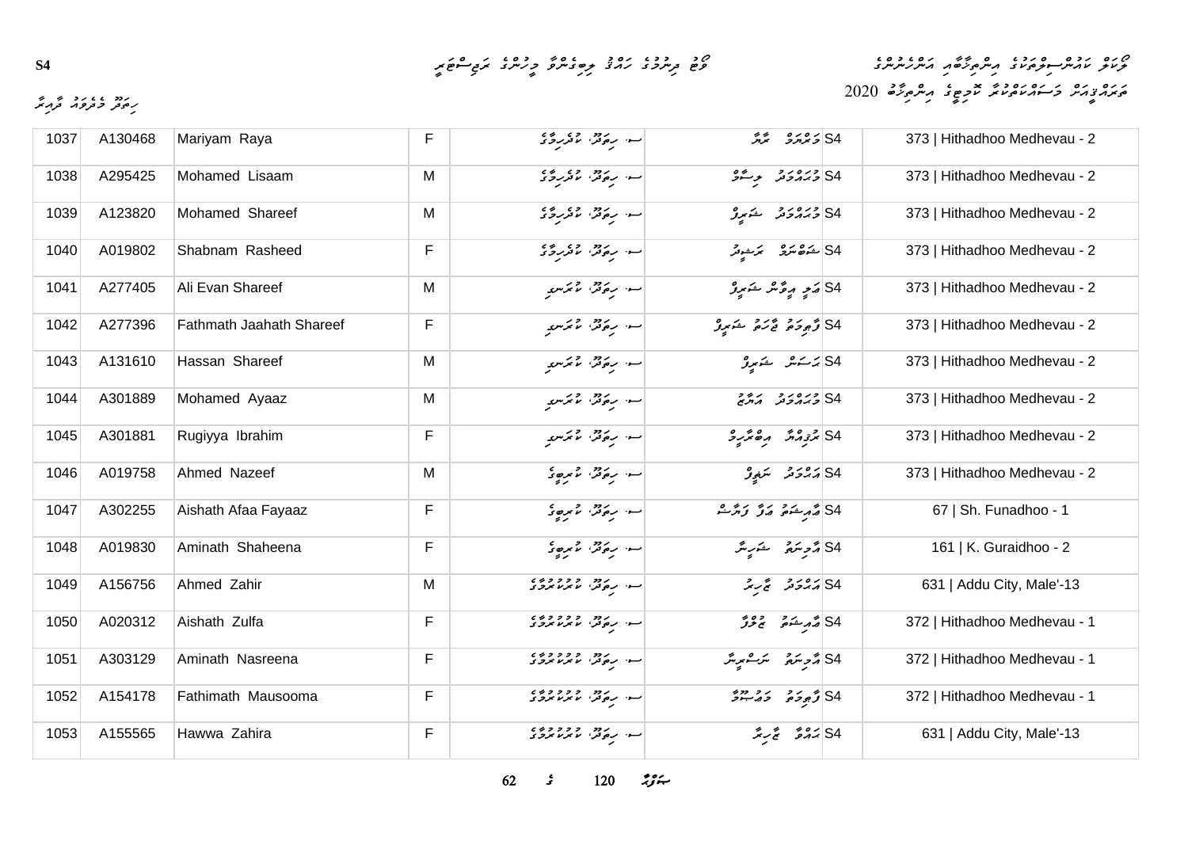| 1037 | A130468 | Mariyam Raya | F | ސ. ހިތަދޫ، ކެޔޮހިލާގެ | S4 ވަރިޔަމް ރާޔާ | 373 \| Hithadhoo Medhevau - 2 |
|---|---|---|---|---|---|---|
| 1038 | A295425 | Mohamed Lisaam | M | ސ. ހިތަދޫ، ކެޔޮހިލާގެ | S4 މުހައްމަދު ލިސާމް | 373 \| Hithadhoo Medhevau - 2 |
| 1039 | A123820 | Mohamed Shareef | M | ސ. ހިތަދޫ، ކެޔޮހިލާގެ | S4 މުހައްމަދު ޝަރީފް | 373 \| Hithadhoo Medhevau - 2 |
| 1040 | A019802 | Shabnam Rasheed | F | ސ. ހިތަދޫ، ކެޔޮހިލާގެ | S4 ޝަބްނަމް ރަޝީދު | 373 \| Hithadhoo Medhevau - 2 |
| 1041 | A277405 | Ali Evan Shareef | M | ސ. ހިތަދޫ، ކެރަސް | S4 އަލި އީވާން ޝަރީފް | 373 \| Hithadhoo Medhevau - 2 |
| 1042 | A277396 | Fathmath Jaahath Shareef | F | ސ. ހިތަދޫ، ކެރަސް | S4 ފާތިމަތު ޖާހަތު ޝަރީފް | 373 \| Hithadhoo Medhevau - 2 |
| 1043 | A131610 | Hassan Shareef | M | ސ. ހިތަދޫ، ކެރަސް | S4 ހަސަން ޝަރީފް | 373 \| Hithadhoo Medhevau - 2 |
| 1044 | A301889 | Mohamed Ayaaz | M | ސ. ހިތަދޫ، ކެރަސް | S4 މުހައްމަދު އަޔާޒް | 373 \| Hithadhoo Medhevau - 2 |
| 1045 | A301881 | Rugiyya Ibrahim | F | ސ. ހިތަދޫ، ކެރަސް | S4 ރުގިއްޔާ އިބްރާހިމް | 373 \| Hithadhoo Medhevau - 2 |
| 1046 | A019758 | Ahmed Nazeef | M | ސ. ހިތަދޫ، ކެރިބީ | S4 އަހްމަދު ނަޒީފް | 373 \| Hithadhoo Medhevau - 2 |
| 1047 | A302255 | Aishath Afaa Fayaaz | F | ސ. ހިތަދޫ، ކެރިބީ | S4 އާއިޝަތު އަފާ ފަޔާޒް | 67 \| Sh. Funadhoo - 1 |
| 1048 | A019830 | Aminath Shaheena | F | ސ. ހިތަދޫ، ކެރިބީ | S4 އާމިނަތު ޝަހީނާ | 161 \| K. Guraidhoo - 2 |
| 1049 | A156756 | Ahmed Zahir | M | ސ. ހިތަދޫ، ކުރުކުރުގެ | S4 އަހްމަދު ޒާހިރު | 631 \| Addu City, Male'-13 |
| 1050 | A020312 | Aishath Zulfa | F | ސ. ހިތަދޫ، ކުރުކުރުގެ | S4 އާއިޝަތު ޒުލްފާ | 372 \| Hithadhoo Medhevau - 1 |
| 1051 | A303129 | Aminath Nasreena | F | ސ. ހިތަދޫ، ކުރުކުރުގެ | S4 އާމިނަތު ނަސްރީނާ | 372 \| Hithadhoo Medhevau - 1 |
| 1052 | A154178 | Fathimath Mausooma | F | ސ. ހިތަދޫ، ކުރުކުރުގެ | S4 ފާތިމަތު މައުސޫމާ | 372 \| Hithadhoo Medhevau - 1 |
| 1053 | A155565 | Hawwa Zahira | F | ސ. ހިތަދޫ، ކުރުކުރުގެ | S4 ހައްވާ ޒާހިރާ | 631 \| Addu City, Male'-13 |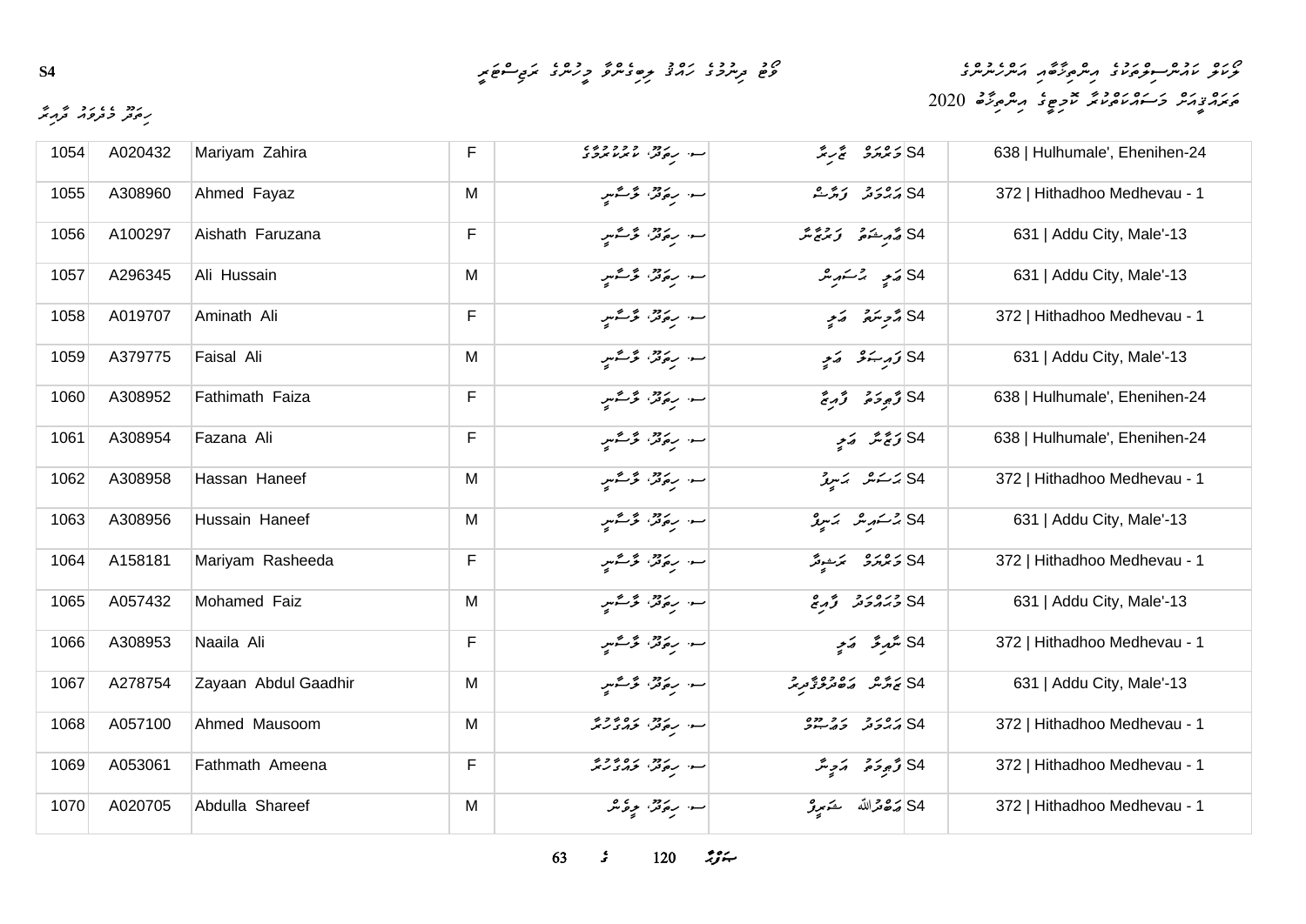| 1054 | A020432 | Mariyam Zahira | F | ސ. ހިތަދޫ، ކުރުކުރިމާގެ | S4 ވަރިޔަމް ޒާހިރާ | 638 \| Hulhumale', Ehenihen-24 |
|---|---|---|---|---|---|---|
| 1055 | A308960 | Ahmed Fayaz | M | ސ. ހިތަދޫ، ވާސާނީ | S4 އަހުމަދު ފައްޔާޒު | 372 \| Hithadhoo Medhevau - 1 |
| 1056 | A100297 | Aishath Faruzana | F | ސ. ހިތަދޫ، ވާސާނީ | S4 އައިޝަތު ފަރުޒާނާ | 631 \| Addu City, Male'-13 |
| 1057 | A296345 | Ali Hussain | M | ސ. ހިތަދޫ، ވާސާނީ | S4 އަލި ހުސައިން | 631 \| Addu City, Male'-13 |
| 1058 | A019707 | Aminath Ali | F | ސ. ހިތަދޫ، ވާސާނީ | S4 އާމިނަތު އަލި | 372 \| Hithadhoo Medhevau - 1 |
| 1059 | A379775 | Faisal Ali | M | ސ. ހިތަދޫ، ވާސާނީ | S4 ފައިސަލް އަލި | 631 \| Addu City, Male'-13 |
| 1060 | A308952 | Fathimath Faiza | F | ސ. ހިތަދޫ، ވާސާނީ | S4 ފާތިމަތު ފާއިޒާ | 638 \| Hulhumale', Ehenihen-24 |
| 1061 | A308954 | Fazana Ali | F | ސ. ހިތަދޫ، ވާސާނީ | S4 ފަޒާނާ އަލި | 638 \| Hulhumale', Ehenihen-24 |
| 1062 | A308958 | Hassan Haneef | M | ސ. ހިތަދޫ، ވާސާނީ | S4 ހަސަން ހަނީފު | 372 \| Hithadhoo Medhevau - 1 |
| 1063 | A308956 | Hussain Haneef | M | ސ. ހިތަދޫ، ވާސާނީ | S4 ހުސައިން ހަނީފު | 631 \| Addu City, Male'-13 |
| 1064 | A158181 | Mariyam Rasheeda | F | ސ. ހިތަދޫ، ވާސާނީ | S4 މަރިޔަމް ރަޝީދާ | 372 \| Hithadhoo Medhevau - 1 |
| 1065 | A057432 | Mohamed Faiz | M | ސ. ހިތަދޫ، ވާސާނީ | S4 މުހައްމަދު ފާއިޒު | 631 \| Addu City, Male'-13 |
| 1066 | A308953 | Naaila Ali | F | ސ. ހިތަދޫ، ވާސާނީ | S4 ނާއިލާ އަލި | 372 \| Hithadhoo Medhevau - 1 |
| 1067 | A278754 | Zayaan Abdul Gaadhir | M | ސ. ހިތަދޫ، ވާސާނީ | S4 ޒަޔާން އަބްދުލްޤާދިރު | 631 \| Addu City, Male'-13 |
| 1068 | A057100 | Ahmed Mausoom | M | ސ. ހިތަދޫ، ވައުމާހާރާ | S4 އަހުމަދު މައުޞޫމް | 372 \| Hithadhoo Medhevau - 1 |
| 1069 | A053061 | Fathmath Ameena | F | ސ. ހިތަދޫ، ވައުމާހާރާ | S4 ފާތިމަތު އަމީނާ | 372 \| Hithadhoo Medhevau - 1 |
| 1070 | A020705 | Abdulla Shareef | M | ސ. ހިތަދޫ، ވިލާން | S4 އަބްދުﷲ ޝަރީފު | 372 \| Hithadhoo Medhevau - 1 |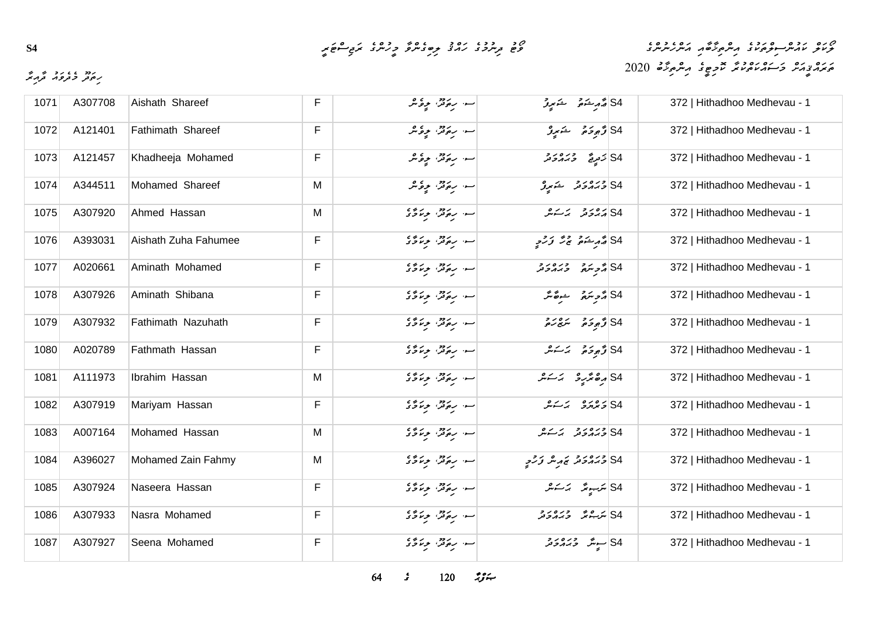| 1071 | A307708 | Aishath Shareef | F | ސ. ހިތަދޫ، ވިލުން | S4 ޢައިޝަތު ޝަރީފު | 372 \| Hithadhoo Medhevau - 1 |
|---|---|---|---|---|---|---|
| 1072 | A121401 | Fathimath Shareef | F | ސ. ހިތަދޫ، ވިލުން | S4 ފާތިމަތު ޝަރީފު | 372 \| Hithadhoo Medhevau - 1 |
| 1073 | A121457 | Khadheeja Mohamed | F | ސ. ހިތަދޫ، ވިލުން | S4 ޚަދީޖާ މުހައްމަދު | 372 \| Hithadhoo Medhevau - 1 |
| 1074 | A344511 | Mohamed Shareef | M | ސ. ހިތަދޫ، ވިލުން | S4 މުހައްމަދު ޝަރީފު | 372 \| Hithadhoo Medhevau - 1 |
| 1075 | A307920 | Ahmed Hassan | M | ސ. ހިތަދޫ، ވިނަގޭ | S4 އަހްމަދު ހަސަން | 372 \| Hithadhoo Medhevau - 1 |
| 1076 | A393031 | Aishath Zuha Fahumee | F | ސ. ހިތަދޫ، ވިނަގޭ | S4 ޢައިޝަތު ޒުހާ ފަހުމީ | 372 \| Hithadhoo Medhevau - 1 |
| 1077 | A020661 | Aminath Mohamed | F | ސ. ހިތަދޫ، ވިނަގޭ | S4 އާމިނަތު މުހައްމަދު | 372 \| Hithadhoo Medhevau - 1 |
| 1078 | A307926 | Aminath Shibana | F | ސ. ހިތަދޫ، ވިނަގޭ | S4 އާމިނަތު ޝިބާނާ | 372 \| Hithadhoo Medhevau - 1 |
| 1079 | A307932 | Fathimath Nazuhath | F | ސ. ހިތަދޫ، ވިނަގޭ | S4 ފާތިމަތު ނަޒުހަތު | 372 \| Hithadhoo Medhevau - 1 |
| 1080 | A020789 | Fathmath Hassan | F | ސ. ހިތަދޫ، ވިނަގޭ | S4 ފާތިމަތު ހަސަން | 372 \| Hithadhoo Medhevau - 1 |
| 1081 | A111973 | Ibrahim Hassan | M | ސ. ހިތަދޫ، ވިނަގޭ | S4 އިބްރާހީމް ހަސަން | 372 \| Hithadhoo Medhevau - 1 |
| 1082 | A307919 | Mariyam Hassan | F | ސ. ހިތަދޫ، ވިނަގޭ | S4 މަރިޔަމް ހަސަން | 372 \| Hithadhoo Medhevau - 1 |
| 1083 | A007164 | Mohamed Hassan | M | ސ. ހިތަދޫ، ވިނަގޭ | S4 މުހައްމަދު ހަސަން | 372 \| Hithadhoo Medhevau - 1 |
| 1084 | A396027 | Mohamed Zain Fahmy | M | ސ. ހިތަދޫ، ވިނަގޭ | S4 މުހައްމަދު ޒައިން ފަހުމީ | 372 \| Hithadhoo Medhevau - 1 |
| 1085 | A307924 | Naseera Hassan | F | ސ. ހިތަދޫ، ވިނަގޭ | S4 ނަސީރާ ހަސަން | 372 \| Hithadhoo Medhevau - 1 |
| 1086 | A307933 | Nasra Mohamed | F | ސ. ހިތަދޫ، ވިނަގޭ | S4 ނަސްރާ މުހައްމަދު | 372 \| Hithadhoo Medhevau - 1 |
| 1087 | A307927 | Seena Mohamed | F | ސ. ހިތަދޫ، ވިނަގޭ | S4 ސީނާ މުހައްމަދު | 372 \| Hithadhoo Medhevau - 1 |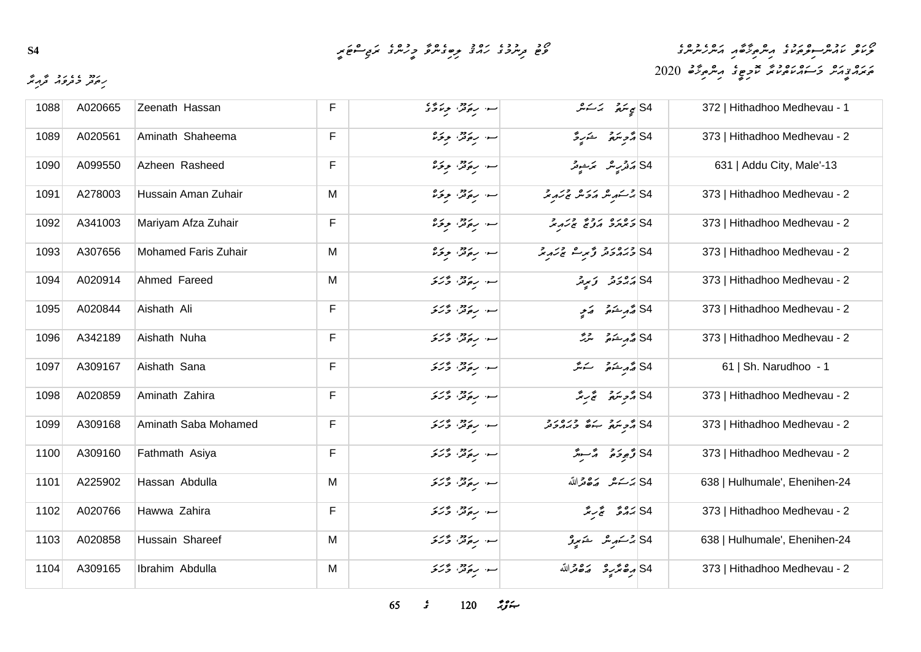| 1088 | A020665 | Zeenath Hassan | F | ސ. ހިތަދޫ، ވިނާގޭ | S4 ޒީނަތު ހަސަން | 372 \| Hithadhoo Medhevau - 1 |
|---|---|---|---|---|---|---|
| 1089 | A020561 | Aminath Shaheema | F | ސ. ހިތަދޫ، ވިލަރެ | S4 އާމިނަތު ޝަހީމާ | 373 \| Hithadhoo Medhevau - 2 |
| 1090 | A099550 | Azheen Rasheed | F | ސ. ހިތަދޫ، ވިލަރެ | S4 އަޒްހީން ރަޝީދު | 631 \| Addu City, Male'-13 |
| 1091 | A278003 | Hussain Aman Zuhair | M | ސ. ހިތަދޫ، ވިލަރެ | S4 ހުސައިން އަމަން ޒުހައިރު | 373 \| Hithadhoo Medhevau - 2 |
| 1092 | A341003 | Mariyam Afza Zuhair | F | ސ. ހިތަދޫ، ވިލަރެ | S4 މަރިޔަމް އަފްޒާ ޒުހައިރު | 373 \| Hithadhoo Medhevau - 2 |
| 1093 | A307656 | Mohamed Faris Zuhair | M | ސ. ހިތަދޫ، ވިލަރެ | S4 މުހައްމަދު ފާރިސް ޒުހައިރު | 373 \| Hithadhoo Medhevau - 2 |
| 1094 | A020914 | Ahmed Fareed | M | ސ. ހިތަދޫ، ވާހަކަ | S4 އަހްމަދު ފަރީދު | 373 \| Hithadhoo Medhevau - 2 |
| 1095 | A020844 | Aishath Ali | F | ސ. ހިތަދޫ، ވާހަކަ | S4 އާއިޝަތު އަލި | 373 \| Hithadhoo Medhevau - 2 |
| 1096 | A342189 | Aishath Nuha | F | ސ. ހިތަދޫ، ވާހަކަ | S4 އާއިޝަތު ނުހާ | 373 \| Hithadhoo Medhevau - 2 |
| 1097 | A309167 | Aishath Sana | F | ސ. ހިތަދޫ، ވާހަކަ | S4 އާއިޝަތު ސަނާ | 61 \| Sh. Narudhoo - 1 |
| 1098 | A020859 | Aminath Zahira | F | ސ. ހިތަދޫ، ވާހަކަ | S4 އާމިނަތު ޒާހިރާ | 373 \| Hithadhoo Medhevau - 2 |
| 1099 | A309168 | Aminath Saba Mohamed | F | ސ. ހިތަދޫ، ވާހަކަ | S4 އާމިނަތު ސަބާ މުހައްމަދު | 373 \| Hithadhoo Medhevau - 2 |
| 1100 | A309160 | Fathmath Asiya | F | ސ. ހިތަދޫ، ވާހަކަ | S4 ފާތިމަތު އާސިޔާ | 373 \| Hithadhoo Medhevau - 2 |
| 1101 | A225902 | Hassan Abdulla | M | ސ. ހިތަދޫ، ވާހަކަ | S4 ހަސަން އަބްދުﷲ | 638 \| Hulhumale', Ehenihen-24 |
| 1102 | A020766 | Hawwa Zahira | F | ސ. ހިތަދޫ، ވާހަކަ | S4 ހައްވާ ޒާހިރާ | 373 \| Hithadhoo Medhevau - 2 |
| 1103 | A020858 | Hussain Shareef | M | ސ. ހިތަދޫ، ވާހަކަ | S4 ހުސައިން ޝަރީފު | 638 \| Hulhumale', Ehenihen-24 |
| 1104 | A309165 | Ibrahim Abdulla | M | ސ. ހިތަދޫ، ވާހަކަ | S4 އިބްރާހީމް އަބްދުﷲ | 373 \| Hithadhoo Medhevau - 2 |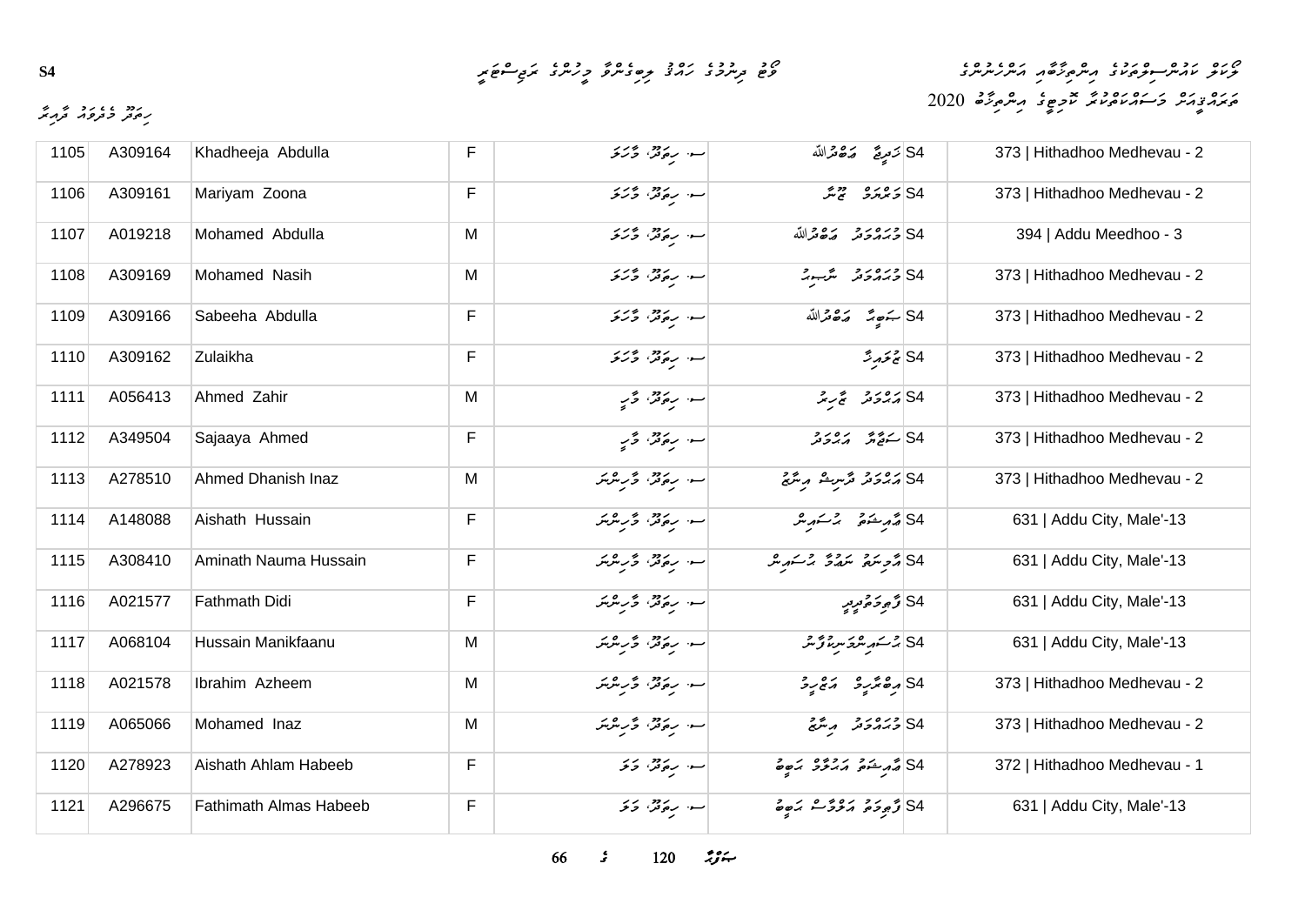| 1105 | A309164 | Khadheeja Abdulla | F | ސ. ހިތަދޫ، މާހަވާ | S4 ޚަދީޖާ އަބްދުﷲ | 373 \| Hithadhoo Medhevau - 2 |
|---|---|---|---|---|---|---|
| 1106 | A309161 | Mariyam Zoona | F | ސ. ހިތަދޫ، މާހަވާ | S4 މަރިޔަމް ޒޫނާ | 373 \| Hithadhoo Medhevau - 2 |
| 1107 | A019218 | Mohamed Abdulla | M | ސ. ހިތަދޫ، މާހަވާ | S4 މުހައްމަދު އަބްދުﷲ | 394 \| Addu Meedhoo - 3 |
| 1108 | A309169 | Mohamed Nasih | M | ސ. ހިތަދޫ، މާހަވާ | S4 މުހައްމަދު ނާސިހު | 373 \| Hithadhoo Medhevau - 2 |
| 1109 | A309166 | Sabeeha Abdulla | F | ސ. ހިތަދޫ، މާހަވާ | S4 ސަބީހާ އަބްދުﷲ | 373 \| Hithadhoo Medhevau - 2 |
| 1110 | A309162 | Zulaikha | F | ސ. ހިތަދޫ، މާހަވާ | S4 ޒުލައިހާ | 373 \| Hithadhoo Medhevau - 2 |
| 1111 | A056413 | Ahmed Zahir | M | ސ. ހިތަދޫ، މާރި | S4 އަހުމަދު ޒާހިރު | 373 \| Hithadhoo Medhevau - 2 |
| 1112 | A349504 | Sajaaya Ahmed | F | ސ. ހިތަދޫ، މާރި | S4 ސަޖާޔާ އަހުމަދު | 373 \| Hithadhoo Medhevau - 2 |
| 1113 | A278510 | Ahmed Dhanish Inaz | M | ސ. ހިތަދޫ، މާނިނގަ | S4 އަހުމަދު ދާނިޝް އިނާޒް | 373 \| Hithadhoo Medhevau - 2 |
| 1114 | A148088 | Aishath Hussain | F | ސ. ހިތަދޫ، މާނިނގަ | S4 އާއިޝަތު ހުސައިން | 631 \| Addu City, Male'-13 |
| 1115 | A308410 | Aminath Nauma Hussain | F | ސ. ހިތަދޫ، މާނިނގަ | S4 އާމިނަތު ނައުމާ ހުސައިން | 631 \| Addu City, Male'-13 |
| 1116 | A021577 | Fathmath Didi | F | ސ. ހިތަދޫ، މާނިނގަ | S4 ފާތިމަތުދީދީ | 631 \| Addu City, Male'-13 |
| 1117 | A068104 | Hussain Manikfaanu | M | ސ. ހިތަދޫ، މާނިނގަ | S4 ހުސައިންމަނިކުފާނު | 631 \| Addu City, Male'-13 |
| 1118 | A021578 | Ibrahim Azheem | M | ސ. ހިތަދޫ، މާނިނގަ | S4 އިބްރާހީމް އަޒްހީމް | 373 \| Hithadhoo Medhevau - 2 |
| 1119 | A065066 | Mohamed Inaz | M | ސ. ހިތަދޫ، މާނިނގަ | S4 މުހައްމަދު އިނާޒް | 373 \| Hithadhoo Medhevau - 2 |
| 1120 | A278923 | Aishath Ahlam Habeeb | F | ސ. ހިތަދޫ، މަލަ | S4 އާއިޝަތު އަހުލާމް ހަބީބު | 372 \| Hithadhoo Medhevau - 1 |
| 1121 | A296675 | Fathimath Almas Habeeb | F | ސ. ހިތަދޫ، މަލަ | S4 ފާތިމަތު އަލްމާސް ހަބީބު | 631 \| Addu City, Male'-13 |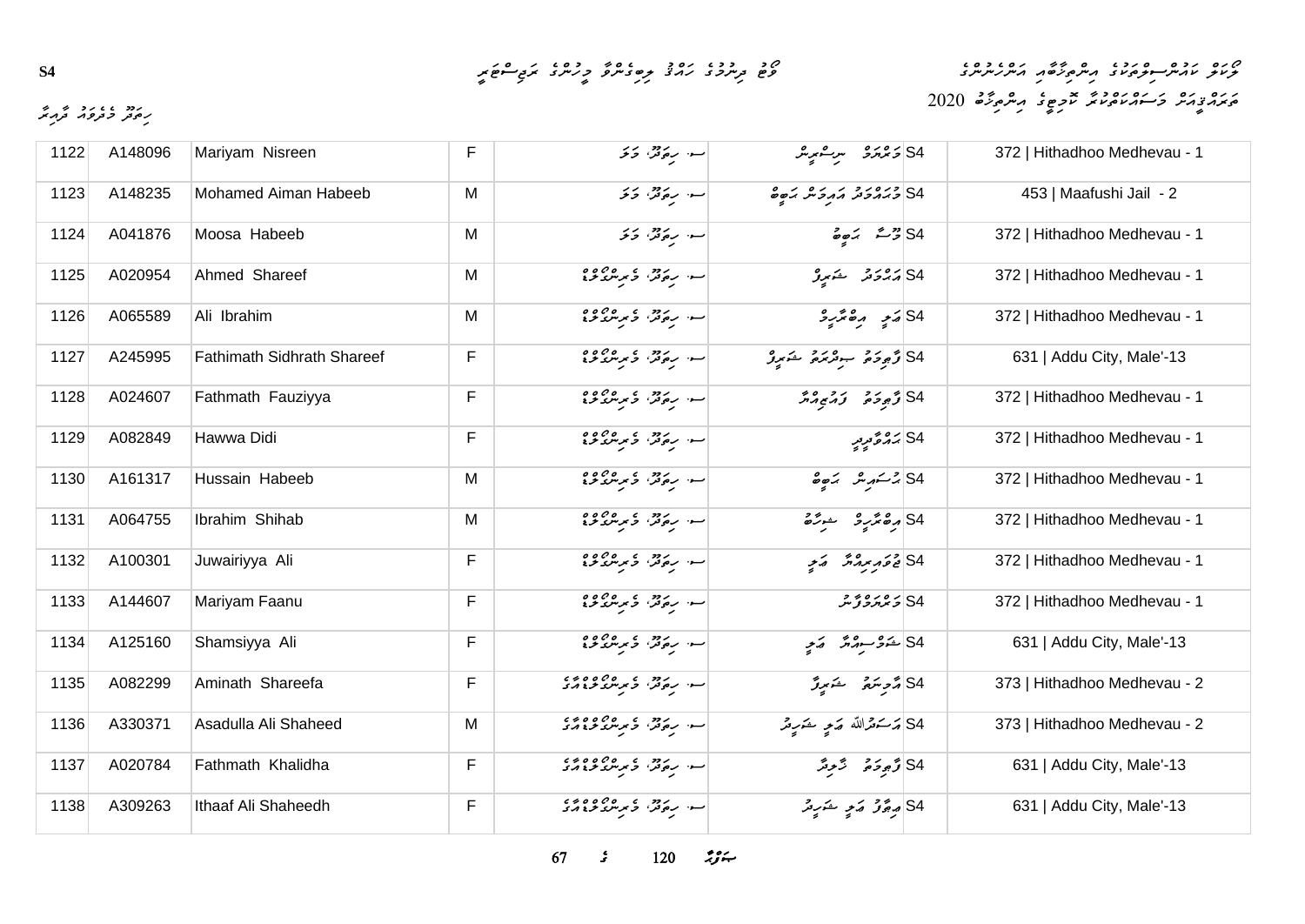| 1122 | A148096 | Mariyam Nisreen | F | ސ. ހިތަދޫ، މަލަ | S4 ވަރިޔަމް ނިސްރީން | 372 \| Hithadhoo Medhevau - 1 |
|---|---|---|---|---|---|---|
| 1123 | A148235 | Mohamed Aiman Habeeb | M | ސ. ހިތަދޫ، މަލަ | S4 މުހައްމަދު އައިމަން ހަބީބް | 453 \| Maafushi Jail - 2 |
| 1124 | A041876 | Moosa Habeeb | M | ސ. ހިތަދޫ، މަލަ | S4 މޫސާ ހަބީބް | 372 \| Hithadhoo Medhevau - 1 |
| 1125 | A020954 | Ahmed Shareef | M | ސ. ހިތަދޫ، މެރިންގޯލްޑް | S4 އަޙްމަދު ޝަރީފު | 372 \| Hithadhoo Medhevau - 1 |
| 1126 | A065589 | Ali Ibrahim | M | ސ. ހިތަދޫ، މެރިންގޯލްޑް | S4 އަލި އިބްރާހީމް | 372 \| Hithadhoo Medhevau - 1 |
| 1127 | A245995 | Fathimath Sidhrath Shareef | F | ސ. ހިތަދޫ، މެރިންގޯލްޑް | S4 ފާތިމަތު ސިދްރަތު ޝަރީފު | 631 \| Addu City, Male'-13 |
| 1128 | A024607 | Fathmath Fauziyya | F | ސ. ހިތަދޫ، މެރިންގޯލްޑް | S4 ފާތިމަތު ފައުޒިއްޔާ | 372 \| Hithadhoo Medhevau - 1 |
| 1129 | A082849 | Hawwa Didi | F | ސ. ހިތަދޫ، މެރިންގޯލްޑް | S4 ހައްވާދީދީ | 372 \| Hithadhoo Medhevau - 1 |
| 1130 | A161317 | Hussain Habeeb | M | ސ. ހިތަދޫ، މެރިންގޯލްޑް | S4 ހުސައިން ހަބީބް | 372 \| Hithadhoo Medhevau - 1 |
| 1131 | A064755 | Ibrahim Shihab | M | ސ. ހިތަދޫ، މެރިންގޯލްޑް | S4 އިބްރާހީމް ޝިހާބް | 372 \| Hithadhoo Medhevau - 1 |
| 1132 | A100301 | Juwairiyya Ali | F | ސ. ހިތަދޫ، މެރިންގޯލްޑް | S4 ޖުވައިރިއްޔާ އަލި | 372 \| Hithadhoo Medhevau - 1 |
| 1133 | A144607 | Mariyam Faanu | F | ސ. ހިތަދޫ، މެރިންގޯލްޑް | S4 މަރިޔަމްފާނު | 372 \| Hithadhoo Medhevau - 1 |
| 1134 | A125160 | Shamsiyya Ali | F | ސ. ހިތަދޫ، މެރިންގޯލްޑް | S4 ޝަމްސިއްޔާ އަލި | 631 \| Addu City, Male'-13 |
| 1135 | A082299 | Aminath Shareefa | F | ސ. ހިތަދޫ، މެރިންގޯލްޑްއާގެ | S4 އާމިނަތު ޝަރީފާ | 373 \| Hithadhoo Medhevau - 2 |
| 1136 | A330371 | Asadulla Ali Shaheed | M | ސ. ހިތަދޫ، މެރިންގޯލްޑްއާގެ | S4 އަސަދުﷲ އަލި ޝަހީދު | 373 \| Hithadhoo Medhevau - 2 |
| 1137 | A020784 | Fathmath Khalidha | F | ސ. ހިތަދޫ، މެރިންގޯލްޑްއާގެ | S4 ފާތިމަތު ޚާލިދާ | 631 \| Addu City, Male'-13 |
| 1138 | A309263 | Ithaaf Ali Shaheedh | F | ސ. ހިތަދޫ، މެރިންގޯލްޑްއާގެ | S4 އިތާފު އަލި ޝަހީދު | 631 \| Addu City, Male'-13 |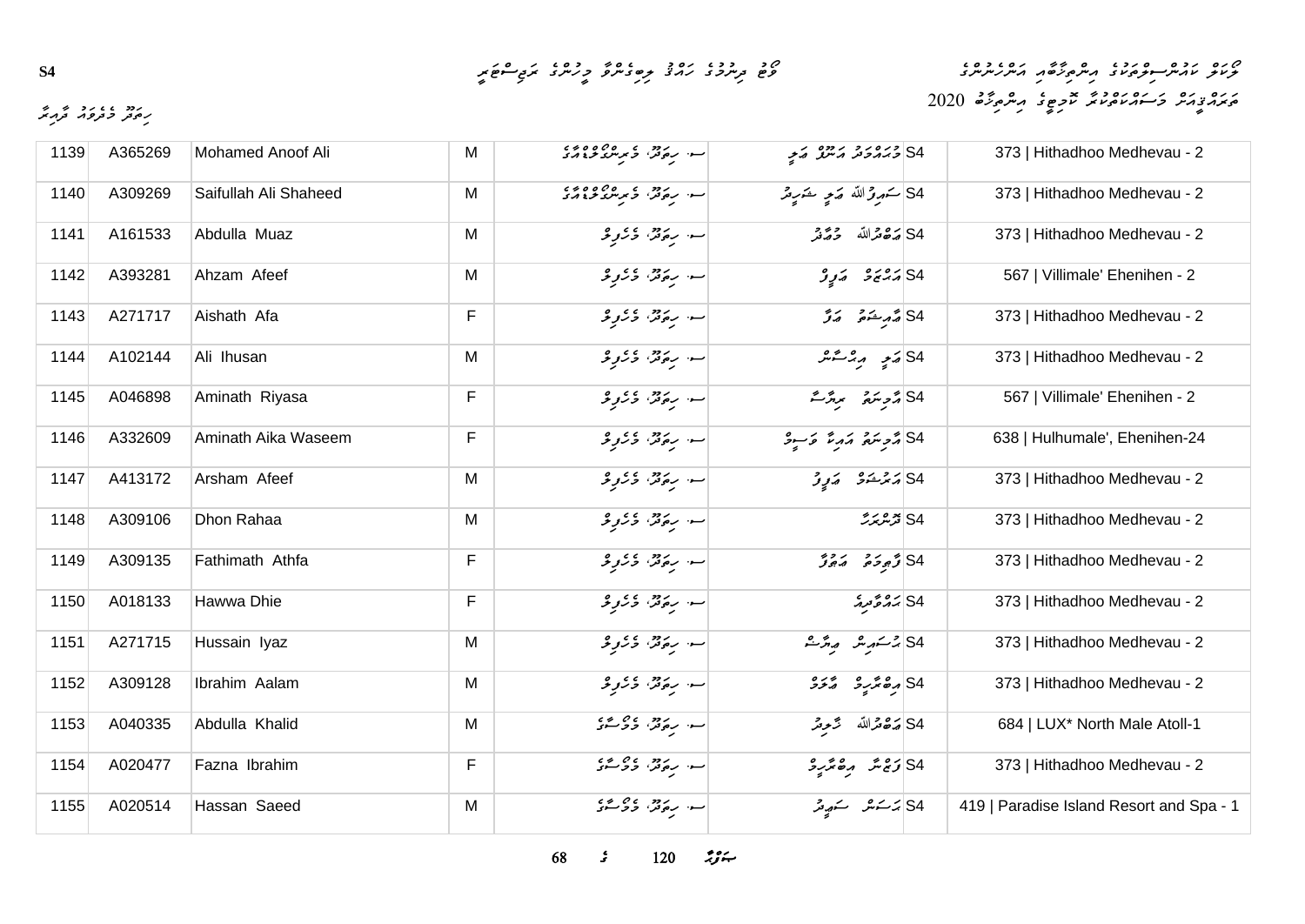| 1139 | A365269 | Mohamed Anoof Ali | M | ސ. ހިތަދޫ، މެރިންގޯލްޑްގެ | S4 މުހައްމަދު އަނޫފް ޢަލީ | 373 \| Hithadhoo Medhevau - 2 |
|---|---|---|---|---|---|---|
| 1140 | A309269 | Saifullah Ali Shaheed | M | ސ. ހިތަދޫ، މެރިންގޯލްޑްގެ | S4 ސައިފުﷲ ޢަލީ ޝަހީދު | 373 \| Hithadhoo Medhevau - 2 |
| 1141 | A161533 | Abdulla Muaz | M | ސ. ހިތަދޫ، މެހެލިވާ | S4 އަބްދުﷲ މުޢާޛު | 373 \| Hithadhoo Medhevau - 2 |
| 1142 | A393281 | Ahzam Afeef | M | ސ. ހިތަދޫ، މެހެލިވާ | S4 އަޙްޒަމް އަފީފު | 567 \| Villimale' Ehenihen - 2 |
| 1143 | A271717 | Aishath Afa | F | ސ. ހިތަދޫ، މެހެލިވާ | S4 އާއިޝަތު އަފާ | 373 \| Hithadhoo Medhevau - 2 |
| 1144 | A102144 | Ali Ihusan | M | ސ. ހިތަދޫ، މެހެލިވާ | S4 ޢަލީ އިޙްސާން | 373 \| Hithadhoo Medhevau - 2 |
| 1145 | A046898 | Aminath Riyasa | F | ސ. ހިތަދޫ، މެހެލިވާ | S4 އާމިނަތު ރިޔާސާ | 567 \| Villimale' Ehenihen - 2 |
| 1146 | A332609 | Aminath Aika Waseem | F | ސ. ހިތަދޫ، މެހެލިވާ | S4 އާމިނަތު އައިކާ ވަސީމް | 638 \| Hulhumale', Ehenihen-24 |
| 1147 | A413172 | Arsham Afeef | M | ސ. ހިތަދޫ، މެހެލިވާ | S4 އަރްޝަމް އަފީފު | 373 \| Hithadhoo Medhevau - 2 |
| 1148 | A309106 | Dhon Rahaa | M | ސ. ހިތަދޫ، މެހެލިވާ | S4 ދޮންރަހާ | 373 \| Hithadhoo Medhevau - 2 |
| 1149 | A309135 | Fathimath Athfa | F | ސ. ހިތަދޫ، މެހެލިވާ | S4 ފާތިމަތު އަތުފާ | 373 \| Hithadhoo Medhevau - 2 |
| 1150 | A018133 | Hawwa Dhie | F | ސ. ހިތަދޫ، މެހެލިވާ | S4 ހައްވާދިއެ | 373 \| Hithadhoo Medhevau - 2 |
| 1151 | A271715 | Hussain Iyaz | M | ސ. ހިތަދޫ، މެހެލިވާ | S4 ހުސައިން އިޔާޒު | 373 \| Hithadhoo Medhevau - 2 |
| 1152 | A309128 | Ibrahim Aalam | M | ސ. ހިތަދޫ، މެހެލިވާ | S4 އިބްރާހީމް އާލަމް | 373 \| Hithadhoo Medhevau - 2 |
| 1153 | A040335 | Abdulla Khalid | M | ސ. ހިތަދޫ، މެލްސަވީ | S4 އަބްދުﷲ ޚާލިދު | 684 \| LUX* North Male Atoll-1 |
| 1154 | A020477 | Fazna Ibrahim | F | ސ. ހިތަދޫ، މެލްސަވީ | S4 ފަޒްނާ އިބްރާހީމް | 373 \| Hithadhoo Medhevau - 2 |
| 1155 | A020514 | Hassan Saeed | M | ސ. ހިތަދޫ، މެލްސަވީ | S4 ހަސަން ސައީދު | 419 \| Paradise Island Resort and Spa - 1 |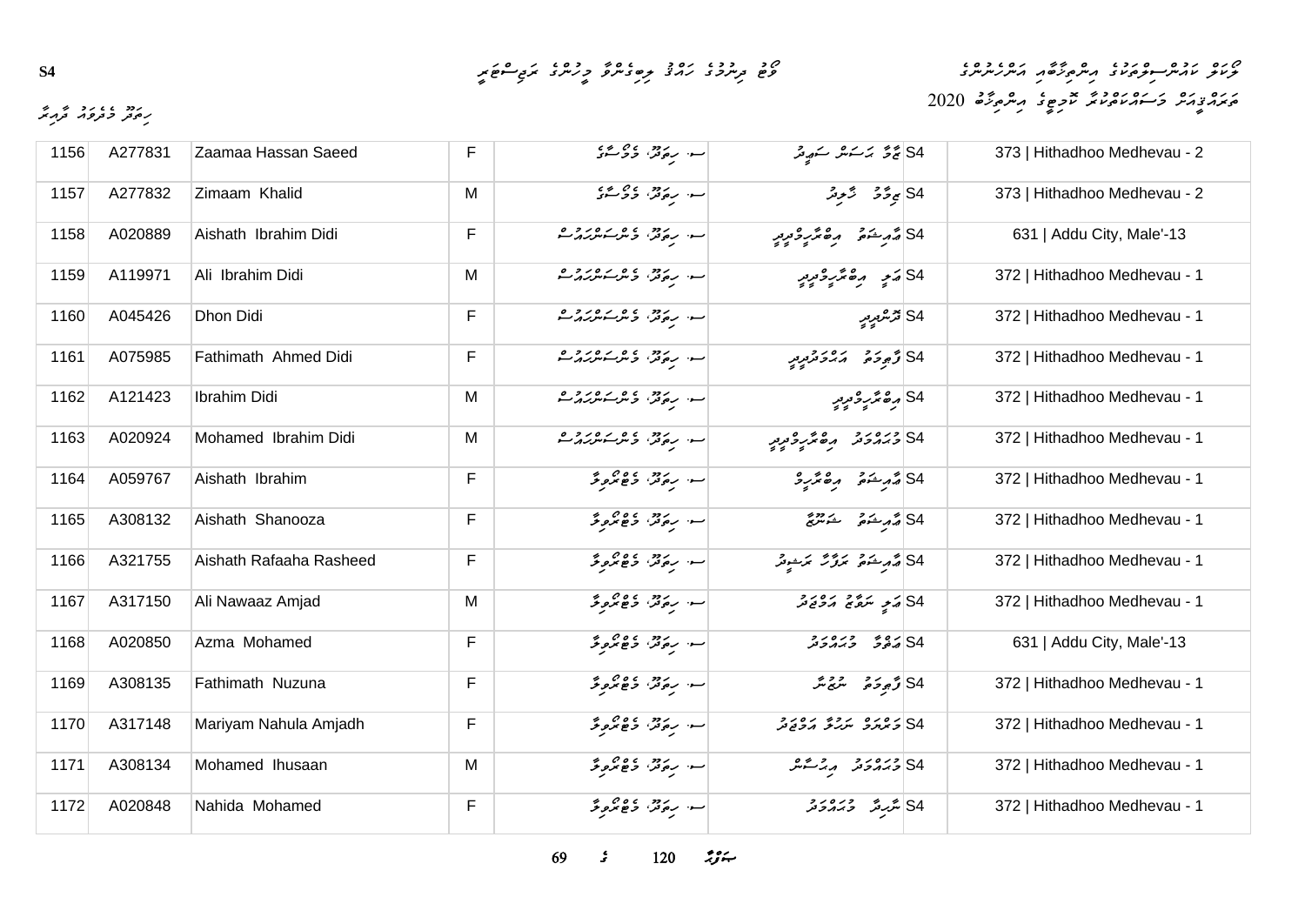| 1156 | A277831 | Zaamaa Hassan Saeed | F | ސ. ހިތަދޫ، މަވާސާގެ | S4 ޒާމާ ހަސަން ސައީދު | 373 \| Hithadhoo Medhevau - 2 |
|---|---|---|---|---|---|---|
| 1157 | A277832 | Zimaam Khalid | M | ސ. ހިތަދޫ، މަވާސާގެ | S4 ޒިމާމް ޚާލިދު | 373 \| Hithadhoo Medhevau - 2 |
| 1158 | A020889 | Aishath Ibrahim Didi | F | ސ. ހިތަދޫ، މެންސަންގެއަރުވާސް | S4 އައިޝަތު އިބްރާހީމްދީދީ | 631 \| Addu City, Male'-13 |
| 1159 | A119971 | Ali Ibrahim Didi | M | ސ. ހިތަދޫ، މެންސަންގެއަރުވާސް | S4 އަލި އިބްރާހީމްދީދީ | 372 \| Hithadhoo Medhevau - 1 |
| 1160 | A045426 | Dhon Didi | F | ސ. ހިތަދޫ، މެންސަންގެއަރުވާސް | S4 ދޮންދީދީ | 372 \| Hithadhoo Medhevau - 1 |
| 1161 | A075985 | Fathimath Ahmed Didi | F | ސ. ހިތަދޫ، މެންސަންގެއަރުވާސް | S4 ފާތިމަތު އަހުމަދުދީދީ | 372 \| Hithadhoo Medhevau - 1 |
| 1162 | A121423 | Ibrahim Didi | M | ސ. ހިތަދޫ، މެންސަންގެއަރުވާސް | S4 އިބްރާހީމްދީދީ | 372 \| Hithadhoo Medhevau - 1 |
| 1163 | A020924 | Mohamed Ibrahim Didi | M | ސ. ހިތަދޫ، މެންސަންގެއަރުވާސް | S4 މުހައްމަދު އިބްރާހީމްދީދީ | 372 \| Hithadhoo Medhevau - 1 |
| 1164 | A059767 | Aishath Ibrahim | F | ސ. ހިތަދޫ، މެޖެސްޓިކް | S4 އައިޝަތު އިބްރާހީމް | 372 \| Hithadhoo Medhevau - 1 |
| 1165 | A308132 | Aishath Shanooza | F | ސ. ހިތަދޫ، މެޖެސްޓިކް | S4 އައިޝަތު ޝަނޫޒާ | 372 \| Hithadhoo Medhevau - 1 |
| 1166 | A321755 | Aishath Rafaaha Rasheed | F | ސ. ހިތަދޫ، މެޖެސްޓިކް | S4 އައިޝަތު ރަފާހާ ރަޝީދު | 372 \| Hithadhoo Medhevau - 1 |
| 1167 | A317150 | Ali Nawaaz Amjad | M | ސ. ހިތަދޫ، މެޖެސްޓިކް | S4 އަލި ނަވާޒު އަމްޖަދު | 372 \| Hithadhoo Medhevau - 1 |
| 1168 | A020850 | Azma Mohamed | F | ސ. ހިތަދޫ، މެޖެސްޓިކް | S4 އަޒްމާ މުހައްމަދު | 631 \| Addu City, Male'-13 |
| 1169 | A308135 | Fathimath Nuzuna | F | ސ. ހިތަދޫ، މެޖެސްޓިކް | S4 ފާތިމަތު ނުޒުނާ | 372 \| Hithadhoo Medhevau - 1 |
| 1170 | A317148 | Mariyam Nahula Amjadh | F | ސ. ހިތަދޫ، މެޖެސްޓިކް | S4 މަރިޔަމް ނަހުލާ އަމްޖަދު | 372 \| Hithadhoo Medhevau - 1 |
| 1171 | A308134 | Mohamed Ihusaan | M | ސ. ހިތަދޫ، މެޖެސްޓިކް | S4 މުހައްމަދު އިހުސާން | 372 \| Hithadhoo Medhevau - 1 |
| 1172 | A020848 | Nahida Mohamed | F | ސ. ހިތަދޫ، މެޖެސްޓިކް | S4 ނާހިދާ މުހައްމަދު | 372 \| Hithadhoo Medhevau - 1 |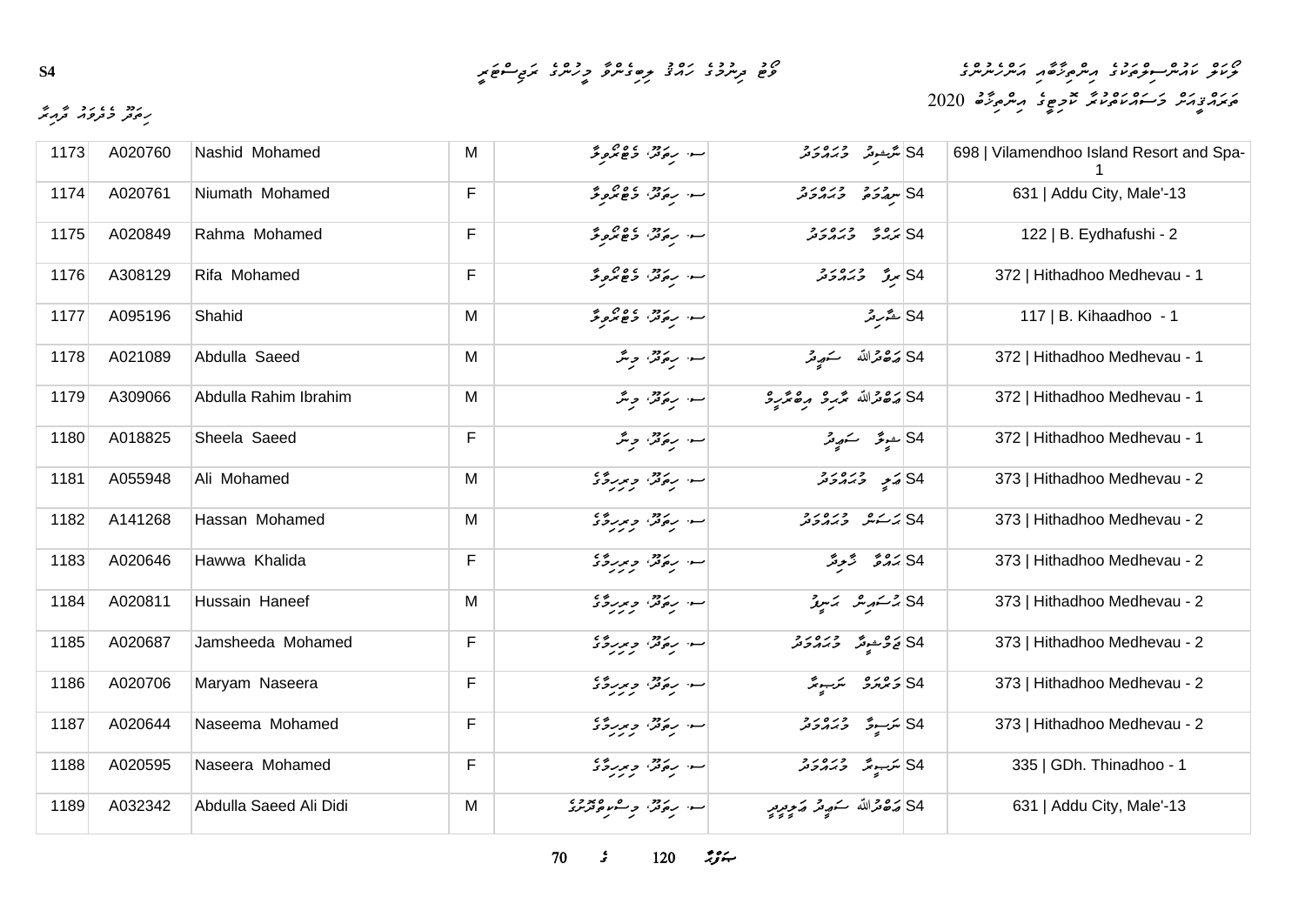| 1173 | A020760 | Nashid Mohamed | M | ސ. ހިތަދޫ، ގެޑަރުވާގެ | S4 ނާޝިދު މުހައްމަދު | 698 \| Vilamendhoo Island Resort and Spa-1 |
|---|---|---|---|---|---|---|
| 1174 | A020761 | Niumath Mohamed | F | ސ. ހިތަދޫ، ގެޑަރުވާގެ | S4 ނިޢުމަތު މުހައްމަދު | 631 \| Addu City, Male'-13 |
| 1175 | A020849 | Rahma Mohamed | F | ސ. ހިތަދޫ، ގެޑަރުވާގެ | S4 ރަޙްމާ މުހައްމަދު | 122 \| B. Eydhafushi - 2 |
| 1176 | A308129 | Rifa Mohamed | F | ސ. ހިތަދޫ، ގެޑަރުވާގެ | S4 ރިފާ މުހައްމަދު | 372 \| Hithadhoo Medhevau - 1 |
| 1177 | A095196 | Shahid | M | ސ. ހިތަދޫ، ގެޑަރުވާގެ | S4 ޝާހިދު | 117 \| B. Kihaadhoo - 1 |
| 1178 | A021089 | Abdulla Saeed | M | ސ. ހިތަދޫ، ދިޔާ | S4 އަބްދުﷲ ސަޢީދު | 372 \| Hithadhoo Medhevau - 1 |
| 1179 | A309066 | Abdulla Rahim Ibrahim | M | ސ. ހިތަދޫ، ދިޔާ | S4 އަބްދުﷲ ރަޙީމް އިބްރާހީމް | 372 \| Hithadhoo Medhevau - 1 |
| 1180 | A018825 | Sheela Saeed | F | ސ. ހިތަދޫ، ދިޔާ | S4 ޝީލާ ސަޢީދު | 372 \| Hithadhoo Medhevau - 1 |
| 1181 | A055948 | Ali Mohamed | M | ސ. ހިތަދޫ، ދިރިހުރުމުގެ | S4 އަލި މުހައްމަދު | 373 \| Hithadhoo Medhevau - 2 |
| 1182 | A141268 | Hassan Mohamed | M | ސ. ހިތަދޫ، ދިރިހުރުމުގެ | S4 ޙަސަން މުހައްމަދު | 373 \| Hithadhoo Medhevau - 2 |
| 1183 | A020646 | Hawwa Khalida | F | ސ. ހިތަދޫ، ދިރިހުރުމުގެ | S4 ހައްވާ ޚާލިދާ | 373 \| Hithadhoo Medhevau - 2 |
| 1184 | A020811 | Hussain Haneef | M | ސ. ހިތަދޫ، ދިރިހުރުމުގެ | S4 ޙުސައިން ޙަނީފު | 373 \| Hithadhoo Medhevau - 2 |
| 1185 | A020687 | Jamsheeda Mohamed | F | ސ. ހިތަދޫ، ދިރިހުރުމުގެ | S4 ޖަމްޝީދާ މުހައްމަދު | 373 \| Hithadhoo Medhevau - 2 |
| 1186 | A020706 | Maryam Naseera | F | ސ. ހިތަދޫ، ދިރިހުރުމުގެ | S4 މަރްޔަމް ނަސީރާ | 373 \| Hithadhoo Medhevau - 2 |
| 1187 | A020644 | Naseema Mohamed | F | ސ. ހިތަދޫ، ދިރިހުރުމުގެ | S4 ނަސީމާ މުހައްމަދު | 373 \| Hithadhoo Medhevau - 2 |
| 1188 | A020595 | Naseera Mohamed | F | ސ. ހިތަދޫ، ދިރިހުރުމުގެ | S4 ނަސީރާ މުހައްމަދު | 335 \| GDh. Thinadhoo - 1 |
| 1189 | A032342 | Abdulla Saeed Ali Didi | M | ސ. ހިތަދޫ، ދިސްނަވާދީގެ | S4 އަބްދުﷲ ސަޢީދު އަލިދީދީ | 631 \| Addu City, Male'-13 |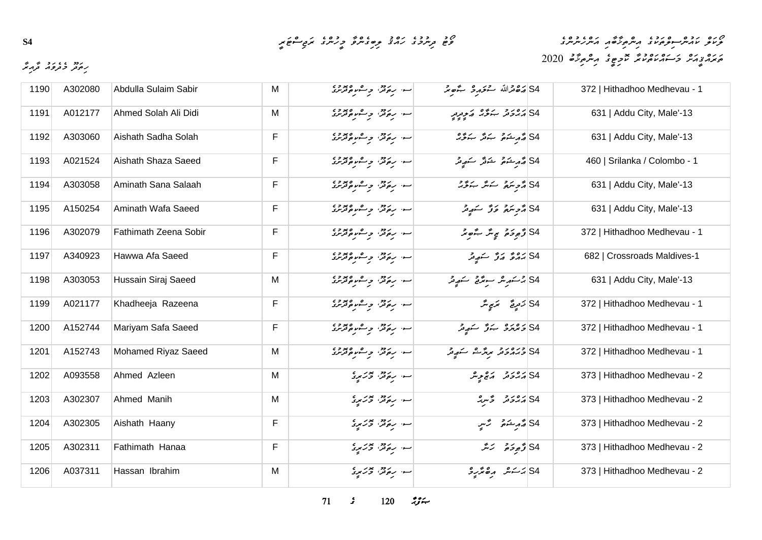| 1190 | A302080 | Abdulla Sulaim Sabir | M | ސ. ހިތަދޫ، ވިސްނުވާށުރުގެ | S4 އަބްދުﷲ ސުލައިމް ސާބިރު | 372 \| Hithadhoo Medhevau - 1 |
|---|---|---|---|---|---|---|
| 1191 | A012177 | Ahmed Solah Ali Didi | M | ސ. ހިތަދޫ، ވިސްނުވާށުރުގެ | S4 އަހްމަދު ސަލާހު އަލީދީދީ | 631 \| Addu City, Male'-13 |
| 1192 | A303060 | Aishath Sadha Solah | F | ސ. ހިތަދޫ، ވިސްނުވާށުރުގެ | S4 އާއިޝަތު ސައްދާ ސަލާހު | 631 \| Addu City, Male'-13 |
| 1193 | A021524 | Aishath Shaza Saeed | F | ސ. ހިތަދޫ، ވިސްނުވާށުރުގެ | S4 އާއިޝަތު ޝަޒާ ސައީދު | 460 \| Srilanka / Colombo - 1 |
| 1194 | A303058 | Aminath Sana Salaah | F | ސ. ހިތަދޫ، ވިސްނުވާށުރުގެ | S4 އާމިނަތު ސަނާ ސަލާހު | 631 \| Addu City, Male'-13 |
| 1195 | A150254 | Aminath Wafa Saeed | F | ސ. ހިތަދޫ، ވިސްނުވާށުރުގެ | S4 އާމިނަތު ވަފާ ސައީދު | 631 \| Addu City, Male'-13 |
| 1196 | A302079 | Fathimath Zeena Sobir | F | ސ. ހިތަދޫ، ވިސްނުވާށުރުގެ | S4 ފާތިމަތު ޒީނާ ޞާބިރު | 372 \| Hithadhoo Medhevau - 1 |
| 1197 | A340923 | Hawwa Afa Saeed | F | ސ. ހިތަދޫ، ވިސްނުވާށުރުގެ | S4 ހައްވާ އަފާ ސައީދު | 682 \| Crossroads Maldives-1 |
| 1198 | A303053 | Hussain Siraj Saeed | M | ސ. ހިތަދޫ، ވިސްނުވާށުރުގެ | S4 ހުސައިން ސިރާޖު ސައީދު | 631 \| Addu City, Male'-13 |
| 1199 | A021177 | Khadheeja Razeena | F | ސ. ހިތަދޫ، ވިސްނުވާށުރުގެ | S4 ޚަދީޖާ ރަޒީނާ | 372 \| Hithadhoo Medhevau - 1 |
| 1200 | A152744 | Mariyam Safa Saeed | F | ސ. ހިތަދޫ، ވިސްނުވާށުރުގެ | S4 މަރިޔަމް ސަފާ ސައީދު | 372 \| Hithadhoo Medhevau - 1 |
| 1201 | A152743 | Mohamed Riyaz Saeed | M | ސ. ހިތަދޫ، ވިސްނުވާށުރުގެ | S4 މުޙައްމަދު ރިޔާޒް ސައީދު | 372 \| Hithadhoo Medhevau - 1 |
| 1202 | A093558 | Ahmed Azleen | M | ސ. ހިތަދޫ، ވާހަކާގެ | S4 އަހްމަދު އަޒްލީން | 373 \| Hithadhoo Medhevau - 2 |
| 1203 | A302307 | Ahmed Manih | M | ސ. ހިތަދޫ، ވާހަކާގެ | S4 އަހްމަދު މާނިހު | 373 \| Hithadhoo Medhevau - 2 |
| 1204 | A302305 | Aishath Haany | F | ސ. ހިތަދޫ، ވާހަކާގެ | S4 އާއިޝަތު ހާނީ | 373 \| Hithadhoo Medhevau - 2 |
| 1205 | A302311 | Fathimath Hanaa | F | ސ. ހިތަދޫ، ވާހަކާގެ | S4 ފާތިމަތު ހަނާ | 373 \| Hithadhoo Medhevau - 2 |
| 1206 | A037311 | Hassan Ibrahim | M | ސ. ހިތަދޫ، ވާހަކާގެ | S4 ހަސަން އިބްރާހީމް | 373 \| Hithadhoo Medhevau - 2 |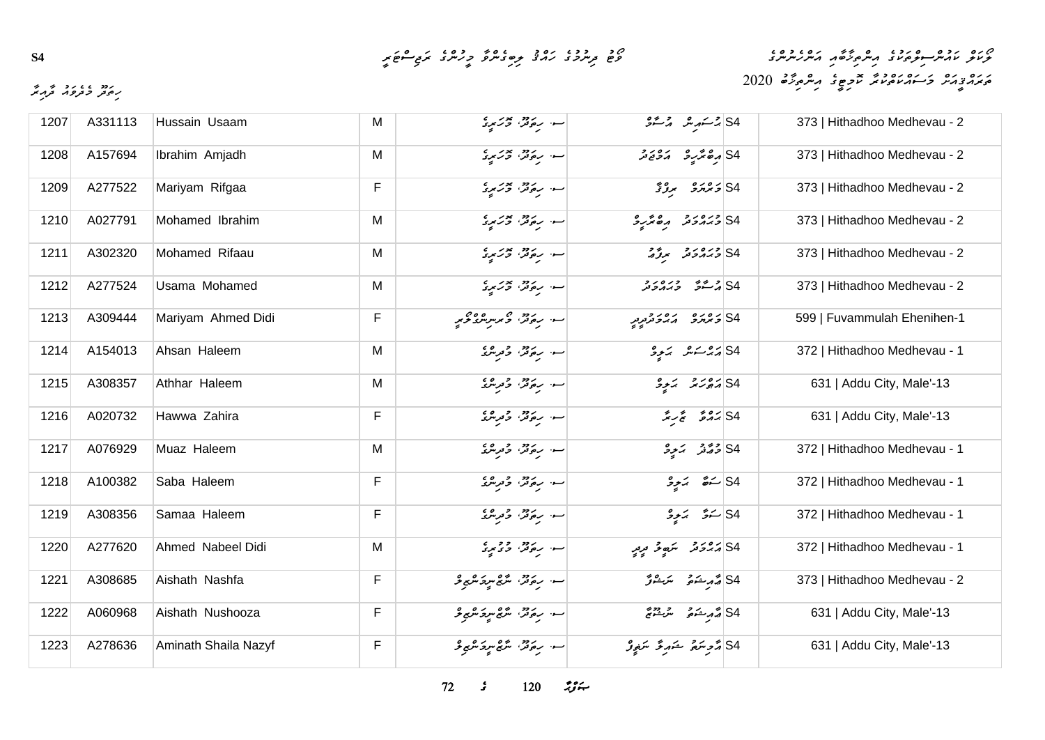| 1207 | A331113 | Hussain Usaam | M | ސ. ހިތަދޫ، މޭހަރީގެ | S4 ހުސައިން އުސާމް | 373 \| Hithadhoo Medhevau - 2 |
|---|---|---|---|---|---|---|
| 1208 | A157694 | Ibrahim Amjadh | M | ސ. ހިތަދޫ، މޭހަރީގެ | S4 އިބްރާހީމް އަމްޖަދު | 373 \| Hithadhoo Medhevau - 2 |
| 1209 | A277522 | Mariyam Rifgaa | F | ސ. ހިތަދޫ، މޭހަރީގެ | S4 މަރިޔަމް ރިފްގާ | 373 \| Hithadhoo Medhevau - 2 |
| 1210 | A027791 | Mohamed Ibrahim | M | ސ. ހިތަދޫ، މޭހަރީގެ | S4 މުހައްމަދު އިބްރާހީމް | 373 \| Hithadhoo Medhevau - 2 |
| 1211 | A302320 | Mohamed Rifaau | M | ސ. ހިތަދޫ، މޭހަރީގެ | S4 މުހައްމަދު ރިފާއު | 373 \| Hithadhoo Medhevau - 2 |
| 1212 | A277524 | Usama Mohamed | M | ސ. ހިތަދޫ، މޭހަރީގެ | S4 އުސާމާ މުހައްމަދު | 373 \| Hithadhoo Medhevau - 2 |
| 1213 | A309444 | Mariyam Ahmed Didi | F | ސ. ހިތަދޫ، މާނިސްނުވާގެ | S4 މަރިޔަމް އަހްމަދުދީދީ | 599 \| Fuvammulah Ehenihen-1 |
| 1214 | A154013 | Ahsan Haleem | M | ސ. ހިތަދޫ، މުރިންގު | S4 އަހްސަން ހަލީމް | 372 \| Hithadhoo Medhevau - 1 |
| 1215 | A308357 | Athhar Haleem | M | ސ. ހިތަދޫ، މުރިންގު | S4 އަތުހަރު ހަލީމް | 631 \| Addu City, Male'-13 |
| 1216 | A020732 | Hawwa Zahira | F | ސ. ހިތަދޫ، މުރިންގު | S4 ހައްވާ ޒާހިރާ | 631 \| Addu City, Male'-13 |
| 1217 | A076929 | Muaz Haleem | M | ސ. ހިތަދޫ، މުރިންގު | S4 މުޢާޛު ހަލީމް | 372 \| Hithadhoo Medhevau - 1 |
| 1218 | A100382 | Saba Haleem | F | ސ. ހިތަދޫ، މުރިންގު | S4 ސަބާ ހަލީމް | 372 \| Hithadhoo Medhevau - 1 |
| 1219 | A308356 | Samaa Haleem | F | ސ. ހިތަދޫ، މުރިންގު | S4 ސަމާ ހަލީމް | 372 \| Hithadhoo Medhevau - 1 |
| 1220 | A277620 | Ahmed Nabeel Didi | M | ސ. ހިތަދޫ، މުމްތާޒު | S4 އަހްމަދު ނަބީލް ދީދީ | 372 \| Hithadhoo Medhevau - 1 |
| 1221 | A308685 | Aishath Nashfa | F | ސ. ހިތަދޫ، ނޫރާނީމަންޒިލް | S4 އާއިޝަތު ނަޝްފާ | 373 \| Hithadhoo Medhevau - 2 |
| 1222 | A060968 | Aishath Nushooza | F | ސ. ހިތަދޫ، ނޫރާނީމަންޒިލް | S4 އާއިޝަތު ނުޝޫޒާ | 631 \| Addu City, Male'-13 |
| 1223 | A278636 | Aminath Shaila Nazyf | F | ސ. ހިތަދޫ، ނޫރާނީމަންޒިލް | S4 އާމިނަތު ޝައިލާ ނަޒީފް | 631 \| Addu City, Male'-13 |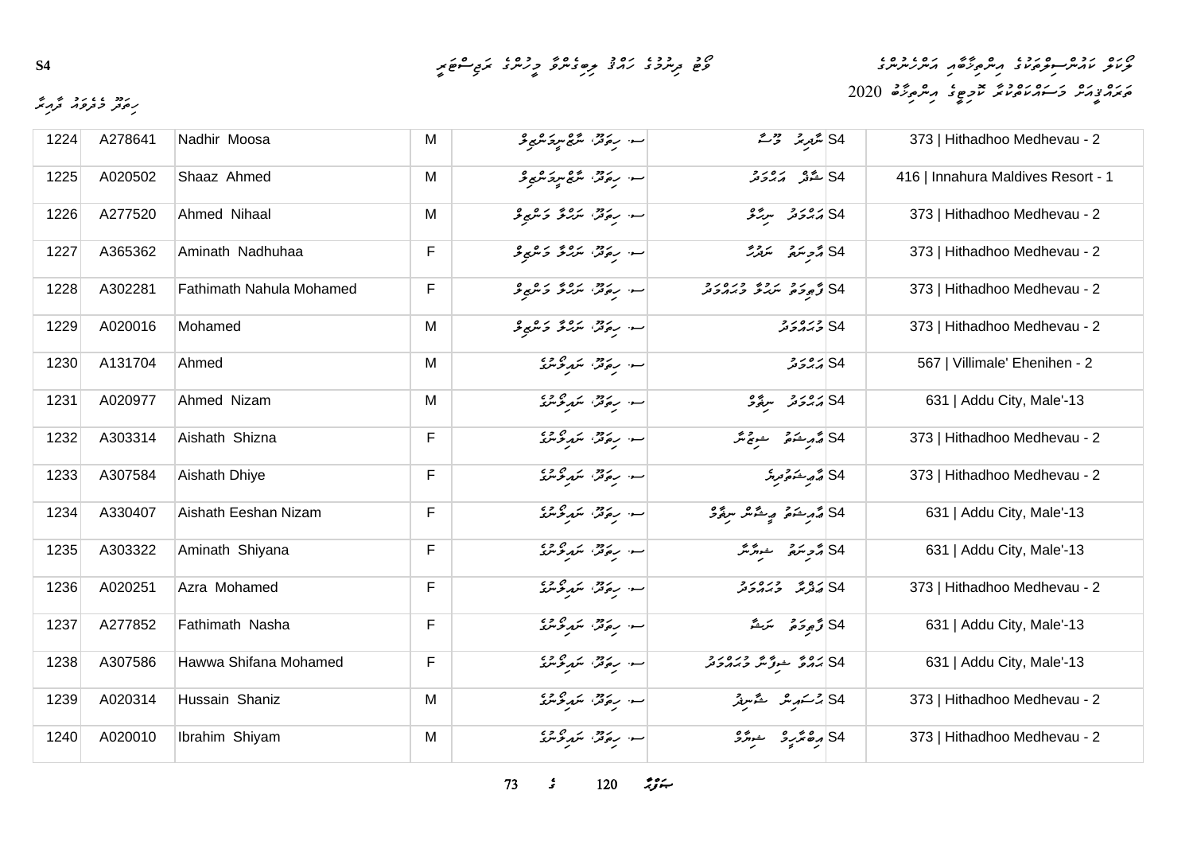| 1224 | A278641 | Nadhir Moosa | M | ސ. ހިތަދޫ، ނޫޑުހިރިގެންދެވު | S4 ނާދިރު މޫސާ | 373 \| Hithadhoo Medhevau - 2 |
|---|---|---|---|---|---|---|
| 1225 | A020502 | Shaaz Ahmed | M | ސ. ހިތަދޫ، ނޫޑުހިރިގެންދެވު | S4 ޝާޒު އަޙްމަދު | 416 \| Innahura Maldives Resort - 1 |
| 1226 | A277520 | Ahmed Nihaal | M | ސ. ހިތަދޫ، ނަރުގިސް ވަންދެވު | S4 އަޙްމަދު ނިހާލު | 373 \| Hithadhoo Medhevau - 2 |
| 1227 | A365362 | Aminath Nadhuhaa | F | ސ. ހިތަދޫ، ނަރުގިސް ވަންދެވު | S4 އާމިނަތު ނަދުހާ | 373 \| Hithadhoo Medhevau - 2 |
| 1228 | A302281 | Fathimath Nahula Mohamed | F | ސ. ހިތަދޫ، ނަރުގިސް ވަންދެވު | S4 ފާތިމަތު ނަހުލާ މުޙައްމަދު | 373 \| Hithadhoo Medhevau - 2 |
| 1229 | A020016 | Mohamed | M | ސ. ހިތަދޫ، ނަރުގިސް ވަންދެވު | S4 މުޙައްމަދު | 373 \| Hithadhoo Medhevau - 2 |
| 1230 | A131704 | Ahmed | M | ސ. ހިތަދޫ، ނަރިވާރޭ | S4 އަޙްމަދު | 567 \| Villimale' Ehenihen - 2 |
| 1231 | A020977 | Ahmed Nizam | M | ސ. ހިތަދޫ، ނަރިވާރޭ | S4 އަޙްމަދު ނިޒާމު | 631 \| Addu City, Male'-13 |
| 1232 | A303314 | Aishath Shizna | F | ސ. ހިތަދޫ، ނަރިވާރޭ | S4 އާއިޝަތު ޝިޒްނާ | 373 \| Hithadhoo Medhevau - 2 |
| 1233 | A307584 | Aishath Dhiye | F | ސ. ހިތަދޫ، ނަރިވާރޭ | S4 އާއިޝަތުދިޔެ | 373 \| Hithadhoo Medhevau - 2 |
| 1234 | A330407 | Aishath Eeshan Nizam | F | ސ. ހިތަދޫ، ނަރިވާރޭ | S4 އާއިޝަތު އީޝާން ނިޒާމު | 631 \| Addu City, Male'-13 |
| 1235 | A303322 | Aminath Shiyana | F | ސ. ހިތަދޫ، ނަރިވާރޭ | S4 އާމިނަތު ޝިޔާނާ | 631 \| Addu City, Male'-13 |
| 1236 | A020251 | Azra Mohamed | F | ސ. ހިތަދޫ، ނަރިވާރޭ | S4 އަޒްރާ މުޙައްމަދު | 373 \| Hithadhoo Medhevau - 2 |
| 1237 | A277852 | Fathimath Nasha | F | ސ. ހިތަދޫ، ނަރިވާރޭ | S4 ފާތިމަތު ނަޝާ | 631 \| Addu City, Male'-13 |
| 1238 | A307586 | Hawwa Shifana Mohamed | F | ސ. ހިތަދޫ، ނަރިވާރޭ | S4 ޙައްވާ ޝިފާނާ މުޙައްމަދު | 631 \| Addu City, Male'-13 |
| 1239 | A020314 | Hussain Shaniz | M | ސ. ހިތަދޫ، ނަރިވާރޭ | S4 ޙުސައިން ޝާނިޒު | 373 \| Hithadhoo Medhevau - 2 |
| 1240 | A020010 | Ibrahim Shiyam | M | ސ. ހިތަދޫ، ނަރިވާރޭ | S4 އިބްރާހީމް ޝިޔާމު | 373 \| Hithadhoo Medhevau - 2 |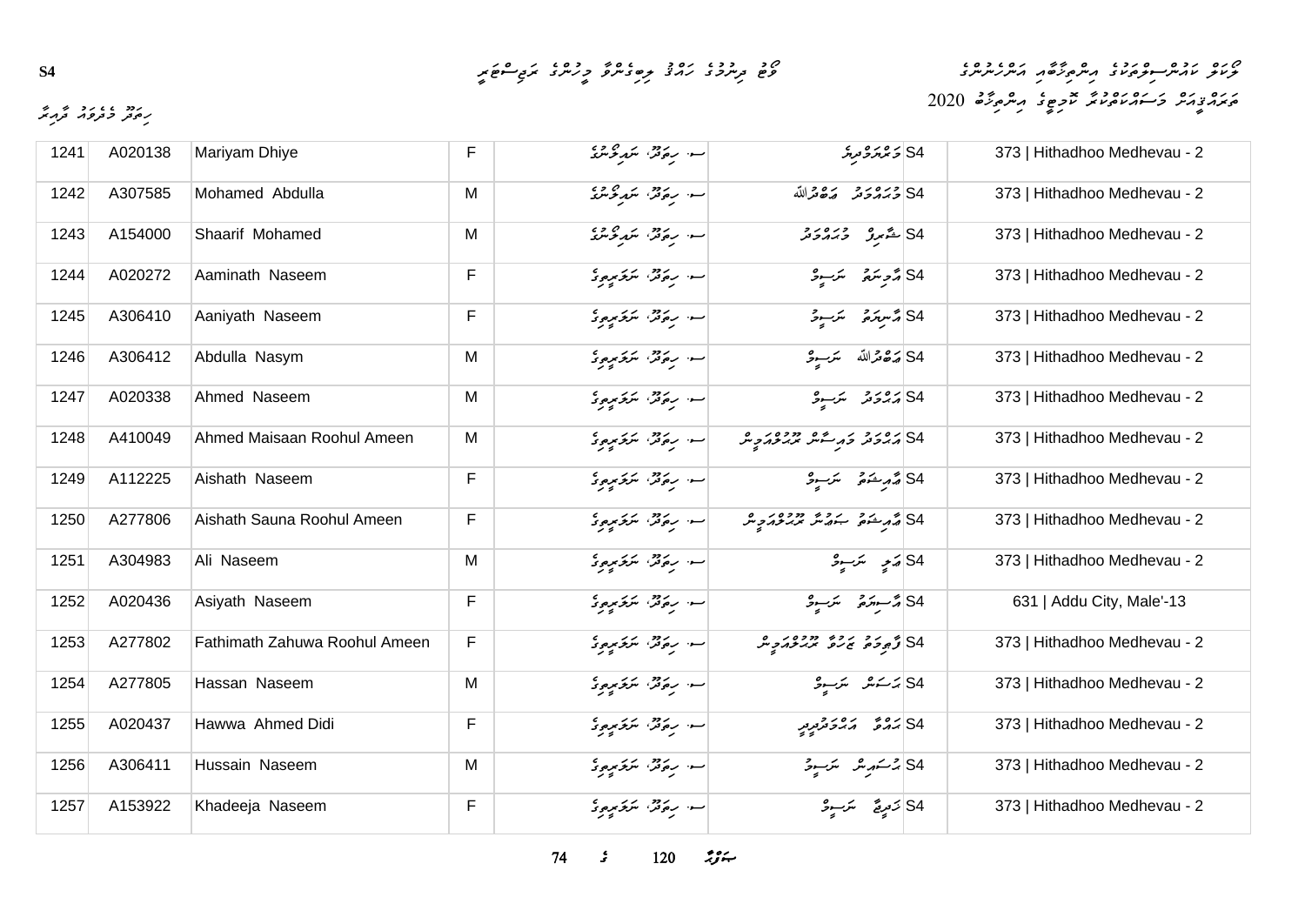| 1241 | A020138 | Mariyam Dhiye | F | ސ. ހިތަދޫ، ނަރުގިސްގެ | S4 މަރިޔަމް ދިޔެ | 373 \| Hithadhoo Medhevau - 2 |
|---|---|---|---|---|---|---|
| 1242 | A307585 | Mohamed Abdulla | M | ސ. ހިތަދޫ، ނަރުގިސްގެ | S4 މުޙައްމަދު އަބްދުﷲ | 373 \| Hithadhoo Medhevau - 2 |
| 1243 | A154000 | Shaarif Mohamed | M | ސ. ހިތަދޫ، ނަރުގިސްގެ | S4 ޝާރިފް މުޙައްމަދު | 373 \| Hithadhoo Medhevau - 2 |
| 1244 | A020272 | Aaminath Naseem | F | ސ. ހިތަދޫ، ނަރުގަސްދޮށުގެ | S4 އާމިނަތު ނަސީމް | 373 \| Hithadhoo Medhevau - 2 |
| 1245 | A306410 | Aaniyath Naseem | F | ސ. ހިތަދޫ، ނަރުގަސްދޮށުގެ | S4 އާނިޔަތު ނަސީމް | 373 \| Hithadhoo Medhevau - 2 |
| 1246 | A306412 | Abdulla Nasym | M | ސ. ހިތަދޫ، ނަރުގަސްދޮށުގެ | S4 އަބްދުﷲ ނަސީމް | 373 \| Hithadhoo Medhevau - 2 |
| 1247 | A020338 | Ahmed Naseem | M | ސ. ހިތަދޫ، ނަރުގަސްދޮށުގެ | S4 އަހްމަދު ނަސީމް | 373 \| Hithadhoo Medhevau - 2 |
| 1248 | A410049 | Ahmed Maisaan Roohul Ameen | M | ސ. ހިތަދޫ، ނަރުގަސްދޮށުގެ | S4 އަހްމަދު މައިސާން ރޫހުލްއަމީން | 373 \| Hithadhoo Medhevau - 2 |
| 1249 | A112225 | Aishath Naseem | F | ސ. ހިތަދޫ، ނަރުގަސްދޮށުގެ | S4 އާއިޝަތު ނަސީމް | 373 \| Hithadhoo Medhevau - 2 |
| 1250 | A277806 | Aishath Sauna Roohul Ameen | F | ސ. ހިތަދޫ، ނަރުގަސްދޮށުގެ | S4 އާއިޝަތު ސައުނާ ރޫހުލްއަމީން | 373 \| Hithadhoo Medhevau - 2 |
| 1251 | A304983 | Ali Naseem | M | ސ. ހިތަދޫ، ނަރުގަސްދޮށުގެ | S4 އަލި ނަސީމް | 373 \| Hithadhoo Medhevau - 2 |
| 1252 | A020436 | Asiyath Naseem | F | ސ. ހިތަދޫ، ނަރުގަސްދޮށުގެ | S4 އާސިޔަތު ނަސީމް | 631 \| Addu City, Male'-13 |
| 1253 | A277802 | Fathimath Zahuwa Roohul Ameen | F | ސ. ހިތަދޫ، ނަރުގަސްދޮށުގެ | S4 ފާތިމަތު ޒަހުވާ ރޫހުލްއަމީން | 373 \| Hithadhoo Medhevau - 2 |
| 1254 | A277805 | Hassan Naseem | M | ސ. ހިތަދޫ، ނަރުގަސްދޮށުގެ | S4 ހަސަން ނަސީމް | 373 \| Hithadhoo Medhevau - 2 |
| 1255 | A020437 | Hawwa Ahmed Didi | F | ސ. ހިތަދޫ، ނަރުގަސްދޮށުގެ | S4 ހައްވާ އަހްމަދުދީދީ | 373 \| Hithadhoo Medhevau - 2 |
| 1256 | A306411 | Hussain Naseem | M | ސ. ހިތަދޫ، ނަރުގަސްދޮށުގެ | S4 ހުސައިން ނަސީމް | 373 \| Hithadhoo Medhevau - 2 |
| 1257 | A153922 | Khadeeja Naseem | F | ސ. ހިތަދޫ، ނަރުގަސްދޮށުގެ | S4 ޚަދީޖާ ނަސީމް | 373 \| Hithadhoo Medhevau - 2 |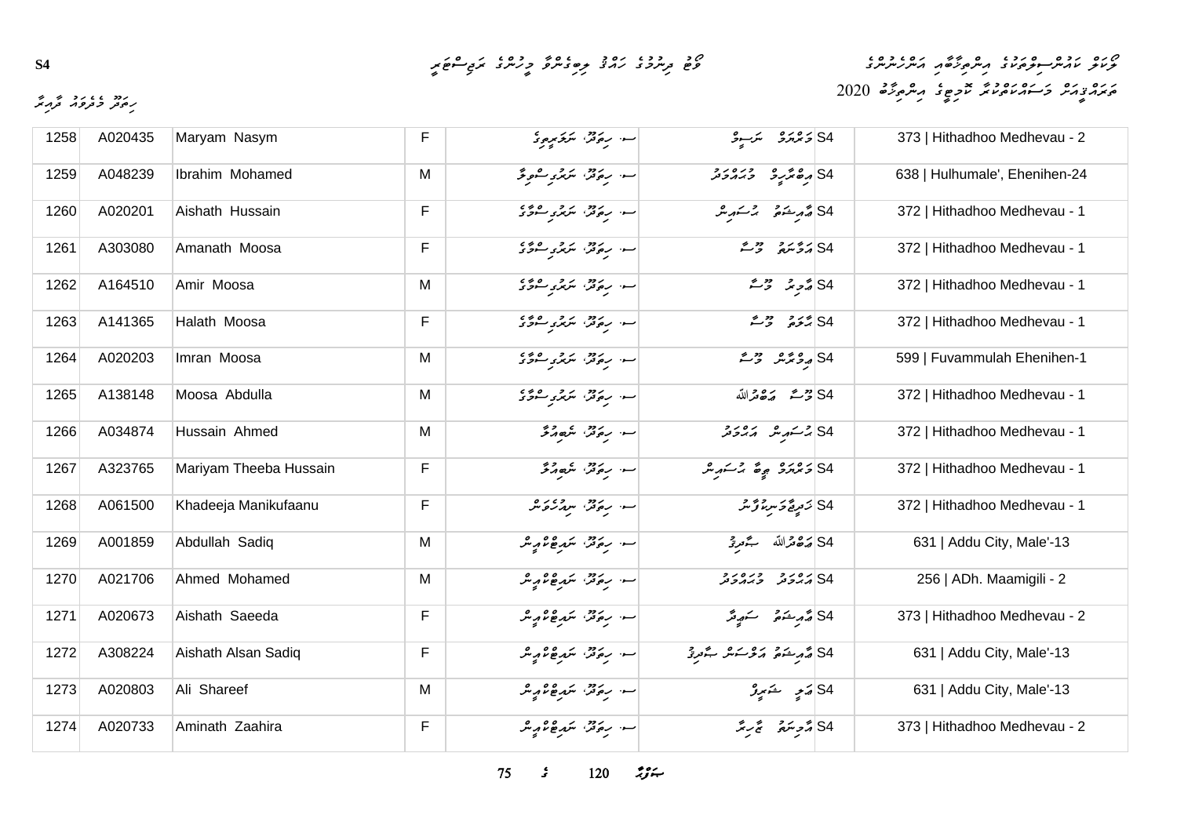| 1258 | A020435 | Maryam Nasym | F | ސ. ހިތަދޫ، ނަރުގިސްގެ | S4 ވަރުދަމް ނަސިމް | 373 \| Hithadhoo Medhevau - 2 |
|---|---|---|---|---|---|---|
| 1259 | A048239 | Ibrahim Mohamed | M | ސ. ހިތަދޫ، ނަރުދީ ސޯލިލާ | S4 އިބްރާހީމް މުހައްމަދު | 638 \| Hulhumale', Ehenihen-24 |
| 1260 | A020201 | Aishath Hussain | F | ސ. ހިތަދޫ، ނަރުދީ ސޯމާގެ | S4 އާއިޝަތު ހުސައިން | 372 \| Hithadhoo Medhevau - 1 |
| 1261 | A303080 | Amanath Moosa | F | ސ. ހިތަދޫ، ނަރުދީ ސޯމާގެ | S4 އަމާނަތު މޫސާ | 372 \| Hithadhoo Medhevau - 1 |
| 1262 | A164510 | Amir Moosa | M | ސ. ހިތަދޫ، ނަރުދީ ސޯމާގެ | S4 އާމިރު މޫސާ | 372 \| Hithadhoo Medhevau - 1 |
| 1263 | A141365 | Halath Moosa | F | ސ. ހިތަދޫ، ނަރުދީ ސޯމާގެ | S4 ހާލަތު މޫސާ | 372 \| Hithadhoo Medhevau - 1 |
| 1264 | A020203 | Imran Moosa | M | ސ. ހިތަދޫ، ނަރުދީ ސޯމާގެ | S4 އިމްރާން މޫސާ | 599 \| Fuvammulah Ehenihen-1 |
| 1265 | A138148 | Moosa Abdulla | M | ސ. ހިތަދޫ، ނަރުދީ ސޯމާގެ | S4 މޫސާ އަބްދުﷲ | 372 \| Hithadhoo Medhevau - 1 |
| 1266 | A034874 | Hussain Ahmed | M | ސ. ހިތަދޫ، ނޫބައިލާ | S4 ހުސައިން އަހުމަދު | 372 \| Hithadhoo Medhevau - 1 |
| 1267 | A323765 | Mariyam Theeba Hussain | F | ސ. ހިތަދޫ، ނޫބައިލާ | S4 މަރިޔަމް ތީބާ ހުސައިން | 372 \| Hithadhoo Medhevau - 1 |
| 1268 | A061500 | Khadeeja Manikufaanu | F | ސ. ހިތަދޫ، ނިއުހަވަން | S4 ޚަދީޖާ މަނިކުފާނު | 372 \| Hithadhoo Medhevau - 1 |
| 1269 | A001859 | Abdullah Sadiq | M | ސ. ހިތަދޫ، ނައިޓްއިން | S4 އަބްދުﷲ ޞާދިޤު | 631 \| Addu City, Male'-13 |
| 1270 | A021706 | Ahmed Mohamed | M | ސ. ހިތަދޫ، ނައިޓްއިން | S4 އަހުމަދު މުހައްމަދު | 256 \| ADh. Maamigili - 2 |
| 1271 | A020673 | Aishath Saeeda | F | ސ. ހިތަދޫ، ނައިޓްއިން | S4 އާއިޝަތު ސަޢީދާ | 373 \| Hithadhoo Medhevau - 2 |
| 1272 | A308224 | Aishath Alsan Sadiq | F | ސ. ހިތަދޫ، ނައިޓްއިން | S4 އާއިޝަތު އަލްސަން ޞާދިޤު | 631 \| Addu City, Male'-13 |
| 1273 | A020803 | Ali Shareef | M | ސ. ހިތަދޫ، ނައިޓްއިން | S4 އަލި ޝަރީފު | 631 \| Addu City, Male'-13 |
| 1274 | A020733 | Aminath Zaahira | F | ސ. ހިތަދޫ، ނައިޓްއިން | S4 އާމިނަތު ޒާހިރާ | 373 \| Hithadhoo Medhevau - 2 |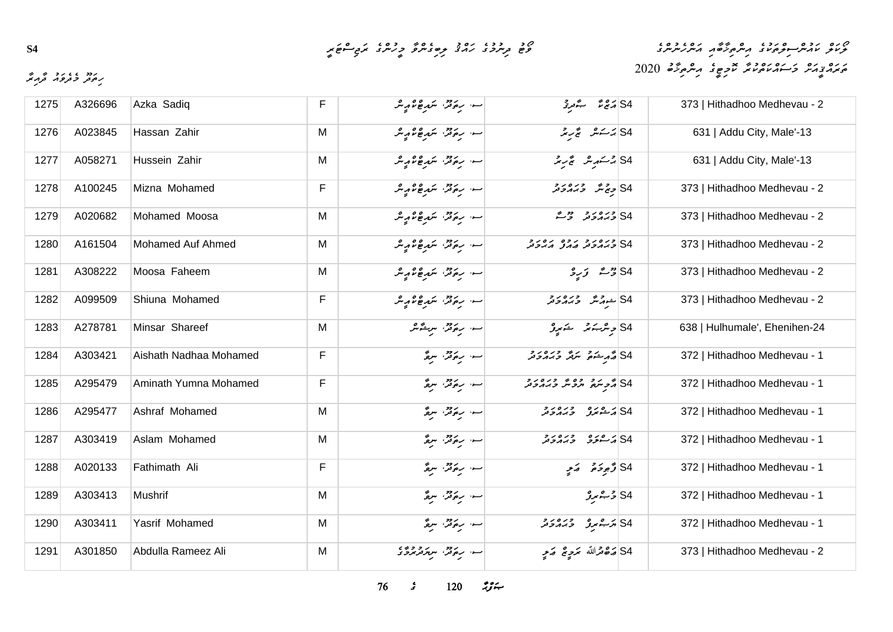| 1275 | A326696 | Azka Sadiq | F | ސ. ހިތަދޫ، ނަރިޖާއާޅިން | S4 އަޒްކާ ސާދިޤު | 373 \| Hithadhoo Medhevau - 2 |
|---|---|---|---|---|---|---|
| 1276 | A023845 | Hassan Zahir | M | ސ. ހިތަދޫ، ނަރިޖާއާޅިން | S4 ހަސަން ޒާހިރު | 631 \| Addu City, Male'-13 |
| 1277 | A058271 | Hussein Zahir | M | ސ. ހިތަދޫ، ނަރިޖާއާޅިން | S4 ހުސައިން ޒާހިރު | 631 \| Addu City, Male'-13 |
| 1278 | A100245 | Mizna Mohamed | F | ސ. ހިތަދޫ، ނަރިޖާއާޅިން | S4 މިޒްނާ މުހައްމަދު | 373 \| Hithadhoo Medhevau - 2 |
| 1279 | A020682 | Mohamed Moosa | M | ސ. ހިތަދޫ، ނަރިޖާއާޅިން | S4 މުހައްމަދު މޫސާ | 373 \| Hithadhoo Medhevau - 2 |
| 1280 | A161504 | Mohamed Auf Ahmed | M | ސ. ހިތަދޫ، ނަރިޖާއާޅިން | S4 މުހައްމަދު އައުފް އަހްމަދު | 373 \| Hithadhoo Medhevau - 2 |
| 1281 | A308222 | Moosa Faheem | M | ސ. ހިތަދޫ، ނަރިޖާއާޅިން | S4 މޫސާ ފަހީމް | 373 \| Hithadhoo Medhevau - 2 |
| 1282 | A099509 | Shiuna Mohamed | F | ސ. ހިތަދޫ، ނަރިޖާއާޅިން | S4 ޝިއުނާ މުހައްމަދު | 373 \| Hithadhoo Medhevau - 2 |
| 1283 | A278781 | Minsar Shareef | M | ސ. ހިތަދޫ، ނިޝާން | S4 މިންސަރު ޝަރީފު | 638 \| Hulhumale', Ehenihen-24 |
| 1284 | A303421 | Aishath Nadhaa Mohamed | F | ސ. ހިތަދޫ، ނިޒާ | S4 އާއިޝަތު ނަދާ މުހައްމަދު | 372 \| Hithadhoo Medhevau - 1 |
| 1285 | A295479 | Aminath Yumna Mohamed | F | ސ. ހިތަދޫ، ނިޒާ | S4 އާމިނަތު ޔުމްނާ މުހައްމަދު | 372 \| Hithadhoo Medhevau - 1 |
| 1286 | A295477 | Ashraf Mohamed | M | ސ. ހިތަދޫ، ނިޒާ | S4 އަޝްރަފް މުހައްމަދު | 372 \| Hithadhoo Medhevau - 1 |
| 1287 | A303419 | Aslam Mohamed | M | ސ. ހިތަދޫ، ނިޒާ | S4 އަސްލަމް މުހައްމަދު | 372 \| Hithadhoo Medhevau - 1 |
| 1288 | A020133 | Fathimath Ali | F | ސ. ހިތަދޫ، ނިޒާ | S4 ފާތިމަތު ޢަލީ | 372 \| Hithadhoo Medhevau - 1 |
| 1289 | A303413 | Mushrif | M | ސ. ހިތަދޫ، ނިޒާ | S4 މުޝްރިފް | 372 \| Hithadhoo Medhevau - 1 |
| 1290 | A303411 | Yasrif Mohamed | M | ސ. ހިތަދޫ، ނިޒާ | S4 ޔަސްރިފް މުހައްމަދު | 372 \| Hithadhoo Medhevau - 1 |
| 1291 | A301850 | Abdulla Rameez Ali | M | ސ. ހިތަދޫ، ނިރަދުރުގޭ | S4 އަބްދުﷲ ރަމީޒު ޢަލީ | 373 \| Hithadhoo Medhevau - 2 |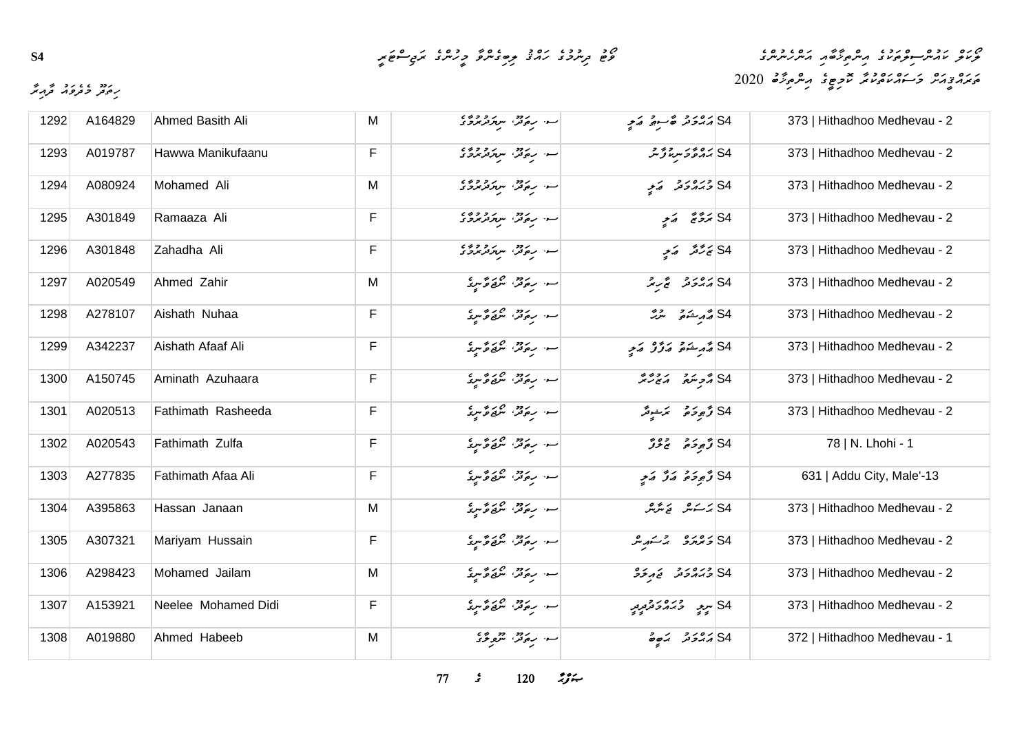| 1292 | A164829 | Ahmed Basith Ali | M | ސ. ހިތަދޫ، ނިދަދުރުމާގެ | S4 އަހްމަދު ބާސިތު އަލި | 373 \| Hithadhoo Medhevau - 2 |
|---|---|---|---|---|---|---|
| 1293 | A019787 | Hawwa Manikufaanu | F | ސ. ހިތަދޫ، ނިދަދުރުމާގެ | S4 ހައްވާމަނިކުފާނު | 373 \| Hithadhoo Medhevau - 2 |
| 1294 | A080924 | Mohamed Ali | M | ސ. ހިތަދޫ، ނިދަދުރުމާގެ | S4 މުހައްމަދު އަލި | 373 \| Hithadhoo Medhevau - 2 |
| 1295 | A301849 | Ramaaza Ali | F | ސ. ހިތަދޫ، ނިދަދުރުމާގެ | S4 ރަމާޒާ އަލި | 373 \| Hithadhoo Medhevau - 2 |
| 1296 | A301848 | Zahadha Ali | F | ސ. ހިތަދޫ، ނިދަދުރުމާގެ | S4 ޒަހާދާ އަލި | 373 \| Hithadhoo Medhevau - 2 |
| 1297 | A020549 | Ahmed Zahir | M | ސ. ހިތަދޫ، ނޫރަބާނީގެ | S4 އަހްމަދު ޒާހިރު | 373 \| Hithadhoo Medhevau - 2 |
| 1298 | A278107 | Aishath Nuhaa | F | ސ. ހިތަދޫ، ނޫރަބާނީގެ | S4 އާއިޝަތު ނުހާ | 373 \| Hithadhoo Medhevau - 2 |
| 1299 | A342237 | Aishath Afaaf Ali | F | ސ. ހިތަދޫ، ނޫރަބާނީގެ | S4 އާއިޝަތު އަފާފް އަލި | 373 \| Hithadhoo Medhevau - 2 |
| 1300 | A150745 | Aminath Azuhaara | F | ސ. ހިތަދޫ، ނޫރަބާނީގެ | S4 އާމިނަތު އަޒުހާރާ | 373 \| Hithadhoo Medhevau - 2 |
| 1301 | A020513 | Fathimath Rasheeda | F | ސ. ހިތަދޫ، ނޫރަބާނީގެ | S4 ފާތިމަތު ރަޝީދާ | 373 \| Hithadhoo Medhevau - 2 |
| 1302 | A020543 | Fathimath Zulfa | F | ސ. ހިތަދޫ، ނޫރަބާނީގެ | S4 ފާތިމަތު ޒުލްފާ | 78 \| N. Lhohi - 1 |
| 1303 | A277835 | Fathimath Afaa Ali | F | ސ. ހިތަދޫ، ނޫރަބާނީގެ | S4 ފާތިމަތު އަފާ އަލި | 631 \| Addu City, Male'-13 |
| 1304 | A395863 | Hassan Janaan | M | ސ. ހިތަދޫ، ނޫރަބާނީގެ | S4 ހަސަން ޖަނާން | 373 \| Hithadhoo Medhevau - 2 |
| 1305 | A307321 | Mariyam Hussain | F | ސ. ހިތަދޫ، ނޫރަބާނީގެ | S4 މަރިޔަމް ހުސައިން | 373 \| Hithadhoo Medhevau - 2 |
| 1306 | A298423 | Mohamed Jailam | M | ސ. ހިތަދޫ، ނޫރަބާނީގެ | S4 މުހައްމަދު ޖައިލަމް | 373 \| Hithadhoo Medhevau - 2 |
| 1307 | A153921 | Neelee Mohamed Didi | F | ސ. ހިތަދޫ، ނޫރަބާނީގެ | S4 ނީލީ މުހައްމަދުދީދީ | 373 \| Hithadhoo Medhevau - 2 |
| 1308 | A019880 | Ahmed Habeeb | M | ސ. ހިތަދޫ، ނޫރިޔާގެ | S4 އަހްމަދު ހަބީބު | 372 \| Hithadhoo Medhevau - 1 |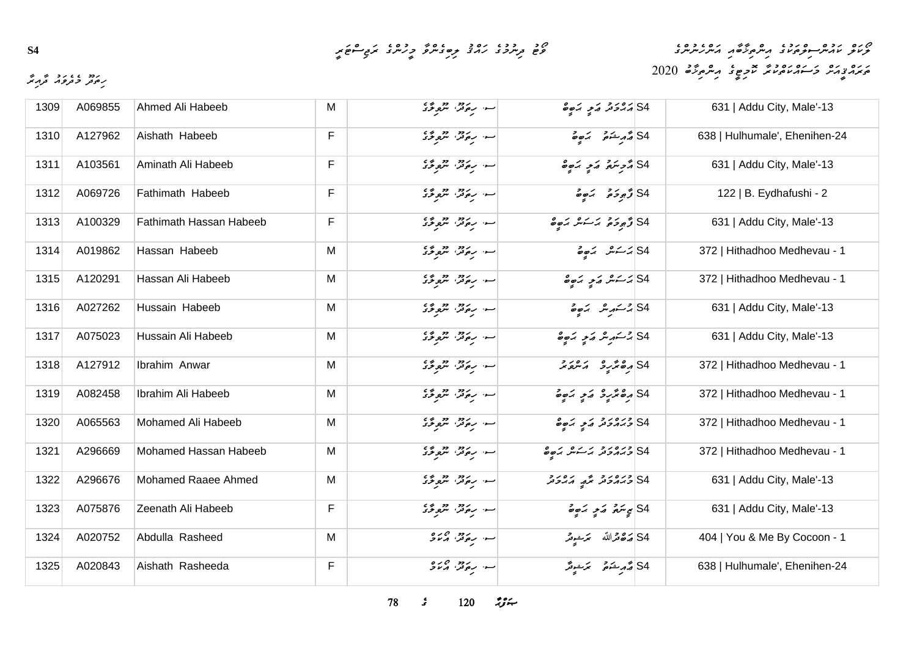| 1309 | A069855 | Ahmed Ali Habeeb | M | ސ. ހިތަދޫ، ނޫތިލާގެ | S4 އަހުމަދު އަލީ ޙަބީބު | 631 \| Addu City, Male'-13 |
|---|---|---|---|---|---|---|
| 1310 | A127962 | Aishath Habeeb | F | ސ. ހިތަދޫ، ނޫތިލާގެ | S4 އާއިޝަތު ޙަބީބު | 638 \| Hulhumale', Ehenihen-24 |
| 1311 | A103561 | Aminath Ali Habeeb | F | ސ. ހިތަދޫ، ނޫތިލާގެ | S4 އާމިނަތު އަލީ ޙަބީބު | 631 \| Addu City, Male'-13 |
| 1312 | A069726 | Fathimath Habeeb | F | ސ. ހިތަދޫ، ނޫތިލާގެ | S4 ފާތިމަތު ޙަބީބު | 122 \| B. Eydhafushi - 2 |
| 1313 | A100329 | Fathimath Hassan Habeeb | F | ސ. ހިތަދޫ، ނޫތިލާގެ | S4 ފާތިމަތު ޙަސަން ޙަބީބު | 631 \| Addu City, Male'-13 |
| 1314 | A019862 | Hassan Habeeb | M | ސ. ހިތަދޫ، ނޫތިލާގެ | S4 ޙަސަން ޙަބީބު | 372 \| Hithadhoo Medhevau - 1 |
| 1315 | A120291 | Hassan Ali Habeeb | M | ސ. ހިތަދޫ، ނޫތިލާގެ | S4 ޙަސަން އަލީ ޙަބީބު | 372 \| Hithadhoo Medhevau - 1 |
| 1316 | A027262 | Hussain Habeeb | M | ސ. ހިތަދޫ، ނޫތިލާގެ | S4 ޙުސައިން ޙަބީބު | 631 \| Addu City, Male'-13 |
| 1317 | A075023 | Hussain Ali Habeeb | M | ސ. ހިތަދޫ، ނޫތިލާގެ | S4 ޙުސައިން އަލީ ޙަބީބު | 631 \| Addu City, Male'-13 |
| 1318 | A127912 | Ibrahim Anwar | M | ސ. ހިތަދޫ، ނޫތިލާގެ | S4 އިބްރާހީމް އަންވަރު | 372 \| Hithadhoo Medhevau - 1 |
| 1319 | A082458 | Ibrahim Ali Habeeb | M | ސ. ހިތަދޫ، ނޫތިލާގެ | S4 އިބްރާހީމް އަލީ ޙަބީބު | 372 \| Hithadhoo Medhevau - 1 |
| 1320 | A065563 | Mohamed Ali Habeeb | M | ސ. ހިތަދޫ، ނޫތިލާގެ | S4 މުޙައްމަދު އަލީ ޙަބީބު | 372 \| Hithadhoo Medhevau - 1 |
| 1321 | A296669 | Mohamed Hassan Habeeb | M | ސ. ހިތަދޫ، ނޫތިލާގެ | S4 މުޙައްމަދު ޙަސަން ޙަބީބު | 372 \| Hithadhoo Medhevau - 1 |
| 1322 | A296676 | Mohamed Raaee Ahmed | M | ސ. ހިތަދޫ، ނޫތިލާގެ | S4 މުޙައްމަދު ރާއީ އަޙްމަދު | 631 \| Addu City, Male'-13 |
| 1323 | A075876 | Zeenath Ali Habeeb | F | ސ. ހިތަދޫ، ނޫތިލާގެ | S4 ޒީނަތު އަލީ ޙަބީބު | 631 \| Addu City, Male'-13 |
| 1324 | A020752 | Abdulla Rasheed | M | ސ. ހިތަދޫ، އުދަރެ | S4 އަބްދުﷲ ރަޝީދު | 404 \| You & Me By Cocoon - 1 |
| 1325 | A020843 | Aishath Rasheeda | F | ސ. ހިތަދޫ، އުދަރެ | S4 އާއިޝަތު ރަޝީދާ | 638 \| Hulhumale', Ehenihen-24 |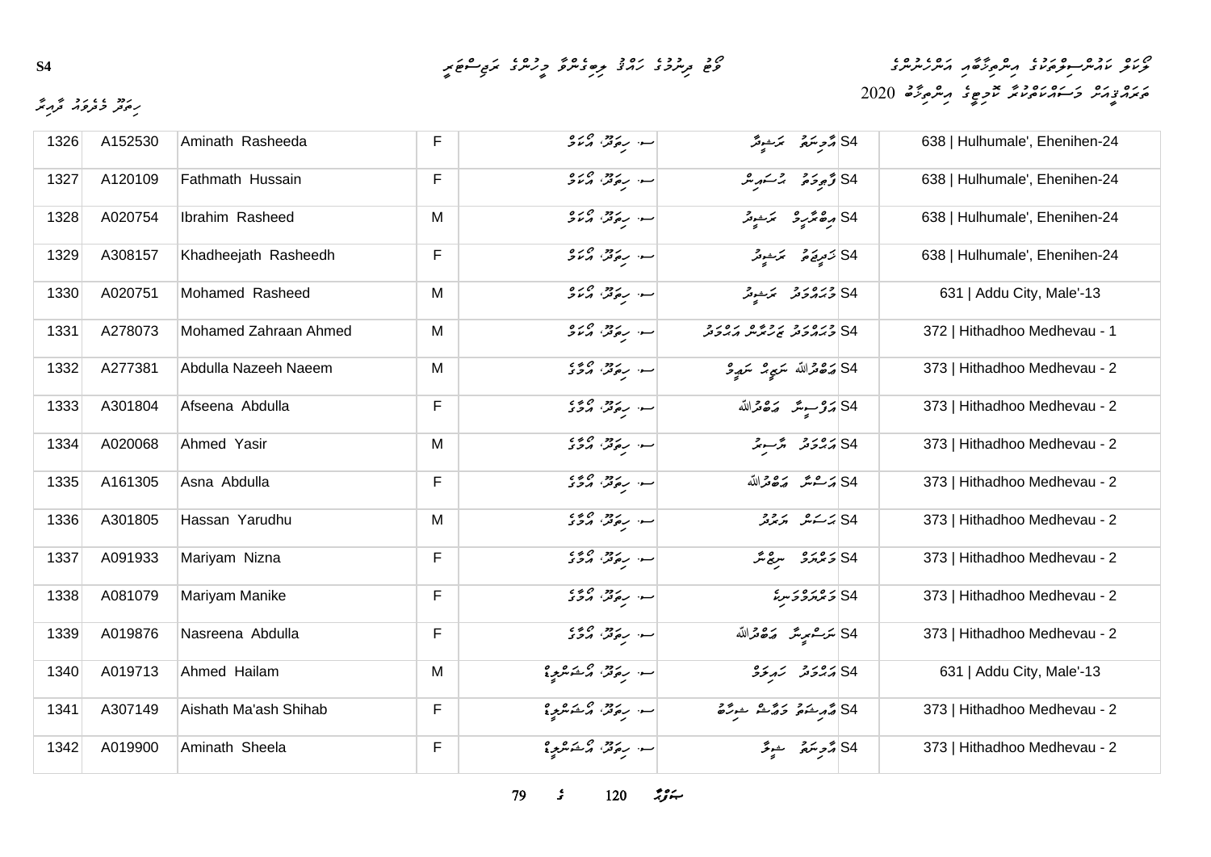| 1326 | A152530 | Aminath Rasheeda | F | ސ. ހިތަދޫ، އޮކިޑް | S4 އާމިނަތު ރަޝީދާ | 638 \| Hulhumale', Ehenihen-24 |
|---|---|---|---|---|---|---|
| 1327 | A120109 | Fathmath Hussain | F | ސ. ހިތަދޫ، އޮކިޑް | S4 ފާތިމަތު ހުސައިން | 638 \| Hulhumale', Ehenihen-24 |
| 1328 | A020754 | Ibrahim Rasheed | M | ސ. ހިތަދޫ، އޮކިޑް | S4 އިބްރާހީމް ރަޝީދު | 638 \| Hulhumale', Ehenihen-24 |
| 1329 | A308157 | Khadheejath Rasheedh | F | ސ. ހިތަދޫ، އޮކިޑް | S4 ޚަދީޖަތު ރަޝީދު | 638 \| Hulhumale', Ehenihen-24 |
| 1330 | A020751 | Mohamed Rasheed | M | ސ. ހިތަދޫ، އޮކިޑް | S4 މުހައްމަދު ރަޝީދު | 631 \| Addu City, Male'-13 |
| 1331 | A278073 | Mohamed Zahraan Ahmed | M | ސ. ހިތަދޫ، އޮކިޑް | S4 މުހައްމަދު ޒަހުރާން އަހުމަދު | 372 \| Hithadhoo Medhevau - 1 |
| 1332 | A277381 | Abdulla Nazeeh Naeem | M | ސ. ހިތަދޫ، އޮޑަގަ | S4 އަބްދުﷲ ނަޒީހު ނައީމް | 373 \| Hithadhoo Medhevau - 2 |
| 1333 | A301804 | Afseena Abdulla | F | ސ. ހިތަދޫ، އޮޑަގަ | S4 އަފްސީނާ އަބްދުﷲ | 373 \| Hithadhoo Medhevau - 2 |
| 1334 | A020068 | Ahmed Yasir | M | ސ. ހިތަދޫ، އޮޑަގަ | S4 އަހުމަދު ޔާސިރު | 373 \| Hithadhoo Medhevau - 2 |
| 1335 | A161305 | Asna Abdulla | F | ސ. ހިތަދޫ، އޮޑަގަ | S4 އަސްނާ އަބްދުﷲ | 373 \| Hithadhoo Medhevau - 2 |
| 1336 | A301805 | Hassan Yarudhu | M | ސ. ހިތަދޫ، އޮޑަގަ | S4 ހަސަން ޔަރުދު | 373 \| Hithadhoo Medhevau - 2 |
| 1337 | A091933 | Mariyam Nizna | F | ސ. ހިތަދޫ، އޮޑަގަ | S4 މަރިޔަމް ނިޒްނާ | 373 \| Hithadhoo Medhevau - 2 |
| 1338 | A081079 | Mariyam Manike | F | ސ. ހިތަދޫ، އޮޑަގަ | S4 މަރިޔަމްމަނިކެ | 373 \| Hithadhoo Medhevau - 2 |
| 1339 | A019876 | Nasreena Abdulla | F | ސ. ހިތަދޫ، އޮޑަގަ | S4 ނަސްރީނާ އަބްދުﷲ | 373 \| Hithadhoo Medhevau - 2 |
| 1340 | A019713 | Ahmed Hailam | M | ސ. ހިތަދޫ، އޮޝަންވިލާ | S4 އަހުމަދު ހައިލަމް | 631 \| Addu City, Male'-13 |
| 1341 | A307149 | Aishath Ma'ash Shihab | F | ސ. ހިތަދޫ، އޮޝަންވިލާ | S4 އާއިޝަތު މައާޝް ޝިހާބް | 373 \| Hithadhoo Medhevau - 2 |
| 1342 | A019900 | Aminath Sheela | F | ސ. ހިތަދޫ، އޮޝަންވިލާ | S4 އާމިނަތު ޝީލާ | 373 \| Hithadhoo Medhevau - 2 |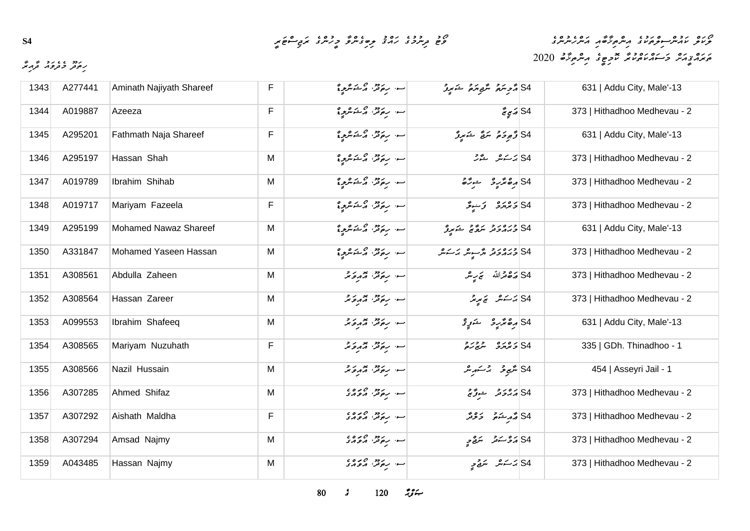| 1343 | A277441 | Aminath Najiyath Shareef | F | ސ. ހިތަދޫ، އުސަރަތުގެ | S4 | އާމިނަތު ނާޖިޔަތު ޝަރީފު | 631 \| Addu City, Male'-13 |
|---|---|---|---|---|---|---|---|
| 1344 | A019887 | Azeeza | F | ސ. ހިތަދޫ، އުސަރަތުގެ | S4 | އަޒީޒާ | 373 \| Hithadhoo Medhevau - 2 |
| 1345 | A295201 | Fathmath Naja Shareef | F | ސ. ހިތަދޫ، އުސަރަތުގެ | S4 | ފާތިމަތު ނަޖާ ޝަރީފު | 631 \| Addu City, Male'-13 |
| 1346 | A295197 | Hassan Shah | M | ސ. ހިތަދޫ، އުސަރަތުގެ | S4 | ހަސަން ޝާހު | 373 \| Hithadhoo Medhevau - 2 |
| 1347 | A019789 | Ibrahim Shihab | M | ސ. ހިތަދޫ، އުސަރަތުގެ | S4 | އިބްރާހީމް ޝިހާބް | 373 \| Hithadhoo Medhevau - 2 |
| 1348 | A019717 | Mariyam Fazeela | F | ސ. ހިތަދޫ، އުސަރަތުގެ | S4 | މަރިޔަމް ފަޒީލާ | 373 \| Hithadhoo Medhevau - 2 |
| 1349 | A295199 | Mohamed Nawaz Shareef | M | ސ. ހިތަދޫ، އުސަރަތުގެ | S4 | މުހައްމަދު ނަވާޒު ޝަރީފު | 631 \| Addu City, Male'-13 |
| 1350 | A331847 | Mohamed Yaseen Hassan | M | ސ. ހިތަދޫ، އުސަރަތުގެ | S4 | މުހައްމަދު ޔާސީން ހަސަން | 373 \| Hithadhoo Medhevau - 2 |
| 1351 | A308561 | Abdulla Zaheen | M | ސ. ހިތަދޫ، އާއިވަރު | S4 | އަބްދުﷲ ޒަހީން | 373 \| Hithadhoo Medhevau - 2 |
| 1352 | A308564 | Hassan Zareer | M | ސ. ހިތަދޫ، އާއިވަރު | S4 | ހަސަން ޒަރީރު | 373 \| Hithadhoo Medhevau - 2 |
| 1353 | A099553 | Ibrahim Shafeeq | M | ސ. ހިތަދޫ، އާއިވަރު | S4 | އިބްރާހީމް ޝަފީޤު | 631 \| Addu City, Male'-13 |
| 1354 | A308565 | Mariyam Nuzuhath | F | ސ. ހިތަދޫ، އާއިވަރު | S4 | މަރިޔަމް ނުޒުހަތު | 335 \| GDh. Thinadhoo - 1 |
| 1355 | A308566 | Nazil Hussain | M | ސ. ހިތަދޫ، އާއިވަރު | S4 | ނާޒިލް ހުސައިން | 454 \| Asseyri Jail - 1 |
| 1356 | A307285 | Ahmed Shifaz | M | ސ. ހިތަދޫ، އުވަދީ | S4 | އަހްމަދު ޝިފާޒު | 373 \| Hithadhoo Medhevau - 2 |
| 1357 | A307292 | Aishath Maldha | F | ސ. ހިތަދޫ، އުވަދީ | S4 | އާއިޝަތު މަލްދާ | 373 \| Hithadhoo Medhevau - 2 |
| 1358 | A307294 | Amsad Najmy | M | ސ. ހިތަދޫ، އުވަދީ | S4 | އަމްސަދު ނަޖްމީ | 373 \| Hithadhoo Medhevau - 2 |
| 1359 | A043485 | Hassan Najmy | M | ސ. ހިތަދޫ، އުވަދީ | S4 | ހަސަން ނަޖްމީ | 373 \| Hithadhoo Medhevau - 2 |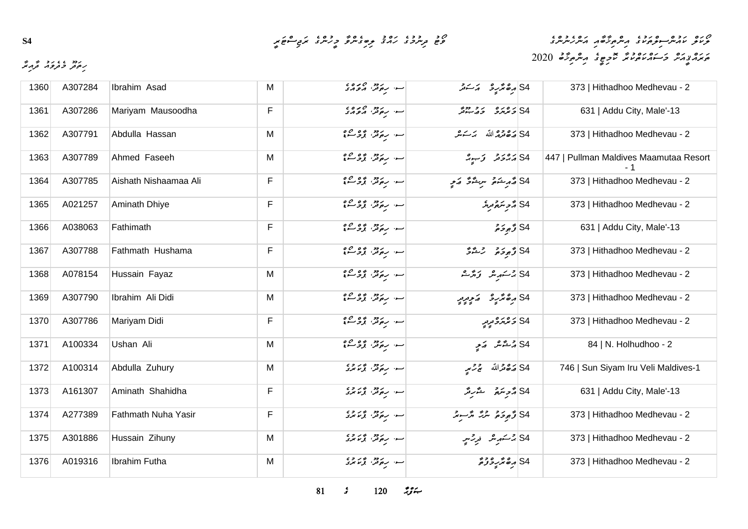| 1360 | A307284 | Ibrahim Asad | M | ސ. ހިތަދޫ. އަޑުއަޑު | S4  އިބްރާހީމް އަސަދު | 373 \| Hithadhoo Medhevau - 2 |
|---|---|---|---|---|---|---|
| 1361 | A307286 | Mariyam Mausoodha | F | ސ. ހިތަދޫ. އަޑުއަޑު | S4 މަރިޔަމް މައުސޫދާ | 631 \| Addu City, Male'-13 |
| 1362 | A307791 | Abdulla Hassan | M | ސ. ހިތަދޫ. ފޫލްސް | S4 އަބްދުﷲ ހަސަން | 373 \| Hithadhoo Medhevau - 2 |
| 1363 | A307789 | Ahmed Faseeh | M | ސ. ހިތަދޫ. ފޫލްސް | S4 އަޙްމަދު ފަޞީޙު | 447 \| Pullman Maldives Maamutaa Resort - 1 |
| 1364 | A307785 | Aishath Nishaamaa Ali | F | ސ. ހިތަދޫ. ފޫލްސް | S4 އާއިޝަތު ނިޝާމާ އަލި | 373 \| Hithadhoo Medhevau - 2 |
| 1365 | A021257 | Aminath Dhiye | F | ސ. ހިތަދޫ. ފޫލްސް | S4 އާމިނަތުދިޔެ | 373 \| Hithadhoo Medhevau - 2 |
| 1366 | A038063 | Fathimath | F | ސ. ހިތަދޫ. ފޫލްސް | S4 ފާތިމަތު | 631 \| Addu City, Male'-13 |
| 1367 | A307788 | Fathmath Hushama | F | ސ. ހިތަދޫ. ފޫލްސް | S4 ފާތިމަތު ހުޝާމާ | 373 \| Hithadhoo Medhevau - 2 |
| 1368 | A078154 | Hussain Fayaz | M | ސ. ހިތަދޫ. ފޫލްސް | S4 ހުސައިން ފަޔާޒް | 373 \| Hithadhoo Medhevau - 2 |
| 1369 | A307790 | Ibrahim Ali Didi | M | ސ. ހިތަދޫ. ފޫލްސް | S4 އިބްރާހީމް އަލިދީދީ | 373 \| Hithadhoo Medhevau - 2 |
| 1370 | A307786 | Mariyam Didi | F | ސ. ހިތަދޫ. ފޫލްސް | S4 މަރިޔަމްދީދީ | 373 \| Hithadhoo Medhevau - 2 |
| 1371 | A100334 | Ushan Ali | M | ސ. ހިތަދޫ. ފޫލްސް | S4 އުޝާން އަލި | 84 \| N. Holhudhoo - 2 |
| 1372 | A100314 | Abdulla Zuhury | M | ސ. ހިތަދޫ. ފޮނަރޯ | S4 އަބްދުﷲ ޒުހުރީ | 746 \| Sun Siyam Iru Veli Maldives-1 |
| 1373 | A161307 | Aminath Shahidha | F | ސ. ހިތަދޫ. ފޮނަރޯ | S4 އާމިނަތު ޝާހިދާ | 631 \| Addu City, Male'-13 |
| 1374 | A277389 | Fathmath Nuha Yasir | F | ސ. ހިތަދޫ. ފޮނަރޯ | S4 ފާތިމަތު ނުހާ ޔާސިރު | 373 \| Hithadhoo Medhevau - 2 |
| 1375 | A301886 | Hussain Zihuny | M | ސ. ހިތަދޫ. ފޮނަރޯ | S4 ހުސައިން ޒިހުނީ | 373 \| Hithadhoo Medhevau - 2 |
| 1376 | A019316 | Ibrahim Futha | M | ސ. ހިތަދޫ. ފޮނަރޯ | S4 އިބްރާހީމްފުތާ | 373 \| Hithadhoo Medhevau - 2 |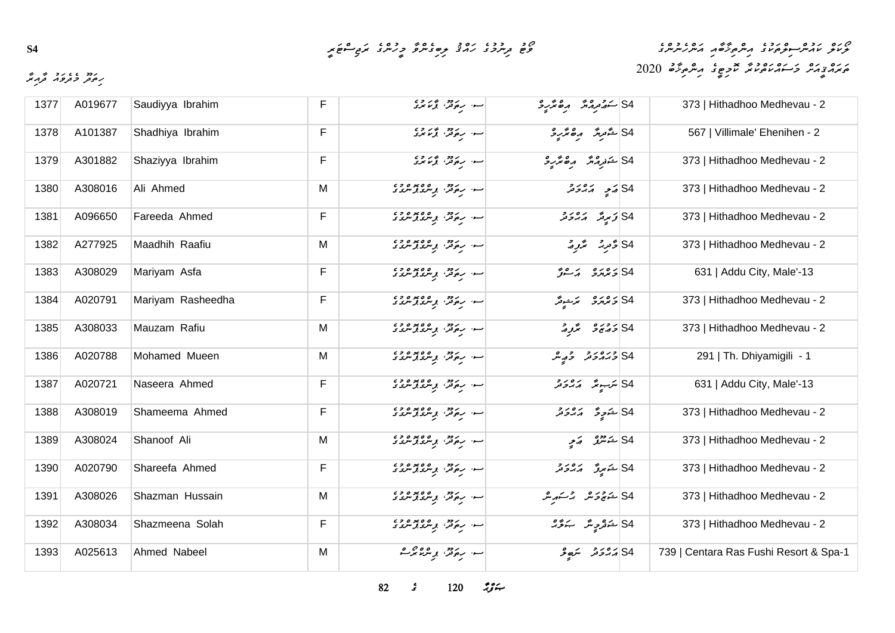| 1377 | A019677 | Saudiyya Ibrahim | F | ސ. ހިތަދޫ، ފޮނިރީގެ | S4 ސައުދިއްޔާ އިބްރާހީމް | 373 \| Hithadhoo Medhevau - 2 |
|---|---|---|---|---|---|---|
| 1378 | A101387 | Shadhiya Ibrahim | F | ސ. ހިތަދޫ، ފޮނިރީގެ | S4 ޝާދިޔާ އިބްރާހީމް | 567 \| Villimale' Ehenihen - 2 |
| 1379 | A301882 | Shaziyya Ibrahim | F | ސ. ހިތަދޫ، ފޮނިރީގެ | S4 ޝާޒިއްޔާ އިބްރާހީމް | 373 \| Hithadhoo Medhevau - 2 |
| 1380 | A308016 | Ali Ahmed | M | ސ. ހިތަދޫ، ވިންޑްފްލާވަރގެ | S4 އަލީ އަހްމަދު | 373 \| Hithadhoo Medhevau - 2 |
| 1381 | A096650 | Fareeda Ahmed | F | ސ. ހިތަދޫ، ވިންޑްފްލާވަރގެ | S4 ފަރީދާ އަހްމަދު | 373 \| Hithadhoo Medhevau - 2 |
| 1382 | A277925 | Maadhih Raafiu | M | ސ. ހިތަދޫ، ވިންޑްފްލާވަރގެ | S4 މާދިހް ރާފިއު | 373 \| Hithadhoo Medhevau - 2 |
| 1383 | A308029 | Mariyam Asfa | F | ސ. ހިތަދޫ، ވިންޑްފްލާވަރގެ | S4 މަރިޔަމް އަސްފާ | 631 \| Addu City, Male'-13 |
| 1384 | A020791 | Mariyam Rasheedha | F | ސ. ހިތަދޫ، ވިންޑްފްލާވަރގެ | S4 މަރިޔަމް ރަޝީދާ | 373 \| Hithadhoo Medhevau - 2 |
| 1385 | A308033 | Mauzam Rafiu | M | ސ. ހިތަދޫ، ވިންޑްފްލާވަރގެ | S4 މައުޒަމް ރާފިއު | 373 \| Hithadhoo Medhevau - 2 |
| 1386 | A020788 | Mohamed Mueen | M | ސ. ހިތަދޫ، ވިންޑްފްލާވަރގެ | S4 މުހައްމަދު މުޢީން | 291 \| Th. Dhiyamigili - 1 |
| 1387 | A020721 | Naseera Ahmed | F | ސ. ހިތަދޫ، ވިންޑްފްލާވަރގެ | S4 ނަސީރާ އަހްމަދު | 631 \| Addu City, Male'-13 |
| 1388 | A308019 | Shameema Ahmed | F | ސ. ހިތަދޫ، ވިންޑްފްލާވަރގެ | S4 ޝަމީމާ އަހްމަދު | 373 \| Hithadhoo Medhevau - 2 |
| 1389 | A308024 | Shanoof Ali | M | ސ. ހިތަދޫ، ވިންޑްފްލާވަރގެ | S4 ޝަނޫފް އަލީ | 373 \| Hithadhoo Medhevau - 2 |
| 1390 | A020790 | Shareefa Ahmed | F | ސ. ހިތަދޫ، ވިންޑްފްލާވަރގެ | S4 ޝަރީފާ އަހްމަދު | 373 \| Hithadhoo Medhevau - 2 |
| 1391 | A308026 | Shazman Hussain | M | ސ. ހިތަދޫ، ވިންޑްފްލާވަރގެ | S4 ޝަޒްމަން ހުސައިން | 373 \| Hithadhoo Medhevau - 2 |
| 1392 | A308034 | Shazmeena Solah | F | ސ. ހިތަދޫ، ވިންޑްފްލާވަރގެ | S4 ޝަޒްމީނާ ސަލާހް | 373 \| Hithadhoo Medhevau - 2 |
| 1393 | A025613 | Ahmed Nabeel | M | ސ. ހިތަދޫ، ވިންޑްހާސް | S4 އަހްމަދު ނަބީލް | 739 \| Centara Ras Fushi Resort & Spa-1 |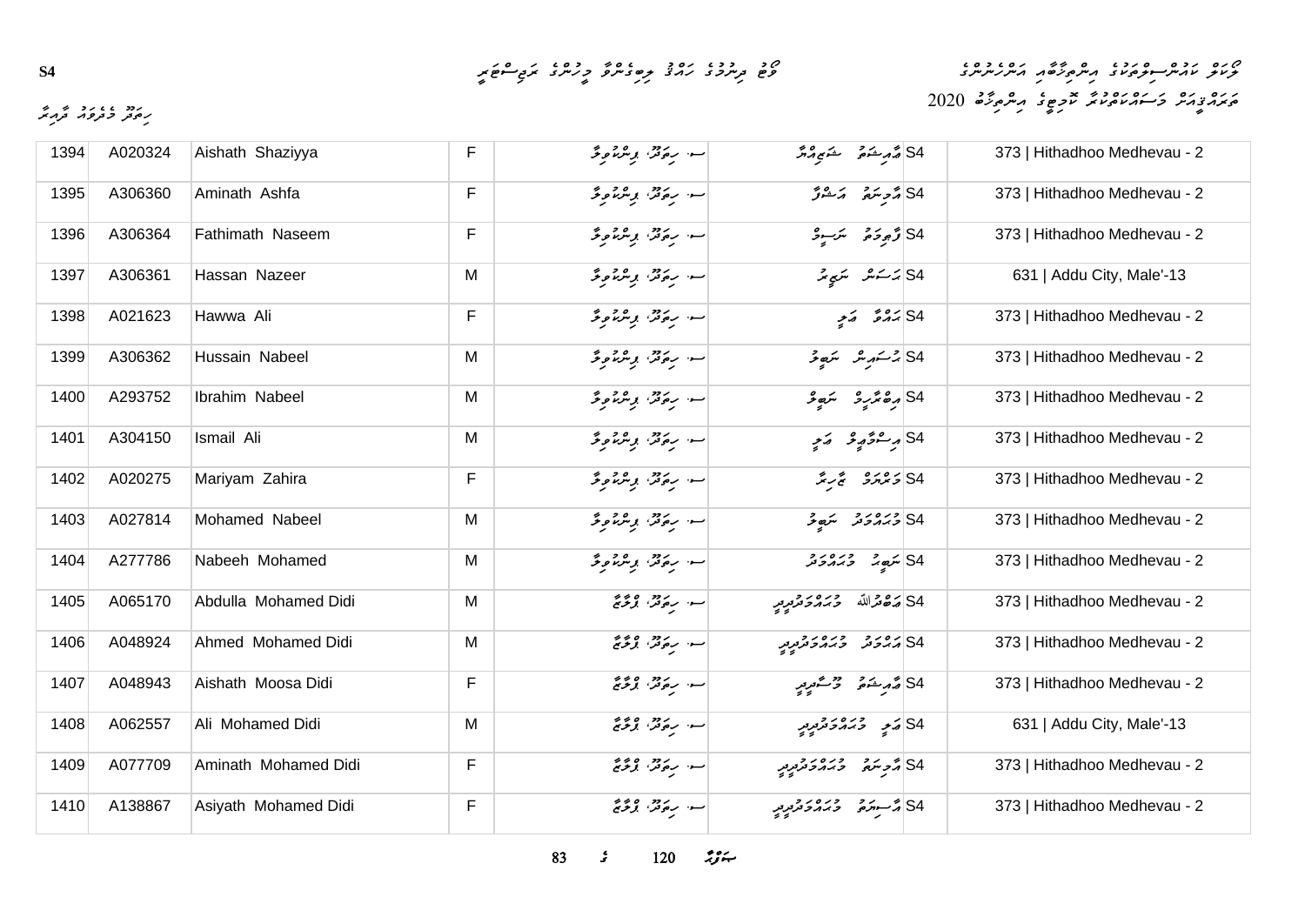| 1394 | A020324 | Aishath Shaziyya | F | ސ. ހިތަދޫ، ޢީންޢުތީޤާ | S4 ޢާއިޝަތު ޝަޒިއްޔާ | 373 \| Hithadhoo Medhevau - 2 |
|---|---|---|---|---|---|---|
| 1395 | A306360 | Aminath Ashfa | F | ސ. ހިތަދޫ، ޢީންޢުތީޤާ | S4 އާމިނަތު އަޝްފާ | 373 \| Hithadhoo Medhevau - 2 |
| 1396 | A306364 | Fathimath Naseem | F | ސ. ހިތަދޫ، ޢީންޢުތީޤާ | S4 ފާތިމަތު ނަސީމް | 373 \| Hithadhoo Medhevau - 2 |
| 1397 | A306361 | Hassan Nazeer | M | ސ. ހިތަދޫ، ޢީންޢުތީޤާ | S4 ހަސަން ނަޒީރު | 631 \| Addu City, Male'-13 |
| 1398 | A021623 | Hawwa Ali | F | ސ. ހިތަދޫ، ޢީންޢުތީޤާ | S4 ހައްވާ ޢަލީ | 373 \| Hithadhoo Medhevau - 2 |
| 1399 | A306362 | Hussain Nabeel | M | ސ. ހިތަދޫ، ޢީންޢުތީޤާ | S4 ހުސައިން ނަބީލް | 373 \| Hithadhoo Medhevau - 2 |
| 1400 | A293752 | Ibrahim Nabeel | M | ސ. ހިތަދޫ، ޢީންޢުތީޤާ | S4 އިބްރާހީމް ނަބީލް | 373 \| Hithadhoo Medhevau - 2 |
| 1401 | A304150 | Ismail Ali | M | ސ. ހިތަދޫ، ޢީންޢުތީޤާ | S4 އިސްމާޢީލް ޢަލީ | 373 \| Hithadhoo Medhevau - 2 |
| 1402 | A020275 | Mariyam Zahira | F | ސ. ހިތަދޫ، ޢީންޢުތީޤާ | S4 މަރިޔަމް ޒާހިރާ | 373 \| Hithadhoo Medhevau - 2 |
| 1403 | A027814 | Mohamed Nabeel | M | ސ. ހިތަދޫ، ޢީންޢުތީޤާ | S4 މުހައްމަދު ނަބީލް | 373 \| Hithadhoo Medhevau - 2 |
| 1404 | A277786 | Nabeeh Mohamed | M | ސ. ހިތަދޫ، ޢީންޢުތީޤާ | S4 ނަބީހު މުހައްމަދު | 373 \| Hithadhoo Medhevau - 2 |
| 1405 | A065170 | Abdulla Mohamed Didi | M | ސ. ހިތަދޫ، ޢުލާޖާ | S4 އަބްދުالله މުހައްމަދުދީދީ | 373 \| Hithadhoo Medhevau - 2 |
| 1406 | A048924 | Ahmed Mohamed Didi | M | ސ. ހިތަދޫ، ޢުލާޖާ | S4 އަހްމަދު މުހައްމަދުދީދީ | 373 \| Hithadhoo Medhevau - 2 |
| 1407 | A048943 | Aishath Moosa Didi | F | ސ. ހިތަދޫ، ޢުލާޖާ | S4 ޢާއިޝަތު މޫސާދީދީ | 373 \| Hithadhoo Medhevau - 2 |
| 1408 | A062557 | Ali Mohamed Didi | M | ސ. ހިތަދޫ، ޢުލާޖާ | S4 ޢަލީ މުހައްމަދުދީދީ | 631 \| Addu City, Male'-13 |
| 1409 | A077709 | Aminath Mohamed Didi | F | ސ. ހިތަދޫ، ޢުލާޖާ | S4 އާމިނަތު މުހައްމަދުދީދީ | 373 \| Hithadhoo Medhevau - 2 |
| 1410 | A138867 | Asiyath Mohamed Didi | F | ސ. ހިތަދޫ، ޢުލާޖާ | S4 އާސިޔަތު މުހައްމަދުދީދީ | 373 \| Hithadhoo Medhevau - 2 |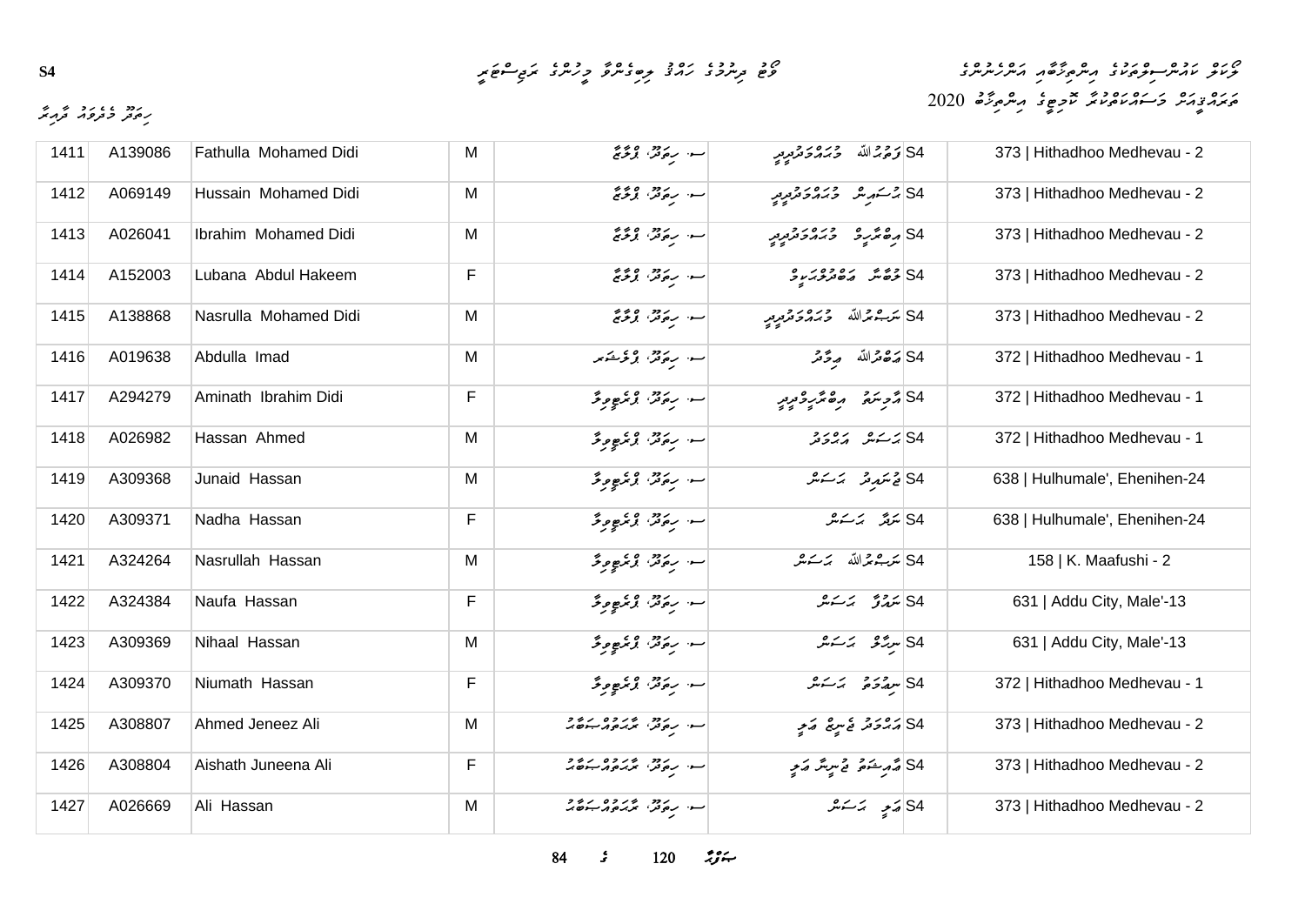| 1411 | A139086 | Fathulla Mohamed Didi | M | ސ. ހިތަދޫ، ޖުމާޖާ | S4 ފަތުހުﷲ މުހައްމަދުދީދީ | 373 \| Hithadhoo Medhevau - 2 |
|---|---|---|---|---|---|---|
| 1412 | A069149 | Hussain Mohamed Didi | M | ސ. ހިތަދޫ، ޖުމާޖާ | S4 ހުސައިން މުހައްމަދުދީދީ | 373 \| Hithadhoo Medhevau - 2 |
| 1413 | A026041 | Ibrahim Mohamed Didi | M | ސ. ހިތަދޫ، ޖުމާޖާ | S4 އިބްރާހީމް މުހައްމަދުދީދީ | 373 \| Hithadhoo Medhevau - 2 |
| 1414 | A152003 | Lubana Abdul Hakeem | F | ސ. ހިތަދޫ، ޖުމާޖާ | S4 ލުބާނާ އަބްދުލްހަކީމް | 373 \| Hithadhoo Medhevau - 2 |
| 1415 | A138868 | Nasrulla Mohamed Didi | M | ސ. ހިތަދޫ، ޖުމާޖާ | S4 ނަސްރުﷲ މުހައްމަދުދީދީ | 373 \| Hithadhoo Medhevau - 2 |
| 1416 | A019638 | Abdulla Imad | M | ސ. ހިތަދޫ، ޖުވެލަރީ | S4 އަބްދުﷲ އިމާދު | 372 \| Hithadhoo Medhevau - 1 |
| 1417 | A294279 | Aminath Ibrahim Didi | F | ސ. ހިތަދޫ، ޖުރަންވިލާ | S4 އާމިނަތު އިބްރާހިމްދީދީ | 372 \| Hithadhoo Medhevau - 1 |
| 1418 | A026982 | Hassan Ahmed | M | ސ. ހިތަދޫ، ޖުރަންވިލާ | S4 ހަސަން އަހުމަދު | 372 \| Hithadhoo Medhevau - 1 |
| 1419 | A309368 | Junaid Hassan | M | ސ. ހިތަދޫ، ޖުރަންވިލާ | S4 ޖުނައިދު ހަސަން | 638 \| Hulhumale', Ehenihen-24 |
| 1420 | A309371 | Nadha Hassan | F | ސ. ހިތަދޫ، ޖުރަންވިލާ | S4 ނަދާ ހަސަން | 638 \| Hulhumale', Ehenihen-24 |
| 1421 | A324264 | Nasrullah Hassan | M | ސ. ހިތަދޫ، ޖުރަންވިލާ | S4 ނަސްރުﷲ ހަސަން | 158 \| K. Maafushi - 2 |
| 1422 | A324384 | Naufa Hassan | F | ސ. ހިތަދޫ، ޖުރަންވިލާ | S4 ނައުފާ ހަސަން | 631 \| Addu City, Male'-13 |
| 1423 | A309369 | Nihaal Hassan | M | ސ. ހިތަދޫ، ޖުރަންވިލާ | S4 ނިހާލް ހަސަން | 631 \| Addu City, Male'-13 |
| 1424 | A309370 | Niumath Hassan | F | ސ. ހިތަދޫ، ޖުރަންވިލާ | S4 ނިޢުމަތު ހަސަން | 372 \| Hithadhoo Medhevau - 1 |
| 1425 | A308807 | Ahmed Jeneez Ali | M | ސ. ހިތަދޫ، ޗާނަގަސްކޯޅު | S4 އަހުމަދު ޖެނީޒް އަލި | 373 \| Hithadhoo Medhevau - 2 |
| 1426 | A308804 | Aishath Juneena Ali | F | ސ. ހިތަދޫ، ޗާނަގަސްކޯޅު | S4 އާއިޝަތު ޖުނީނާ އަލި | 373 \| Hithadhoo Medhevau - 2 |
| 1427 | A026669 | Ali Hassan | M | ސ. ހިތަދޫ، ޗާނަގަސްކޯޅު | S4 އަލި ހަސަން | 373 \| Hithadhoo Medhevau - 2 |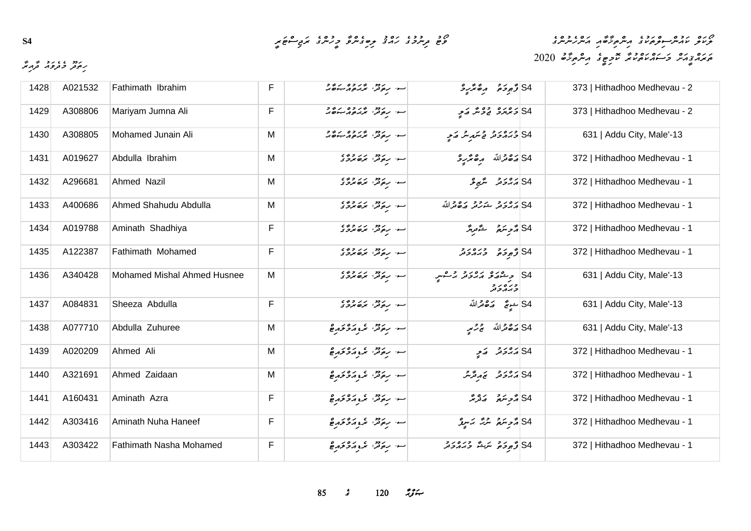| 1428 | A021532 | Fathimath Ibrahim | F | ސ. ހިތަދޫ، ރޮޒަލީއާ ނިވާސް | S4 ފާތިމަތު އިބްރާހީމް | 373 \| Hithadhoo Medhevau - 2 |
|---|---|---|---|---|---|---|
| 1429 | A308806 | Mariyam Jumna Ali | F | ސ. ހިތަދޫ، ރޮޒަލީއާ ނިވާސް | S4 މަރިޔަމް ޖުމްނާ އަލި | 373 \| Hithadhoo Medhevau - 2 |
| 1430 | A308805 | Mohamed Junain Ali | M | ސ. ހިތަދޫ، ރޮޒަލީއާ ނިވާސް | S4 މުޙައްމަދު ޖުނައިން އަލި | 631 \| Addu City, Male'-13 |
| 1431 | A019627 | Abdulla Ibrahim | M | ސ. ހިތަދޫ، ރަބަރުގެ | S4 އަބްދުﷲ އިބްރާހީމް | 372 \| Hithadhoo Medhevau - 1 |
| 1432 | A296681 | Ahmed Nazil | M | ސ. ހިތަދޫ، ރަބަރުގެ | S4 އަޙްމަދު ނާޒިލް | 372 \| Hithadhoo Medhevau - 1 |
| 1433 | A400686 | Ahmed Shahudu Abdulla | M | ސ. ހިތަދޫ، ރަބަރުގެ | S4 އަޙްމަދު ޝަހުދު އަބްދުﷲ | 372 \| Hithadhoo Medhevau - 1 |
| 1434 | A019788 | Aminath Shadhiya | F | ސ. ހިތަދޫ، ރަބަރުގެ | S4 އާމިނަތު ޝާދިޔާ | 372 \| Hithadhoo Medhevau - 1 |
| 1435 | A122387 | Fathimath Mohamed | F | ސ. ހިތަދޫ، ރަބަރުގެ | S4 ފާތިމަތު މުޙައްމަދު | 372 \| Hithadhoo Medhevau - 1 |
| 1436 | A340428 | Mohamed Mishal Ahmed Husnee | M | ސ. ހިތަދޫ، ރަބަރުގެ | S4 މުޙައްމަދު މިޝާލް އަޙްމަދު ޙުސްނީ | 631 \| Addu City, Male'-13 |
| 1437 | A084831 | Sheeza Abdulla | F | ސ. ހިތަދޫ، ރަބަރުގެ | S4 ޝީޒާ އަބްދުﷲ | 631 \| Addu City, Male'-13 |
| 1438 | A077710 | Abdulla Zuhuree | M | ސ. ހިތަދޫ، ރިޔާއަލްމާޖިދު | S4 އަބްދުﷲ ޒުހުރީ | 631 \| Addu City, Male'-13 |
| 1439 | A020209 | Ahmed Ali | M | ސ. ހިތަދޫ، ރިޔާއަލްމާޖިދު | S4 އަޙްމަދު އަލި | 372 \| Hithadhoo Medhevau - 1 |
| 1440 | A321691 | Ahmed Zaidaan | M | ސ. ހިތަދޫ، ރިޔާއަލްމާޖިދު | S4 އަޙްމަދު ޒައިދާން | 372 \| Hithadhoo Medhevau - 1 |
| 1441 | A160431 | Aminath Azra | F | ސ. ހިތަދޫ، ރިޔާއަލްމާޖިދު | S4 އާމިނަތު އަޒްރާ | 372 \| Hithadhoo Medhevau - 1 |
| 1442 | A303416 | Aminath Nuha Haneef | F | ސ. ހިތަދޫ، ރިޔާއަލްމާޖިދު | S4 އާމިނަތު ނުހާ ޙަނީފް | 372 \| Hithadhoo Medhevau - 1 |
| 1443 | A303422 | Fathimath Nasha Mohamed | F | ސ. ހިތަދޫ، ރިޔާއަލްމާޖިދު | S4 ފާތިމަތު ނަޝާ މުޙައްމަދު | 372 \| Hithadhoo Medhevau - 1 |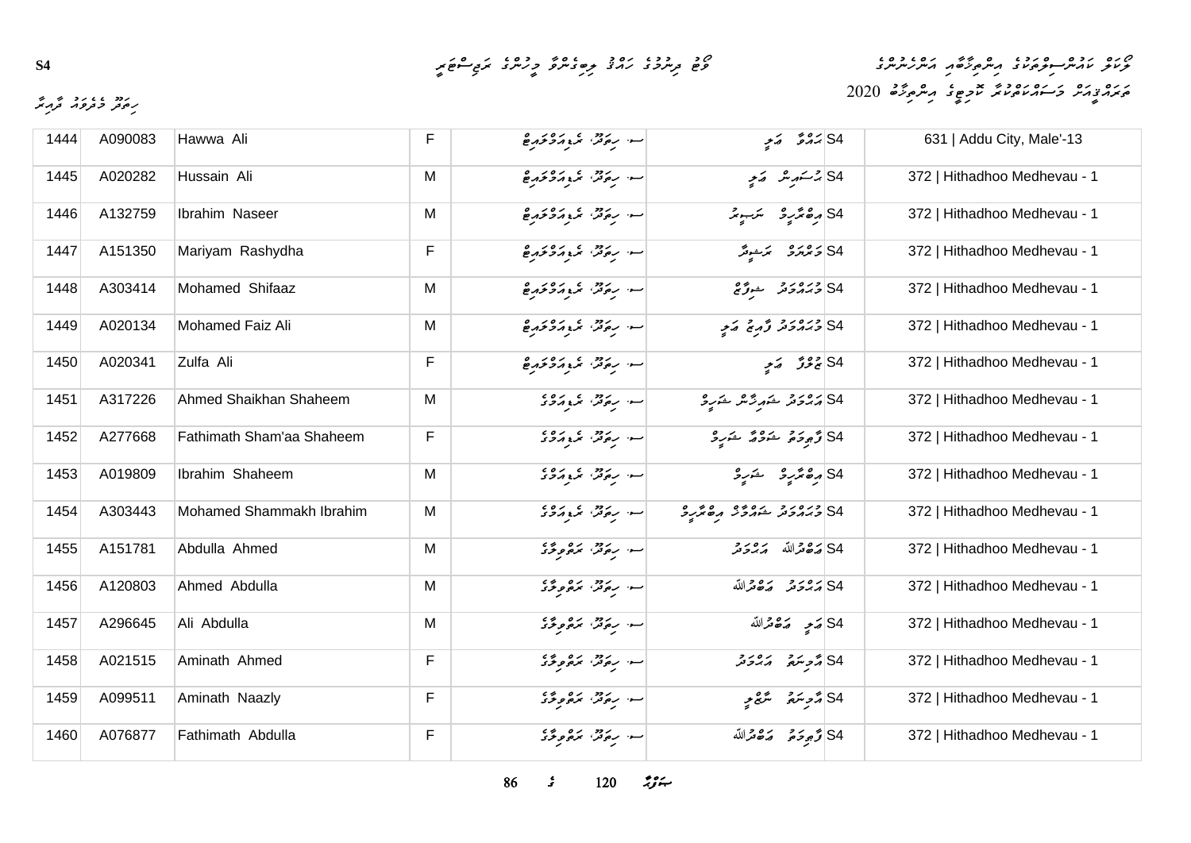| 1444 | A090083 | Hawwa Ali | F | ސ. ހިތަދޫ، ރޯޒްއަމާވަރީޖް | S4 ހައްވާ  އަލި | 631 \| Addu City, Male'-13 |
|---|---|---|---|---|---|---|
| 1445 | A020282 | Hussain Ali | M | ސ. ހިތަދޫ، ރޯޒްއަމާވަރީޖް | S4 ހުސައިން  އަލި | 372 \| Hithadhoo Medhevau - 1 |
| 1446 | A132759 | Ibrahim Naseer | M | ސ. ހިތަދޫ، ރޯޒްއަމާވަރީޖް | S4 އިބްރާހީމް  ނަސީރު | 372 \| Hithadhoo Medhevau - 1 |
| 1447 | A151350 | Mariyam Rashydha | F | ސ. ހިތަދޫ، ރޯޒްއަމާވަރީޖް | S4 މަރިޔަމް  ރަޝީދާ | 372 \| Hithadhoo Medhevau - 1 |
| 1448 | A303414 | Mohamed Shifaaz | M | ސ. ހިތަދޫ، ރޯޒްއަމާވަރީޖް | S4 މުހައްމަދު  ޝިފާޒް | 372 \| Hithadhoo Medhevau - 1 |
| 1449 | A020134 | Mohamed Faiz Ali | M | ސ. ހިތަދޫ، ރޯޒްއަމާވަރީޖް | S4 މުހައްމަދު ފާއިޒް އަލި | 372 \| Hithadhoo Medhevau - 1 |
| 1450 | A020341 | Zulfa Ali | F | ސ. ހިތަދޫ، ރޯޒްއަމާވަރީޖް | S4 ޒުލްފާ  އަލި | 372 \| Hithadhoo Medhevau - 1 |
| 1451 | A317226 | Ahmed Shaikhan Shaheem | M | ސ. ހިތަދޫ، ރޯޒްއަމާގެ | S4 އަހްމަދު ޝައިހާން ޝަހީމް | 372 \| Hithadhoo Medhevau - 1 |
| 1452 | A277668 | Fathimath Sham'aa Shaheem | F | ސ. ހިތަދޫ، ރޯޒްއަމާގެ | S4 ފާތިމަތު ޝަމްޢާ ޝަހީމް | 372 \| Hithadhoo Medhevau - 1 |
| 1453 | A019809 | Ibrahim Shaheem | M | ސ. ހިތަދޫ، ރޯޒްއަމާގެ | S4 އިބްރާހީމް  ޝަހީމް | 372 \| Hithadhoo Medhevau - 1 |
| 1454 | A303443 | Mohamed Shammakh Ibrahim | M | ސ. ހިތަދޫ، ރޯޒްއަމާގެ | S4 މުހައްމަދު ޝައްމާޚް އިބްރާހީމް | 372 \| Hithadhoo Medhevau - 1 |
| 1455 | A151781 | Abdulla Ahmed | M | ސ. ހިތަދޫ، ރޯޒްވިލާގެ | S4 އަބްދުﷲ  އަހްމަދު | 372 \| Hithadhoo Medhevau - 1 |
| 1456 | A120803 | Ahmed Abdulla | M | ސ. ހިތަދޫ، ރޯޒްވިލާގެ | S4 އަހްމަދު  އަބްދުﷲ | 372 \| Hithadhoo Medhevau - 1 |
| 1457 | A296645 | Ali Abdulla | M | ސ. ހިތަދޫ، ރޯޒްވިލާގެ | S4 އަލި  އަބްދުﷲ | 372 \| Hithadhoo Medhevau - 1 |
| 1458 | A021515 | Aminath Ahmed | F | ސ. ހިތަދޫ، ރޯޒްވިލާގެ | S4 އާމިނަތު  އަހްމަދު | 372 \| Hithadhoo Medhevau - 1 |
| 1459 | A099511 | Aminath Naazly | F | ސ. ހިތަދޫ، ރޯޒްވިލާގެ | S4 އާމިނަތު  ނާޒްލީ | 372 \| Hithadhoo Medhevau - 1 |
| 1460 | A076877 | Fathimath Abdulla | F | ސ. ހިތަދޫ، ރޯޒްވިލާގެ | S4 ފާތިމަތު  އަބްދުﷲ | 372 \| Hithadhoo Medhevau - 1 |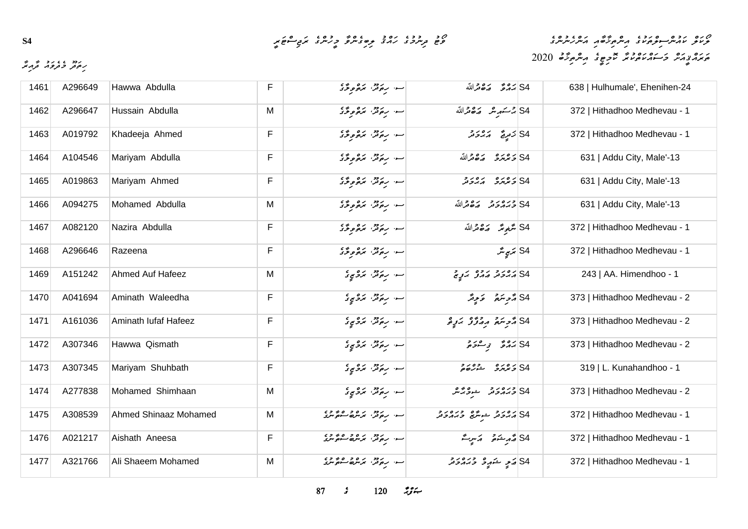| 1461 | A296649 | Hawwa Abdulla | F | ސ. ހިތަދޫ، ރަތްޮވިލާގެ | S4 ހައްވާ ޢަބްދުﷲ | 638 \| Hulhumale', Ehenihen-24 |
|---|---|---|---|---|---|---|
| 1462 | A296647 | Hussain Abdulla | M | ސ. ހިތަދޫ، ރަތްޮވިލާގެ | S4 ހުސައިން ޢަބްދުﷲ | 372 \| Hithadhoo Medhevau - 1 |
| 1463 | A019792 | Khadeeja Ahmed | F | ސ. ހިތަދޫ، ރަތްޮވިލާގެ | S4 ޚަދީޖާ އަހްމަދު | 372 \| Hithadhoo Medhevau - 1 |
| 1464 | A104546 | Mariyam Abdulla | F | ސ. ހިތަދޫ، ރަތްޮވިލާގެ | S4 މަރިޔަމް ޢަބްދުﷲ | 631 \| Addu City, Male'-13 |
| 1465 | A019863 | Mariyam Ahmed | F | ސ. ހިތަދޫ، ރަތްޮވިލާގެ | S4 މަރިޔަމް އަހްމަދު | 631 \| Addu City, Male'-13 |
| 1466 | A094275 | Mohamed Abdulla | M | ސ. ހިތަދޫ، ރަތްޮވިލާގެ | S4 މުހައްމަދު ޢަބްދުﷲ | 631 \| Addu City, Male'-13 |
| 1467 | A082120 | Nazira Abdulla | F | ސ. ހިތަދޫ، ރަތްޮވިލާގެ | S4 ނާޒިރާ ޢަބްދުﷲ | 372 \| Hithadhoo Medhevau - 1 |
| 1468 | A296646 | Razeena | F | ސ. ހިތަދޫ، ރަތްޮވިލާގެ | S4 ރަޒީނާ | 372 \| Hithadhoo Medhevau - 1 |
| 1469 | A151242 | Ahmed Auf Hafeez | M | ސ. ހިތަދޫ، ރަވްޕީގެ | S4 އަހްމަދު އައުފް ހަފީޒު | 243 \| AA. Himendhoo - 1 |
| 1470 | A041694 | Aminath Waleedha | F | ސ. ހިތަދޫ، ރަވްޕީގެ | S4 އާމިނަތު ވަލީދާ | 373 \| Hithadhoo Medhevau - 2 |
| 1471 | A161036 | Aminath Iufaf Hafeez | F | ސ. ހިތަދޫ، ރަވްޕީގެ | S4 އާމިނަތު އިޢުފާފް ހަފީޒް | 373 \| Hithadhoo Medhevau - 2 |
| 1472 | A307346 | Hawwa Qismath | F | ސ. ހިތަދޫ، ރަވްޕީގެ | S4 ހައްވާ ޤިސްމަތު | 373 \| Hithadhoo Medhevau - 2 |
| 1473 | A307345 | Mariyam Shuhbath | F | ސ. ހިތަދޫ، ރަވްޕީގެ | S4 މަރިޔަމް ޝުހްބަތު | 319 \| L. Kunahandhoo - 1 |
| 1474 | A277838 | Mohamed Shimhaan | M | ސ. ހިތަދޫ، ރަވްޕީގެ | S4 މުހައްމަދު ޝިމްހާން | 373 \| Hithadhoo Medhevau - 2 |
| 1475 | A308539 | Ahmed Shinaaz Mohamed | M | ސ. ހިތަދޫ، ރަންބުސްތާނުގެ | S4 އަހްމަދު ޝިނާޒް މުހައްމަދު | 372 \| Hithadhoo Medhevau - 1 |
| 1476 | A021217 | Aishath Aneesa | F | ސ. ހިތަދޫ، ރަންބުސްތާނުގެ | S4 އާއިޝަތު އަނީސާ | 372 \| Hithadhoo Medhevau - 1 |
| 1477 | A321766 | Ali Shaeem Mohamed | M | ސ. ހިތަދޫ، ރަންބުސްތާނުގެ | S4 އަލި ޝަޢީމް މުހައްމަދު | 372 \| Hithadhoo Medhevau - 1 |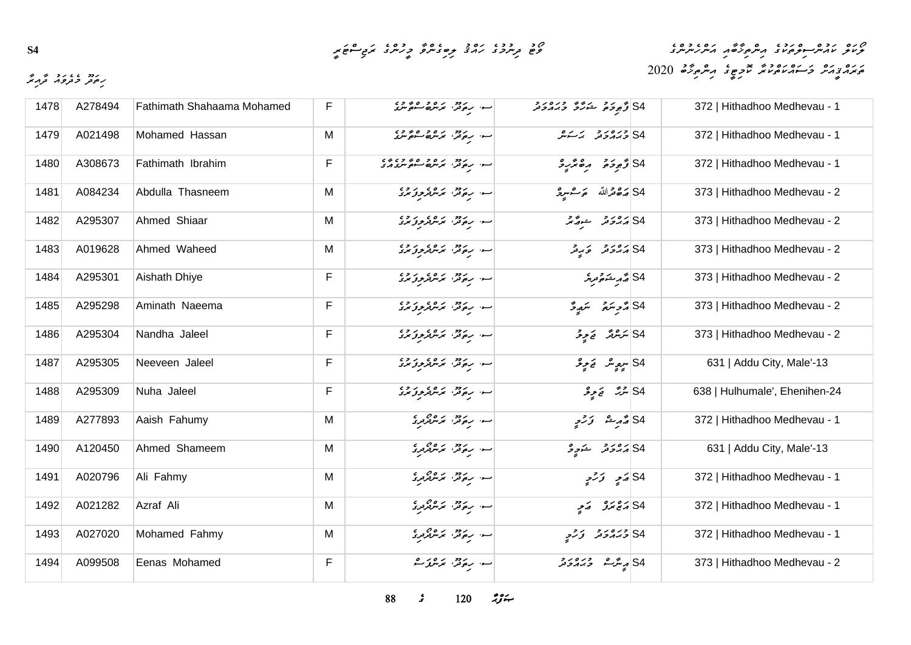| 1478 | A278494 | Fathimath Shahaama Mohamed | F | ސ. ހިތަދޫ، ރަންޓޮސްތޯރާ | S4 ފާތިމަތު ޝަހާމާ މުހައްމަދު | 372 \| Hithadhoo Medhevau - 1 |
|---|---|---|---|---|---|---|
| 1479 | A021498 | Mohamed Hassan | M | ސ. ހިތަދޫ، ރަންޓޮސްތޯރާ | S4 މުހައްމަދު ހަސަން | 372 \| Hithadhoo Medhevau - 1 |
| 1480 | A308673 | Fathimath Ibrahim | F | ސ. ހިތަދޫ، ރަންޓޮސްތޯރާގެ | S4 ފާތިމަތު އިބްރާހީމް | 372 \| Hithadhoo Medhevau - 1 |
| 1481 | A084234 | Abdulla Thasneem | M | ސ. ހިތަދޫ، ރަންދޫލިވަރގެ | S4 އަބްދުﷲ ތަސްނީމް | 373 \| Hithadhoo Medhevau - 2 |
| 1482 | A295307 | Ahmed Shiaar | M | ސ. ހިތަދޫ، ރަންދޫލިވަރގެ | S4 އަހްމަދު ޝިއާރު | 373 \| Hithadhoo Medhevau - 2 |
| 1483 | A019628 | Ahmed Waheed | M | ސ. ހިތަދޫ، ރަންދޫލިވަރގެ | S4 އަހްމަދު ވަހީދު | 373 \| Hithadhoo Medhevau - 2 |
| 1484 | A295301 | Aishath Dhiye | F | ސ. ހިތަދޫ، ރަންދޫލިވަރގެ | S4 އާއިޝަތުދިޔެ | 373 \| Hithadhoo Medhevau - 2 |
| 1485 | A295298 | Aminath Naeema | F | ސ. ހިތަދޫ، ރަންދޫލިވަރގެ | S4 އާމިނަތު ނަޢީމާ | 373 \| Hithadhoo Medhevau - 2 |
| 1486 | A295304 | Nandha Jaleel | F | ސ. ހިތަދޫ، ރަންދޫލިވަރގެ | S4 ނަންދާ ޖަލީލު | 373 \| Hithadhoo Medhevau - 2 |
| 1487 | A295305 | Neeveen Jaleel | F | ސ. ހިތަދޫ، ރަންދޫލިވަރގެ | S4 ނީވީން ޖަލީލު | 631 \| Addu City, Male'-13 |
| 1488 | A295309 | Nuha Jaleel | F | ސ. ހިތަދޫ، ރަންދޫލިވަރގެ | S4 ނުހާ ޖަލީލު | 638 \| Hulhumale', Ehenihen-24 |
| 1489 | A277893 | Aaish Fahumy | M | ސ. ހިތަދޫ، ރަންދޫރިގެ | S4 އާއިޝް ފަހުމީ | 372 \| Hithadhoo Medhevau - 1 |
| 1490 | A120450 | Ahmed Shameem | M | ސ. ހިތަދޫ، ރަންދޫރިގެ | S4 އަހްމަދު ޝަމީމް | 631 \| Addu City, Male'-13 |
| 1491 | A020796 | Ali Fahmy | M | ސ. ހިތަދޫ، ރަންދޫރިގެ | S4 އަލި ފަހުމީ | 372 \| Hithadhoo Medhevau - 1 |
| 1492 | A021282 | Azraf Ali | M | ސ. ހިތަދޫ، ރަންދޫރިގެ | S4 އަޒްރަފް އަލި | 372 \| Hithadhoo Medhevau - 1 |
| 1493 | A027020 | Mohamed Fahmy | M | ސ. ހިތަދޫ، ރަންދޫރިގެ | S4 މުހައްމަދު ފަހުމީ | 372 \| Hithadhoo Medhevau - 1 |
| 1494 | A099508 | Eenas Mohamed | F | ސ. ހިތަދޫ، ރަންވަސް | S4 އީނާސް މުހައްމަދު | 373 \| Hithadhoo Medhevau - 2 |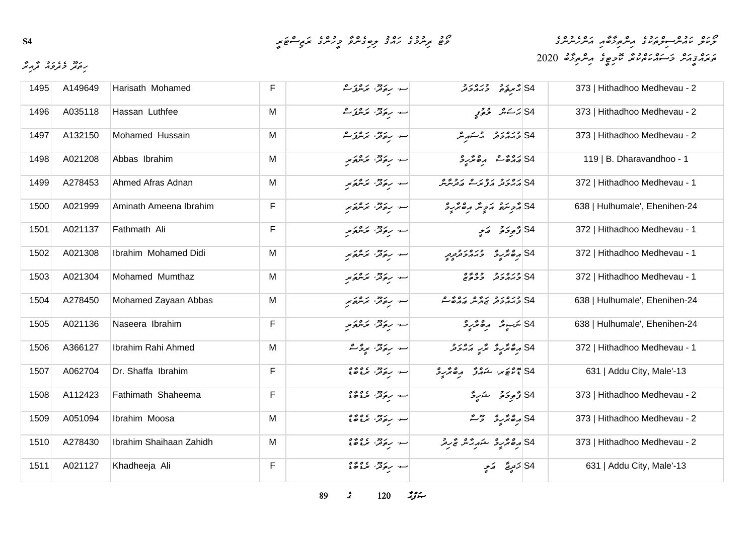| 1495 | A149649 | Harisath Mohamed | F | ސ. ހިތަދޫ، ރަންދޫގެ | S4 ހާރިސަތު މުހައްމަދު | 373 \| Hithadhoo Medhevau - 2 |
|---|---|---|---|---|---|---|
| 1496 | A035118 | Hassan Luthfee | M | ސ. ހިތަދޫ، ރަންދޫގެ | S4 ހަސަން ލުތުފީ | 373 \| Hithadhoo Medhevau - 2 |
| 1497 | A132150 | Mohamed Hussain | M | ސ. ހިތަދޫ، ރަންދޫގެ | S4 މުހައްމަދު ހުސައިން | 373 \| Hithadhoo Medhevau - 2 |
| 1498 | A021208 | Abbas Ibrahim | M | ސ. ހިތަދޫ، ރަންޏަރި | S4 އައްބާސް އިބްރާހިމް | 119 \| B. Dharavandhoo - 1 |
| 1499 | A278453 | Ahmed Afras Adnan | M | ސ. ހިތަދޫ، ރަންޏަރި | S4 އަޙްމަދު އަފްރާސް އަދްނާން | 372 \| Hithadhoo Medhevau - 1 |
| 1500 | A021999 | Aminath Ameena Ibrahim | F | ސ. ހިތަދޫ، ރަންޏަރި | S4 އާމިނަތު އަމީނާ އިބްރާހިމް | 638 \| Hulhumale', Ehenihen-24 |
| 1501 | A021137 | Fathmath Ali | F | ސ. ހިތަދޫ، ރަންޏަރި | S4 ފާތިމަތު އަލި | 372 \| Hithadhoo Medhevau - 1 |
| 1502 | A021308 | Ibrahim Mohamed Didi | M | ސ. ހިތަދޫ، ރަންޏަރި | S4 އިބްރާހިމް މުހައްމަދުދީދީ | 372 \| Hithadhoo Medhevau - 1 |
| 1503 | A021304 | Mohamed Mumthaz | M | ސ. ހިތަދޫ، ރަންޏަރި | S4 މުހައްމަދު މުމްތާޒު | 372 \| Hithadhoo Medhevau - 1 |
| 1504 | A278450 | Mohamed Zayaan Abbas | M | ސ. ހިތަދޫ، ރަންޏަރި | S4 މުހައްމަދު ޒަޔާން އައްބާސް | 638 \| Hulhumale', Ehenihen-24 |
| 1505 | A021136 | Naseera Ibrahim | F | ސ. ހިތަދޫ، ރަންޏަރި | S4 ނަސީރާ އިބްރާހިމް | 638 \| Hulhumale', Ehenihen-24 |
| 1506 | A366127 | Ibrahim Rahi Ahmed | M | ސ. ހިތަދޫ، ރިލްކްސް | S4 އިބްރާހިމް ރާހި އަޙްމަދު | 372 \| Hithadhoo Medhevau - 1 |
| 1507 | A062704 | Dr. Shaffa Ibrahim | F | ސ. ހިތަދޫ، ރޯޒްބަޑް | S4 ޑޮކްޓަރ ޝައްފާ އިބްރާހިމް | 631 \| Addu City, Male'-13 |
| 1508 | A112423 | Fathimath Shaheema | F | ސ. ހިތަދޫ، ރޯޒްބަޑް | S4 ފާތިމަތު ޝަހީމާ | 373 \| Hithadhoo Medhevau - 2 |
| 1509 | A051094 | Ibrahim Moosa | M | ސ. ހިތަދޫ، ރޯޒްބަޑް | S4 އިބްރާހިމް މޫސާ | 373 \| Hithadhoo Medhevau - 2 |
| 1510 | A278430 | Ibrahim Shaihaan Zahidh | M | ސ. ހިތަދޫ، ރޯޒްބަޑް | S4 އިބްރާހިމް ޝައިހާން ޒާހިދު | 373 \| Hithadhoo Medhevau - 2 |
| 1511 | A021127 | Khadheeja Ali | F | ސ. ހިތަދޫ، ރޯޒްބަޑް | S4 ޚަދީޖާ އަލި | 631 \| Addu City, Male'-13 |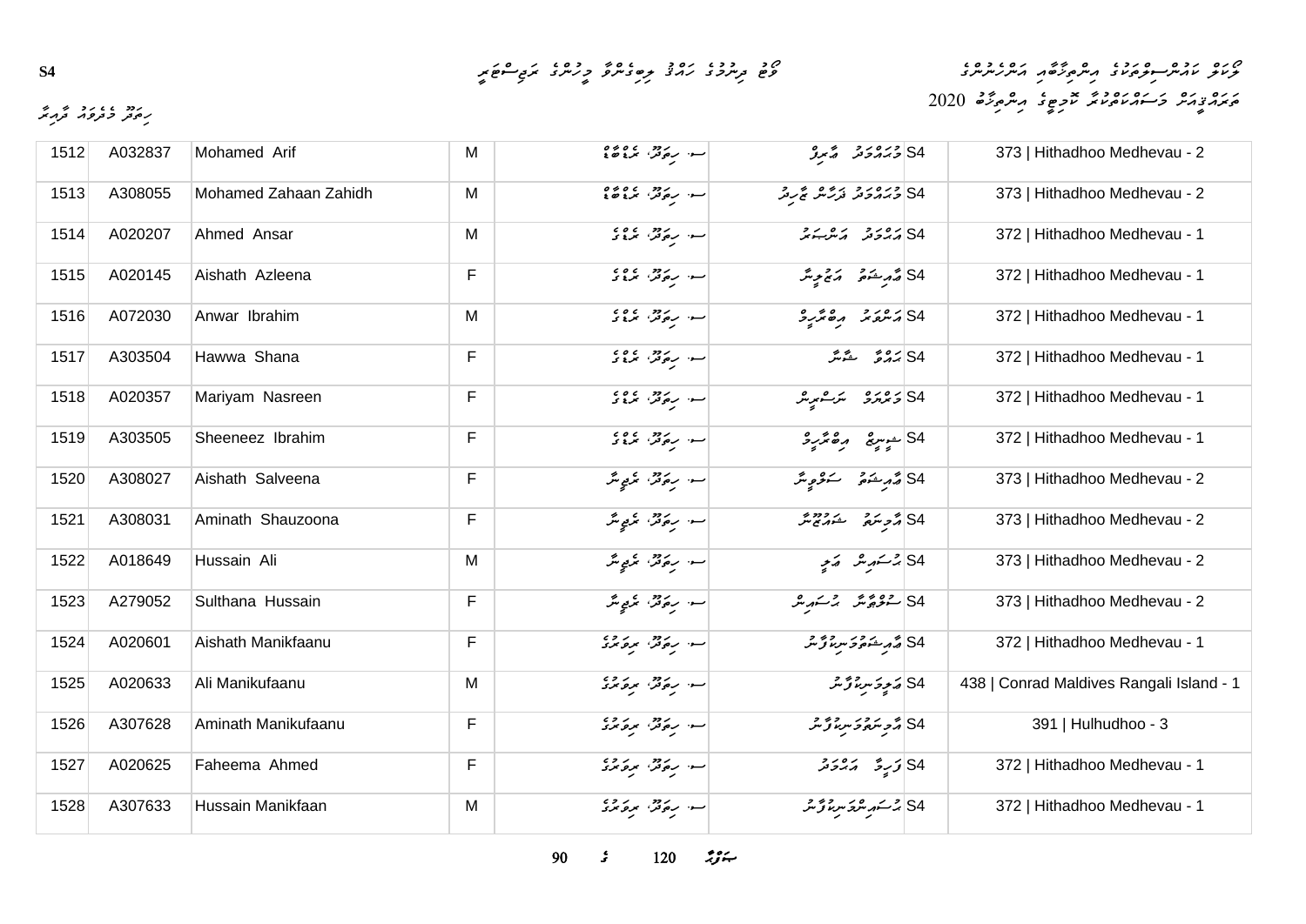| 1512 | A032837 | Mohamed Arif | M | ސ. ހިތަދޫ، ދަނބިދޫ | S4 މުހައްމަދު އާރިފު | 373 \| Hithadhoo Medhevau - 2 |
|---|---|---|---|---|---|---|
| 1513 | A308055 | Mohamed Zahaan Zahidh | M | ސ. ހިތަދޫ، ދަނބިދޫ | S4 މުހައްމަދު ޒަހާން ޒާހިދު | 373 \| Hithadhoo Medhevau - 2 |
| 1514 | A020207 | Ahmed Ansar | M | ސ. ހިތަދޫ، ދަނގެ | S4 އަހްމަދު އަންސާރު | 372 \| Hithadhoo Medhevau - 1 |
| 1515 | A020145 | Aishath Azleena | F | ސ. ހިތަދޫ، ދަނގެ | S4 އާއިޝަތު އަޒްލީނާ | 372 \| Hithadhoo Medhevau - 1 |
| 1516 | A072030 | Anwar Ibrahim | M | ސ. ހިތަދޫ، ދަނގެ | S4 އަންވަރު އިބްރާހީމް | 372 \| Hithadhoo Medhevau - 1 |
| 1517 | A303504 | Hawwa Shana | F | ސ. ހިތަދޫ، ދަނގެ | S4 ހައްވާ ޝަނާ | 372 \| Hithadhoo Medhevau - 1 |
| 1518 | A020357 | Mariyam Nasreen | F | ސ. ހިތަދޫ، ދަނގެ | S4 މަރިޔަމް ނަސްރީން | 372 \| Hithadhoo Medhevau - 1 |
| 1519 | A303505 | Sheeneez Ibrahim | F | ސ. ހިތަދޫ، ދަނގެ | S4 ޝީނީޒް އިބްރާހީމް | 372 \| Hithadhoo Medhevau - 1 |
| 1520 | A308027 | Aishath Salveena | F | ސ. ހިތަދޫ، ދަރުމާން | S4 އާއިޝަތު ސަލްވީނާ | 373 \| Hithadhoo Medhevau - 2 |
| 1521 | A308031 | Aminath Shauzoona | F | ސ. ހިތަދޫ، ދަރުމާން | S4 އާމިނަތު ޝައުޒޫނާ | 373 \| Hithadhoo Medhevau - 2 |
| 1522 | A018649 | Hussain Ali | M | ސ. ހިތަދޫ، ދަރުމާން | S4 ހުސައިން އަލި | 373 \| Hithadhoo Medhevau - 2 |
| 1523 | A279052 | Sulthana Hussain | F | ސ. ހިތަދޫ، ދަރުމާން | S4 ސުލްތާނާ ހުސައިން | 373 \| Hithadhoo Medhevau - 2 |
| 1524 | A020601 | Aishath Manikfaanu | F | ސ. ހިތަދޫ، ނިމަރާގެ | S4 އާއިޝަތު މަނިކުފާނު | 372 \| Hithadhoo Medhevau - 1 |
| 1525 | A020633 | Ali Manikufaanu | M | ސ. ހިތަދޫ، ނިމަރާގެ | S4 އަލިމަނިކުފާނު | 438 \| Conrad Maldives Rangali Island - 1 |
| 1526 | A307628 | Aminath Manikufaanu | F | ސ. ހިތަދޫ، ނިމަރާގެ | S4 އާމިނަތުމަނިކުފާނު | 391 \| Hulhudhoo - 3 |
| 1527 | A020625 | Faheema Ahmed | F | ސ. ހިތަދޫ، ނިމަރާގެ | S4 ފަހީމާ އަހްމަދު | 372 \| Hithadhoo Medhevau - 1 |
| 1528 | A307633 | Hussain Manikfaan | M | ސ. ހިތަދޫ، ނިމަރާގެ | S4 ހުސައިންމަނިކުފާން | 372 \| Hithadhoo Medhevau - 1 |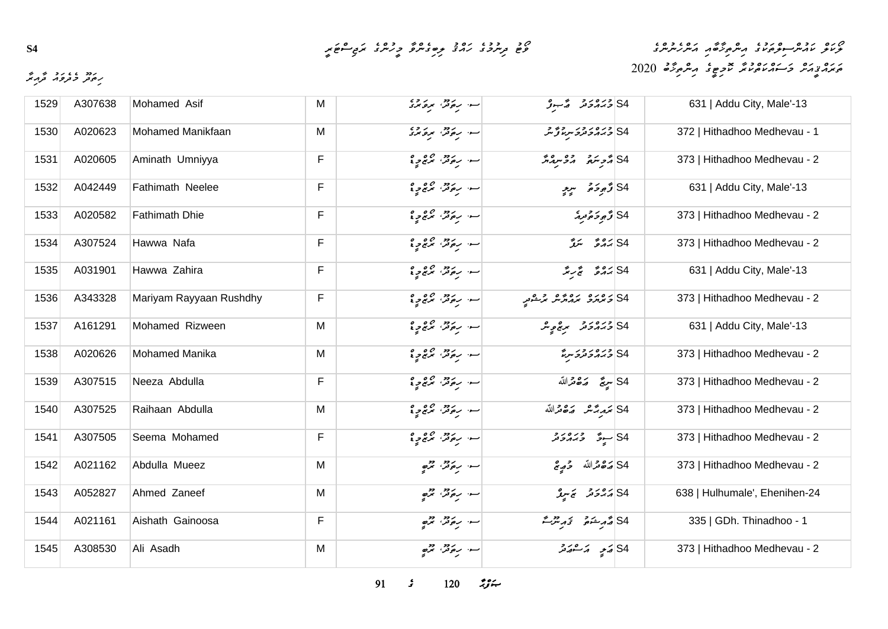| 1529 | A307638 | Mohamed Asif | M | ސ. ހިތަދޫ، ރިތަރަގު | S4 ދުހައްމަދު އާސިފު | 631 \| Addu City, Male'-13 |
|---|---|---|---|---|---|---|
| 1530 | A020623 | Mohamed Manikfaan | M | ސ. ހިތަދޫ، ރިތަރަގު | S4 މުހައްމަދުމަނިކުފާނު | 372 \| Hithadhoo Medhevau - 1 |
| 1531 | A020605 | Aminath Umniyya | F | ސ. ހިތަދޫ، ރޯޒްވިލާ | S4 އާމިނަތު އުމްނިއްޔާ | 373 \| Hithadhoo Medhevau - 2 |
| 1532 | A042449 | Fathimath Neelee | F | ސ. ހިތަދޫ، ރޯޒްވިލާ | S4 ފާތިމަތު ނީލީ | 631 \| Addu City, Male'-13 |
| 1533 | A020582 | Fathimath Dhie | F | ސ. ހިތަދޫ، ރޯޒްވިލާ | S4 ފާތިމަތުދިއު | 373 \| Hithadhoo Medhevau - 2 |
| 1534 | A307524 | Hawwa Nafa | F | ސ. ހިތަދޫ، ރޯޒްވިލާ | S4 ހައްވާ ނަފާ | 373 \| Hithadhoo Medhevau - 2 |
| 1535 | A031901 | Hawwa Zahira | F | ސ. ހިތަދޫ، ރޯޒްވިލާ | S4 ހައްވާ ޒާހިރާ | 631 \| Addu City, Male'-13 |
| 1536 | A343328 | Mariyam Rayyaan Rushdhy | F | ސ. ހިތަދޫ، ރޯޒްވިލާ | S4 މަރިޔަމް ރައްޔާން ރުޝްދީ | 373 \| Hithadhoo Medhevau - 2 |
| 1537 | A161291 | Mohamed Rizween | M | ސ. ހިތަދޫ، ރޯޒްވިލާ | S4 މުހައްމަދު ރިޒްވީން | 631 \| Addu City, Male'-13 |
| 1538 | A020626 | Mohamed Manika | M | ސ. ހިތަދޫ، ރޯޒްވިލާ | S4 މުހައްމަދުމަނިކާ | 373 \| Hithadhoo Medhevau - 2 |
| 1539 | A307515 | Neeza Abdulla | F | ސ. ހިތަދޫ، ރޯޒްވިލާ | S4 ނީޒާ އަބްދުﷲ | 373 \| Hithadhoo Medhevau - 2 |
| 1540 | A307525 | Raihaan Abdulla | M | ސ. ހިތަދޫ، ރޯޒްވިލާ | S4 ރައިހާން އަބްދުﷲ | 373 \| Hithadhoo Medhevau - 2 |
| 1541 | A307505 | Seema Mohamed | F | ސ. ހިތަދޫ، ރޯޒްވިލާ | S4 ސީމާ މުހައްމަދު | 373 \| Hithadhoo Medhevau - 2 |
| 1542 | A021162 | Abdulla Mueez | M | ސ. ހިތަދޫ، ރޯޒް | S4 އަބްދުﷲ މުޢީޒު | 373 \| Hithadhoo Medhevau - 2 |
| 1543 | A052827 | Ahmed Zaneef | M | ސ. ހިތަދޫ، ރޯޒް | S4 އަހްމަދު ޒަނީފު | 638 \| Hulhumale', Ehenihen-24 |
| 1544 | A021161 | Aishath Gainoosa | F | ސ. ހިތަދޫ، ރޯޒް | S4 އާއިޝަތު ގައިނޫސާ | 335 \| GDh. Thinadhoo - 1 |
| 1545 | A308530 | Ali Asadh | M | ސ. ހިތަދޫ، ރޯޒް | S4 އަލީ އަސްޢަދު | 373 \| Hithadhoo Medhevau - 2 |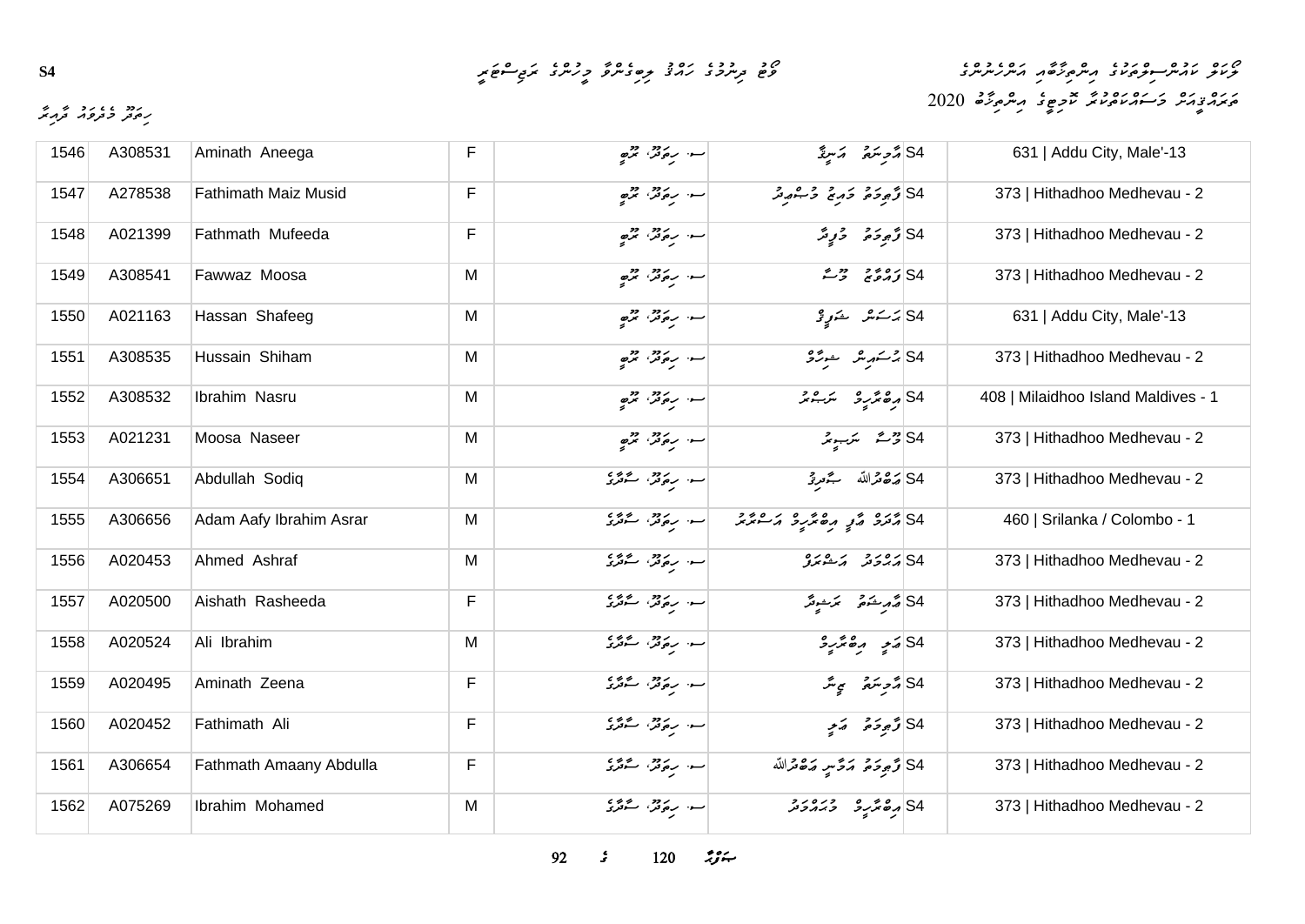| 1546 | A308531 | Aminath Aneega | F | ސ. ހިތަދޫ، ނޫރީ | S4 އާމިނަތު އަނީގާ | 631 \| Addu City, Male'-13 |
|---|---|---|---|---|---|---|
| 1547 | A278538 | Fathimath Maiz Musid | F | ސ. ހިތަދޫ، ނޫރީ | S4 ފާތިމަތު މައިޒު މުސްއިދު | 373 \| Hithadhoo Medhevau - 2 |
| 1548 | A021399 | Fathmath Mufeeda | F | ސ. ހިތަދޫ، ނޫރީ | S4 ފާތިމަތު މުފީދާ | 373 \| Hithadhoo Medhevau - 2 |
| 1549 | A308541 | Fawwaz Moosa | M | ސ. ހިތަދޫ، ނޫރީ | S4 ފައްވާޒު މޫސާ | 373 \| Hithadhoo Medhevau - 2 |
| 1550 | A021163 | Hassan Shafeeg | M | ސ. ހިތަދޫ، ނޫރީ | S4 ހަސަން ޝަފީގު | 631 \| Addu City, Male'-13 |
| 1551 | A308535 | Hussain Shiham | M | ސ. ހިތަދޫ، ނޫރީ | S4 ހުސައިން ޝިހާމް | 373 \| Hithadhoo Medhevau - 2 |
| 1552 | A308532 | Ibrahim Nasru | M | ސ. ހިތަދޫ، ނޫރީ | S4 އިބްރާހީމް ނަސްރު | 408 \| Milaidhoo Island Maldives - 1 |
| 1553 | A021231 | Moosa Naseer | M | ސ. ހިތަދޫ، ނޫރީ | S4 މޫސާ ނަސީރު | 373 \| Hithadhoo Medhevau - 2 |
| 1554 | A306651 | Abdullah Sodiq | M | ސ. ހިތަދޫ، ސޯދާގެ | S4 އަބްދުﷲ ސާދިޤު | 373 \| Hithadhoo Medhevau - 2 |
| 1555 | A306656 | Adam Aafy Ibrahim Asrar | M | ސ. ހިތަދޫ، ސޯދާގެ | S4 އާދަމް އާފީ އިބްރާހީމް އަސްރާރު | 460 \| Srilanka / Colombo - 1 |
| 1556 | A020453 | Ahmed Ashraf | M | ސ. ހިތަދޫ، ސޯދާގެ | S4 އަހްމަދު އަޝްރަފް | 373 \| Hithadhoo Medhevau - 2 |
| 1557 | A020500 | Aishath Rasheeda | F | ސ. ހިތަދޫ، ސޯދާގެ | S4 އާއިޝަތު ރަޝީދާ | 373 \| Hithadhoo Medhevau - 2 |
| 1558 | A020524 | Ali Ibrahim | M | ސ. ހިތަދޫ، ސޯދާގެ | S4 އަލީ އިބްރާހީމް | 373 \| Hithadhoo Medhevau - 2 |
| 1559 | A020495 | Aminath Zeena | F | ސ. ހިތަދޫ، ސޯދާގެ | S4 އާމިނަތު ޒީނާ | 373 \| Hithadhoo Medhevau - 2 |
| 1560 | A020452 | Fathimath Ali | F | ސ. ހިތަދޫ، ސޯދާގެ | S4 ފާތިމަތު އަލީ | 373 \| Hithadhoo Medhevau - 2 |
| 1561 | A306654 | Fathmath Amaany Abdulla | F | ސ. ހިތަދޫ، ސޯދާގެ | S4 ފާތިމަތު އަމާނީ އަބްދުﷲ | 373 \| Hithadhoo Medhevau - 2 |
| 1562 | A075269 | Ibrahim Mohamed | M | ސ. ހިތަދޫ، ސޯދާގެ | S4 އިބްރާހީމް މުހައްމަދު | 373 \| Hithadhoo Medhevau - 2 |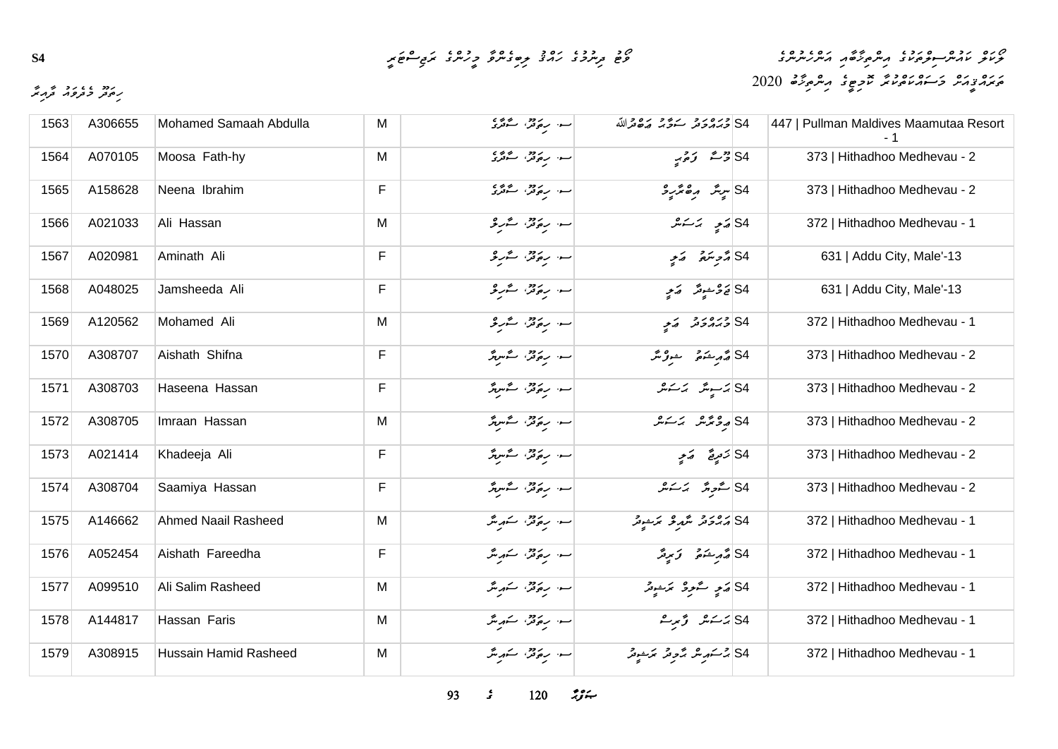| 1563 | A306655 | Mohamed Samaah Abdulla | M | سه رەتر، سەترى | S4 ۋىزەر قىرىم سەۋىر مەھەتراللە | 447 \| Pullman Maldives Maamutaa Resort - 1 |
|---|---|---|---|---|---|---|
| 1564 | A070105 | Moosa Fath-hy | M | سه رەتر، سەترى | S4 تۇشە ئۇھوپ | 373 \| Hithadhoo Medhevau - 2 |
| 1565 | A158628 | Neena Ibrahim | F | سه رەتر، سەترى | S4 سرىگر مەھەتمرىۋ | 373 \| Hithadhoo Medhevau - 2 |
| 1566 | A021033 | Ali Hassan | M | سه رەتر، سەرىۋ | S4 ئەمپە ئەسەئىر | 372 \| Hithadhoo Medhevau - 1 |
| 1567 | A020981 | Aminath Ali | F | سه رەتر، سەرىۋ | S4 ئەترىئىتھ ئەمپە | 631 \| Addu City, Male'-13 |
| 1568 | A048025 | Jamsheeda Ali | F | سه رەتر، سەرىۋ | S4 يخۇشپۇتر ئەمپە | 631 \| Addu City, Male'-13 |
| 1569 | A120562 | Mohamed Ali | M | سه رەتر، سەرىۋ | S4 ۋىزەرقىر ئەمپە | 372 \| Hithadhoo Medhevau - 1 |
| 1570 | A308707 | Aishath Shifna | F | سه رەتر، سەسرىگە | S4 ئەرمىشقۇ شوۋىگر | 373 \| Hithadhoo Medhevau - 2 |
| 1571 | A308703 | Haseena Hassan | F | سه رەتر، سەسرىگە | S4 ئەسپىگر ئەسەئىر | 373 \| Hithadhoo Medhevau - 2 |
| 1572 | A308705 | Imraan Hassan | M | سه رەتر، سەسرىگە | S4 مەۋترىر ئەسەئىر | 373 \| Hithadhoo Medhevau - 2 |
| 1573 | A021414 | Khadeeja Ali | F | سه رەتر، سەسرىگە | S4 ئەمرىقى ئەمپە | 373 \| Hithadhoo Medhevau - 2 |
| 1574 | A308704 | Saamiya Hassan | F | سه رەتر، سەسرىگە | S4 سەۋىگە ئەسەئىر | 373 \| Hithadhoo Medhevau - 2 |
| 1575 | A146662 | Ahmed Naail Rasheed | M | سه رەتر، سەمرىگە | S4 ئەبۇۋىتر سەمرۇ ئىرشۇتر | 372 \| Hithadhoo Medhevau - 1 |
| 1576 | A052454 | Aishath Fareedha | F | سه رەتر، سەمرىگە | S4 ئەرمىشقۇ ۋىرىگە | 372 \| Hithadhoo Medhevau - 1 |
| 1577 | A099510 | Ali Salim Rasheed | M | سه رەتر، سەمرىگە | S4 ئەمپە سەۋرۇ ئىرشۇتر | 372 \| Hithadhoo Medhevau - 1 |
| 1578 | A144817 | Hassan Faris | M | سه رەتر، سەمرىگە | S4 ئەسەئىر ۋىترىش | 372 \| Hithadhoo Medhevau - 1 |
| 1579 | A308915 | Hussain Hamid Rasheed | M | سه رەتر، سەمرىگە | S4 ئەسەمرىگە ئەۋىتر ئىرشۇتر | 372 \| Hithadhoo Medhevau - 1 |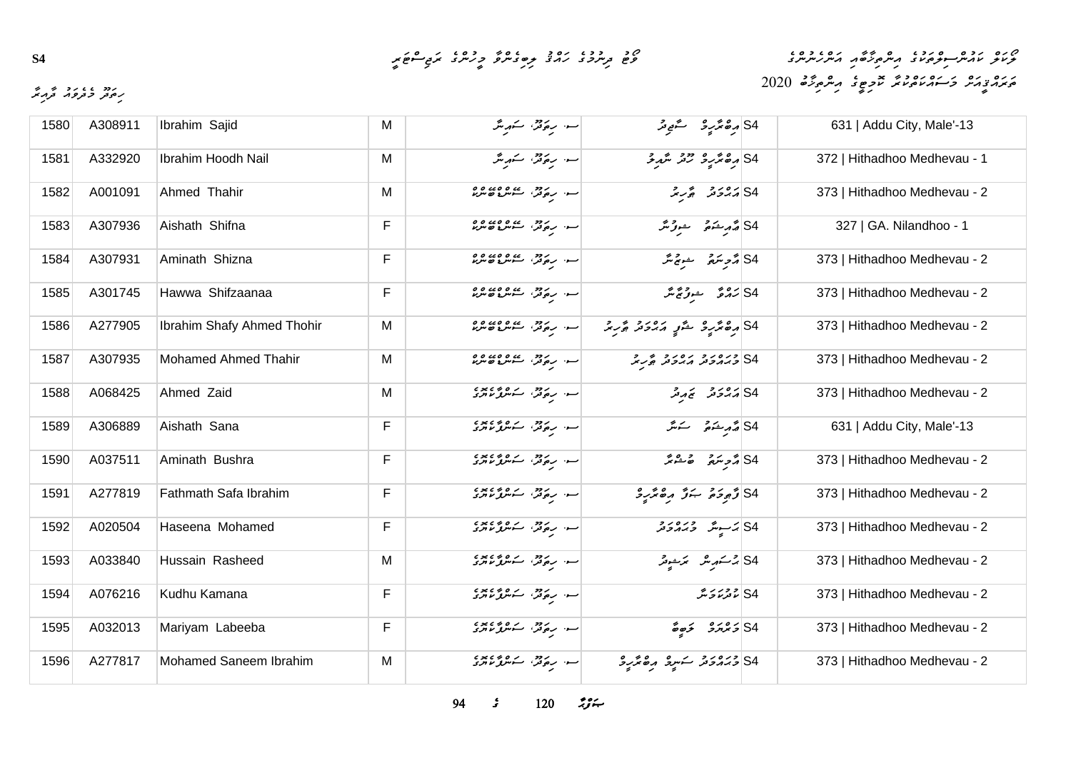| 1580 | A308911 | Ibrahim Sajid | M | ސ. ހިތަދޫ، ސަހިނާ | S4 އިބްރާހީމް ސާޖިދު | 631 \| Addu City, Male'-13 |
|---|---|---|---|---|---|---|
| 1581 | A332920 | Ibrahim Hoodh Nail | M | ސ. ހިތަދޫ، ސަހިނާ | S4 އިބްރާހީމް ހޫދު ނާއިލް | 372 \| Hithadhoo Medhevau - 1 |
| 1582 | A001091 | Ahmed Thahir | M | ސ. ހިތަދޫ، ސޯސަންގެބަގީޗާ | S4 އަހުމަދު ތާހިރު | 373 \| Hithadhoo Medhevau - 2 |
| 1583 | A307936 | Aishath Shifna | F | ސ. ހިތަދޫ، ސޯސަންގެބަގީޗާ | S4 އާއިޝަތު ޝިފްނާ | 327 \| GA. Nilandhoo - 1 |
| 1584 | A307931 | Aminath Shizna | F | ސ. ހިތަދޫ، ސޯސަންގެބަގީޗާ | S4 އާމިނަތު ޝިޒްނާ | 373 \| Hithadhoo Medhevau - 2 |
| 1585 | A301745 | Hawwa Shifzaanaa | F | ސ. ހިތަދޫ، ސޯސަންގެބަގީޗާ | S4 ހައްވާ ޝިފްޒާނާ | 373 \| Hithadhoo Medhevau - 2 |
| 1586 | A277905 | Ibrahim Shafy Ahmed Thohir | M | ސ. ހިތަދޫ، ސޯސަންގެބަގީޗާ | S4 އިބްރާހީމް ޝާފީ އަހުމަދު ތާހިރު | 373 \| Hithadhoo Medhevau - 2 |
| 1587 | A307935 | Mohamed Ahmed Thahir | M | ސ. ހިތަދޫ، ސޯސަންގެބަގީޗާ | S4 މުހައްމަދު އަހުމަދު ތާހިރު | 373 \| Hithadhoo Medhevau - 2 |
| 1588 | A068425 | Ahmed Zaid | M | ސ. ހިތަދޫ، ސަންފްލަވަރު | S4 އަހުމަދު ޒައިދު | 373 \| Hithadhoo Medhevau - 2 |
| 1589 | A306889 | Aishath Sana | F | ސ. ހިތަދޫ، ސަންފްލަވަރު | S4 އާއިޝަތު ސަނާ | 631 \| Addu City, Male'-13 |
| 1590 | A037511 | Aminath Bushra | F | ސ. ހިތަދޫ، ސަންފްލަވަރު | S4 އާމިނަތު ބުޝްރާ | 373 \| Hithadhoo Medhevau - 2 |
| 1591 | A277819 | Fathmath Safa Ibrahim | F | ސ. ހިތަދޫ، ސަންފްލަވަރު | S4 ފާތިމަތު ޞަފާ އިބްރާހީމް | 373 \| Hithadhoo Medhevau - 2 |
| 1592 | A020504 | Haseena Mohamed | F | ސ. ހިތަދޫ، ސަންފްލަވަރު | S4 ހަސީނާ މުހައްމަދު | 373 \| Hithadhoo Medhevau - 2 |
| 1593 | A033840 | Hussain Rasheed | M | ސ. ހިތަދޫ، ސަންފްލަވަރު | S4 ހުސައިން ރަޝީދު | 373 \| Hithadhoo Medhevau - 2 |
| 1594 | A076216 | Kudhu Kamana | F | ސ. ހިތަދޫ، ސަންފްލަވަރު | S4 ކުދުކަމަނާ | 373 \| Hithadhoo Medhevau - 2 |
| 1595 | A032013 | Mariyam Labeeba | F | ސ. ހިތަދޫ، ސަންފްލަވަރު | S4 މަރިޔަމް ލަބީބާ | 373 \| Hithadhoo Medhevau - 2 |
| 1596 | A277817 | Mohamed Saneem Ibrahim | M | ސ. ހިތަދޫ، ސަންފްލަވަރު | S4 މުހައްމަދު ސަނީމް އިބްރާހީމް | 373 \| Hithadhoo Medhevau - 2 |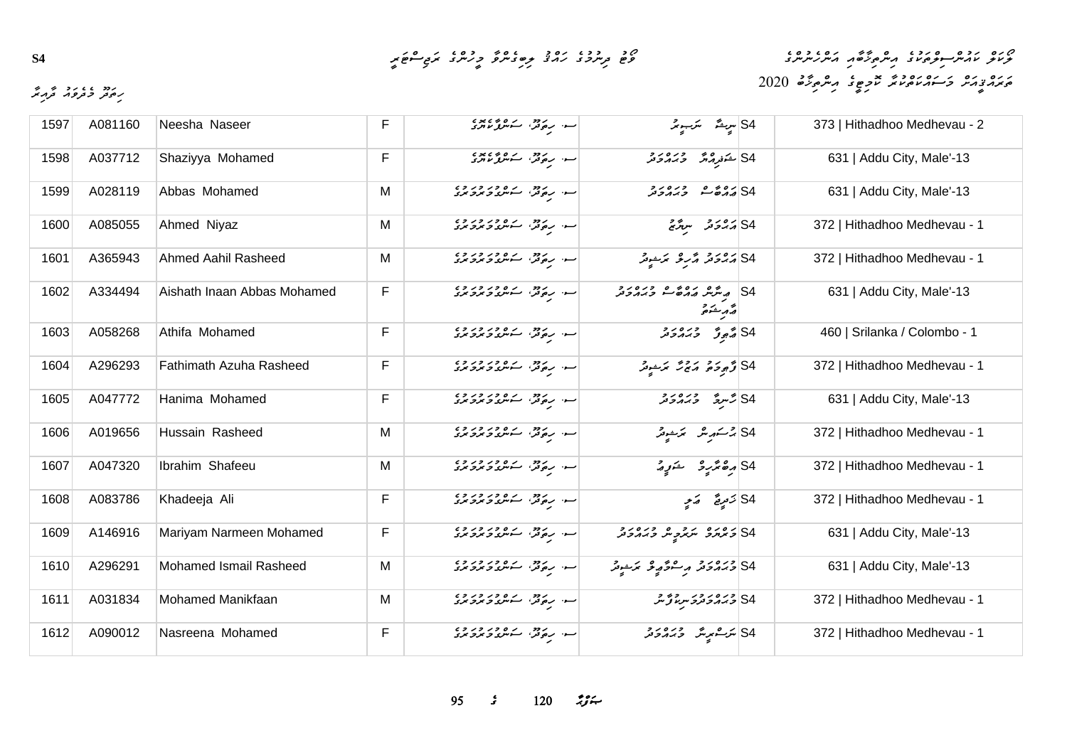| 1597 | A081160 | Neesha Naseer | F | ސ. ހިތަދޫ، ސަންފްލާވަރ | S4 ނީޝާ ނަސީރު | 373 \| Hithadhoo Medhevau - 2 |
|---|---|---|---|---|---|---|
| 1598 | A037712 | Shaziyya Mohamed | F | ސ. ހިތަދޫ، ސަންފްލާވަރ | S4 ޝާޒިއްޔާ މުޙައްމަދު | 631 \| Addu City, Male'-13 |
| 1599 | A028119 | Abbas Mohamed | M | ސ. ހިތަދޫ، ސަންފްލާވަރގެ | S4 އައްބާސް މުޙައްމަދު | 631 \| Addu City, Male'-13 |
| 1600 | A085055 | Ahmed Niyaz | M | ސ. ހިތަދޫ، ސަންފްލާވަރގެ | S4 އަޙްމަދު ނިޔާޒު | 372 \| Hithadhoo Medhevau - 1 |
| 1601 | A365943 | Ahmed Aahil Rasheed | M | ސ. ހިތަދޫ، ސަންފްލާވަރގެ | S4 އަޙްމަދު އާހިލް ރަޝީދު | 372 \| Hithadhoo Medhevau - 1 |
| 1602 | A334494 | Aishath Inaan Abbas Mohamed | F | ސ. ހިތަދޫ، ސަންފްލާވަރގެ | S4 އިނާން އައްބާސް މުޙައްމަދު އާއިޝަތު | 631 \| Addu City, Male'-13 |
| 1603 | A058268 | Athifa Mohamed | F | ސ. ހިތަދޫ، ސަންފްލާވަރގެ | S4 އާތިފާ މުޙައްމަދު | 460 \| Srilanka / Colombo - 1 |
| 1604 | A296293 | Fathimath Azuha Rasheed | F | ސ. ހިތަދޫ، ސަންފްލާވަރގެ | S4 ފާތިމަތު އަޟުހާ ރަޝީދު | 372 \| Hithadhoo Medhevau - 1 |
| 1605 | A047772 | Hanima Mohamed | F | ސ. ހިތަދޫ، ސަންފްލާވަރގެ | S4 ހާނިމާ މުޙައްމަދު | 631 \| Addu City, Male'-13 |
| 1606 | A019656 | Hussain Rasheed | M | ސ. ހިތަދޫ، ސަންފްލާވަރގެ | S4 ހުސައިން ރަޝީދު | 372 \| Hithadhoo Medhevau - 1 |
| 1607 | A047320 | Ibrahim Shafeeu | M | ސ. ހިތަދޫ، ސަންފްލާވަރގެ | S4 އިބްރާހީމް ޝަފީޢު | 372 \| Hithadhoo Medhevau - 1 |
| 1608 | A083786 | Khadeeja Ali | F | ސ. ހިތަދޫ، ސަންފްލާވަރގެ | S4 ޚަދީޖާ ޢަލީ | 372 \| Hithadhoo Medhevau - 1 |
| 1609 | A146916 | Mariyam Narmeen Mohamed | F | ސ. ހިތަދޫ، ސަންފްލާވަރގެ | S4 މަރިޔަމް ނަރުމީން މުޙައްމަދު | 631 \| Addu City, Male'-13 |
| 1610 | A296291 | Mohamed Ismail Rasheed | M | ސ. ހިތަދޫ، ސަންފްލާވަރގެ | S4 މުޙައްމަދު އިސްމާޢީލް ރަޝީދު | 631 \| Addu City, Male'-13 |
| 1611 | A031834 | Mohamed Manikfaan | M | ސ. ހިތަދޫ، ސަންފްލާވަރގެ | S4 މުޙައްމަދުމަނިކުފާނު | 372 \| Hithadhoo Medhevau - 1 |
| 1612 | A090012 | Nasreena Mohamed | F | ސ. ހިތަދޫ، ސަންފްލާވަރގެ | S4 ނަސްރީނާ މުޙައްމަދު | 372 \| Hithadhoo Medhevau - 1 |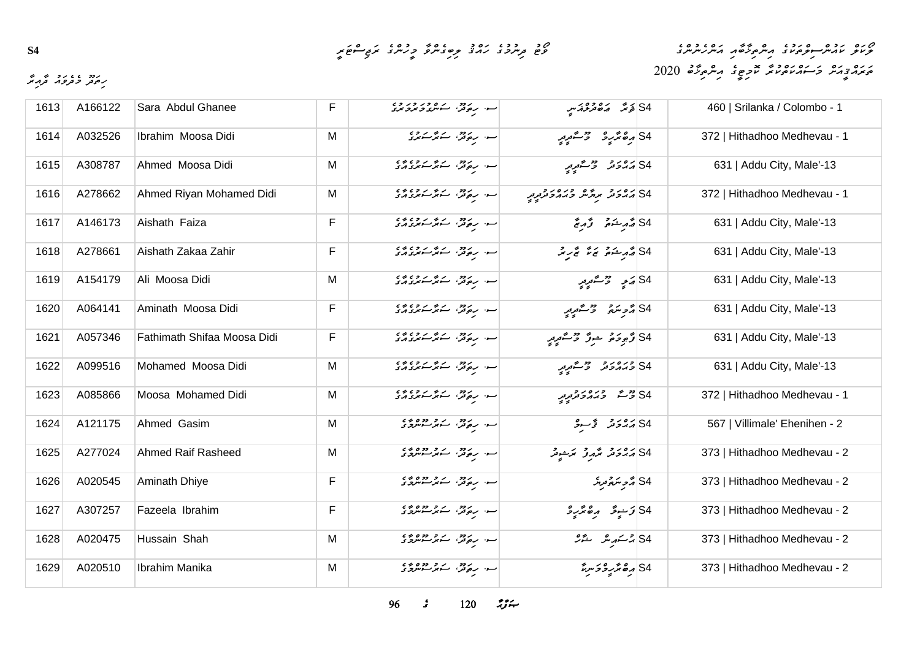| 1613 | A166122 | Sara Abdul Ghanee | F | ސ. ހިތަދޫ، ސަންދަލުވަށްގެ | S4 | ޞާރާ އަބްދުލްޣަނީ | 460 \| Srilanka / Colombo - 1 |
|---|---|---|---|---|---|---|---|
| 1614 | A032526 | Ibrahim Moosa Didi | M | ސ. ހިތަދޫ، ސަރަހައްދު | S4 | އިބްރާހީމް މޫސާދީދީ | 372 \| Hithadhoo Medhevau - 1 |
| 1615 | A308787 | Ahmed Moosa Didi | M | ސ. ހިތަދޫ، ސަރަހައްދުގެ | S4 | އަޙްމަދު މޫސާދީދީ | 631 \| Addu City, Male'-13 |
| 1616 | A278662 | Ahmed Riyan Mohamed Didi | M | ސ. ހިތަދޫ، ސަރަހައްދުގެ | S4 | އަޙްމަދު ރިޔާން މުޙައްމަދުދީދީ | 372 \| Hithadhoo Medhevau - 1 |
| 1617 | A146173 | Aishath Faiza | F | ސ. ހިތަދޫ، ސަރަހައްދުގެ | S4 | އާއިޝަތު ފާއިޒާ | 631 \| Addu City, Male'-13 |
| 1618 | A278661 | Aishath Zakaa Zahir | F | ސ. ހިތަދޫ، ސަރަހައްދުގެ | S4 | އާއިޝަތު ޒަކާ ޒާހިރު | 631 \| Addu City, Male'-13 |
| 1619 | A154179 | Ali Moosa Didi | M | ސ. ހިތަދޫ، ސަރަހައްދުގެ | S4 | އަލި މޫސާދީދީ | 631 \| Addu City, Male'-13 |
| 1620 | A064141 | Aminath Moosa Didi | F | ސ. ހިތަދޫ، ސަރަހައްދުގެ | S4 | އާމިނަތު މޫސާދީދީ | 631 \| Addu City, Male'-13 |
| 1621 | A057346 | Fathimath Shifaa Moosa Didi | F | ސ. ހިތަދޫ، ސަރަހައްދުގެ | S4 | ފާތިމަތު ޝިފާ މޫސާދީދީ | 631 \| Addu City, Male'-13 |
| 1622 | A099516 | Mohamed Moosa Didi | M | ސ. ހިތަދޫ، ސަރަހައްދުގެ | S4 | މުޙައްމަދު މޫސާދީދީ | 631 \| Addu City, Male'-13 |
| 1623 | A085866 | Moosa Mohamed Didi | M | ސ. ހިތަދޫ، ސަރަހައްދުގެ | S4 | މޫސާ މުޙައްމަދުދީދީ | 372 \| Hithadhoo Medhevau - 1 |
| 1624 | A121175 | Ahmed Gasim | M | ސ. ހިތަދޫ، ސަރުކޯޓުގެ | S4 | އަޙްމަދު ޤާސިމް | 567 \| Villimale' Ehenihen - 2 |
| 1625 | A277024 | Ahmed Raif Rasheed | M | ސ. ހިތަދޫ، ސަރުކޯޓުގެ | S4 | އަޙްމަދު ރާއިފް ރަޝީދު | 373 \| Hithadhoo Medhevau - 2 |
| 1626 | A020545 | Aminath Dhiye | F | ސ. ހިތަދޫ، ސަރުކޯޓުގެ | S4 | އާމިނަތުދިޔެ | 373 \| Hithadhoo Medhevau - 2 |
| 1627 | A307257 | Fazeela Ibrahim | F | ސ. ހިތަދޫ، ސަރުކޯޓުގެ | S4 | ފަޟީލާ އިބްރާހީމް | 373 \| Hithadhoo Medhevau - 2 |
| 1628 | A020475 | Hussain Shah | M | ސ. ހިތަދޫ، ސަރުކޯޓުގެ | S4 | ހުސައިން ޝާހް | 373 \| Hithadhoo Medhevau - 2 |
| 1629 | A020510 | Ibrahim Manika | M | ސ. ހިތަދޫ، ސަރުކޯޓުގެ | S4 | އިބްރާހީމްމަނިކާ | 373 \| Hithadhoo Medhevau - 2 |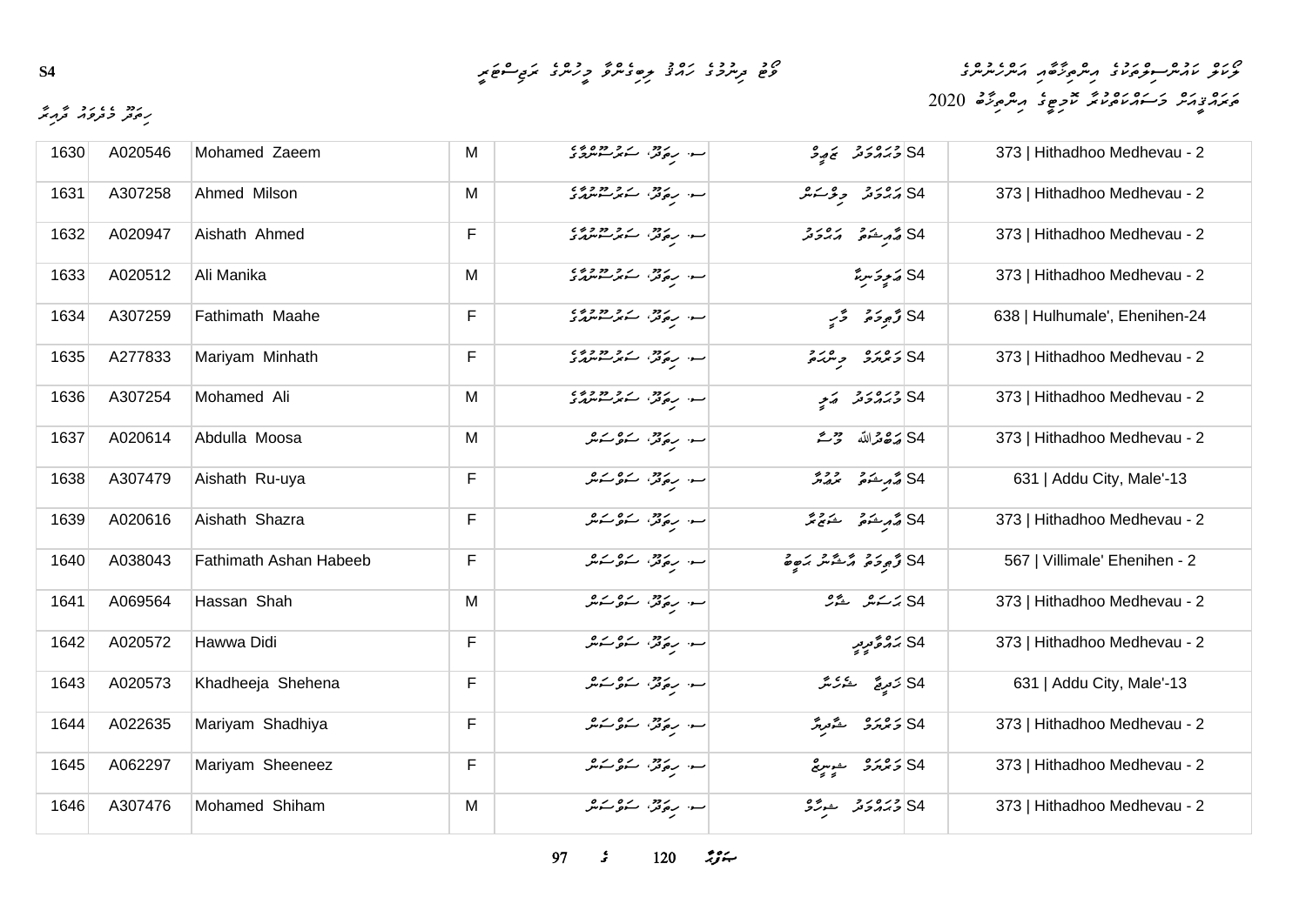| 1630 | A020546 | Mohamed Zaeem | M | ސ. ހިތަދޫ، ސަރުމަސްތޫރާގެ | S4 | މުޙައްމަދު ޒަޢީމް | 373 \| Hithadhoo Medhevau - 2 |
|---|---|---|---|---|---|---|---|
| 1631 | A307258 | Ahmed Milson | M | ސ. ހިތަދޫ، ސަރުމަސްތޫރާގެ | S4 | އަޙްމަދު މިލްސަން | 373 \| Hithadhoo Medhevau - 2 |
| 1632 | A020947 | Aishath Ahmed | F | ސ. ހިތަދޫ، ސަރުމަސްތޫރާގެ | S4 | އާއިޝަތު އަޙްމަދު | 373 \| Hithadhoo Medhevau - 2 |
| 1633 | A020512 | Ali Manika | M | ސ. ހިތަދޫ، ސަރުމަސްތޫރާގެ | S4 | އަލިމަނިކާ | 373 \| Hithadhoo Medhevau - 2 |
| 1634 | A307259 | Fathimath Maahe | F | ސ. ހިތަދޫ، ސަރުމަސްތޫރާގެ | S4 | ފާތިމަތު މާހެ | 638 \| Hulhumale', Ehenihen-24 |
| 1635 | A277833 | Mariyam Minhath | F | ސ. ހިތަދޫ، ސަރުމަސްތޫރާގެ | S4 | މަރިޔަމް މިންހަތު | 373 \| Hithadhoo Medhevau - 2 |
| 1636 | A307254 | Mohamed Ali | M | ސ. ހިތަދޫ، ސަރުމަސްތޫރާގެ | S4 | މުޙައްމަދު ޢަލި | 373 \| Hithadhoo Medhevau - 2 |
| 1637 | A020614 | Abdulla Moosa | M | ސ. ހިތަދޫ، ސަވޮސަން | S4 | އަބްދުﷲ މޫސާ | 373 \| Hithadhoo Medhevau - 2 |
| 1638 | A307479 | Aishath Ru-uya | F | ސ. ހިތަދޫ، ސަވޮސަން | S4 | އާއިޝަތު ރުއުޔާ | 631 \| Addu City, Male'-13 |
| 1639 | A020616 | Aishath Shazra | F | ސ. ހިތަދޫ، ސަވޮސަން | S4 | އާއިޝަތު ޝަޒްރާ | 373 \| Hithadhoo Medhevau - 2 |
| 1640 | A038043 | Fathimath Ashan Habeeb | F | ސ. ހިތަދޫ، ސަވޮސަން | S4 | ފާތިމަތު އާޝާން ހަބީބު | 567 \| Villimale' Ehenihen - 2 |
| 1641 | A069564 | Hassan Shah | M | ސ. ހިތަދޫ، ސަވޮސަން | S4 | ހަސަން ޝާހް | 373 \| Hithadhoo Medhevau - 2 |
| 1642 | A020572 | Hawwa Didi | F | ސ. ހިތަދޫ، ސަވޮސަން | S4 | ހައްވާދީދީ | 373 \| Hithadhoo Medhevau - 2 |
| 1643 | A020573 | Khadheeja Shehena | F | ސ. ހިތަދޫ، ސަވޮސަން | S4 | ޚަދީޖާ ޝެހެނާ | 631 \| Addu City, Male'-13 |
| 1644 | A022635 | Mariyam Shadhiya | F | ސ. ހިތަދޫ، ސަވޮސަން | S4 | މަރިޔަމް ޝާދިޔާ | 373 \| Hithadhoo Medhevau - 2 |
| 1645 | A062297 | Mariyam Sheeneez | F | ސ. ހިތަދޫ، ސަވޮސަން | S4 | މަރިޔަމް ޝީނީޒް | 373 \| Hithadhoo Medhevau - 2 |
| 1646 | A307476 | Mohamed Shiham | M | ސ. ހިތަދޫ، ސަވޮސަން | S4 | މުޙައްމަދު ޝިހާމް | 373 \| Hithadhoo Medhevau - 2 |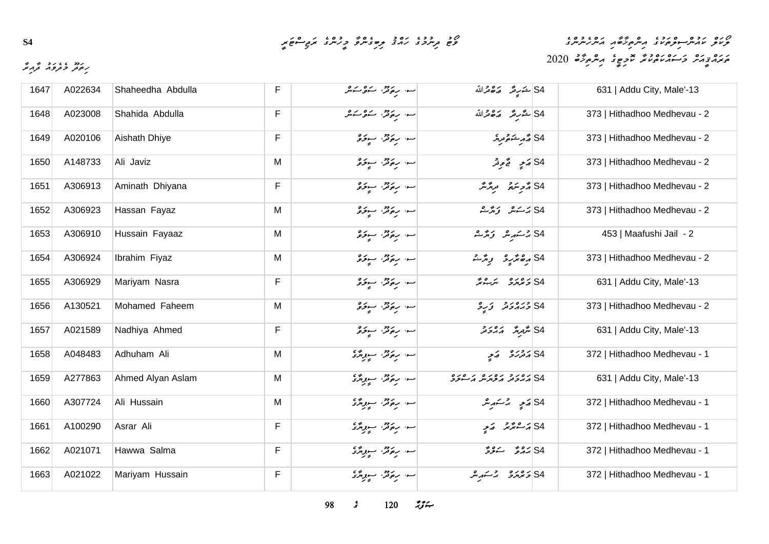| 1647 | A022634 | Shaheedha Abdulla | F | ސ. ހިތަދޫ، ސަވޭރަނަ | S4 ޝަހީދާ އަބްދުﷲ | 631 \| Addu City, Male'-13 |
|---|---|---|---|---|---|---|
| 1648 | A023008 | Shahida Abdulla | F | ސ. ހިތަދޫ، ސަވޭރަނަ | S4 ޝާހިދާ އަބްދުﷲ | 373 \| Hithadhoo Medhevau - 2 |
| 1649 | A020106 | Aishath Dhiye | F | ސ. ހިތަދޫ، ސިލްވާ | S4 އާއިޝަތުދިޔެ | 373 \| Hithadhoo Medhevau - 2 |
| 1650 | A148733 | Ali Javiz | M | ސ. ހިތަދޫ، ސިލްވާ | S4 އަލި ޖާވިޒް | 373 \| Hithadhoo Medhevau - 2 |
| 1651 | A306913 | Aminath Dhiyana | F | ސ. ހިތަދޫ، ސިލްވާ | S4 އާމިނަތު ދިޔާނާ | 373 \| Hithadhoo Medhevau - 2 |
| 1652 | A306923 | Hassan Fayaz | M | ސ. ހިތަދޫ، ސިލްވާ | S4 ހަސަން ފައްޔާޒް | 373 \| Hithadhoo Medhevau - 2 |
| 1653 | A306910 | Hussain Fayaaz | M | ސ. ހިތަދޫ، ސިލްވާ | S4 ހުސައިން ފައްޔާޒް | 453 \| Maafushi Jail - 2 |
| 1654 | A306924 | Ibrahim Fiyaz | M | ސ. ހިތަދޫ، ސިލްވާ | S4 އިބްރާހީމް ފިޔާޒް | 373 \| Hithadhoo Medhevau - 2 |
| 1655 | A306929 | Mariyam Nasra | F | ސ. ހިތަދޫ، ސިލްވާ | S4 މަރިޔަމް ނަސްރާ | 631 \| Addu City, Male'-13 |
| 1656 | A130521 | Mohamed Faheem | M | ސ. ހިތަދޫ، ސިލްވާ | S4 މުހައްމަދު ފަހީމް | 373 \| Hithadhoo Medhevau - 2 |
| 1657 | A021589 | Nadhiya Ahmed | F | ސ. ހިތަދޫ، ސިލްވާ | S4 ނާދިޔާ އަހްމަދު | 631 \| Addu City, Male'-13 |
| 1658 | A048483 | Adhuham Ali | M | ސ. ހިތަދޫ، ސިލްވަރގޭ | S4 އަދުހަމް އަލި | 372 \| Hithadhoo Medhevau - 1 |
| 1659 | A277863 | Ahmed Alyan Aslam | M | ސ. ހިތަދޫ، ސިލްވަރގޭ | S4 އަހްމަދު އަލްޔާން އަސްލަމް | 631 \| Addu City, Male'-13 |
| 1660 | A307724 | Ali Hussain | M | ސ. ހިތަދޫ، ސިލްވަރގޭ | S4 އަލި ހުސައިން | 372 \| Hithadhoo Medhevau - 1 |
| 1661 | A100290 | Asrar Ali | F | ސ. ހިތަދޫ، ސިލްވަރގޭ | S4 އަސްރާރު އަލި | 372 \| Hithadhoo Medhevau - 1 |
| 1662 | A021071 | Hawwa Salma | F | ސ. ހިތަދޫ، ސިލްވަރގޭ | S4 ހައްވާ ސަލްމާ | 372 \| Hithadhoo Medhevau - 1 |
| 1663 | A021022 | Mariyam Hussain | F | ސ. ހިތަދޫ، ސިލްވަރގޭ | S4 މަރިޔަމް ހުސައިން | 372 \| Hithadhoo Medhevau - 1 |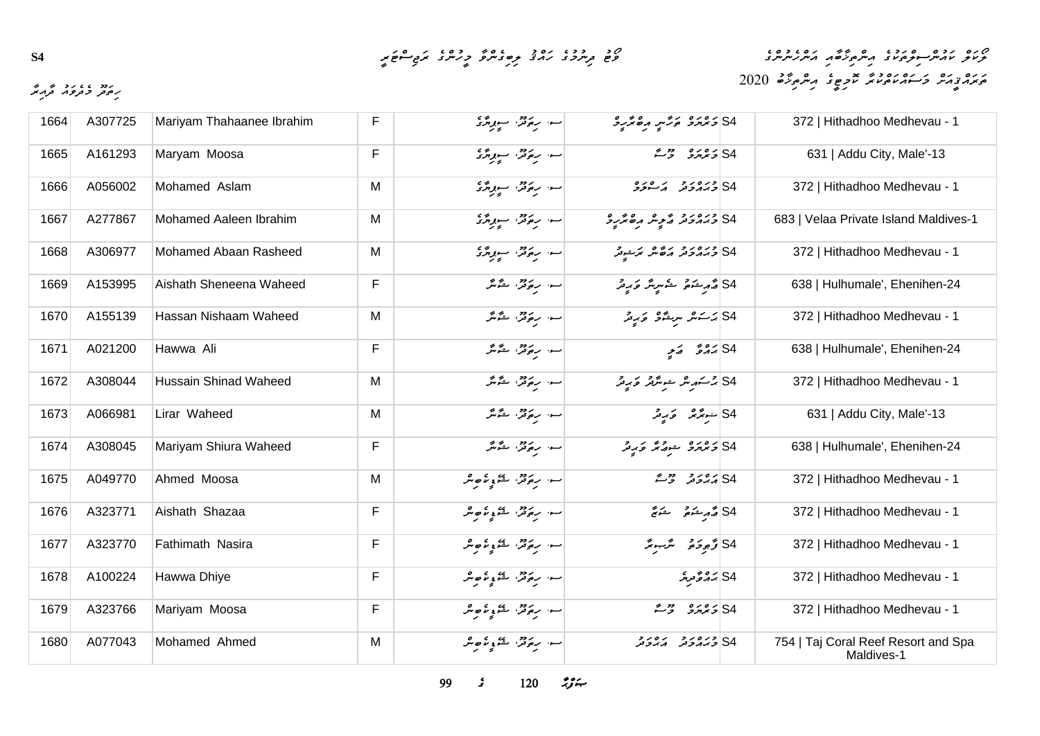| 1664 | A307725 | Mariyam Thahaanee Ibrahim | F | ސ. ހިތަދޫ، ސިލްވަރގޭ | S4 މަރްޔަމް ތަހާނީ އިބްރާހީމް | 372 \| Hithadhoo Medhevau - 1 |
|---|---|---|---|---|---|---|
| 1665 | A161293 | Maryam Moosa | F | ސ. ހިތަދޫ، ސިލްވަރގޭ | S4 މަރްޔަމް މޫސާ | 631 \| Addu City, Male'-13 |
| 1666 | A056002 | Mohamed Aslam | M | ސ. ހިތަދޫ، ސިލްވަރގޭ | S4 މުހައްމަދު އަސްލަމް | 372 \| Hithadhoo Medhevau - 1 |
| 1667 | A277867 | Mohamed Aaleen Ibrahim | M | ސ. ހިތަދޫ، ސިލްވަރގޭ | S4 މުހައްމަދު އާލީން އިބްރާހީމް | 683 \| Velaa Private Island Maldives-1 |
| 1668 | A306977 | Mohamed Abaan Rasheed | M | ސ. ހިތަދޫ، ސިލްވަރގޭ | S4 މުހައްމަދު އަބާން ރަޝީދު | 372 \| Hithadhoo Medhevau - 1 |
| 1669 | A153995 | Aishath Sheneena Waheed | F | ސ. ހިތަދޫ، ޝާނާ | S4 އާއިޝަތު ޝެނީނާ ވަޙީދު | 638 \| Hulhumale', Ehenihen-24 |
| 1670 | A155139 | Hassan Nishaam Waheed | M | ސ. ހިތަދޫ، ޝާނާ | S4 ޙަސަން ނިޝާމް ވަޙީދު | 372 \| Hithadhoo Medhevau - 1 |
| 1671 | A021200 | Hawwa Ali | F | ސ. ހިތަދޫ، ޝާނާ | S4 ހައްވާ އަލި | 638 \| Hulhumale', Ehenihen-24 |
| 1672 | A308044 | Hussain Shinad Waheed | M | ސ. ހިތަދޫ، ޝާނާ | S4 ޙުސައިން ޝިނާދު ވަޙީދު | 372 \| Hithadhoo Medhevau - 1 |
| 1673 | A066981 | Lirar Waheed | M | ސ. ހިތަދޫ، ޝާނާ | S4 ލިރާރު ވަޙީދު | 631 \| Addu City, Male'-13 |
| 1674 | A308045 | Mariyam Shiura Waheed | F | ސ. ހިތަދޫ، ޝާނާ | S4 މަރިޔަމް ޝިއުރާ ވަޙީދު | 638 \| Hulhumale', Ehenihen-24 |
| 1675 | A049770 | Ahmed Moosa | M | ސ. ހިތަދޫ، ޝޯޕީގެބަން | S4 އަޙްމަދު މޫސާ | 372 \| Hithadhoo Medhevau - 1 |
| 1676 | A323771 | Aishath Shazaa | F | ސ. ހިތަދޫ، ޝޯޕީގެބަން | S4 އާއިޝަތު ޝަޒާ | 372 \| Hithadhoo Medhevau - 1 |
| 1677 | A323770 | Fathimath Nasira | F | ސ. ހިތަދޫ، ޝޯޕީގެބަން | S4 ފާތިމަތު ނާސިރާ | 372 \| Hithadhoo Medhevau - 1 |
| 1678 | A100224 | Hawwa Dhiye | F | ސ. ހިތަދޫ، ޝޯޕީގެބަން | S4 ހައްވާދިޔެ | 372 \| Hithadhoo Medhevau - 1 |
| 1679 | A323766 | Mariyam Moosa | F | ސ. ހިތަދޫ، ޝޯޕީގެބަން | S4 މަރިޔަމް މޫސާ | 372 \| Hithadhoo Medhevau - 1 |
| 1680 | A077043 | Mohamed Ahmed | M | ސ. ހިތަދޫ، ޝޯޕީގެބަން | S4 މުހައްމަދު އަޙްމަދު | 754 \| Taj Coral Reef Resort and Spa Maldives-1 |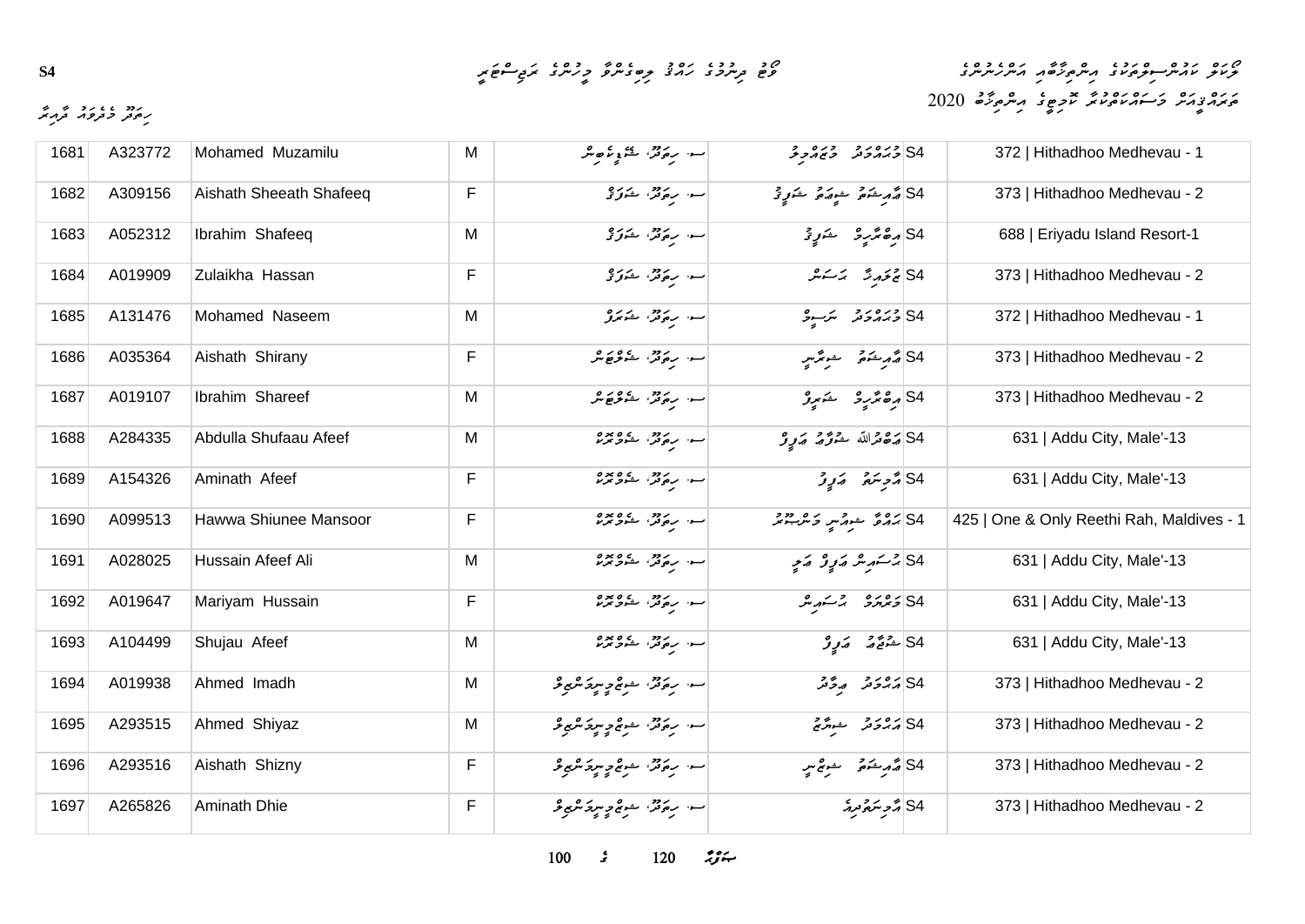| 1681 | A323772 | Mohamed Muzamilu | M | سه رِهَ تَرُ، شَهْرٍ عَ صِ سُر | S4 دُبَرْدُدَ دَرْ دِجَ رُدْ دِرْ | 372 \| Hithadhoo Medhevau - 1 |
|---|---|---|---|---|---|---|
| 1682 | A309156 | Aishath Sheeath Shafeeq | F | سه رِهَ تَرُ، شَرَوْرُ | S4 مَّ مِرْ شَوَرْ مُسْوِرَ مْ شَوِرْ تَرْ | 373 \| Hithadhoo Medhevau - 2 |
| 1683 | A052312 | Ibrahim Shafeeq | M | سه رِهَ تَرُ، شَرَوْرُ | S4 رِهْ مَّرِرْ شَوِرْ تَرْ | 688 \| Eriyadu Island Resort-1 |
| 1684 | A019909 | Zulaikha Hassan | F | سه رِهَ تَرُ، شَرَوْرُ | S4 يْ تَرَ مِرْ تَرْ بَرْ سَرْ شْر | 373 \| Hithadhoo Medhevau - 2 |
| 1685 | A131476 | Mohamed Naseem | M | سه رِهَ تَرُ، شَتَرْرُ | S4 دُبَرْدُدَ دَرْ سَرَسِوْرْ | 372 \| Hithadhoo Medhevau - 1 |
| 1686 | A035364 | Aishath Shirany | F | سه رِهَ تَرُ، شَهْرٍ ثَ عَ شْر | S4 مَّ مِرْ شَوَرْ سْمِرْ تَرْ سِرْ | 373 \| Hithadhoo Medhevau - 2 |
| 1687 | A019107 | Ibrahim Shareef | M | سه رِهَ تَرُ، شَهْرٍ ثَ عَ شْر | S4 رِهْ مَّرِرْ شَمِرْ وُ | 373 \| Hithadhoo Medhevau - 2 |
| 1688 | A284335 | Abdulla Shufaau Afeef | M | سه رِهَ تَرُ، شَهْرٍ دَ تَرُ | S4 مَهْ صَرْ اللّه شْوَرْ مُ مَرُ مَوِرْ وُ | 631 \| Addu City, Male'-13 |
| 1689 | A154326 | Aminath Afeef | F | سه رِهَ تَرُ، شَهْرٍ دَ تَرُ | S4 مَّ دِ سَرَ مُ مَرُ وِرْ | 631 \| Addu City, Male'-13 |
| 1690 | A099513 | Hawwa Shiunee Mansoor | F | سه رِهَ تَرُ، شَهْرٍ دَ تَرُ | S4 بَرْ مُرْ مَّ شْمِرْ مَّ سِرْ دَ شْر سْرْ جْرْ | 425 \| One & Only Reethi Rah, Maldives - 1 |
| 1691 | A028025 | Hussain Afeef Ali | M | سه رِهَ تَرُ، شَهْرٍ دَ تَرُ | S4 بُرْ سَمَرْ شْر مَرُ وِرْ مَرُ مِرْ | 631 \| Addu City, Male'-13 |
| 1692 | A019647 | Mariyam Hussain | F | سه رِهَ تَرُ، شَهْرٍ دَ تَرُ | S4 دَ مُرْ مَرْ وُ بُرْ سَمَرْ شْر | 631 \| Addu City, Male'-13 |
| 1693 | A104499 | Shujau Afeef | M | سه رِهَ تَرُ، شَهْرٍ دَ تَرُ | S4 شْرَ قَ مُ مَرُ وِرْ | 631 \| Addu City, Male'-13 |
| 1694 | A019938 | Ahmed Imadh | M | سه رِهَ تَرُ، شْوِعْ دِ سِرْ دَ شْر سِ دْ | S4 مَرْ دُ دَرْ مِرْ دَّ تَرْ | 373 \| Hithadhoo Medhevau - 2 |
| 1695 | A293515 | Ahmed Shiyaz | M | سه رِهَ تَرُ، شْوِعْ دِ سِرْ دَ شْر سِ دْ | S4 مَرْ دُ دَرْ شْمِرْ مَّ ثِ | 373 \| Hithadhoo Medhevau - 2 |
| 1696 | A293516 | Aishath Shizny | F | سه رِهَ تَرُ، شْوِعْ دِ سِرْ دَ شْر سِ دْ | S4 مَّ مِرْ شَوَرْ شْمِرْ ثَ سِرْ | 373 \| Hithadhoo Medhevau - 2 |
| 1697 | A265826 | Aminath Dhie | F | سه رِهَ تَرُ، شْوِعْ دِ سِرْ دَ شْر سِ دْ | S4 مَّ دِ سَرَ مُ مِرْ مَّ | 373 \| Hithadhoo Medhevau - 2 |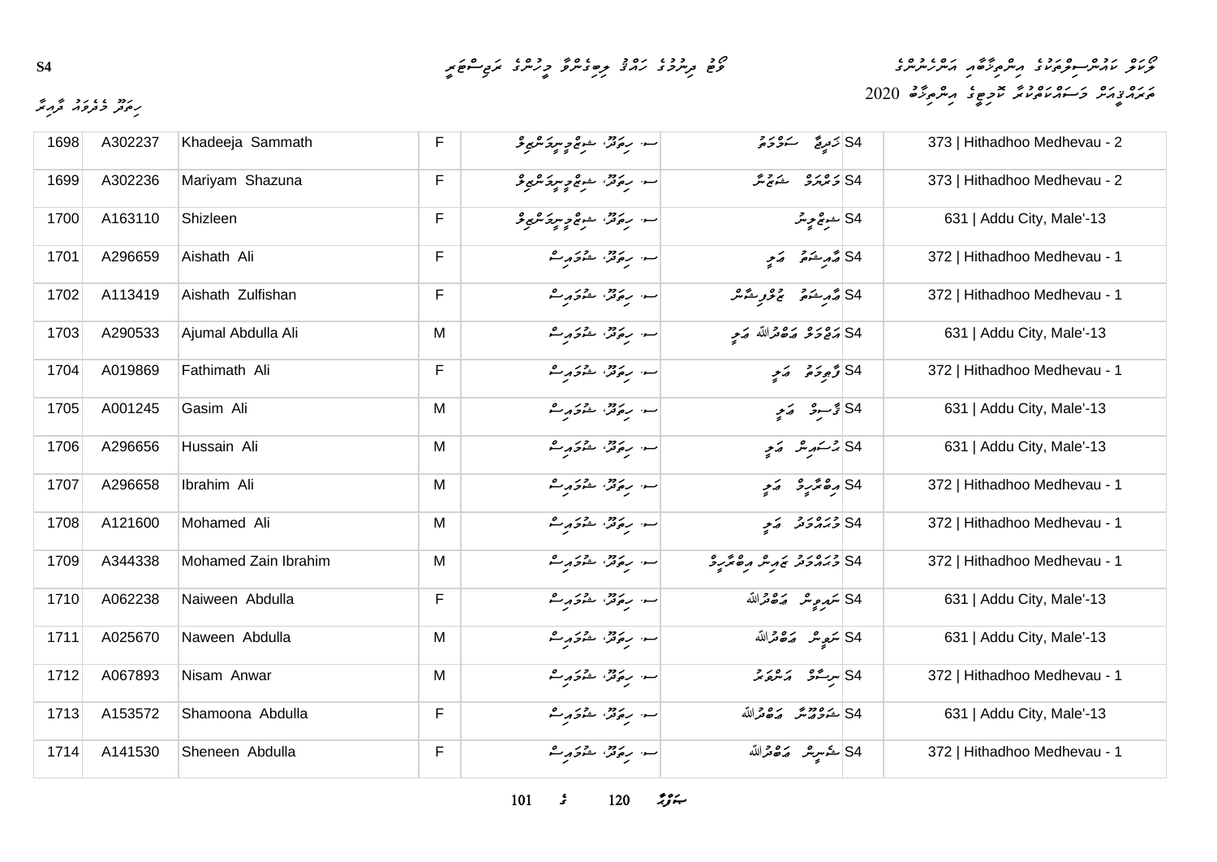| 1698 | A302237 | Khadeeja Sammath | F | ސ. ހިތަދޫ، ޝަމްޢީނިވާސްވިލާ | S4 ޚަދީޖާ ސައްމަތު | 373 \| Hithadhoo Medhevau - 2 |
|---|---|---|---|---|---|---|
| 1699 | A302236 | Mariyam Shazuna | F | ސ. ހިތަދޫ، ޝަމްޢީނިވާސްވިލާ | S4 މަރިޔަމް ޝަޒޫނާ | 373 \| Hithadhoo Medhevau - 2 |
| 1700 | A163110 | Shizleen | F | ސ. ހިތަދޫ، ޝަމްޢީނިވާސްވިލާ | S4 ޝިޒްލީން | 631 \| Addu City, Male'-13 |
| 1701 | A296659 | Aishath Ali | F | ސ. ހިތަދޫ، ޝަމާއިލް | S4 އާއިޝަތު އަލި | 372 \| Hithadhoo Medhevau - 1 |
| 1702 | A113419 | Aishath Zulfishan | F | ސ. ހިތަދޫ، ޝަމާއިލް | S4 އާއިޝަތު ޒުލްފިޝާން | 372 \| Hithadhoo Medhevau - 1 |
| 1703 | A290533 | Ajumal Abdulla Ali | M | ސ. ހިތަދޫ، ޝަމާއިލް | S4 އަޖުމަލް އަބްދުﷲ އަލި | 631 \| Addu City, Male'-13 |
| 1704 | A019869 | Fathimath Ali | F | ސ. ހިތަދޫ، ޝަމާއިލް | S4 ފާތިމަތު އަލި | 372 \| Hithadhoo Medhevau - 1 |
| 1705 | A001245 | Gasim Ali | M | ސ. ހިތަދޫ، ޝަމާއިލް | S4 ޤާސިމް އަލި | 631 \| Addu City, Male'-13 |
| 1706 | A296656 | Hussain Ali | M | ސ. ހިތަދޫ، ޝަމާއިލް | S4 ހުސައިން އަލި | 631 \| Addu City, Male'-13 |
| 1707 | A296658 | Ibrahim Ali | M | ސ. ހިތަދޫ، ޝަމާއިލް | S4 އިބްރާހީމް އަލި | 372 \| Hithadhoo Medhevau - 1 |
| 1708 | A121600 | Mohamed Ali | M | ސ. ހިތަދޫ، ޝަމާއިލް | S4 މުހައްމަދު އަލި | 372 \| Hithadhoo Medhevau - 1 |
| 1709 | A344338 | Mohamed Zain Ibrahim | M | ސ. ހިތަދޫ، ޝަމާއިލް | S4 މުހައްމަދު ޒައިން އިބްރާހީމް | 372 \| Hithadhoo Medhevau - 1 |
| 1710 | A062238 | Naiween Abdulla | F | ސ. ހިތަދޫ، ޝަމާއިލް | S4 ނައިވީން އަބްދުﷲ | 631 \| Addu City, Male'-13 |
| 1711 | A025670 | Naween Abdulla | M | ސ. ހިތަދޫ، ޝަމާއިލް | S4 ނަވީން އަބްދުﷲ | 631 \| Addu City, Male'-13 |
| 1712 | A067893 | Nisam Anwar | M | ސ. ހިތަދޫ، ޝަމާއިލް | S4 ނިސާމް އަންވަރު | 372 \| Hithadhoo Medhevau - 1 |
| 1713 | A153572 | Shamoona Abdulla | F | ސ. ހިތަދޫ، ޝަމާއިލް | S4 ޝަމޫނާ އަބްދުﷲ | 631 \| Addu City, Male'-13 |
| 1714 | A141530 | Sheneen Abdulla | F | ސ. ހިތަދޫ، ޝަމާއިލް | S4 ޝެނީން އަބްދުﷲ | 372 \| Hithadhoo Medhevau - 1 |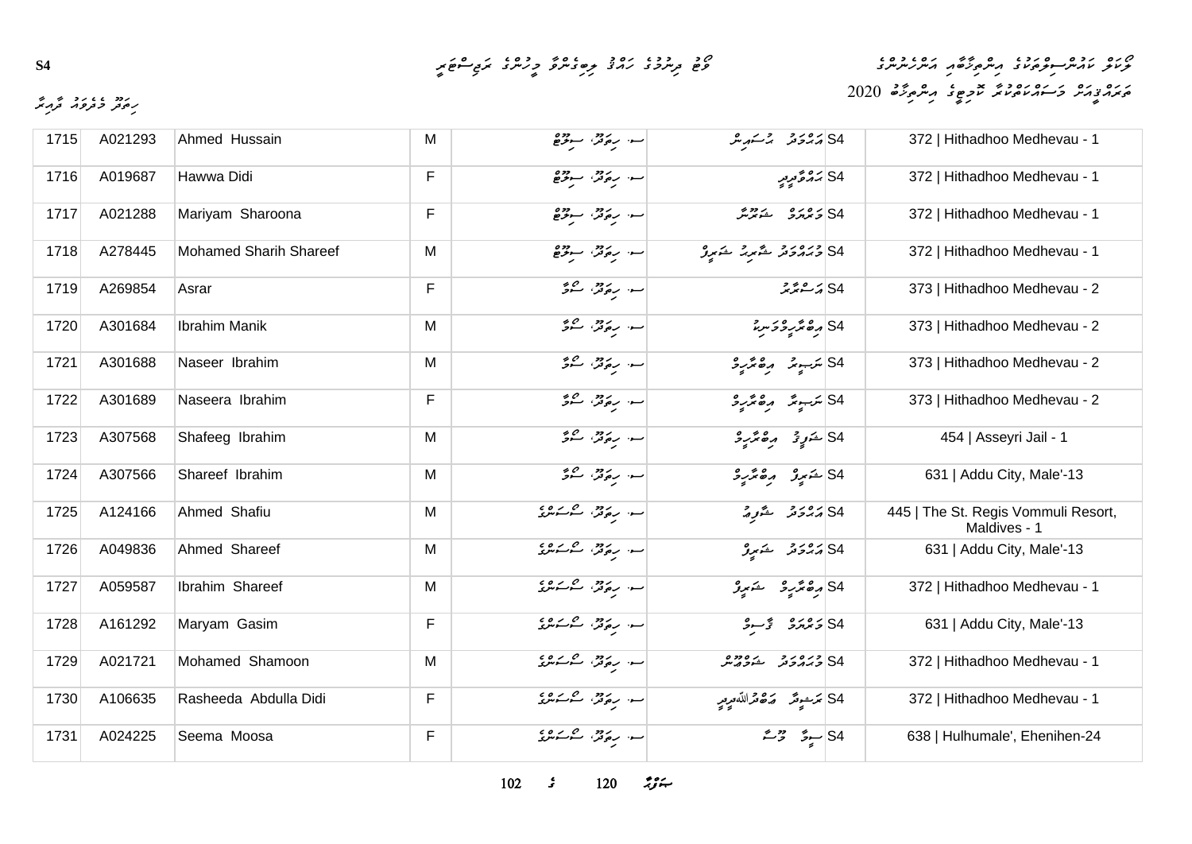| 1715 | A021293 | Ahmed Hussain | M | ސ. ހިތަދޫ، ސިލްވަ | S4 އަހުމަދު ހުސައިން | 372 \| Hithadhoo Medhevau - 1 |
|---|---|---|---|---|---|---|
| 1716 | A019687 | Hawwa Didi | F | ސ. ހިތަދޫ، ސިލްވަ | S4 ހައްވާދީދީ | 372 \| Hithadhoo Medhevau - 1 |
| 1717 | A021288 | Mariyam Sharoona | F | ސ. ހިތަދޫ، ސިލްވަ | S4 މަރިޔަމް ޝަރޫނާ | 372 \| Hithadhoo Medhevau - 1 |
| 1718 | A278445 | Mohamed Sharih Shareef | M | ސ. ހިތަދޫ، ސިލްވަ | S4 މުހައްމަދު ޝާރިހް ޝަރީފު | 372 \| Hithadhoo Medhevau - 1 |
| 1719 | A269854 | Asrar | F | ސ. ހިތަދޫ، ސޯމާ | S4 އަސްރާރު | 373 \| Hithadhoo Medhevau - 2 |
| 1720 | A301684 | Ibrahim Manik | M | ސ. ހިތަދޫ، ސޯމާ | S4 އިބްރާހީމްމަނިކު | 373 \| Hithadhoo Medhevau - 2 |
| 1721 | A301688 | Naseer Ibrahim | M | ސ. ހިތަދޫ، ސޯމާ | S4 ނަސީރު އިބްރާހީމް | 373 \| Hithadhoo Medhevau - 2 |
| 1722 | A301689 | Naseera Ibrahim | F | ސ. ހިތަދޫ، ސޯމާ | S4 ނަސީރާ އިބްރާހީމް | 373 \| Hithadhoo Medhevau - 2 |
| 1723 | A307568 | Shafeeg Ibrahim | M | ސ. ހިތަދޫ، ސޯމާ | S4 ޝަފީގު އިބްރާހީމް | 454 \| Asseyri Jail - 1 |
| 1724 | A307566 | Shareef Ibrahim | M | ސ. ހިތަދޫ، ސޯމާ | S4 ޝަރީފު އިބްރާހީމް | 631 \| Addu City, Male'-13 |
| 1725 | A124166 | Ahmed Shafiu | M | ސ. ހިތަދޫ، ސޯސަންގު | S4 އަހުމަދު ޝާފިއު | 445 \| The St. Regis Vommuli Resort, Maldives - 1 |
| 1726 | A049836 | Ahmed Shareef | M | ސ. ހިތަދޫ، ސޯސަންގު | S4 އަހުމަދު ޝަރީފު | 631 \| Addu City, Male'-13 |
| 1727 | A059587 | Ibrahim Shareef | M | ސ. ހިތަދޫ، ސޯސަންގު | S4 އިބްރާހީމް ޝަރީފު | 372 \| Hithadhoo Medhevau - 1 |
| 1728 | A161292 | Maryam Gasim | F | ސ. ހިތަދޫ، ސޯސަންގު | S4 މަރްޔަމް ޤާސިމް | 631 \| Addu City, Male'-13 |
| 1729 | A021721 | Mohamed Shamoon | M | ސ. ހިތަދޫ، ސޯސަންގު | S4 މުހައްމަދު ޝަމްޢޫން | 372 \| Hithadhoo Medhevau - 1 |
| 1730 | A106635 | Rasheeda Abdulla Didi | F | ސ. ހިތަދޫ، ސޯސަންގު | S4 ރަޝީދާ އަބްދުﷲދީދީ | 372 \| Hithadhoo Medhevau - 1 |
| 1731 | A024225 | Seema Moosa | F | ސ. ހިތަދޫ، ސޯސަންގު | S4 ސީމާ މޫސާ | 638 \| Hulhumale', Ehenihen-24 |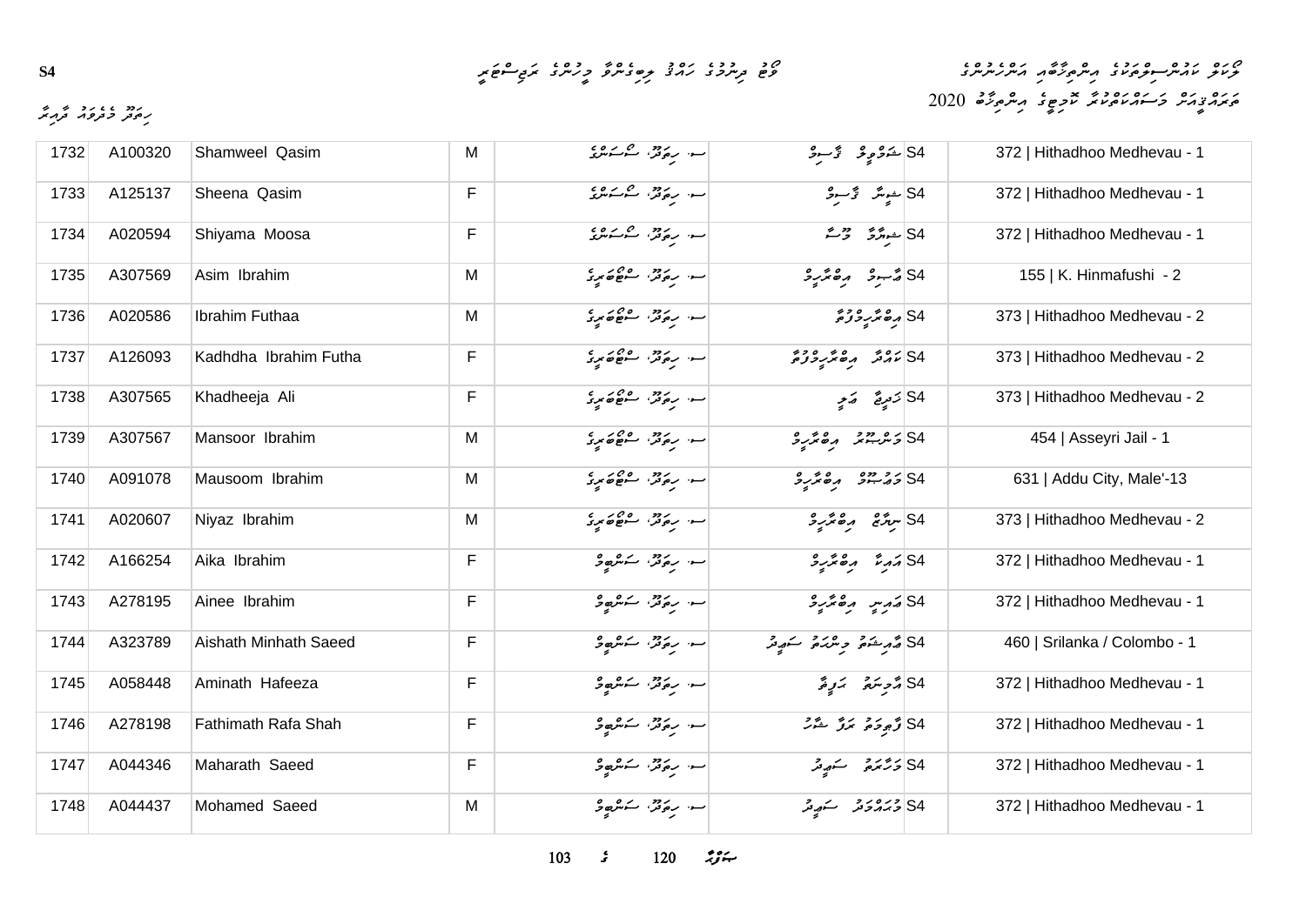| 1732 | A100320 | Shamweel Qasim | M | ސ. ހިތަދޫ، ސުނަސަރެ | S4 ޝަމްވީލް ޤާސިމް | 372 \| Hithadhoo Medhevau - 1 |
|---|---|---|---|---|---|---|
| 1733 | A125137 | Sheena Qasim | F | ސ. ހިތަދޫ، ސުނަސަރެ | S4 ޝީނާ ޤާސިމް | 372 \| Hithadhoo Medhevau - 1 |
| 1734 | A020594 | Shiyama Moosa | F | ސ. ހިތަދޫ، ސުނަސަރެ | S4 ޝިޔާމާ މޫސާ | 372 \| Hithadhoo Medhevau - 1 |
| 1735 | A307569 | Asim Ibrahim | M | ސ. ހިތަދޫ، ސުއްބަރީގެ | S4 އާސިމް އިބްރާހީމް | 155 \| K. Hinmafushi - 2 |
| 1736 | A020586 | Ibrahim Futhaa | M | ސ. ހިތަދޫ، ސުއްބަރީގެ | S4 އިބްރާހީމްފުތާ | 373 \| Hithadhoo Medhevau - 2 |
| 1737 | A126093 | Kadhdha Ibrahim Futha | F | ސ. ހިތަދޫ، ސުއްބަރީގެ | S4 ކައްދާ އިބްރާހީމްފުތާ | 373 \| Hithadhoo Medhevau - 2 |
| 1738 | A307565 | Khadheeja Ali | F | ސ. ހިތަދޫ، ސުއްބަރީގެ | S4 ހަދީޖާ ޢަލީ | 373 \| Hithadhoo Medhevau - 2 |
| 1739 | A307567 | Mansoor Ibrahim | M | ސ. ހިތަދޫ، ސުއްބަރީގެ | S4 މަންސޫރު އިބްރާހީމް | 454 \| Asseyri Jail - 1 |
| 1740 | A091078 | Mausoom Ibrahim | M | ސ. ހިތަދޫ، ސުއްބަރީގެ | S4 މައުޞޫމް އިބްރާހީމް | 631 \| Addu City, Male'-13 |
| 1741 | A020607 | Niyaz Ibrahim | M | ސ. ހިތަދޫ، ސުއްބަރީގެ | S4 ނިޔާޒް އިބްރާހީމް | 373 \| Hithadhoo Medhevau - 2 |
| 1742 | A166254 | Aika Ibrahim | F | ސ. ހިތަދޫ، ސަންރީވް | S4 އައިކާ އިބްރާހީމް | 372 \| Hithadhoo Medhevau - 1 |
| 1743 | A278195 | Ainee Ibrahim | F | ސ. ހިތަދޫ، ސަންރީވް | S4 އައިނީ އިބްރާހީމް | 372 \| Hithadhoo Medhevau - 1 |
| 1744 | A323789 | Aishath Minhath Saeed | F | ސ. ހިތަދޫ، ސަންރީވް | S4 އާއިޝަތު މިންހަތު ސަޢީދު | 460 \| Srilanka / Colombo - 1 |
| 1745 | A058448 | Aminath Hafeeza | F | ސ. ހިތަދޫ، ސަންރީވް | S4 އާމިނަތު ހަފީޒާ | 372 \| Hithadhoo Medhevau - 1 |
| 1746 | A278198 | Fathimath Rafa Shah | F | ސ. ހިތަދޫ، ސަންރީވް | S4 ފާތިމަތު ރަފާ ޝާހު | 372 \| Hithadhoo Medhevau - 1 |
| 1747 | A044346 | Maharath Saeed | F | ސ. ހިތަދޫ، ސަންރީވް | S4 މަހާރަތު ސަޢީދު | 372 \| Hithadhoo Medhevau - 1 |
| 1748 | A044437 | Mohamed Saeed | M | ސ. ހިތަދޫ، ސަންރީވް | S4 މުޙައްމަދު ސަޢީދު | 372 \| Hithadhoo Medhevau - 1 |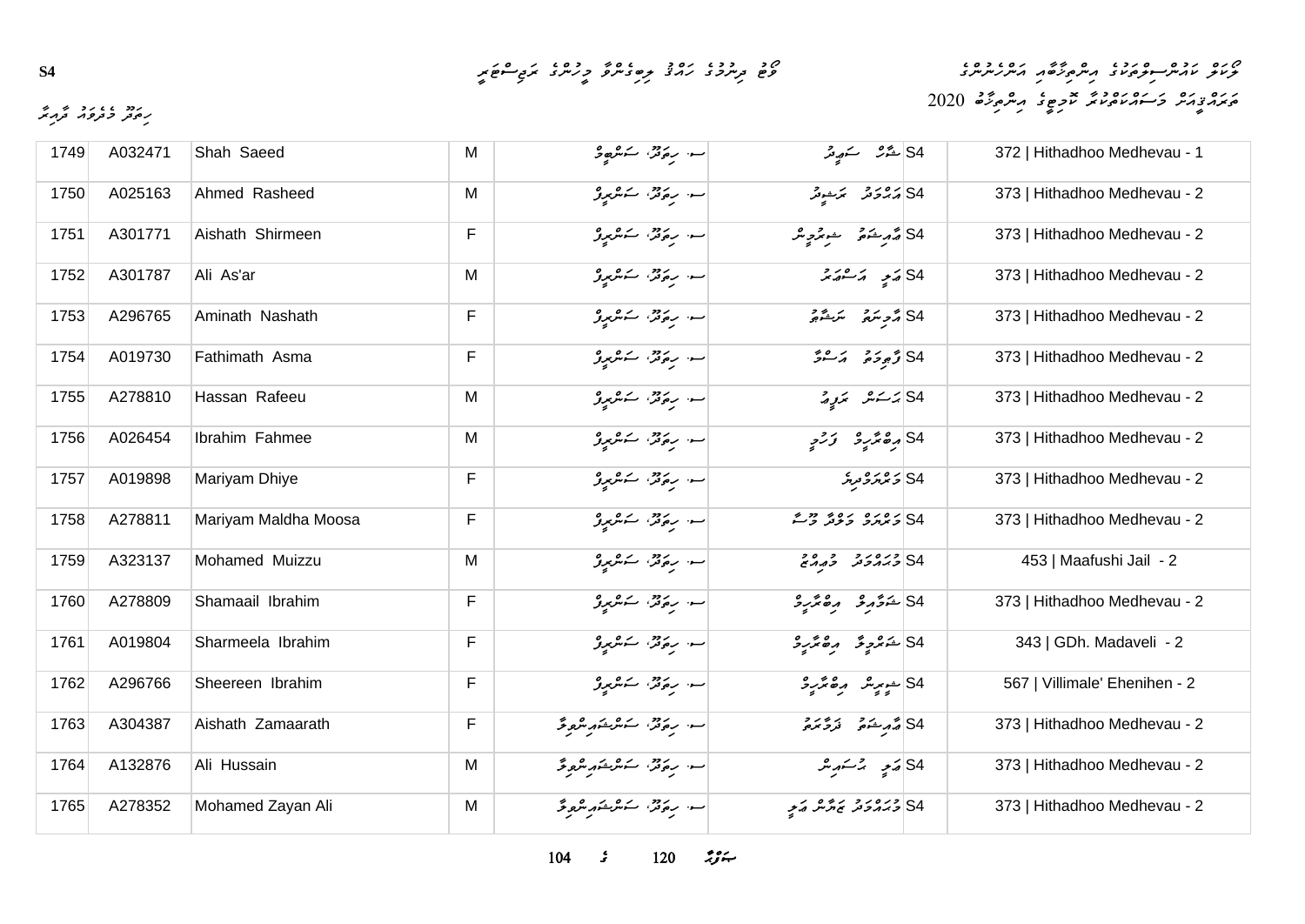| 1749 | A032471 | Shah Saeed | M | ސ. ހިތަދޫ، ސަންރީޒް | S4 ޝާހް ސަޢީދު | 372 \| Hithadhoo Medhevau - 1 |
|---|---|---|---|---|---|---|
| 1750 | A025163 | Ahmed Rasheed | M | ސ. ހިތަދޫ، ސަންރިވާ | S4 އަހްމަދު ރަޝީދު | 373 \| Hithadhoo Medhevau - 2 |
| 1751 | A301771 | Aishath Shirmeen | F | ސ. ހިތަދޫ، ސަންރިވާ | S4 އާއިޝަތު ޝިރްމީން | 373 \| Hithadhoo Medhevau - 2 |
| 1752 | A301787 | Ali As'ar | M | ސ. ހިތަދޫ، ސަންރިވާ | S4 އަލީ އަސްޢަރު | 373 \| Hithadhoo Medhevau - 2 |
| 1753 | A296765 | Aminath Nashath | F | ސ. ހިތަދޫ، ސަންރިވާ | S4 އާމިނަތު ނަޝާތު | 373 \| Hithadhoo Medhevau - 2 |
| 1754 | A019730 | Fathimath Asma | F | ސ. ހިތަދޫ، ސަންރިވާ | S4 ފާތިމަތު އަސްމާ | 373 \| Hithadhoo Medhevau - 2 |
| 1755 | A278810 | Hassan Rafeeu | M | ސ. ހިތަދޫ، ސަންރިވާ | S4 ހަސަން ރަފީޢު | 373 \| Hithadhoo Medhevau - 2 |
| 1756 | A026454 | Ibrahim Fahmee | M | ސ. ހިތަދޫ، ސަންރިވާ | S4 އިބްރާހީމް ފަހުމީ | 373 \| Hithadhoo Medhevau - 2 |
| 1757 | A019898 | Mariyam Dhiye | F | ސ. ހިތަދޫ، ސަންރިވާ | S4 މަރިޔަމްދިޔެ | 373 \| Hithadhoo Medhevau - 2 |
| 1758 | A278811 | Mariyam Maldha Moosa | F | ސ. ހިތަދޫ، ސަންރިވާ | S4 މަރިޔަމް މަލްދާ މޫސާ | 373 \| Hithadhoo Medhevau - 2 |
| 1759 | A323137 | Mohamed Muizzu | M | ސ. ހިތަދޫ، ސަންރިވާ | S4 މުހައްމަދު މުޢިއްޒު | 453 \| Maafushi Jail - 2 |
| 1760 | A278809 | Shamaail Ibrahim | F | ސ. ހިތަދޫ، ސަންރިވާ | S4 ޝަމާއިލް އިބްރާހީމް | 373 \| Hithadhoo Medhevau - 2 |
| 1761 | A019804 | Sharmeela Ibrahim | F | ސ. ހިތަދޫ، ސަންރިވާ | S4 ޝަރްމީލާ އިބްރާހީމް | 343 \| GDh. Madaveli - 2 |
| 1762 | A296766 | Sheereen Ibrahim | F | ސ. ހިތަދޫ، ސަންރިވާ | S4 ޝީރީން އިބްރާހީމް | 567 \| Villimale' Ehenihen - 2 |
| 1763 | A304387 | Aishath Zamaarath | F | ސ. ހިތަދޫ، ސަންޝައިންވިލާ | S4 އާއިޝަތު ޒަމާރަތު | 373 \| Hithadhoo Medhevau - 2 |
| 1764 | A132876 | Ali Hussain | M | ސ. ހިތަދޫ، ސަންޝައިންވިލާ | S4 އަލީ ހުސައިން | 373 \| Hithadhoo Medhevau - 2 |
| 1765 | A278352 | Mohamed Zayan Ali | M | ސ. ހިތަދޫ، ސަންޝައިންވިލާ | S4 މުހައްމަދު ޒަޔާން އަލީ | 373 \| Hithadhoo Medhevau - 2 |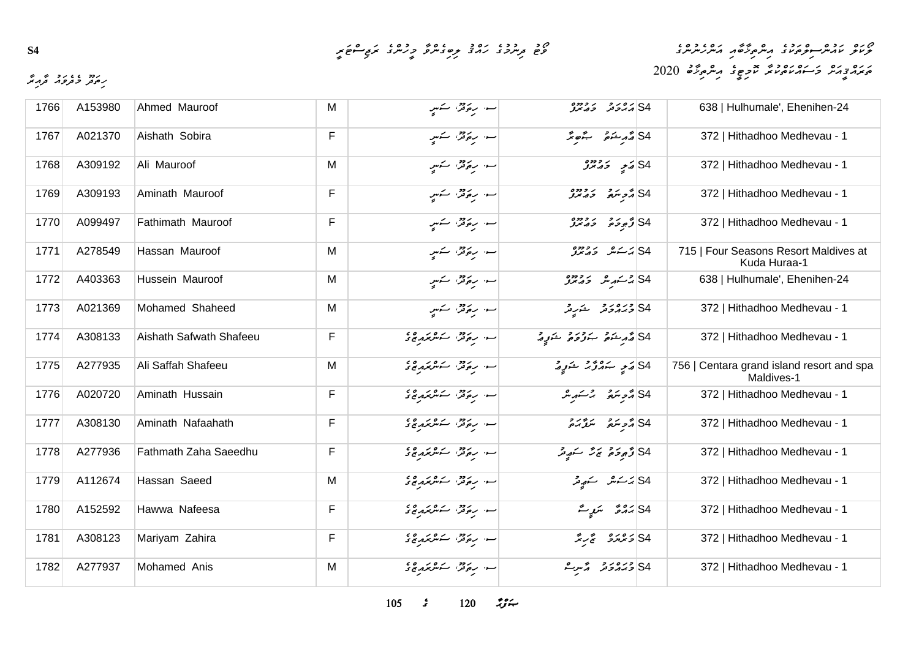| 1766 | A153980 | Ahmed Mauroof | M | ސ. ހިތަދޫ، ސަނީ | S4 އަހުމަދު މައުރޫފު | 638 \| Hulhumale', Ehenihen-24 |
|---|---|---|---|---|---|---|
| 1767 | A021370 | Aishath Sobira | F | ސ. ހިތަދޫ، ސަނީ | S4 އާއިޝަތު ޞާބިރާ | 372 \| Hithadhoo Medhevau - 1 |
| 1768 | A309192 | Ali Mauroof | M | ސ. ހިތަދޫ، ސަނީ | S4 އަލީ މައުރޫފު | 372 \| Hithadhoo Medhevau - 1 |
| 1769 | A309193 | Aminath Mauroof | F | ސ. ހިތަދޫ، ސަނީ | S4 އާމިނަތު މައުރޫފު | 372 \| Hithadhoo Medhevau - 1 |
| 1770 | A099497 | Fathimath Mauroof | F | ސ. ހިތަދޫ، ސަނީ | S4 ފާތިމަތު މައުރޫފު | 372 \| Hithadhoo Medhevau - 1 |
| 1771 | A278549 | Hassan Mauroof | M | ސ. ހިތަދޫ، ސަނީ | S4 ހަސަން މައުރޫފު | 715 \| Four Seasons Resort Maldives at Kuda Huraa-1 |
| 1772 | A403363 | Hussein Mauroof | M | ސ. ހިތަދޫ، ސަނީ | S4 ހުސައިން މައުރޫފު | 638 \| Hulhumale', Ehenihen-24 |
| 1773 | A021369 | Mohamed Shaheed | M | ސ. ހިތަދޫ، ސަނީ | S4 މުހައްމަދު ޝަހީދު | 372 \| Hithadhoo Medhevau - 1 |
| 1774 | A308133 | Aishath Safwath Shafeeu | F | ސ. ހިތަދޫ، ސަންރައިޒް | S4 އާއިޝަތު ސަފްވަތު ޝަފީއު | 372 \| Hithadhoo Medhevau - 1 |
| 1775 | A277935 | Ali Saffah Shafeeu | M | ސ. ހިތަދޫ، ސަންރައިޒް | S4 އަލީ ސައްފާހު ޝަފީއު | 756 \| Centara grand island resort and spa Maldives-1 |
| 1776 | A020720 | Aminath Hussain | F | ސ. ހިތަދޫ، ސަންރައިޒް | S4 އާމިނަތު ހުސައިން | 372 \| Hithadhoo Medhevau - 1 |
| 1777 | A308130 | Aminath Nafaahath | F | ސ. ހިތަދޫ، ސަންރައިޒް | S4 އާމިނަތު ނަފާހަތު | 372 \| Hithadhoo Medhevau - 1 |
| 1778 | A277936 | Fathmath Zaha Saeedhu | F | ސ. ހިތަދޫ، ސަންރައިޒް | S4 ފާތިމަތު ޒަހާ ސައީދު | 372 \| Hithadhoo Medhevau - 1 |
| 1779 | A112674 | Hassan Saeed | M | ސ. ހިތަދޫ، ސަންރައިޒް | S4 ހަސަން ސައީދު | 372 \| Hithadhoo Medhevau - 1 |
| 1780 | A152592 | Hawwa Nafeesa | F | ސ. ހިތަދޫ، ސަންރައިޒް | S4 ހައްވާ ނަފީސާ | 372 \| Hithadhoo Medhevau - 1 |
| 1781 | A308123 | Mariyam Zahira | F | ސ. ހިތަދޫ، ސަންރައިޒް | S4 މަރިޔަމް ޒާހިރާ | 372 \| Hithadhoo Medhevau - 1 |
| 1782 | A277937 | Mohamed Anis | M | ސ. ހިތަދޫ، ސަންރައިޒް | S4 މުހައްމަދު އާނިސް | 372 \| Hithadhoo Medhevau - 1 |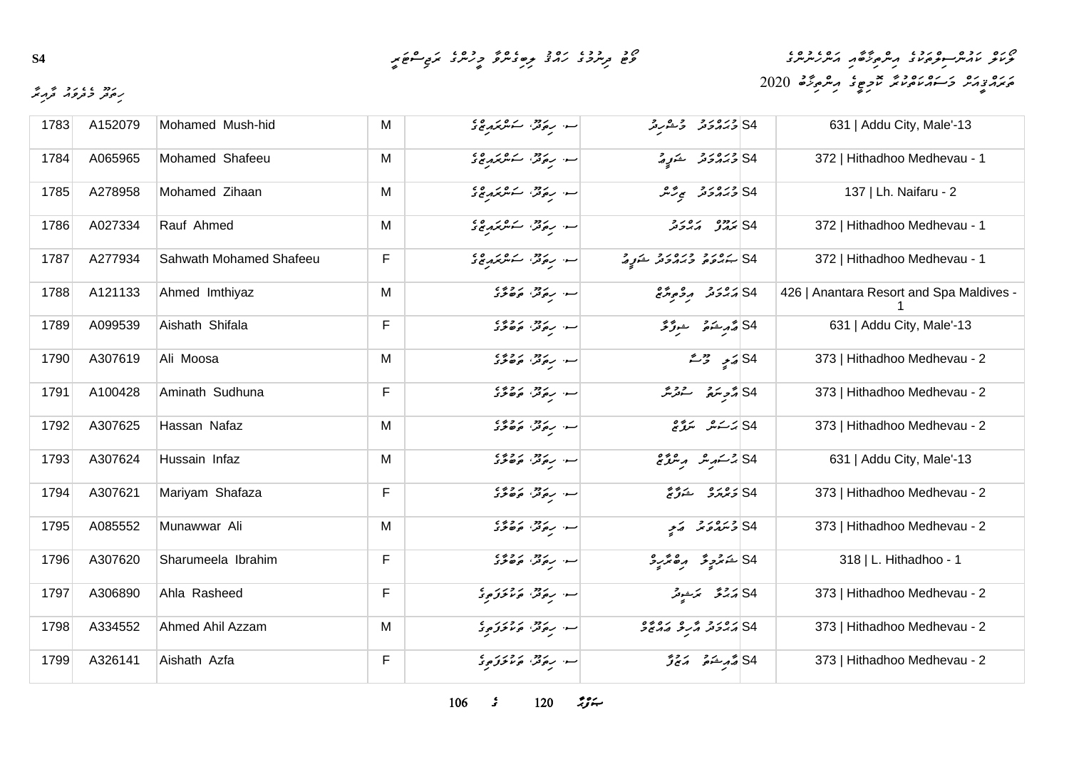| 1783 | A152079 | Mohamed Mush-hid | M | ސ. ހިތަދޫ، ސަން ރައިޒް | S4 މުހައްމަދު މުޝްހިދު | 631 \| Addu City, Male'-13 |
|---|---|---|---|---|---|---|
| 1784 | A065965 | Mohamed Shafeeu | M | ސ. ހިތަދޫ، ސަން ރައިޒް | S4  މުހައްމަދު ޝަފީޢު | 372 \| Hithadhoo Medhevau - 1 |
| 1785 | A278958 | Mohamed Zihaan | M | ސ. ހިތަދޫ، ސަން ރައިޒް | S4 މުހައްމަދު ޒިހާން | 137 \| Lh. Naifaru - 2 |
| 1786 | A027334 | Rauf Ahmed | M | ސ. ހިތަދޫ، ސަން ރައިޒް | S4 ރައޫފް އަހުމަދު | 372 \| Hithadhoo Medhevau - 1 |
| 1787 | A277934 | Sahwath Mohamed Shafeeu | F | ސ. ހިތަދޫ، ސަން ރައިޒް | S4 ސަހްވަތު މުހައްމަދު ޝަފީޢު | 372 \| Hithadhoo Medhevau - 1 |
| 1788 | A121133 | Ahmed Imthiyaz | M | ސ. ހިތަދޫ، ވަޑުގެ | S4 އަހުމަދު އިމްތިޔާޒް | 426 \| Anantara Resort and Spa Maldives - 1 |
| 1789 | A099539 | Aishath Shifala | F | ސ. ހިތަދޫ، ވަޑުގެ | S4 އާއިޝަތު ޝިފާލާ | 631 \| Addu City, Male'-13 |
| 1790 | A307619 | Ali Moosa | M | ސ. ހިތަދޫ، ވަޑުގެ | S4 އަލި މޫސާ | 373 \| Hithadhoo Medhevau - 2 |
| 1791 | A100428 | Aminath Sudhuna | F | ސ. ހިތަދޫ، ވަޑުގެ | S4 އާމިނަތު ސުދުނާ | 373 \| Hithadhoo Medhevau - 2 |
| 1792 | A307625 | Hassan Nafaz | M | ސ. ހިތަދޫ، ވަޑުގެ | S4 ހަސަން ނަފާޒް | 373 \| Hithadhoo Medhevau - 2 |
| 1793 | A307624 | Hussain Infaz | M | ސ. ހިތަދޫ، ވަޑުގެ | S4 ހުސައިން އިންފާޒް | 631 \| Addu City, Male'-13 |
| 1794 | A307621 | Mariyam Shafaza | F | ސ. ހިތަދޫ، ވަޑުގެ | S4 މަރިޔަމް ޝަފާޒާ | 373 \| Hithadhoo Medhevau - 2 |
| 1795 | A085552 | Munawwar Ali | M | ސ. ހިތަދޫ، ވަޑުގެ | S4 މުނައްވަރު އަލި | 373 \| Hithadhoo Medhevau - 2 |
| 1796 | A307620 | Sharumeela Ibrahim | F | ސ. ހިތަދޫ، ވަޑުގެ | S4 ޝަރުމީލާ އިބްރާހީމް | 318 \| L. Hithadhoo - 1 |
| 1797 | A306890 | Ahla Rasheed | F | ސ. ހިތަދޫ، ވަނިލާވިލާ | S4 އަހުލާ ރަޝީދު | 373 \| Hithadhoo Medhevau - 2 |
| 1798 | A334552 | Ahmed Ahil Azzam | M | ސ. ހިތަދޫ، ވަނިލާވިލާ | S4 އަހުމަދު އާހިލް އައްޒާމް | 373 \| Hithadhoo Medhevau - 2 |
| 1799 | A326141 | Aishath Azfa | F | ސ. ހިތަދޫ، ވަނިލާވިލާ | S4 އާއިޝަތު އަޒްފާ | 373 \| Hithadhoo Medhevau - 2 |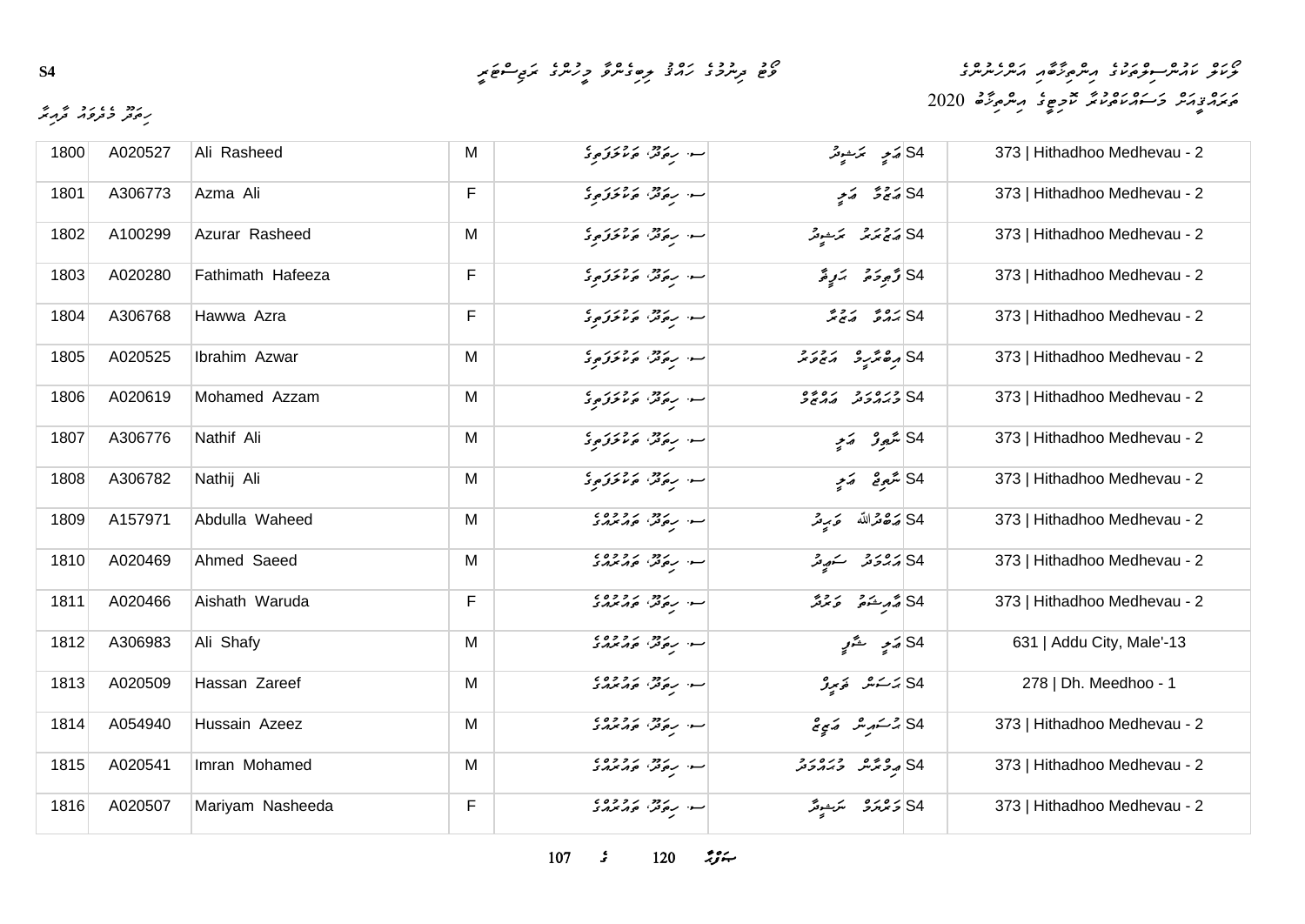| 1800 | A020527 | Ali Rasheed | M | ސ. ހިތަދޫ، ތަކުރުފާނުގެ | S4 ޢަލީ ރަޝީދު | 373 \| Hithadhoo Medhevau - 2 |
|---|---|---|---|---|---|---|
| 1801 | A306773 | Azma Ali | F | ސ. ހިތަދޫ، ތަކުރުފާނުގެ | S4 އަޒްމާ ޢަލީ | 373 \| Hithadhoo Medhevau - 2 |
| 1802 | A100299 | Azurar Rasheed | M | ސ. ހިތަދޫ، ތަކުރުފާނުގެ | S4 އަޒުރަރު ރަޝީދު | 373 \| Hithadhoo Medhevau - 2 |
| 1803 | A020280 | Fathimath Hafeeza | F | ސ. ހިތަދޫ، ތަކުރުފާނުގެ | S4 ފާތިމަތު ހަފީޒާ | 373 \| Hithadhoo Medhevau - 2 |
| 1804 | A306768 | Hawwa Azra | F | ސ. ހިތަދޫ، ތަކުރުފާނުގެ | S4 ހައްވާ އަޒްރާ | 373 \| Hithadhoo Medhevau - 2 |
| 1805 | A020525 | Ibrahim Azwar | M | ސ. ހިތަދޫ، ތަކުރުފާނުގެ | S4 އިބްރާހީމް އަޒްވަރު | 373 \| Hithadhoo Medhevau - 2 |
| 1806 | A020619 | Mohamed Azzam | M | ސ. ހިތަދޫ، ތަކުރުފާނުގެ | S4 މުޙައްމަދު އައްޒާމް | 373 \| Hithadhoo Medhevau - 2 |
| 1807 | A306776 | Nathif Ali | M | ސ. ހިތަދޫ، ތަކުރުފާނުގެ | S4 ނާތިފް ޢަލީ | 373 \| Hithadhoo Medhevau - 2 |
| 1808 | A306782 | Nathij Ali | M | ސ. ހިތަދޫ، ތަކުރުފާނުގެ | S4 ނާތިޖް ޢަލީ | 373 \| Hithadhoo Medhevau - 2 |
| 1809 | A157971 | Abdulla Waheed | M | ސ. ހިތަދޫ، ތަމްރުދާގެ | S4 އަބްދުﷲ ވަޙީދު | 373 \| Hithadhoo Medhevau - 2 |
| 1810 | A020469 | Ahmed Saeed | M | ސ. ހިތަދޫ، ތަމްރުދާގެ | S4 އަޙްމަދު ސަޢީދު | 373 \| Hithadhoo Medhevau - 2 |
| 1811 | A020466 | Aishath Waruda | F | ސ. ހިތަދޫ، ތަމްރުދާގެ | S4 އާއިޝަތު ވަރުދާ | 373 \| Hithadhoo Medhevau - 2 |
| 1812 | A306983 | Ali Shafy | M | ސ. ހިތަދޫ، ތަމްރުދާގެ | S4 ޢަލީ ޝާފީ | 631 \| Addu City, Male'-13 |
| 1813 | A020509 | Hassan Zareef | M | ސ. ހިތަދޫ، ތަމްރުދާގެ | S4 ޙަސަން ޒަރީފު | 278 \| Dh. Meedhoo - 1 |
| 1814 | A054940 | Hussain Azeez | M | ސ. ހިތަދޫ، ތަމްރުދާގެ | S4 ޙުސައިން އަޒީޒް | 373 \| Hithadhoo Medhevau - 2 |
| 1815 | A020541 | Imran Mohamed | M | ސ. ހިތަދޫ، ތަމްރުދާގެ | S4 އިމްރާން މުޙައްމަދު | 373 \| Hithadhoo Medhevau - 2 |
| 1816 | A020507 | Mariyam Nasheeda | F | ސ. ހިތަދޫ، ތަމްރުދާގެ | S4 މަރިޔަމް ނަޝީދާ | 373 \| Hithadhoo Medhevau - 2 |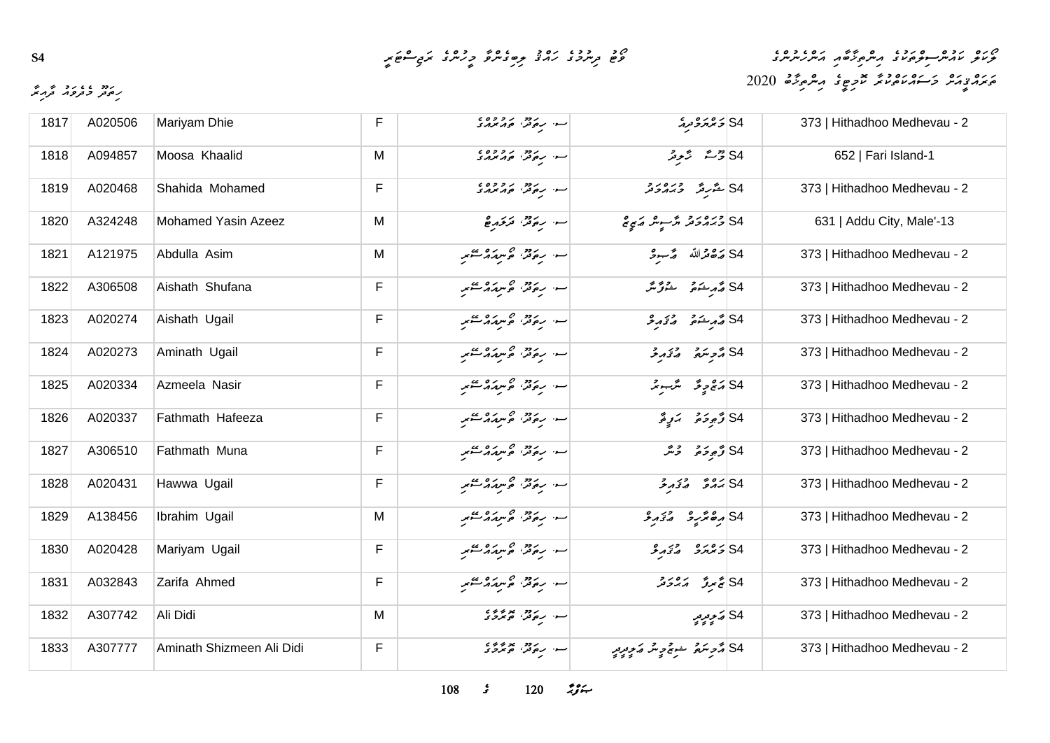| 1817 | A020506 | Mariyam Dhie | F | ސ. ހިތަދޫ، ތަޅުދަނޑު | S4 ގަބްރަވްދިޔެ | 373 \| Hithadhoo Medhevau - 2 |
|---|---|---|---|---|---|---|
| 1818 | A094857 | Moosa Khaalid | M | ސ. ހިތަދޫ، ތަޅުދަނޑު | S4 މޫސާ ޚާލިދު | 652 \| Fari Island-1 |
| 1819 | A020468 | Shahida Mohamed | F | ސ. ހިތަދޫ، ތަޅުދަނޑު | S4 ޝާހިދާ މުހައްމަދު | 373 \| Hithadhoo Medhevau - 2 |
| 1820 | A324248 | Mohamed Yasin Azeez | M | ސ. ހިތަދޫ، ދަރަމިޒް | S4 މުހައްމަދު ޔާސީން އަޒީޒް | 631 \| Addu City, Male'-13 |
| 1821 | A121975 | Abdulla Asim | M | ސ. ހިތަދޫ، ތޮނިއައިސްކަރ | S4 އަބްދުﷲ އާސިމް | 373 \| Hithadhoo Medhevau - 2 |
| 1822 | A306508 | Aishath Shufana | F | ސ. ހިތަދޫ، ތޮނިއައިސްކަރ | S4 އާއިޝަތު ޝުފާނާ | 373 \| Hithadhoo Medhevau - 2 |
| 1823 | A020274 | Aishath Ugail | F | ސ. ހިތަދޫ، ތޮނިއައިސްކަރ | S4 އާއިޝަތު އުގައިލް | 373 \| Hithadhoo Medhevau - 2 |
| 1824 | A020273 | Aminath Ugail | F | ސ. ހިތަދޫ، ތޮނިއައިސްކަރ | S4 އާމިނަތު އުގައިލް | 373 \| Hithadhoo Medhevau - 2 |
| 1825 | A020334 | Azmeela Nasir | F | ސ. ހިތަދޫ، ތޮނިއައިސްކަރ | S4 އަޒްމީލާ ނާސިރު | 373 \| Hithadhoo Medhevau - 2 |
| 1826 | A020337 | Fathmath Hafeeza | F | ސ. ހިތަދޫ، ތޮނިއައިސްކަރ | S4 ފާތިމަތު ހަފީޒާ | 373 \| Hithadhoo Medhevau - 2 |
| 1827 | A306510 | Fathmath Muna | F | ސ. ހިތަދޫ، ތޮނިއައިސްކަރ | S4 ފާތިމަތު މުނާ | 373 \| Hithadhoo Medhevau - 2 |
| 1828 | A020431 | Hawwa Ugail | F | ސ. ހިތަދޫ، ތޮނިއައިސްކަރ | S4 ހައްވާ އުގައިލް | 373 \| Hithadhoo Medhevau - 2 |
| 1829 | A138456 | Ibrahim Ugail | M | ސ. ހިތަދޫ، ތޮނިއައިސްކަރ | S4 އިބްރާހީމް އުގައިލް | 373 \| Hithadhoo Medhevau - 2 |
| 1830 | A020428 | Mariyam Ugail | F | ސ. ހިތަދޫ، ތޮނިއައިސްކަރ | S4 މަރިޔަމް އުގައިލް | 373 \| Hithadhoo Medhevau - 2 |
| 1831 | A032843 | Zarifa Ahmed | F | ސ. ހިތަދޫ، ތޮނިއައިސްކަރ | S4 ޒަރީފާ އަހްމަދު | 373 \| Hithadhoo Medhevau - 2 |
| 1832 | A307742 | Ali Didi | M | ސ. ހިތަދޫ، ތޮރާފާ | S4 އަލީދީދީ | 373 \| Hithadhoo Medhevau - 2 |
| 1833 | A307777 | Aminath Shizmeen Ali Didi | F | ސ. ހިތަދޫ، ތޮރާފާ | S4 އާމިނަތު ޝިޒްމީން އަލީދީދީ | 373 \| Hithadhoo Medhevau - 2 |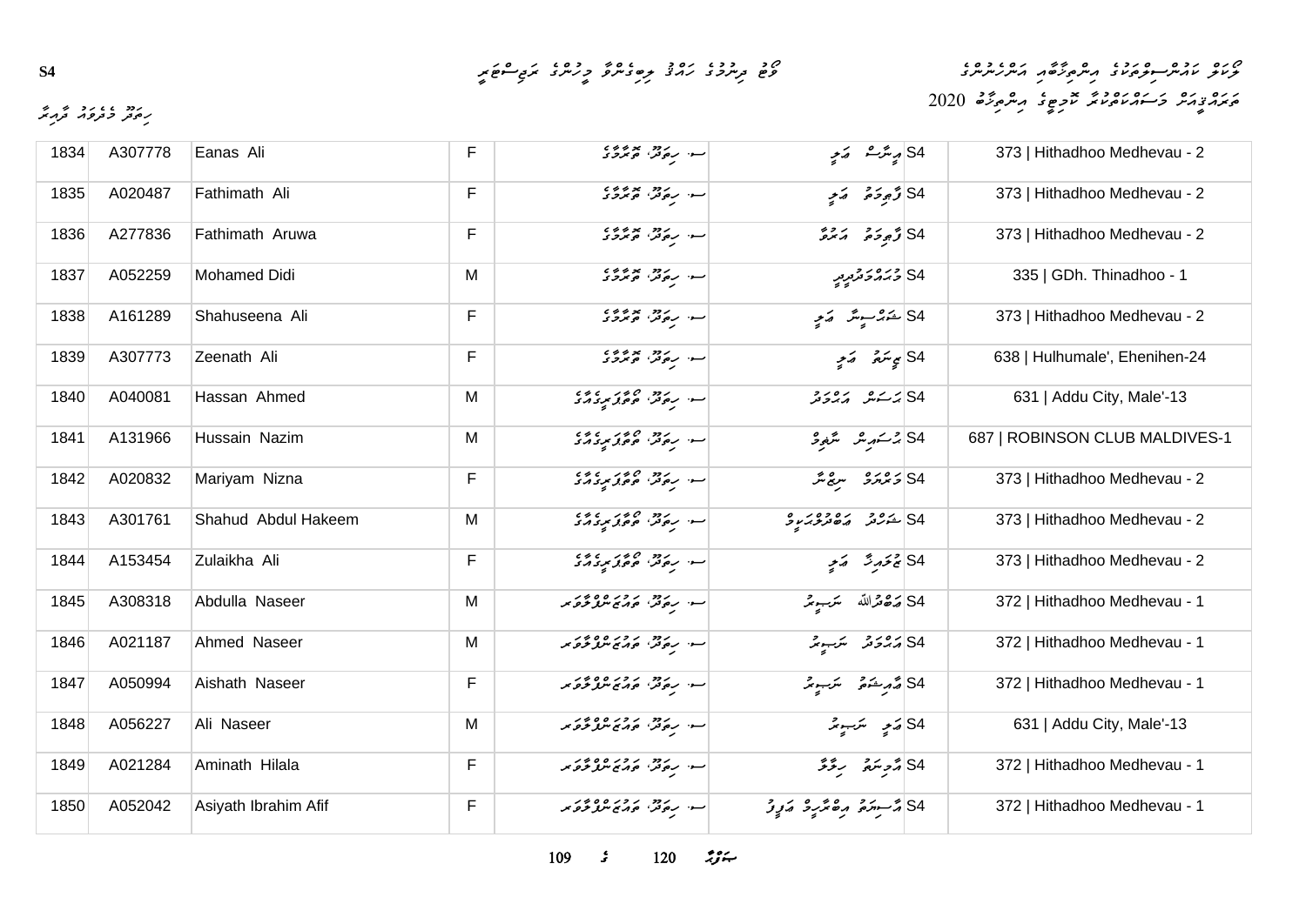| 1834 | A307778 | Eanas Ali | F | ސ. ހިތަދޫ، ބޮދުފަގީ | S4 ޢީނާސް ޢަލީ | 373 \| Hithadhoo Medhevau - 2 |
|---|---|---|---|---|---|---|
| 1835 | A020487 | Fathimath Ali | F | ސ. ހިތަދޫ، ބޮދުފަގީ | S4 ފާތިމަތު ޢަލީ | 373 \| Hithadhoo Medhevau - 2 |
| 1836 | A277836 | Fathimath Aruwa | F | ސ. ހިތަދޫ، ބޮދުފަގީ | S4 ފާތިމަތު އަރުވާ | 373 \| Hithadhoo Medhevau - 2 |
| 1837 | A052259 | Mohamed Didi | M | ސ. ހިތަދޫ، ބޮދުފަގީ | S4 މުޙައްމަދުދީދީ | 335 \| GDh. Thinadhoo - 1 |
| 1838 | A161289 | Shahuseena Ali | F | ސ. ހިތަދޫ، ބޮދުފަގީ | S4 ޝަހުސީނާ ޢަލީ | 373 \| Hithadhoo Medhevau - 2 |
| 1839 | A307773 | Zeenath Ali | F | ސ. ހިތަދޫ، ބޮދުފަގީ | S4 ޒީނަތު ޢަލީ | 638 \| Hulhumale', Ehenihen-24 |
| 1840 | A040081 | Hassan Ahmed | M | ސ. ހިތަދޫ، ބޮޑުފަރިގެއާގެ | S4 ޙަސަން އަޙްމަދު | 631 \| Addu City, Male'-13 |
| 1841 | A131966 | Hussain Nazim | M | ސ. ހިތަދޫ، ބޮޑުފަރިގެއާގެ | S4 ޙުސައިން ނާޒިމް | 687 \| ROBINSON CLUB MALDIVES-1 |
| 1842 | A020832 | Mariyam Nizna | F | ސ. ހިތަދޫ، ބޮޑުފަރިގެއާގެ | S4 މަރިޔަމް ނިޒްނާ | 373 \| Hithadhoo Medhevau - 2 |
| 1843 | A301761 | Shahud Abdul Hakeem | M | ސ. ހިތަދޫ، ބޮޑުފަރިގެއާގެ | S4 ޝަހުދު އަބްދުލްޙަކީމް | 373 \| Hithadhoo Medhevau - 2 |
| 1844 | A153454 | Zulaikha Ali | F | ސ. ހިތަދޫ، ބޮޑުފަރިގެއާގެ | S4 ޒުލައިޚާ ޢަލީ | 373 \| Hithadhoo Medhevau - 2 |
| 1845 | A308318 | Abdulla Naseer | M | ސ. ހިތަދޫ، ބޮއްޓަށްވާގެ | S4 އަބްދުﷲ ނަސީރު | 372 \| Hithadhoo Medhevau - 1 |
| 1846 | A021187 | Ahmed Naseer | M | ސ. ހިތަދޫ، ބޮއްޓަށްވާގެ | S4 އަޙްމަދު ނަސީރު | 372 \| Hithadhoo Medhevau - 1 |
| 1847 | A050994 | Aishath Naseer | F | ސ. ހިތަދޫ، ބޮއްޓަށްވާގެ | S4 އާއިޝަތު ނަސީރު | 372 \| Hithadhoo Medhevau - 1 |
| 1848 | A056227 | Ali Naseer | M | ސ. ހިތަދޫ، ބޮއްޓަށްވާގެ | S4 ޢަލީ ނަސީރު | 631 \| Addu City, Male'-13 |
| 1849 | A021284 | Aminath Hilala | F | ސ. ހިތަދޫ، ބޮއްޓަށްވާގެ | S4 އާމިނަތު ހިލާލާ | 372 \| Hithadhoo Medhevau - 1 |
| 1850 | A052042 | Asiyath Ibrahim Afif | F | ސ. ހިތަދޫ، ބޮއްޓަށްވާގެ | S4 އާސިޔަތު އިބްރާހީމް ޢަފީފް | 372 \| Hithadhoo Medhevau - 1 |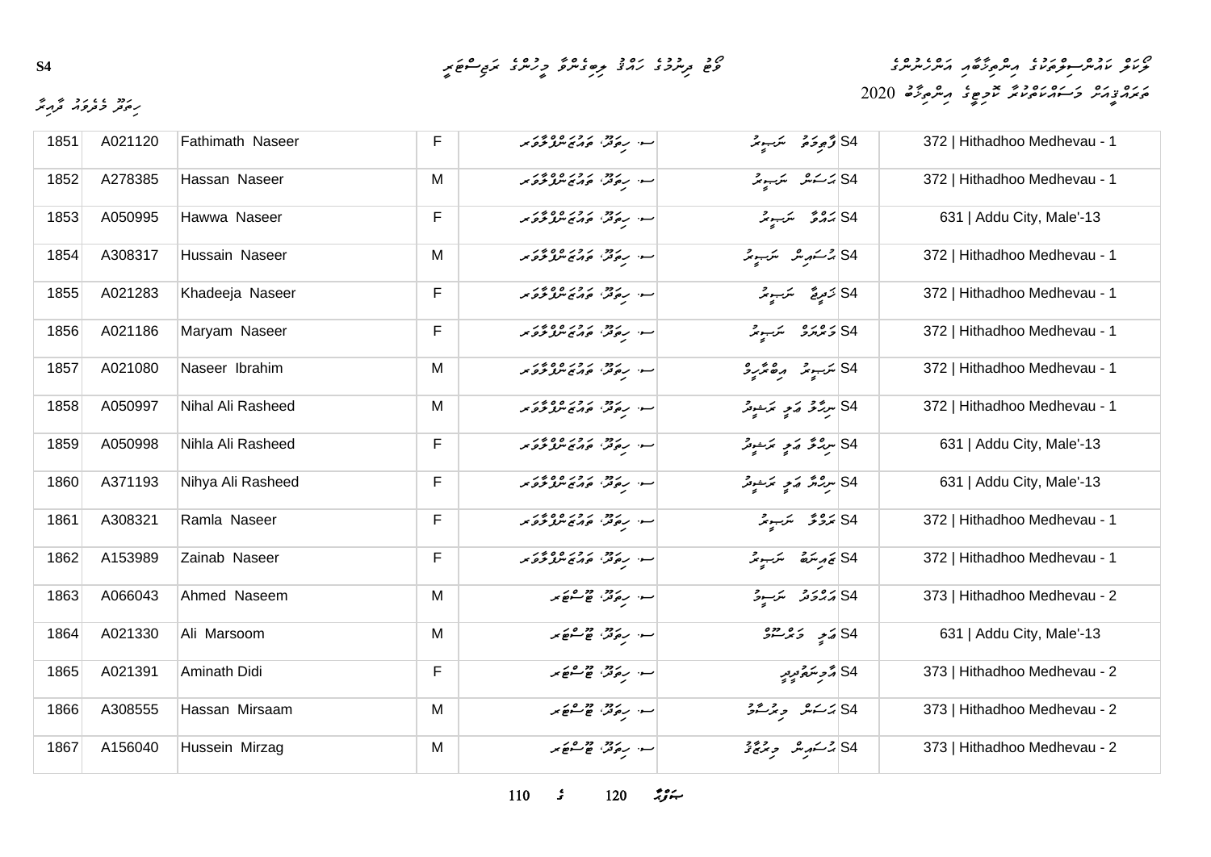| 1851 | A021120 | Fathimath Naseer | F | ސ. ހިތަދޫ، ތަޢުޒީރުވާދީވަރ | S4 ފާތިމަތު ނަސީރު | 372 \| Hithadhoo Medhevau - 1 |
|---|---|---|---|---|---|---|
| 1852 | A278385 | Hassan Naseer | M | ސ. ހިތަދޫ، ތަޢުޒީރުވާދީވަރ | S4 ހަސަން ނަސީރު | 372 \| Hithadhoo Medhevau - 1 |
| 1853 | A050995 | Hawwa Naseer | F | ސ. ހިތަދޫ، ތަޢުޒީރުވާދީވަރ | S4 ހައްވާ ނަސީރު | 631 \| Addu City, Male'-13 |
| 1854 | A308317 | Hussain Naseer | M | ސ. ހިތަދޫ، ތަޢުޒީރުވާދީވަރ | S4 ހުސައިން ނަސީރު | 372 \| Hithadhoo Medhevau - 1 |
| 1855 | A021283 | Khadeeja Naseer | F | ސ. ހިތަދޫ، ތަޢުޒީރުވާދީވަރ | S4 ހަދީޖާ ނަސީރު | 372 \| Hithadhoo Medhevau - 1 |
| 1856 | A021186 | Maryam Naseer | F | ސ. ހިތަދޫ، ތަޢުޒީރުވާދީވަރ | S4 މަރިޔަމް ނަސީރު | 372 \| Hithadhoo Medhevau - 1 |
| 1857 | A021080 | Naseer Ibrahim | M | ސ. ހިތަދޫ، ތަޢުޒީރުވާދީވަރ | S4 ނަސީރު އިބްރާހީމް | 372 \| Hithadhoo Medhevau - 1 |
| 1858 | A050997 | Nihal Ali Rasheed | M | ސ. ހިތަދޫ، ތަޢުޒީރުވާދީވަރ | S4 ނިހާލް އަލީ ރަޝީދު | 372 \| Hithadhoo Medhevau - 1 |
| 1859 | A050998 | Nihla Ali Rasheed | F | ސ. ހިތަދޫ، ތަޢުޒީރުވާދީވަރ | S4 ނިހްލާ އަލީ ރަޝީދު | 631 \| Addu City, Male'-13 |
| 1860 | A371193 | Nihya Ali Rasheed | F | ސ. ހިތަދޫ، ތަޢުޒީރުވާދީވަރ | S4 ނިހްޔާ އަލީ ރަޝީދު | 631 \| Addu City, Male'-13 |
| 1861 | A308321 | Ramla Naseer | F | ސ. ހިތަދޫ، ތަޢުޒީރުވާދީވަރ | S4 ރަމްލާ ނަސީރު | 372 \| Hithadhoo Medhevau - 1 |
| 1862 | A153989 | Zainab Naseer | F | ސ. ހިތަދޫ، ތަޢުޒީރުވާދީވަރ | S4 ޒައިނަބް ނަސީރު | 372 \| Hithadhoo Medhevau - 1 |
| 1863 | A066043 | Ahmed Naseem | M | ސ. ހިތަދޫ، ޖޫސްޓަރ | S4 އަހްމަދު ނަސީމް | 373 \| Hithadhoo Medhevau - 2 |
| 1864 | A021330 | Ali Marsoom | M | ސ. ހިތަދޫ، ޖޫސްޓަރ | S4 އަލީ މަރްސޫމް | 631 \| Addu City, Male'-13 |
| 1865 | A021391 | Aminath Didi | F | ސ. ހިތަދޫ، ޖޫސްޓަރ | S4 އާމިނަތުދީދީ | 373 \| Hithadhoo Medhevau - 2 |
| 1866 | A308555 | Hassan Mirsaam | M | ސ. ހިތަދޫ، ޖޫސްޓަރ | S4 ހަސަން މިރްސާމް | 373 \| Hithadhoo Medhevau - 2 |
| 1867 | A156040 | Hussein Mirzag | M | ސ. ހިތަދޫ، ޖޫސްޓަރ | S4 ހުސައިން މިރްޒާގު | 373 \| Hithadhoo Medhevau - 2 |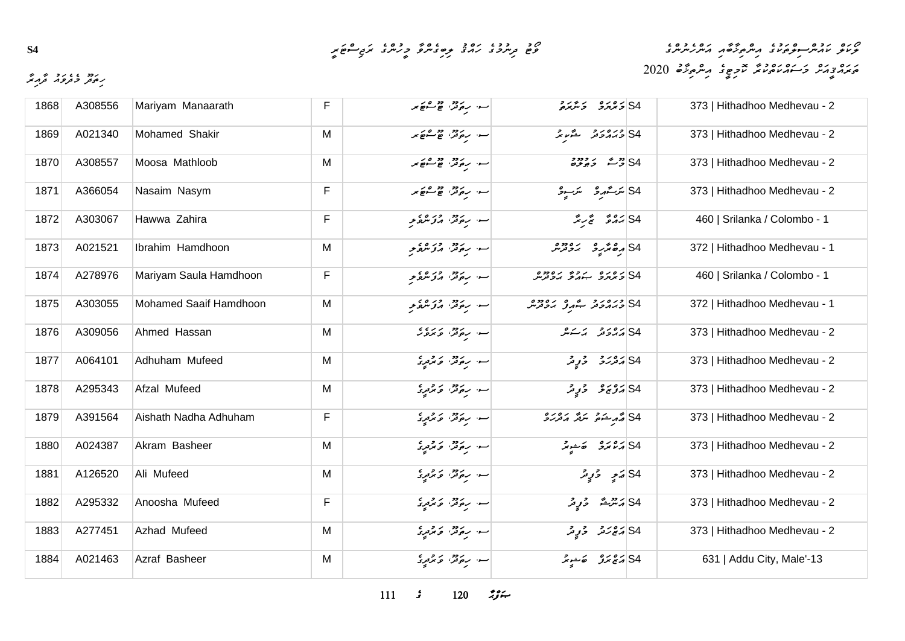| 1868 | A308556 | Mariyam Manaarath | F | ސ. ހިތަދޫ، ޗޫސްޓަރ | S4 ވަރިޔަމް ވަނާރަތް | 373 \| Hithadhoo Medhevau - 2 |
|---|---|---|---|---|---|---|
| 1869 | A021340 | Mohamed Shakir | M | ސ. ހިތަދޫ، ޗޫސްޓަރ | S4 މުހައްމަދު ޝާކިރު | 373 \| Hithadhoo Medhevau - 2 |
| 1870 | A308557 | Moosa Mathloob | M | ސ. ހިތަދޫ، ޗޫސްޓަރ | S4 މޫސާ މަތުލޫބު | 373 \| Hithadhoo Medhevau - 2 |
| 1871 | A366054 | Nasaim Nasym | F | ސ. ހިތަދޫ، ޗޫސްޓަރ | S4 ނަސާއިމް ނަސީމް | 373 \| Hithadhoo Medhevau - 2 |
| 1872 | A303067 | Hawwa Zahira | F | ސ. ހިތަދޫ، އުފަންގެވި | S4 ހައްވާ ޒާހިރާ | 460 \| Srilanka / Colombo - 1 |
| 1873 | A021521 | Ibrahim Hamdhoon | M | ސ. ހިތަދޫ، އުފަންގެވި | S4 އިބްރާހީމް ހަމްދޫން | 372 \| Hithadhoo Medhevau - 1 |
| 1874 | A278976 | Mariyam Saula Hamdhoon | F | ސ. ހިތަދޫ، އުފަންގެވި | S4 މަރިޔަމް ސައުލާ ހަމްދޫން | 460 \| Srilanka / Colombo - 1 |
| 1875 | A303055 | Mohamed Saaif Hamdhoon | M | ސ. ހިތަދޫ، އުފަންގެވި | S4 މުހައްމަދު ސާއިފް ހަމްދޫން | 372 \| Hithadhoo Medhevau - 1 |
| 1876 | A309056 | Ahmed Hassan | M | ސ. ހިތަދޫ، ވަރަވާ | S4 އަހްމަދު ހަސަން | 373 \| Hithadhoo Medhevau - 2 |
| 1877 | A064101 | Adhuham Mufeed | M | ސ. ހިތަދޫ، ވަރުދީގެ | S4 އަދުހަމް މުފީދު | 373 \| Hithadhoo Medhevau - 2 |
| 1878 | A295343 | Afzal Mufeed | M | ސ. ހިތަދޫ، ވަރުދީގެ | S4 އަފްޟަލް މުފީދު | 373 \| Hithadhoo Medhevau - 2 |
| 1879 | A391564 | Aishath Nadha Adhuham | F | ސ. ހިތަދޫ، ވަރުދީގެ | S4 އާއިޝަތު ނަދާ އަދުހަމް | 373 \| Hithadhoo Medhevau - 2 |
| 1880 | A024387 | Akram Basheer | M | ސ. ހިތަދޫ، ވަރުދީގެ | S4 އަކްރަމް ބަޝީރު | 373 \| Hithadhoo Medhevau - 2 |
| 1881 | A126520 | Ali Mufeed | M | ސ. ހިތަދޫ، ވަރުދީގެ | S4 އަލި މުފީދު | 373 \| Hithadhoo Medhevau - 2 |
| 1882 | A295332 | Anoosha Mufeed | F | ސ. ހިތަދޫ، ވަރުދީގެ | S4 އަނޫޝާ މުފީދު | 373 \| Hithadhoo Medhevau - 2 |
| 1883 | A277451 | Azhad Mufeed | M | ސ. ހިތަދޫ، ވަރުދީގެ | S4 އަޒްހަދު މުފީދު | 373 \| Hithadhoo Medhevau - 2 |
| 1884 | A021463 | Azraf Basheer | M | ސ. ހިތަދޫ، ވަރުދީގެ | S4 އަޒްރަފް ބަޝީރު | 631 \| Addu City, Male'-13 |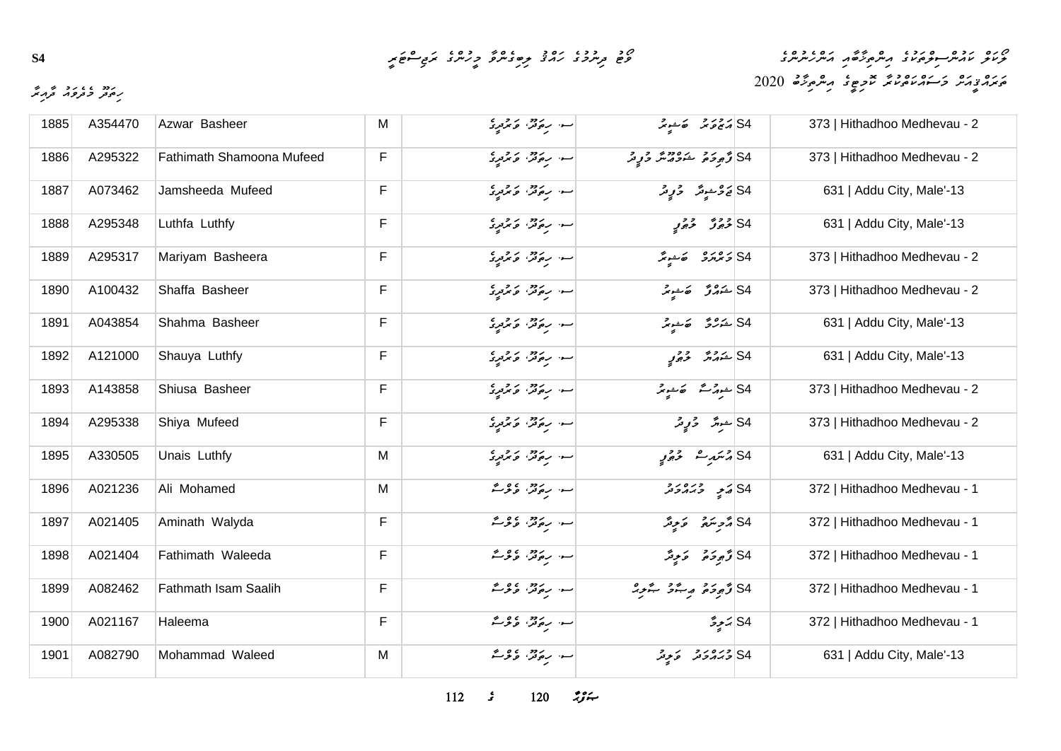| 1885 | A354470 | Azwar Basheer | M | ސ. ހިތަދޫ، ވަރުދީގެ | S4 އަޒްވަރު ބަޝީރު | 373 \| Hithadhoo Medhevau - 2 |
|---|---|---|---|---|---|---|
| 1886 | A295322 | Fathimath Shamoona Mufeed | F | ސ. ހިތަދޫ، ވަރުދީގެ | S4 ފާތިމަތު ޝަމޫނާ މުފީދު | 373 \| Hithadhoo Medhevau - 2 |
| 1887 | A073462 | Jamsheeda Mufeed | F | ސ. ހިތަދޫ، ވަރުދީގެ | S4 ޖަމްޝީދާ މުފީދު | 631 \| Addu City, Male'-13 |
| 1888 | A295348 | Luthfa Luthfy | F | ސ. ހިތަދޫ، ވަރުދީގެ | S4 ލުތުފާ ލުތުފީ | 631 \| Addu City, Male'-13 |
| 1889 | A295317 | Mariyam Basheera | F | ސ. ހިތަދޫ، ވަރުދީގެ | S4 މަރިޔަމް ބަޝީރާ | 373 \| Hithadhoo Medhevau - 2 |
| 1890 | A100432 | Shaffa Basheer | F | ސ. ހިތަދޫ، ވަރުދީގެ | S4 ޝައްފާ ބަޝީރު | 373 \| Hithadhoo Medhevau - 2 |
| 1891 | A043854 | Shahma Basheer | F | ސ. ހިތަދޫ، ވަރުދީގެ | S4 ޝަހްމާ ބަޝީރު | 631 \| Addu City, Male'-13 |
| 1892 | A121000 | Shauya Luthfy | F | ސ. ހިތަދޫ، ވަރުދީގެ | S4 ޝައުޔާ ލުތުފީ | 631 \| Addu City, Male'-13 |
| 1893 | A143858 | Shiusa Basheer | F | ސ. ހިތަދޫ، ވަރުދީގެ | S4 ޝިއުސާ ބަޝީރު | 373 \| Hithadhoo Medhevau - 2 |
| 1894 | A295338 | Shiya Mufeed | F | ސ. ހިތަދޫ، ވަރުދީގެ | S4 ޝިޔާ މުފީދު | 373 \| Hithadhoo Medhevau - 2 |
| 1895 | A330505 | Unais Luthfy | M | ސ. ހިތަދޫ، ވަރުދީގެ | S4 އުނައިސް ލުތުފީ | 631 \| Addu City, Male'-13 |
| 1896 | A021236 | Ali Mohamed | M | ސ. ހިތަދޫ، ވެވުސް | S4 އަލި މުހައްމަދު | 372 \| Hithadhoo Medhevau - 1 |
| 1897 | A021405 | Aminath Walyda | F | ސ. ހިތަދޫ، ވެވުސް | S4 އާމިނަތު ވަލީދާ | 372 \| Hithadhoo Medhevau - 1 |
| 1898 | A021404 | Fathimath Waleeda | F | ސ. ހިތަދޫ، ވެވުސް | S4 ފާތިމަތު ވަލީދާ | 372 \| Hithadhoo Medhevau - 1 |
| 1899 | A082462 | Fathmath Isam Saalih | F | ސ. ހިތަދޫ، ވެވުސް | S4 ފާތިމަތު އިސާމް ސާލިހު | 372 \| Hithadhoo Medhevau - 1 |
| 1900 | A021167 | Haleema | F | ސ. ހިތަދޫ، ވެވުސް | S4 ހަލީމާ | 372 \| Hithadhoo Medhevau - 1 |
| 1901 | A082790 | Mohammad Waleed | M | ސ. ހިތަދޫ، ވެވުސް | S4 މުހައްމަދު ވަލީދު | 631 \| Addu City, Male'-13 |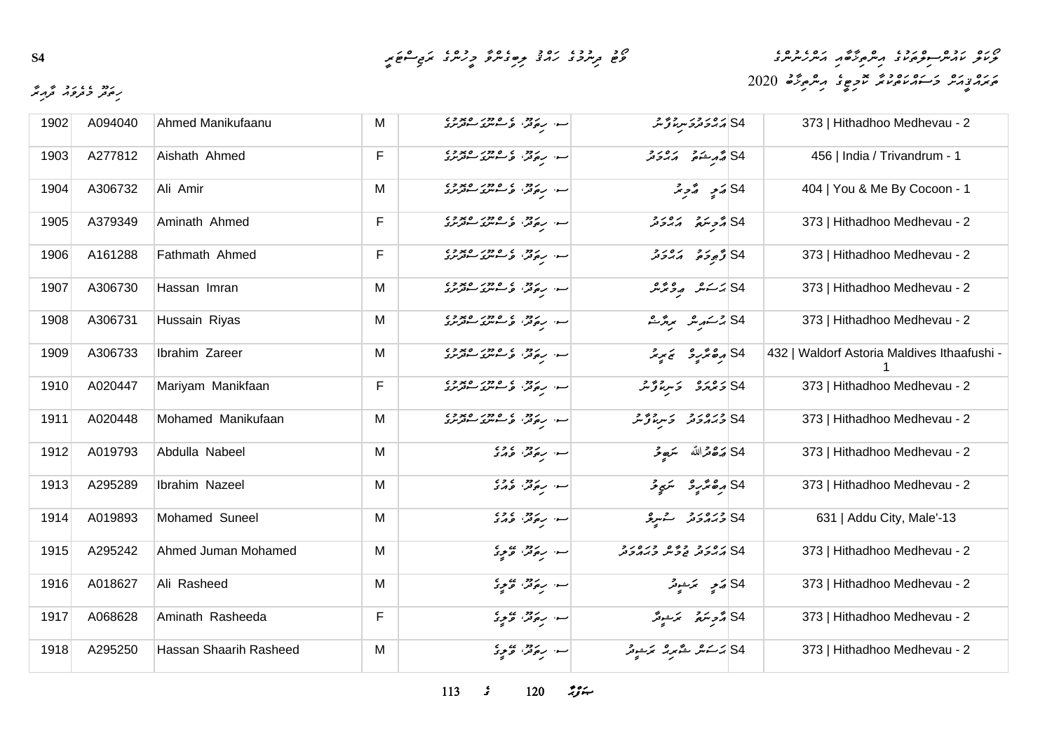| 1902 | A094040 | Ahmed Manikufaanu | M | ސ. ހިތަދޫ، ވ.ސޯސަންގް ސްޓްރީޓް | S4 އަހުމަދު މަނިކުފާނު | 373 \| Hithadhoo Medhevau - 2 |
|---|---|---|---|---|---|---|
| 1903 | A277812 | Aishath Ahmed | F | ސ. ހިތަދޫ، ވ.ސޯސަންގް ސްޓްރީޓް | S4 އާއިޝަތު އަހުމަދު | 456 \| India / Trivandrum - 1 |
| 1904 | A306732 | Ali Amir | M | ސ. ހިތަދޫ، ވ.ސޯސަންގް ސްޓްރީޓް | S4 އަލި އާމިރު | 404 \| You & Me By Cocoon - 1 |
| 1905 | A379349 | Aminath Ahmed | F | ސ. ހިތަދޫ، ވ.ސޯސަންގް ސްޓްރީޓް | S4 އާމިނަތު އަހުމަދު | 373 \| Hithadhoo Medhevau - 2 |
| 1906 | A161288 | Fathmath Ahmed | F | ސ. ހިތަދޫ، ވ.ސޯސަންގް ސްޓްރީޓް | S4 ފާތިމަތު އަހުމަދު | 373 \| Hithadhoo Medhevau - 2 |
| 1907 | A306730 | Hassan Imran | M | ސ. ހިތަދޫ، ވ.ސޯސަންގް ސްޓްރީޓް | S4 ހަސަން އިމްރާން | 373 \| Hithadhoo Medhevau - 2 |
| 1908 | A306731 | Hussain Riyas | M | ސ. ހިތަދޫ، ވ.ސޯސަންގް ސްޓްރީޓް | S4 ހުސައިން ރިޔާސް | 373 \| Hithadhoo Medhevau - 2 |
| 1909 | A306733 | Ibrahim Zareer | M | ސ. ހިތަދޫ، ވ.ސޯސަންގް ސްޓްރީޓް | S4 އިބްރާހީމް ޒަރީރު | 432 \| Waldorf Astoria Maldives Ithaafushi - 1 |
| 1910 | A020447 | Mariyam Manikfaan | F | ސ. ހިތަދޫ، ވ.ސޯސަންގް ސްޓްރީޓް | S4 މަރިޔަމް މަނިކުފާން | 373 \| Hithadhoo Medhevau - 2 |
| 1911 | A020448 | Mohamed Manikufaan | M | ސ. ހިތަދޫ، ވ.ސޯސަންގް ސްޓްރީޓް | S4 މުހައްމަދު މަނިކުފާން | 373 \| Hithadhoo Medhevau - 2 |
| 1912 | A019793 | Abdulla Nabeel | M | ސ. ހިތަދޫ، ވައިގެ | S4 އަބްދުﷲ ނަބީލް | 373 \| Hithadhoo Medhevau - 2 |
| 1913 | A295289 | Ibrahim Nazeel | M | ސ. ހިތަދޫ، ވައިގެ | S4 އިބްރާހީމް ނަޒީލް | 373 \| Hithadhoo Medhevau - 2 |
| 1914 | A019893 | Mohamed Suneel | M | ސ. ހިތަދޫ، ވައިގެ | S4 މުހައްމަދު ސުނީލް | 631 \| Addu City, Male'-13 |
| 1915 | A295242 | Ahmed Juman Mohamed | M | ސ. ހިތަދޫ، ވޭވިލާ | S4 އަހުމަދު ޖުމާން މުހައްމަދު | 373 \| Hithadhoo Medhevau - 2 |
| 1916 | A018627 | Ali Rasheed | M | ސ. ހިތަދޫ، ވޭވިލާ | S4 އަލި ރަޝީދު | 373 \| Hithadhoo Medhevau - 2 |
| 1917 | A068628 | Aminath Rasheeda | F | ސ. ހިތަދޫ، ވޭވިލާ | S4 އާމިނަތު ރަޝީދާ | 373 \| Hithadhoo Medhevau - 2 |
| 1918 | A295250 | Hassan Shaarih Rasheed | M | ސ. ހިތަދޫ، ވޭވިލާ | S4 ހަސަން ޝާރިހު ރަޝީދު | 373 \| Hithadhoo Medhevau - 2 |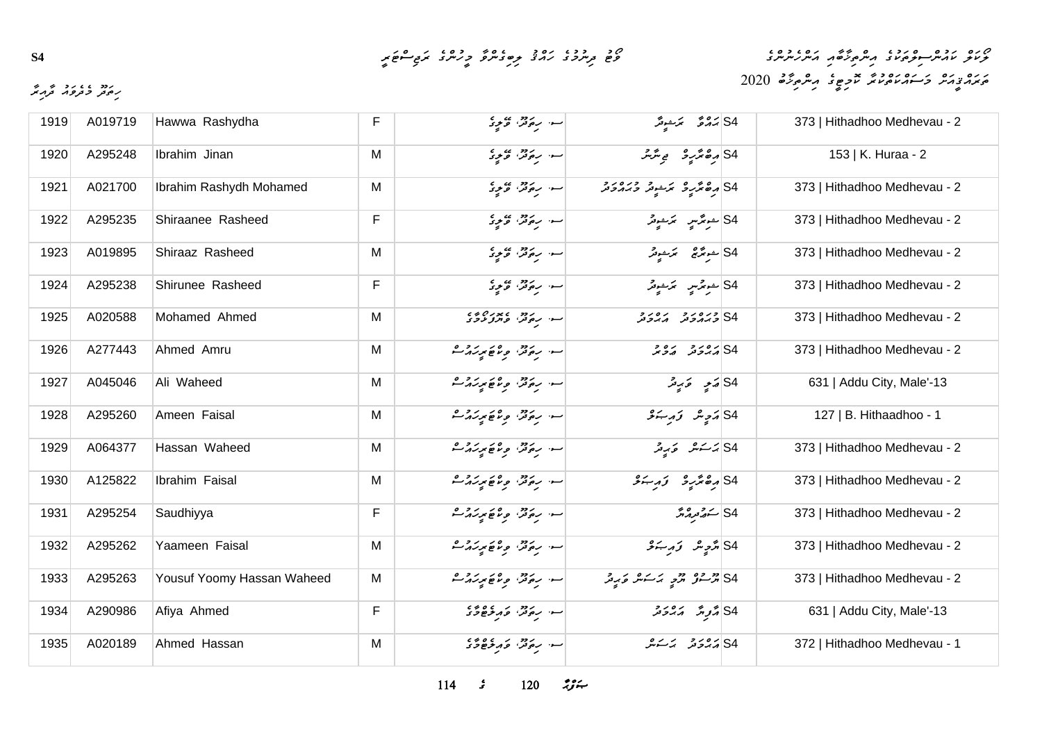| 1919 | A019719 | Hawwa Rashydha | F | ސ. ހިތަދޫ، ވާލީގެ | S4 ހައްވާ ރަޝީދާ | 373 \| Hithadhoo Medhevau - 2 |
|---|---|---|---|---|---|---|
| 1920 | A295248 | Ibrahim Jinan | M | ސ. ހިތަދޫ، ވާލީގެ | S4 އިބްރާހީމް ޖިނާން | 153 \| K. Huraa - 2 |
| 1921 | A021700 | Ibrahim Rashydh Mohamed | M | ސ. ހިތަދޫ، ވާލީގެ | S4 އިބްރާހީމް ރަޝީދު މުހައްމަދު | 373 \| Hithadhoo Medhevau - 2 |
| 1922 | A295235 | Shiraanee Rasheed | F | ސ. ހިތަދޫ، ވާލީގެ | S4 ޝިރާނީ ރަޝީދު | 373 \| Hithadhoo Medhevau - 2 |
| 1923 | A019895 | Shiraaz Rasheed | M | ސ. ހިތަދޫ، ވާލީގެ | S4 ޝިރާޒް ރަޝީދު | 373 \| Hithadhoo Medhevau - 2 |
| 1924 | A295238 | Shirunee Rasheed | F | ސ. ހިތަދޫ، ވާލީގެ | S4 ޝިރުނީ ރަޝީދު | 373 \| Hithadhoo Medhevau - 2 |
| 1925 | A020588 | Mohamed Ahmed | M | ސ. ހިތަދޫ، ވަށްފަރުވާގެ | S4 މުހައްމަދު އަހްމަދު | 373 \| Hithadhoo Medhevau - 2 |
| 1926 | A277443 | Ahmed Amru | M | ސ. ހިތަދޫ، ވިލާބިރިހައުސް | S4 އަހްމަދު އަމްރު | 373 \| Hithadhoo Medhevau - 2 |
| 1927 | A045046 | Ali Waheed | M | ސ. ހިތަދޫ، ވިލާބިރިހައުސް | S4 އަލި ވަހީދު | 631 \| Addu City, Male'-13 |
| 1928 | A295260 | Ameen Faisal | M | ސ. ހިތަދޫ، ވިލާބިރިހައުސް | S4 އަމީން ފައިސަލް | 127 \| B. Hithaadhoo - 1 |
| 1929 | A064377 | Hassan Waheed | M | ސ. ހިތަދޫ، ވިލާބިރިހައުސް | S4 ހަސަން ވަހީދު | 373 \| Hithadhoo Medhevau - 2 |
| 1930 | A125822 | Ibrahim Faisal | M | ސ. ހިތަދޫ، ވިލާބިރިހައުސް | S4 އިބްރާހީމް ފައިސަލް | 373 \| Hithadhoo Medhevau - 2 |
| 1931 | A295254 | Saudhiyya | F | ސ. ހިތަދޫ، ވިލާބިރިހައުސް | S4 ސައުދިއްޔާ | 373 \| Hithadhoo Medhevau - 2 |
| 1932 | A295262 | Yaameen Faisal | M | ސ. ހިތަދޫ، ވިލާބިރިހައުސް | S4 ޔާމީން ފައިސަލް | 373 \| Hithadhoo Medhevau - 2 |
| 1933 | A295263 | Yousuf Yoomy Hassan Waheed | M | ސ. ހިތަދޫ، ވިލާބިރިހައުސް | S4 ޔޫސުފް ޔޫމީ ހަސަން ވަހީދު | 373 \| Hithadhoo Medhevau - 2 |
| 1934 | A290986 | Afiya Ahmed | F | ސ. ހިތަދޫ، ވައިލެޓްވާގެ | S4 އާފިޔާ އަހްމަދު | 631 \| Addu City, Male'-13 |
| 1935 | A020189 | Ahmed Hassan | M | ސ. ހިތަދޫ، ވައިލެޓްވާގެ | S4 އަހްމަދު ހަސަން | 372 \| Hithadhoo Medhevau - 1 |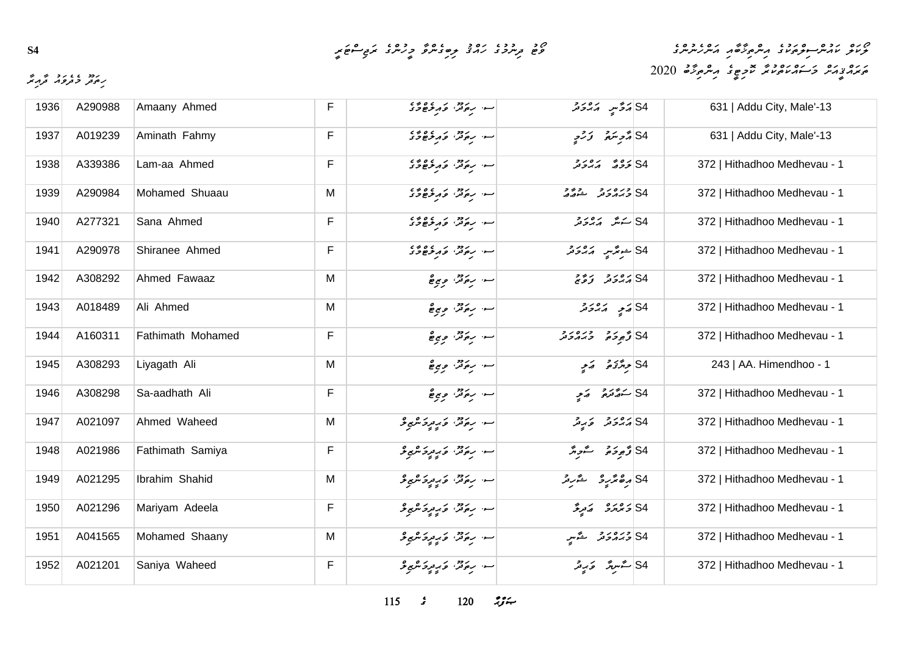| 1936 | A290988 | Amaany Ahmed | F | ސ. ހިތަދޫ، ވައިލެޓްވިލާ | S4 އަމާނީ އަހުމަދު | 631 \| Addu City, Male'-13 |
|---|---|---|---|---|---|---|
| 1937 | A019239 | Aminath Fahmy | F | ސ. ހިތަދޫ، ވައިލެޓްވިލާ | S4 އާމިނަތު ފަހުމީ | 631 \| Addu City, Male'-13 |
| 1938 | A339386 | Lam-aa Ahmed | F | ސ. ހިތަދޫ، ވައިލެޓްވިލާ | S4 ލަމްޢާ އަހުމަދު | 372 \| Hithadhoo Medhevau - 1 |
| 1939 | A290984 | Mohamed Shuaau | M | ސ. ހިތަދޫ، ވައިލެޓްވިލާ | S4 މުހައްމަދު ޝުޢާޢު | 372 \| Hithadhoo Medhevau - 1 |
| 1940 | A277321 | Sana Ahmed | F | ސ. ހިތަދޫ، ވައިލެޓްވިލާ | S4 ސަނާ އަހުމަދު | 372 \| Hithadhoo Medhevau - 1 |
| 1941 | A290978 | Shiranee Ahmed | F | ސ. ހިތަދޫ، ވައިލެޓްވިލާ | S4 ޝިރާނީ އަހުމަދު | 372 \| Hithadhoo Medhevau - 1 |
| 1942 | A308292 | Ahmed Fawaaz | M | ސ. ހިތަދޫ، ވިނިޓް | S4 އަހުމަދު ފަވާޒު | 372 \| Hithadhoo Medhevau - 1 |
| 1943 | A018489 | Ali Ahmed | M | ސ. ހިތަދޫ، ވިނިޓް | S4 އަލީ އަހުމަދު | 372 \| Hithadhoo Medhevau - 1 |
| 1944 | A160311 | Fathimath Mohamed | F | ސ. ހިތަދޫ، ވިނިޓް | S4 ފާތިމަތު މުހައްމަދު | 372 \| Hithadhoo Medhevau - 1 |
| 1945 | A308293 | Liyagath Ali | M | ސ. ހިތަދޫ، ވިނިޓް | S4 ލިޔާގަތު އަލީ | 243 \| AA. Himendhoo - 1 |
| 1946 | A308298 | Sa-aadhath Ali | F | ސ. ހިތަދޫ، ވިނިޓް | S4 ސައާދަތު އަލީ | 372 \| Hithadhoo Medhevau - 1 |
| 1947 | A021097 | Ahmed Waheed | M | ސ. ހިތަދޫ، ވަލިދިލަންޓިވް | S4 އަހުމަދު ވަހީދު | 372 \| Hithadhoo Medhevau - 1 |
| 1948 | A021986 | Fathimath Samiya | F | ސ. ހިތަދޫ، ވަލިދިލަންޓިވް | S4 ފާތިމަތު ސާމިޔާ | 372 \| Hithadhoo Medhevau - 1 |
| 1949 | A021295 | Ibrahim Shahid | M | ސ. ހިތަދޫ، ވަލިދިލަންޓިވް | S4 އިބްރާހީމް ޝާހިދު | 372 \| Hithadhoo Medhevau - 1 |
| 1950 | A021296 | Mariyam Adeela | F | ސ. ހިތަދޫ، ވަލިދިލަންޓިވް | S4 މަރިޔަމް އަދީލާ | 372 \| Hithadhoo Medhevau - 1 |
| 1951 | A041565 | Mohamed Shaany | M | ސ. ހިތަދޫ، ވަލިދިލަންޓިވް | S4 މުހައްމަދު ޝާނީ | 372 \| Hithadhoo Medhevau - 1 |
| 1952 | A021201 | Saniya Waheed | F | ސ. ހިތަދޫ، ވަލިދިލަންޓިވް | S4 ސާނިޔާ ވަހީދު | 372 \| Hithadhoo Medhevau - 1 |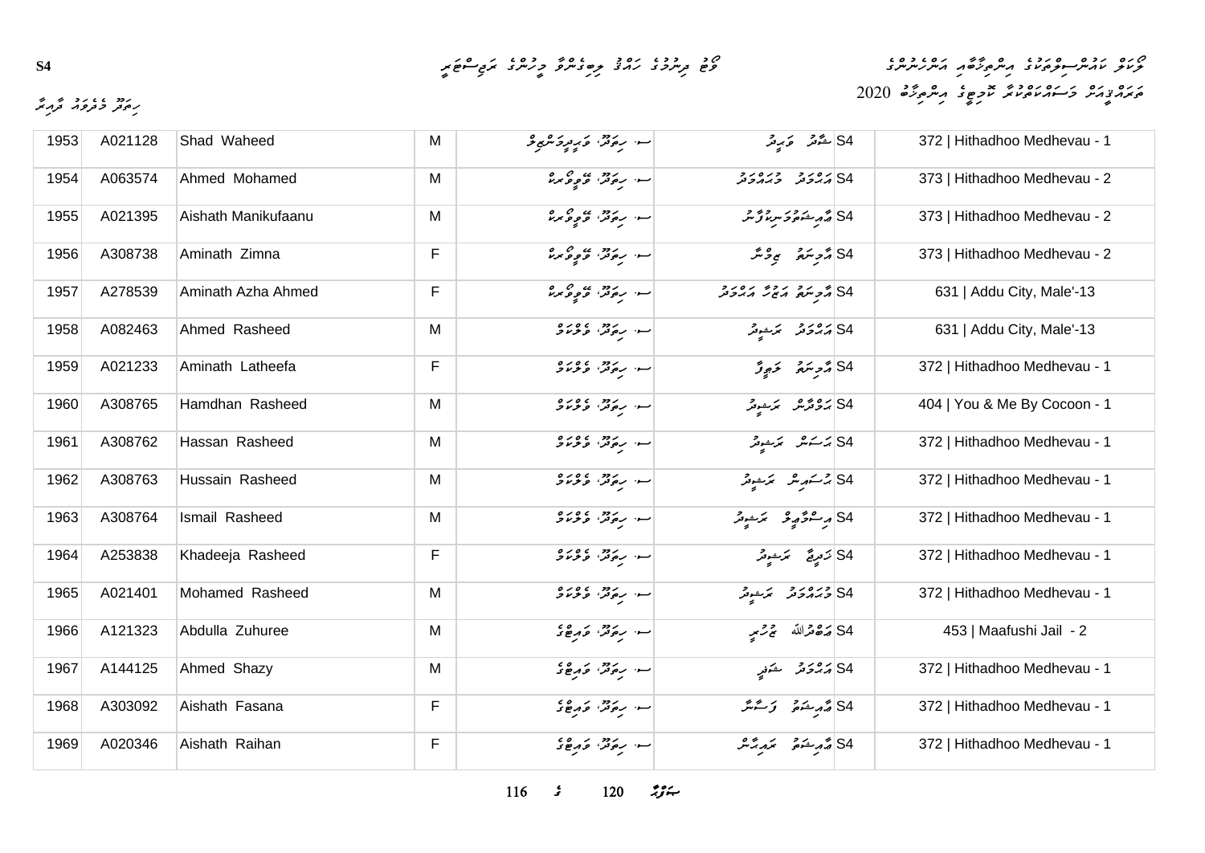| 1953 | A021128 | Shad Waheed | M | ސ. ހިތަދޫ، ވަކީލުމަންޒިލް | S4 ޝާދު ވަޙީދު | 372 \| Hithadhoo Medhevau - 1 |
|---|---|---|---|---|---|---|
| 1954 | A063574 | Ahmed Mohamed | M | ސ. ހިތަދޫ، ވާލީވިލާ | S4 އަޙްމަދު މުޙައްމަދު | 373 \| Hithadhoo Medhevau - 2 |
| 1955 | A021395 | Aishath Manikufaanu | M | ސ. ހިތަދޫ، ވާލީވިލާ | S4 އާއިޝަތުމަނިކުފާނު | 373 \| Hithadhoo Medhevau - 2 |
| 1956 | A308738 | Aminath Zimna | F | ސ. ހިތަދޫ، ވާލީވިލާ | S4 އާމިނަތު ޒިމްނާ | 373 \| Hithadhoo Medhevau - 2 |
| 1957 | A278539 | Aminath Azha Ahmed | F | ސ. ހިތަދޫ، ވާލީވިލާ | S4 އާމިނަތު އަޒްހާ އަޙްމަދު | 631 \| Addu City, Male'-13 |
| 1958 | A082463 | Ahmed Rasheed | M | ސ. ހިތަދޫ، ވެލްކަމް | S4 އަޙްމަދު ރަޝީދު | 631 \| Addu City, Male'-13 |
| 1959 | A021233 | Aminath Latheefa | F | ސ. ހިތަދޫ، ވެލްކަމް | S4 އާމިނަތު ލަޠީފާ | 372 \| Hithadhoo Medhevau - 1 |
| 1960 | A308765 | Hamdhan Rasheed | M | ސ. ހިތަދޫ، ވެލްކަމް | S4 ހަމްދާން ރަޝީދު | 404 \| You & Me By Cocoon - 1 |
| 1961 | A308762 | Hassan Rasheed | M | ސ. ހިތަދޫ، ވެލްކަމް | S4 ހަސަން ރަޝީދު | 372 \| Hithadhoo Medhevau - 1 |
| 1962 | A308763 | Hussain Rasheed | M | ސ. ހިތަދޫ، ވެލްކަމް | S4 ހުސައިން ރަޝީދު | 372 \| Hithadhoo Medhevau - 1 |
| 1963 | A308764 | Ismail Rasheed | M | ސ. ހިތަދޫ، ވެލްކަމް | S4 އިސްމާއީލް ރަޝީދު | 372 \| Hithadhoo Medhevau - 1 |
| 1964 | A253838 | Khadeeja Rasheed | F | ސ. ހިތަދޫ، ވެލްކަމް | S4 ޚަދީޖާ ރަޝީދު | 372 \| Hithadhoo Medhevau - 1 |
| 1965 | A021401 | Mohamed Rasheed | M | ސ. ހިތަދޫ، ވެލްކަމް | S4 މުޙައްމަދު ރަޝީދު | 372 \| Hithadhoo Medhevau - 1 |
| 1966 | A121323 | Abdulla Zuhuree | M | ސ. ހިތަދޫ، ވައިބްގެ | S4 އަބްދުﷲ ޒުހުރީ | 453 \| Maafushi Jail - 2 |
| 1967 | A144125 | Ahmed Shazy | M | ސ. ހިތަދޫ، ވައިބްގެ | S4 އަޙްމަދު ޝާޒީ | 372 \| Hithadhoo Medhevau - 1 |
| 1968 | A303092 | Aishath Fasana | F | ސ. ހިތަދޫ، ވައިބްގެ | S4 އާއިޝަތު ފަސާނާ | 372 \| Hithadhoo Medhevau - 1 |
| 1969 | A020346 | Aishath Raihan | F | ސ. ހިތަދޫ، ވައިބްގެ | S4 އާއިޝަތު ރައިހާން | 372 \| Hithadhoo Medhevau - 1 |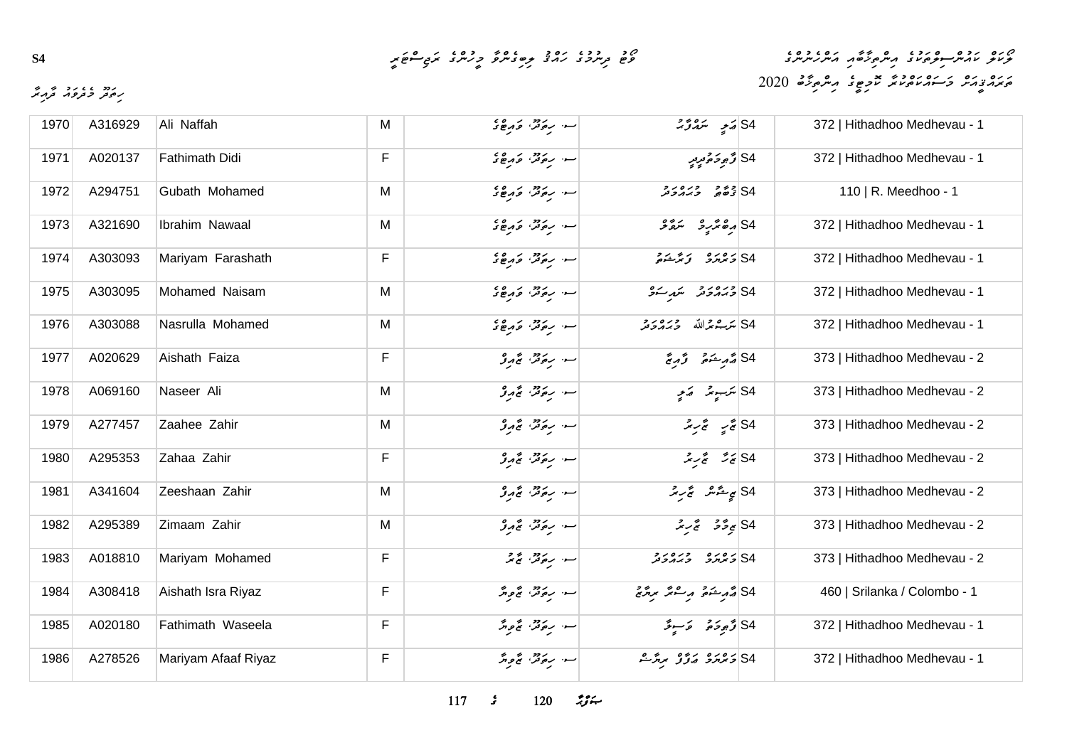| 1970 | A316929 | Ali Naffah | M | ސ. ހިތަދޫ، ވައިޓެގީ | S4 ޢަލީ ނައްފާޙް | 372 \| Hithadhoo Medhevau - 1 |
|---|---|---|---|---|---|---|
| 1971 | A020137 | Fathimath Didi | F | ސ. ހިތަދޫ، ވައިޓެގީ | S4 ފާތިމަތުދީދީ | 372 \| Hithadhoo Medhevau - 1 |
| 1972 | A294751 | Gubath Mohamed | M | ސ. ހިތަދޫ، ވައިޓެގީ | S4 ގުބާތު މުޙައްމަދު | 110 \| R. Meedhoo - 1 |
| 1973 | A321690 | Ibrahim Nawaal | M | ސ. ހިތަދޫ، ވައިޓެގީ | S4 އިބްރާހީމް ނަވާލް | 372 \| Hithadhoo Medhevau - 1 |
| 1974 | A303093 | Mariyam Farashath | F | ސ. ހިތަދޫ، ވައިޓެގީ | S4 މަރިޔަމް ފަރާޝަތު | 372 \| Hithadhoo Medhevau - 1 |
| 1975 | A303095 | Mohamed Naisam | M | ސ. ހިތަދޫ، ވައިޓެގީ | S4 މުޙައްމަދު ނައިސަމް | 372 \| Hithadhoo Medhevau - 1 |
| 1976 | A303088 | Nasrulla Mohamed | M | ސ. ހިތަދޫ، ވައިޓެގީ | S4 ނަޞްރުﷲ މުޙައްމަދު | 372 \| Hithadhoo Medhevau - 1 |
| 1977 | A020629 | Aishath Faiza | F | ސ. ހިތަދޫ، ޗާއިވު | S4 އާއިޝަތު ފާއިޒާ | 373 \| Hithadhoo Medhevau - 2 |
| 1978 | A069160 | Naseer Ali | M | ސ. ހިތަދޫ، ޗާއިވު | S4 ނަސީރު އަލީ | 373 \| Hithadhoo Medhevau - 2 |
| 1979 | A277457 | Zaahee Zahir | M | ސ. ހިތަދޫ، ޗާއިވު | S4 ޒާހީ ޒާހިރު | 373 \| Hithadhoo Medhevau - 2 |
| 1980 | A295353 | Zahaa Zahir | F | ސ. ހިތަދޫ، ޗާއިވު | S4 ޒަހާ ޒާހިރު | 373 \| Hithadhoo Medhevau - 2 |
| 1981 | A341604 | Zeeshaan Zahir | M | ސ. ހިތަދޫ، ޗާއިވު | S4 ޒީޝާން ޒާހިރު | 373 \| Hithadhoo Medhevau - 2 |
| 1982 | A295389 | Zimaam Zahir | M | ސ. ހިތަދޫ، ޗާއިވު | S4 ޒިމާމް ޒާހިރު | 373 \| Hithadhoo Medhevau - 2 |
| 1983 | A018810 | Mariyam Mohamed | F | ސ. ހިތަދޫ، ޗާރު | S4 މަރިޔަމް މުޙައްމަދު | 373 \| Hithadhoo Medhevau - 2 |
| 1984 | A308418 | Aishath Isra Riyaz | F | ސ. ހިތަދޫ، ޗާވިއާ | S4 އާއިޝަތު އިސްރާ ރިޔާޒް | 460 \| Srilanka / Colombo - 1 |
| 1985 | A020180 | Fathimath Waseela | F | ސ. ހިތަދޫ، ޗާވިއާ | S4 ފާތިމަތު ވަސީލާ | 372 \| Hithadhoo Medhevau - 1 |
| 1986 | A278526 | Mariyam Afaaf Riyaz | F | ސ. ހިތަދޫ، ޗާވިއާ | S4 މަރިޔަމް އަފާފް ރިޔާޒް | 372 \| Hithadhoo Medhevau - 1 |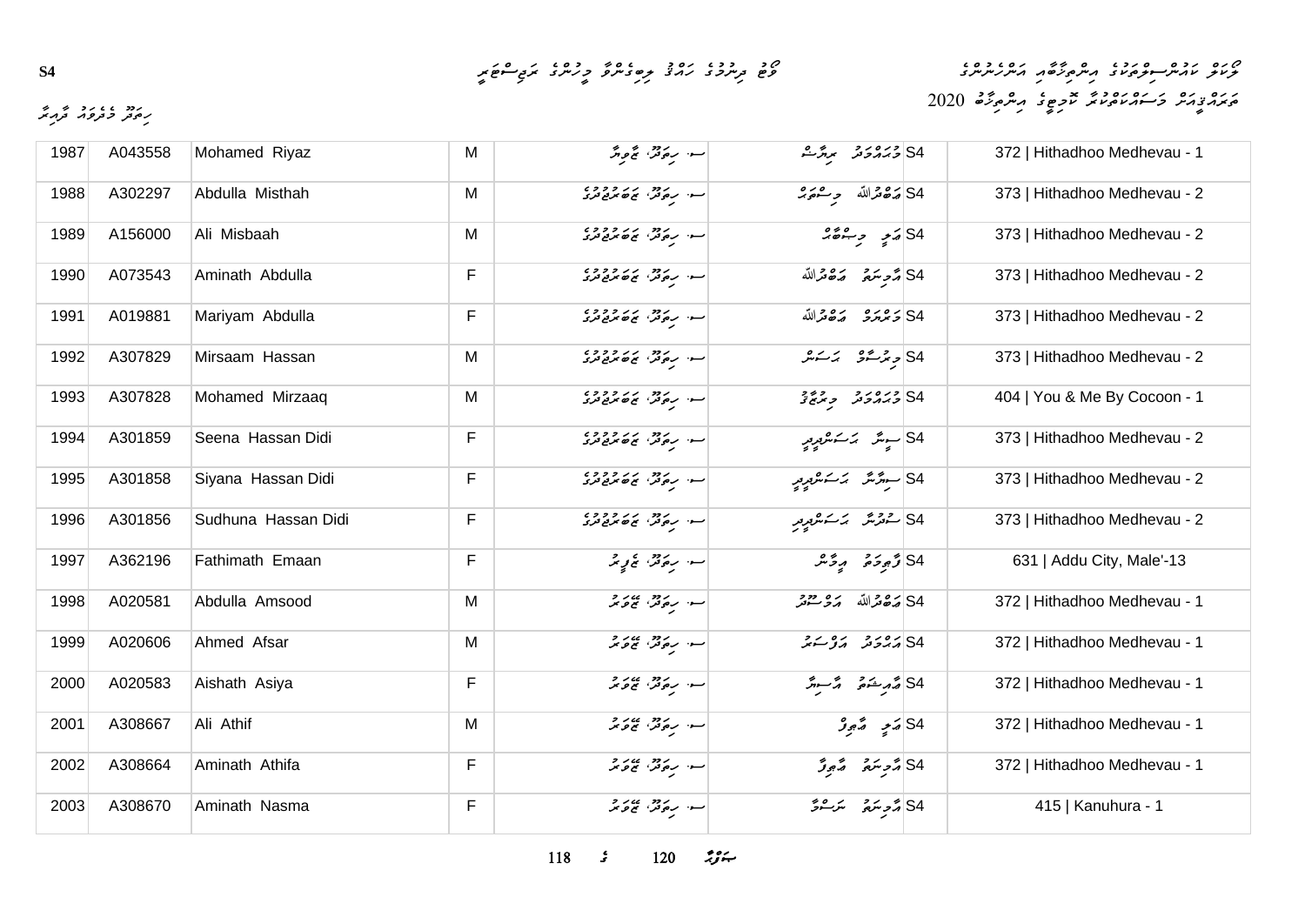| 1987 | A043558 | Mohamed Riyaz | M | ސ. ހިތަދޫ، ޗާމިލާ | S4  މުހައްމަދު ރިޔާޒް | 372 \| Hithadhoo Medhevau - 1 |
|---|---|---|---|---|---|---|
| 1988 | A302297 | Abdulla Misthah | M | ސ. ހިތަދޫ، ޖަބަރުޖުރީ | S4 އަބްދުﷲ މިސްތާހް | 373 \| Hithadhoo Medhevau - 2 |
| 1989 | A156000 | Ali Misbaah | M | ސ. ހިތަދޫ، ޖަބަރުޖުރީ | S4 އަލި މިސްބާހް | 373 \| Hithadhoo Medhevau - 2 |
| 1990 | A073543 | Aminath Abdulla | F | ސ. ހިތަދޫ، ޖަބަރުޖުރީ | S4 އާމިނަތު އަބްދުﷲ | 373 \| Hithadhoo Medhevau - 2 |
| 1991 | A019881 | Mariyam Abdulla | F | ސ. ހިތަދޫ، ޖަބަރުޖުރީ | S4 މަރިޔަމް އަބްދުﷲ | 373 \| Hithadhoo Medhevau - 2 |
| 1992 | A307829 | Mirsaam Hassan | M | ސ. ހިތަދޫ، ޖަބަރުޖުރީ | S4 މިރްސާމް ހަސަން | 373 \| Hithadhoo Medhevau - 2 |
| 1993 | A307828 | Mohamed Mirzaaq | M | ސ. ހިތަދޫ، ޖަބަރުޖުރީ | S4 މުހައްމަދު މިރްޒާޤު | 404 \| You & Me By Cocoon - 1 |
| 1994 | A301859 | Seena Hassan Didi | F | ސ. ހިތަދޫ، ޖަބަރުޖުރީ | S4 ސީނާ ހަސަންދީދީ | 373 \| Hithadhoo Medhevau - 2 |
| 1995 | A301858 | Siyana Hassan Didi | F | ސ. ހިތަދޫ، ޖަބަރުޖުރީ | S4 ސިޔާނާ ހަސަންދީދީ | 373 \| Hithadhoo Medhevau - 2 |
| 1996 | A301856 | Sudhuna Hassan Didi | F | ސ. ހިތަދޫ، ޖަބަރުޖުރީ | S4 ސުދޫނާ ހަސަންދީދީ | 373 \| Hithadhoo Medhevau - 2 |
| 1997 | A362196 | Fathimath Emaan | F | ސ. ހިތަދޫ، ޗަމީލާ | S4 ފާތިމަތު އީމާން | 631 \| Addu City, Male'-13 |
| 1998 | A020581 | Abdulla Amsood | M | ސ. ހިތަދޫ، ޗޭވަރ | S4 އަބްދުﷲ އަމްސޫދު | 372 \| Hithadhoo Medhevau - 1 |
| 1999 | A020606 | Ahmed Afsar | M | ސ. ހިތަދޫ، ޗޭވަރ | S4 އަޙްމަދު އަފްސަރު | 372 \| Hithadhoo Medhevau - 1 |
| 2000 | A020583 | Aishath Asiya | F | ސ. ހިތަދޫ، ޗޭވަރ | S4 އާއިޝަތު އާސިޔާ | 372 \| Hithadhoo Medhevau - 1 |
| 2001 | A308667 | Ali Athif | M | ސ. ހިތަދޫ، ޗޭވަރ | S4 އަލި އާތިފު | 372 \| Hithadhoo Medhevau - 1 |
| 2002 | A308664 | Aminath Athifa | F | ސ. ހިތަދޫ، ޗޭވަރ | S4 އާމިނަތު އާތިފާ | 372 \| Hithadhoo Medhevau - 1 |
| 2003 | A308670 | Aminath Nasma | F | ސ. ހިތަދޫ، ޗޭވަރ | S4 އާމިނަތު ނަސްމާ | 415 \| Kanuhura - 1 |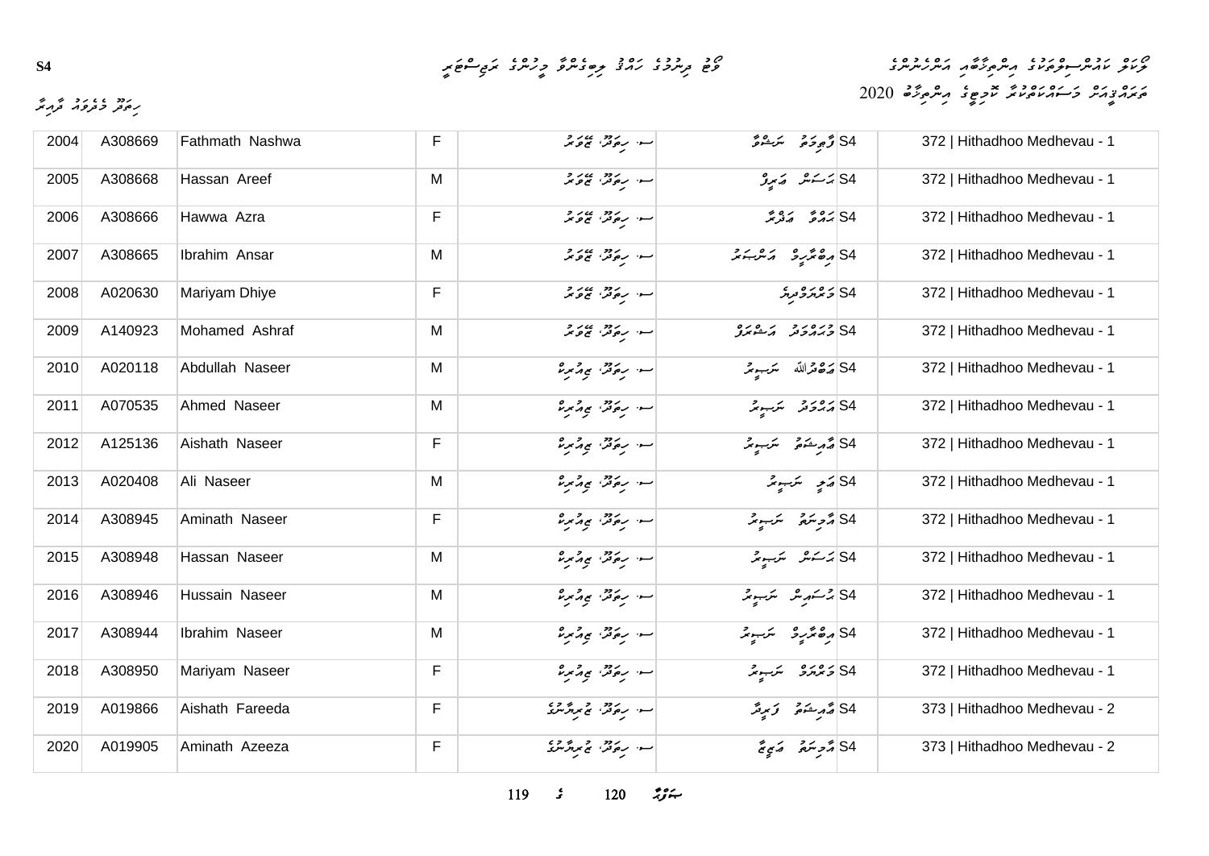| 2004 | A308669 | Fathmath Nashwa | F | ސ. ހިތަދޫ، ޗޭވަރ | S4 ފާތިމަތު ނަޝްވާ | 372 \| Hithadhoo Medhevau - 1 |
|---|---|---|---|---|---|---|
| 2005 | A308668 | Hassan Areef | M | ސ. ހިތަދޫ، ޗޭވަރ | S4 ހަސަން އަރީފް | 372 \| Hithadhoo Medhevau - 1 |
| 2006 | A308666 | Hawwa Azra | F | ސ. ހިތަދޫ، ޗޭވަރ | S4 ހައްވާ އަޒްރާ | 372 \| Hithadhoo Medhevau - 1 |
| 2007 | A308665 | Ibrahim Ansar | M | ސ. ހިތަދޫ، ޗޭވަރ | S4 އިބްރާހީމް އަންސާރު | 372 \| Hithadhoo Medhevau - 1 |
| 2008 | A020630 | Mariyam Dhiye | F | ސ. ހިތަދޫ، ޗޭވަރ | S4 މަރިޔަމް ދިޔެ | 372 \| Hithadhoo Medhevau - 1 |
| 2009 | A140923 | Mohamed Ashraf | M | ސ. ހިތަދޫ، ޗޭވަރ | S4 މުހައްމަދު އަޝްރަފް | 372 \| Hithadhoo Medhevau - 1 |
| 2010 | A020118 | Abdullah Naseer | M | ސ. ހިތަދޫ، ޖިއުރީން | S4 އަބްދުﷲ ނަސީރު | 372 \| Hithadhoo Medhevau - 1 |
| 2011 | A070535 | Ahmed Naseer | M | ސ. ހިތަދޫ، ޖިއުރީން | S4 އަހުމަދު ނަސީރު | 372 \| Hithadhoo Medhevau - 1 |
| 2012 | A125136 | Aishath Naseer | F | ސ. ހިތަދޫ، ޖިއުރީން | S4 އާއިޝަތު ނަސީރު | 372 \| Hithadhoo Medhevau - 1 |
| 2013 | A020408 | Ali Naseer | M | ސ. ހިތަދޫ، ޖިއުރީން | S4 އަލި ނަސީރު | 372 \| Hithadhoo Medhevau - 1 |
| 2014 | A308945 | Aminath Naseer | F | ސ. ހިތަދޫ، ޖިއުރީން | S4 އާމިނަތު ނަސީރު | 372 \| Hithadhoo Medhevau - 1 |
| 2015 | A308948 | Hassan Naseer | M | ސ. ހިތަދޫ، ޖިއުރީން | S4 ހަސަން ނަސީރު | 372 \| Hithadhoo Medhevau - 1 |
| 2016 | A308946 | Hussain Naseer | M | ސ. ހިތަދޫ، ޖިއުރީން | S4 ހުސައިން ނަސީރު | 372 \| Hithadhoo Medhevau - 1 |
| 2017 | A308944 | Ibrahim Naseer | M | ސ. ހިތަދޫ، ޖިއުރީން | S4 އިބްރާހީމް ނަސީރު | 372 \| Hithadhoo Medhevau - 1 |
| 2018 | A308950 | Mariyam Naseer | F | ސ. ހިތަދޫ، ޖިއުރީން | S4 މަރިޔަމް ނަސީރު | 372 \| Hithadhoo Medhevau - 1 |
| 2019 | A019866 | Aishath Fareeda | F | ސ. ހިތަދޫ، ޗިރިއާންގު | S4 އާއިޝަތު ފަރީދާ | 373 \| Hithadhoo Medhevau - 2 |
| 2020 | A019905 | Aminath Azeeza | F | ސ. ހިތަދޫ، ޗިރިއާންގު | S4 އާމިނަތު އަޒީޒާ | 373 \| Hithadhoo Medhevau - 2 |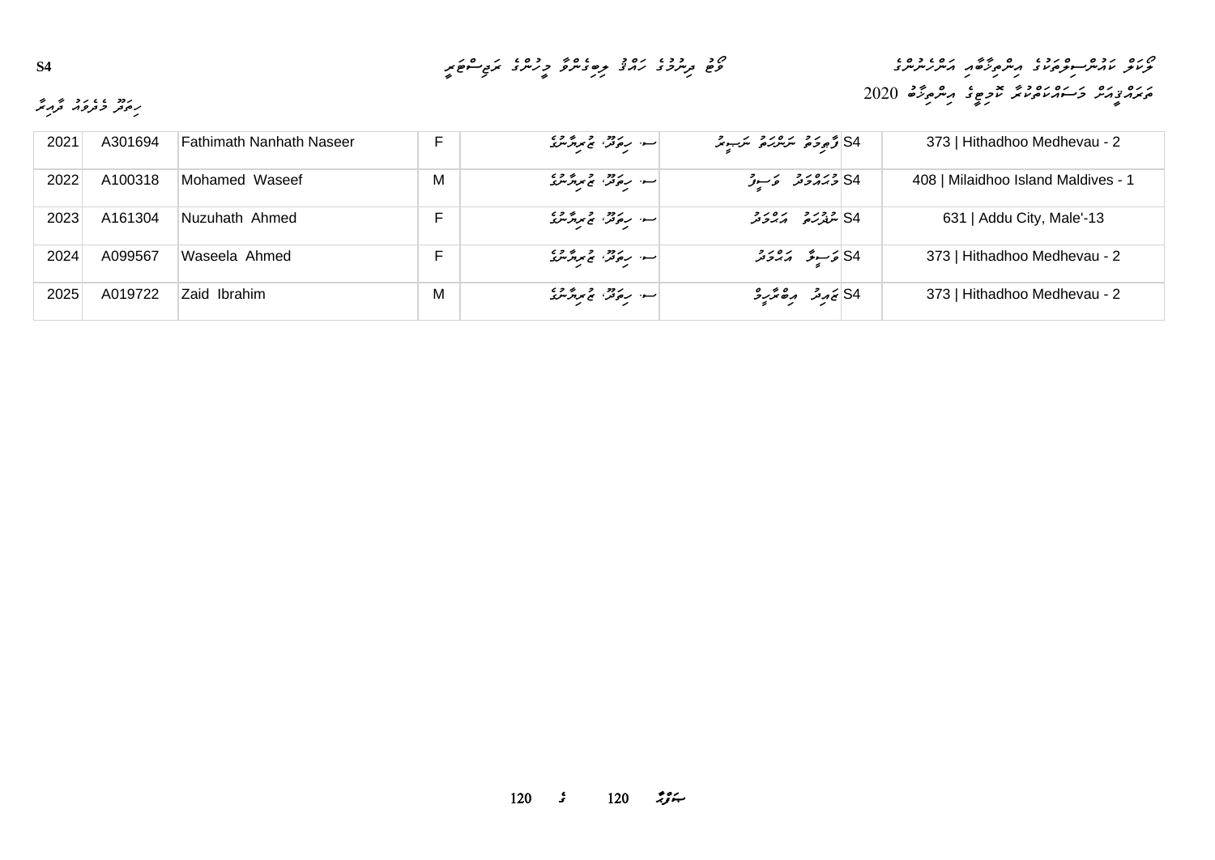ރިޔާސީ އިންތިޚާބު 2020 ގެ ވޯޓުލާ ލިސްޓު

| | | | | | | |
|---|---|---|---|---|---|---|
| 2021 | A301694 | Fathimath Nanhath Naseer | F | ސ. ހިތަދޫ، ޗަނދިރާނީގެ | ފާތިމަތު ނަންހަތު ނަސީރު S4 | 373 \| Hithadhoo Medhevau - 2 |
| 2022 | A100318 | Mohamed Waseef | M | ސ. ހިތަދޫ، ޗަނދިރާނީގެ | މުހައްމަދު ވަސީފު S4 | 408 \| Milaidhoo Island Maldives - 1 |
| 2023 | A161304 | Nuzuhath Ahmed | F | ސ. ހިތަދޫ، ޗަނދިރާނީގެ | ނުޒުހަތު އަހްމަދު S4 | 631 \| Addu City, Male'-13 |
| 2024 | A099567 | Waseela Ahmed | F | ސ. ހިތަދޫ، ޗަނދިރާނީގެ | ވަސީލާ އަހްމަދު S4 | 373 \| Hithadhoo Medhevau - 2 |
| 2025 | A019722 | Zaid Ibrahim | M | ސ. ހިތަދޫ، ޗަނދިރާނީގެ | ޒައިދު އިބްރާހީމް S4 | 373 \| Hithadhoo Medhevau - 2 |